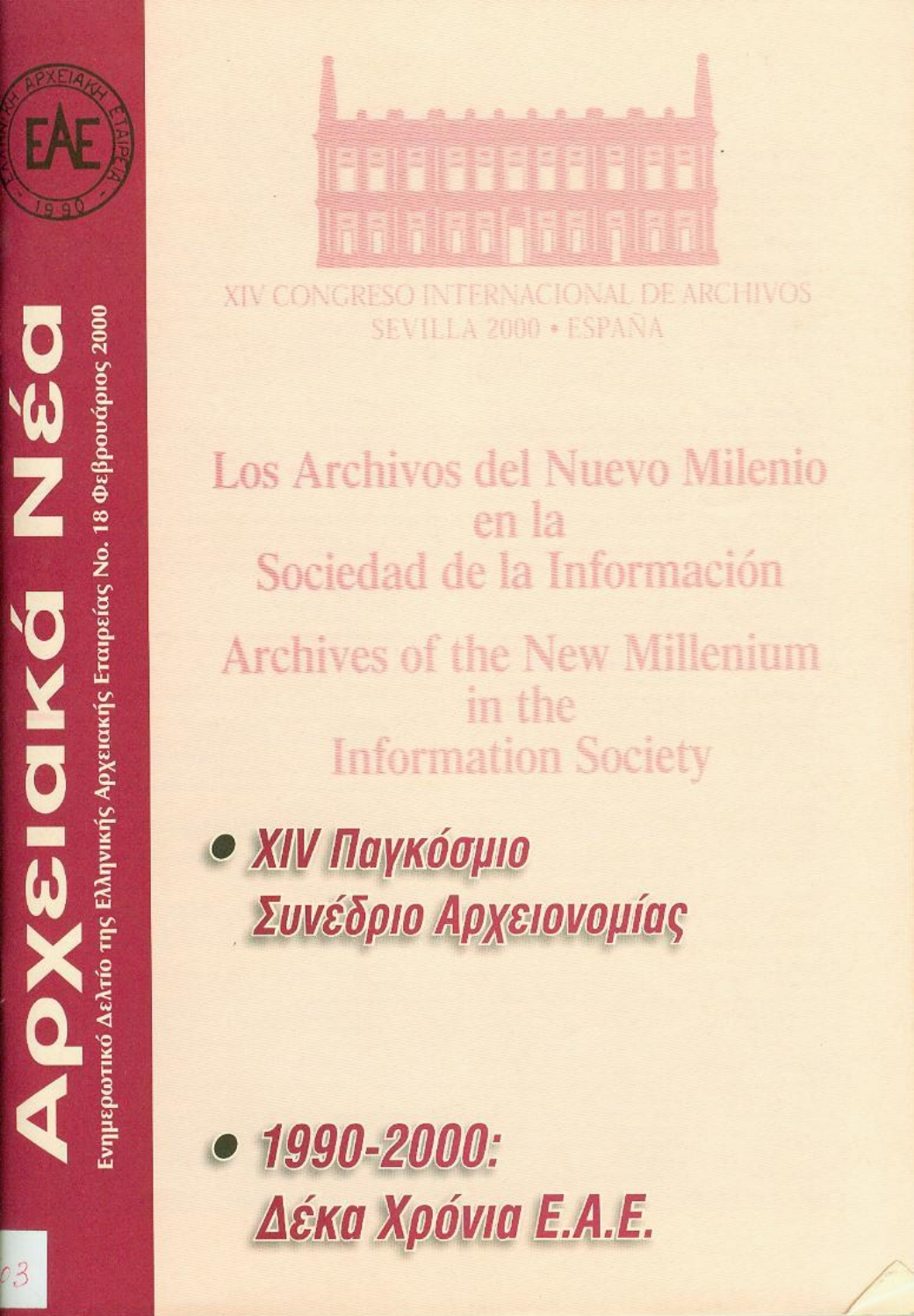# Αρχειακά Νέα

Ενημερωτικό Δελτίο της Ελληνικής Αρχειακής Εταιρείας No. 18 Φεβρουάριος 2000

ΕΛΛΗΝΙΚΗ ΑΡΧΕΙΑΚΗ ΕΤΑΙΡΕΙΑ ΕΑΕ 1990

XIV CONGRESO INTERNACIONAL DE ARCHIVOS
SEVILLA 2000 • ESPAÑA

Los Archivos del Nuevo Milenio en la Sociedad de la Información

Archives of the New Millenium in the Information Society

- **XIV Παγκόσμιο Συνέδριο Αρχειονομίας**

- **1990-2000: Δέκα Χρόνια Ε.Α.Ε.**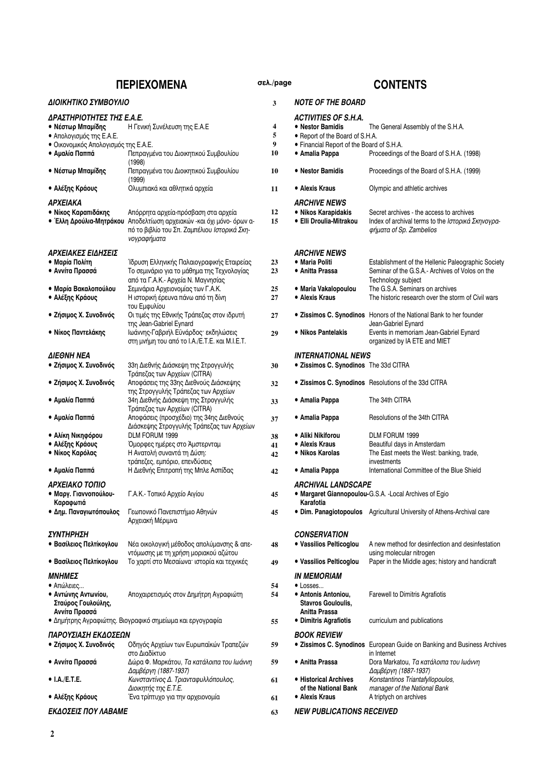# ΠΕΡΙΕΧΟΜΕΝΑ / CONTENTS

| ΠΕΡΙΕΧΟΜΕΝΑ | | σελ./page | CONTENTS | |
|---|---|---|---|---|
| ***ΔΙΟΙΚΗΤΙΚΟ ΣΥΜΒΟΥΛΙΟ*** | | 3 | ***NOTE OF THE BOARD*** | |
| ***ΔΡΑΣΤΗΡΙΟΤΗΤΕΣ ΤΗΣ Ε.Α.Ε.*** | | | ***ACTIVITIES OF S.H.A.*** | |
| • **Νέστωρ Μπαμίδης** | Η Γενική Συνέλευση της Ε.Α.Ε | 4 | • **Nestor Bamidis** | The General Assembly of the S.H.A. |
| • Απολογισμός της Ε.Α.Ε. | | 5 | • Report of the Board of S.H.A. | |
| • Οικονομικός Απολογισμός της Ε.Α.Ε. | | 9 | • Financial Report of the Board of S.H.A. | |
| • **Αμαλία Παππά** | Πεπραγμένα του Διοικητικού Συμβουλίου (1998) | 10 | • **Amalia Pappa** | Proceedings of the Board of S.H.A. (1998) |
| • **Νέστωρ Μπαμίδης** | Πεπραγμένα του Διοικητικού Συμβουλίου (1999) | 10 | • **Nestor Bamidis** | Proceedings of the Board of S.H.A. (1999) |
| • **Αλέξης Κράους** | Ολυμπιακά και αθλητικά αρχεία | 11 | • **Alexis Kraus** | Olympic and athletic archives |
| ***ΑΡΧΕΙΑΚΑ*** | | | ***ARCHIVE NEWS*** | |
| • **Νίκος Καραπιδάκης** | Απόρρητα αρχεία-πρόσβαση στα αρχεία | 12 | • **Nikos Karapidakis** | Secret archives - the access to archives |
| • **Έλλη Δρούλια-Μητράκου** | Αποδελτίωση αρχειακών -και όχι μόνο- όρων από το βιβλίο του Σπ. Ζαμπέλιου *Ιστορικά Σκηνογραφήματα* | 15 | • **Elli Droulia-Mitrakou** | Index of archival terms to the *Ιστορικά Σκηνογραφήματα* of Sp. Zambelios |
| ***ΑΡΧΕΙΑΚΕΣ ΕΙΔΗΣΕΙΣ*** | | | ***ARCHIVE NEWS*** | |
| • **Μαρία Πολίτη** | Ίδρυση Ελληνικής Παλαιογραφικής Εταιρείας | 23 | • **Maria Politi** | Establishment of the Hellenic Paleographic Society |
| • **Αννίτα Πρασσά** | Το σεμινάριο για το μάθημα της Τεχνολογίας από τα Γ.Α.Κ.- Αρχεία Ν. Μαγνησίας | 23 | • **Anitta Prassa** | Seminar of the G.S.A.- Archives of Volos on the Technology subject |
| • **Μαρία Βακαλοπούλου** | Σεμινάρια Αρχειονομίας των Γ.Α.Κ. | 25 | • **Maria Vakalopoulou** | The G.S.A. Seminars on archives |
| • **Αλέξης Κράους** | Η ιστορική έρευνα πάνω από τη δίνη του Εμφυλίου | 27 | • **Alexis Kraus** | The historic research over the storm of Civil wars |
| • **Ζήσιμος Χ. Συνοδινός** | Οι τιμές της Εθνικής Τράπεζας στον ιδρυτή της Jean-Gabriel Eynard | 27 | • **Zissimos C. Synodinos** | Honors of the National Bank to her founder Jean-Gabriel Eynard |
| • **Νίκος Παντελάκης** | Ιωάννης-Γαβριήλ Εϋνάρδος· εκδηλώσεις στη μνήμη του από το Ι.Α./Ε.Τ.Ε. και Μ.Ι.Ε.Τ. | 29 | • **Nikos Pantelakis** | Events in memoriam Jean-Gabriel Eynard organized by IA ETE and MIET |
| ***ΔΙΕΘΝΗ ΝΕΑ*** | | | ***INTERNATIONAL NEWS*** | |
| • **Ζήσιμος Χ. Συνοδινός** | 33η Διεθνής Διάσκεψη της Στρογγυλής Τράπεζας των Αρχείων (CITRA) | 30 | • **Zissimos C. Synodinos** | The 33d CITRA |
| • **Ζήσιμος Χ. Συνοδινός** | Αποφάσεις της 33ης Διεθνούς Διάσκεψης της Στρογγυλής Τράπεζας των Αρχείων | 32 | • **Zissimos C. Synodinos** | Resolutions of the 33d CITRA |
| • **Αμαλία Παππά** | 34η Διεθνής Διάσκεψη της Στρογγυλής Τράπεζας των Αρχείων (CITRA) | 33 | • **Amalia Pappa** | The 34th CITRA |
| • **Αμαλία Παππά** | Αποφάσεις (προσχέδιο) της 34ης Διεθνούς Διάσκεψης Στρογγυλής Τράπεζας των Αρχείων | 37 | • **Amalia Pappa** | Resolutions of the 34th CITRA |
| • **Αλίκη Νικηφόρου** | DLM FORUM 1999 | 38 | • **Aliki Nikiforou** | DLM FORUM 1999 |
| • **Αλέξης Κράους** | Όμορφες ημέρες στο Άμστερνταμ | 41 | • **Alexis Kraus** | Beautiful days in Amsterdam |
| • **Νίκος Καρόλας** | Η Ανατολή συναντά τη Δύση: τράπεζες, εμπόριο, επενδύσεις | 42 | • **Nikos Karolas** | The East meets the West: banking, trade, investments |
| • **Αμαλία Παππά** | Η Διεθνής Επιτροπή της Μπλε Ασπίδας | 42 | • **Amalia Pappa** | International Committee of the Blue Shield |
| ***ΑΡΧΕΙΑΚΟ ΤΟΠΙΟ*** | | | ***ARCHIVAL LANDSCAPE*** | |
| • **Μαργ. Γιαννοπούλου-Καραφωτιά** | Γ.Α.Κ.- Τοπικό Αρχείο Αιγίου | 45 | • **Margaret Giannopoulou-Karafotia** | G.S.A. -Local Archives of Egio |
| • **Δημ. Παναγιωτόπουλος** | Γεωπονικό Πανεπιστήμιο Αθηνών Αρχειακή Μέριμνα | 45 | • **Dim. Panagiotopoulos** | Agricultural University of Athens-Archival care |
| ***ΣΥΝΤΗΡΗΣΗ*** | | | ***CONSERVATION*** | |
| • **Βασίλειος Πελτίκογλου** | Νέα οικολογική μέθοδος απολύμανσης & απεντόμωσης με τη χρήση μοριακού αζώτου | 48 | • **Vassilios Pelticoglou** | A new method for desinfection and desinfestation using molecular nitrogen |
| • **Βασίλειος Πελτίκογλου** | Το χαρτί στο Μεσαίωνα· ιστορία και τεχνικές | 49 | • **Vassilios Pelticoglou** | Paper in the Middle ages; history and handicraft |
| ***ΜΝΗΜΕΣ*** | | | ***IN MEMORIAM*** | |
| • Απώλειες... | | 54 | • Losses... | |
| • **Αντώνης Αντωνίου, Σταύρος Γουλούλης, Αννίτα Πρασσά** | Αποχαιρετισμός στον Δημήτρη Αγραφιώτη | 54 | • **Antonis Antoniou, Stavros Gouloulis, Anitta Prassa** | Farewell to Dimitris Agrafiotis |
| • Δημήτρης Αγραφιώτης. Βιογραφικό σημείωμα και εργογραφία | | 55 | • **Dimitris Agrafiotis** | curriculum and publications |
| ***ΠΑΡΟΥΣΙΑΣΗ ΕΚΔΟΣΕΩΝ*** | | | ***BOOK REVIEW*** | |
| • **Ζήσιμος Χ. Συνοδινός** | Οδηγός Αρχείων των Ευρωπαϊκών Τραπεζών στο Διαδίκτυο | 59 | • **Zissimos C. Synodinos** | European Guide on Banking and Business Archives in Internet |
| • **Αννίτα Πρασσά** | Δώρα Φ. Μαρκάτου, *Τα κατάλοιπα του Ιωάννη Δαμβέργη (1887-1937)* | 59 | • **Anitta Prassa** | Dora Markatou, *Τα κατάλοιπα του Ιωάννη Δαμβέργη (1887-1937)* |
| • **Ι.Α./Ε.Τ.Ε.** | *Κωνσταντίνος Δ. Τριανταφυλλόπουλος, Διοικητής της Ε.Τ.Ε.* | 61 | • **Historical Archives of the National Bank** | *Konstantinos Triantafyllopoulos, manager of the National Bank* |
| • **Αλέξης Κράους** | Ένα τρίπτυχο για την αρχειονομία | 61 | • **Alexis Kraus** | A triptych on archives |
| ***ΕΚΔΟΣΕΙΣ ΠΟΥ ΛΑΒΑΜΕ*** | | 63 | ***NEW PUBLICATIONS RECEIVED*** | |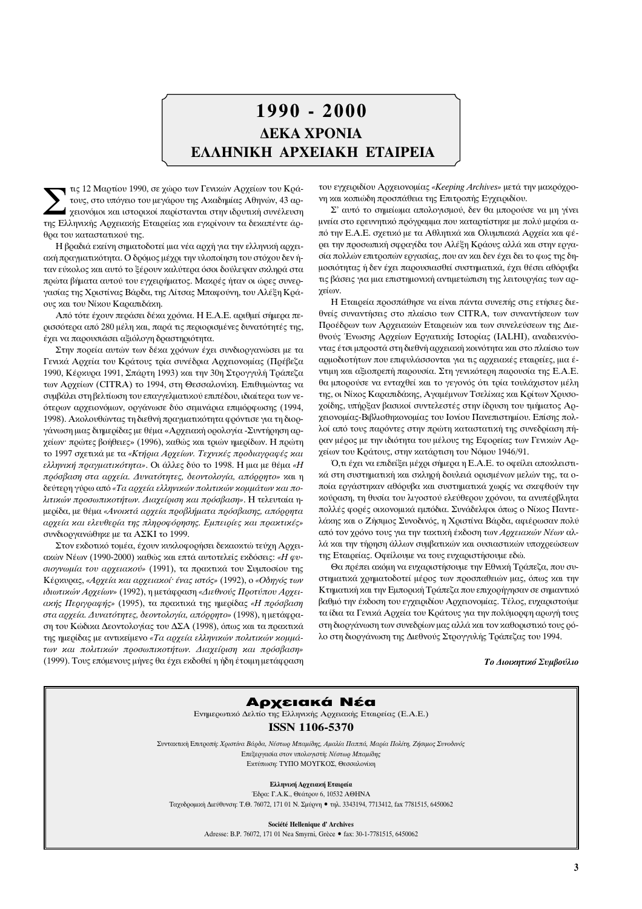# 1990 - 2000
## ΔΕΚΑ ΧΡΟΝΙΑ
## ΕΛΛΗΝΙΚΗ ΑΡΧΕΙΑΚΗ ΕΤΑΙΡΕΙΑ

Στις 12 Μαρτίου 1990, σε χώρο των Γενικών Αρχείων του Κράτους, στο υπόγειο του μεγάρου της Ακαδημίας Αθηνών, 43 αρχειονόμοι και ιστορικοί παρίστανται στην ιδρυτική συνέλευση της Ελληνικής Αρχειακής Εταιρείας και εγκρίνουν τα δεκαπέντε άρθρα του καταστατικού της.

Η βραδιά εκείνη σηματοδοτεί μια νέα αρχή για την ελληνική αρχειακή πραγματικότητα. Ο δρόμος μέχρι την υλοποίηση του στόχου δεν ήταν εύκολος και αυτό το ξέρουν καλύτερα όσοι δούλεψαν σκληρά στα πρώτα βήματα αυτού του εγχειρήματος. Μακρές ήταν οι ώρες συνεργασίας της Χριστίνας Βάρδα, της Λίτσας Μπαφούνη, του Αλέξη Κράους και του Νίκου Καραπιδάκη.

Από τότε έχουν περάσει δέκα χρόνια. Η Ε.Α.Ε. αριθμεί σήμερα περισσότερα από 280 μέλη και, παρά τις περιορισμένες δυνατότητές της, έχει να παρουσιάσει αξιόλογη δραστηριότητα.

Στην πορεία αυτών των δέκα χρόνων έχει συνδιοργανώσει με τα Γενικά Αρχεία του Κράτους τρία συνέδρια Αρχειονομίας (Πρέβεζα 1990, Κέρκυρα 1991, Σπάρτη 1993) και την 30η Στρογγυλή Τράπεζα των Αρχείων (CITRA) το 1994, στη Θεσσαλονίκη. Επιθυμώντας να συμβάλει στη βελτίωση του επαγγελματικού επιπέδου, ιδιαίτερα των νεότερων αρχειονόμων, οργάνωσε δύο σεμινάρια επιμόρφωσης (1994, 1998). Ακολουθώντας τη διεθνή πραγματικότητα φρόντισε για τη διοργάνωση μιας διημερίδας με θέμα «Αρχειακή ορολογία -Συντήρηση αρχείων· πρώτες βοήθειες» (1996), καθώς και τριών ημερίδων. Η πρώτη το 1997 σχετικά με τα *«Κτήρια Αρχείων. Τεχνικές προδιαγραφές και ελληνική πραγματικότητα»*. Οι άλλες δύο το 1998. Η μια με θέμα *«Η πρόσβαση στα αρχεία. Δυνατότητες, δεοντολογία, απόρρητο»* και η δεύτερη γύρω από *«Τα αρχεία ελληνικών πολιτικών κομμάτων και πολιτικών προσωπικοτήτων. Διαχείριση και πρόσβαση»*. Η τελευταία ημερίδα, με θέμα *«Ανοικτά αρχεία προβλήματα πρόσβασης, απόρρητα αρχεία και ελευθερία της πληροφόρησης. Εμπειρίες και πρακτικές»* συνδιοργανώθηκε με τα ΑΣΚΙ το 1999.

Στον εκδοτικό τομέα, έχουν κυκλοφορήσει δεκαοκτώ τεύχη Αρχειακών Νέων (1990-2000) καθώς και επτά αυτοτελείς εκδόσεις: *«Η φυσιογνωμία του αρχειακού»* (1991), τα πρακτικά του Συμποσίου της Κέρκυρας, *«Αρχεία και αρχειακοί· ένας ιστός»* (1992), ο *«Οδηγός των ιδιωτικών Αρχείων»* (1992), η μετάφραση *«Διεθνούς Προτύπου Αρχειακής Περιγραφής»* (1995), τα πρακτικά της ημερίδας *«Η πρόσβαση στα αρχεία. Δυνατότητες, δεοντολογία, απόρρητο»* (1998), η μετάφραση του Κώδικα Δεοντολογίας του ΔΣΑ (1998), όπως και τα πρακτικά της ημερίδας με αντικείμενο *«Τα αρχεία ελληνικών πολιτικών κομμάτων και πολιτικών προσωπικοτήτων. Διαχείριση και πρόσβαση»* (1999). Τους επόμενους μήνες θα έχει εκδοθεί η ήδη έτοιμη μετάφραση του εγχειριδίου Αρχειονομίας *«Keeping Archives»* μετά την μακρόχρονη και κοπιώδη προσπάθεια της Επιτροπής Εγχειριδίου.

Σ' αυτό το σημείωμα απολογισμού, δεν θα μπορούσε να μη γίνει μνεία στο ερευνητικό πρόγραμμα που καταρτίστηκε με πολύ μεράκι από την Ε.Α.Ε. σχετικό με τα Αθλητικά και Ολυμπιακά Αρχεία και φέρει την προσωπική σφραγίδα του Αλέξη Κράους αλλά και στην εργασία πολλών επιτροπών εργασίας, που αν και δεν έχει δει το φως της δημοσιότητας ή δεν έχει παρουσιασθεί συστηματικά, έχει θέσει αθόρυβα τις βάσεις για μια επιστημονική αντιμετώπιση της λειτουργίας των αρχείων.

Η Εταιρεία προσπάθησε να είναι πάντα συνεπής στις ετήσιες διεθνείς συναντήσεις στο πλαίσιο των CITRA, των συναντήσεων των Προέδρων των Αρχειακών Εταιρειών και των συνελεύσεων της Διεθνούς Ένωσης Αρχείων Εργατικής Ιστορίας (IALHI), αναδεικνύοντας έτσι μπροστά στη διεθνή αρχειακή κοινότητα και στο πλαίσιο των αρμοδιοτήτων που επιφυλάσσονται για τις αρχειακές εταιρείες, μια έντιμη και αξιοπρεπή παρουσία. Στη γενικότερη παρουσία της Ε.Α.Ε. θα μπορούσε να ενταχθεί και το γεγονός ότι τρία τουλάχιστον μέλη της, οι Νίκος Καραπιδάκης, Αγαμέμνων Τσελίκας και Κρίτων Χρυσοχοΐδης, υπήρξαν βασικοί συντελεστές στην ίδρυση του τμήματος Αρχειονομίας-Βιβλιοθηκονομίας του Ιονίου Πανεπιστημίου. Επίσης πολλοί από τους παρόντες στην πρώτη καταστατική της συνεδρίαση πήραν μέρος με την ιδιότητα του μέλους της Εφορείας των Γενικών Αρχείων του Κράτους, στην κατάρτιση του Νόμου 1946/91.

Ό,τι έχει να επιδείξει μέχρι σήμερα η Ε.Α.Ε. το οφείλει αποκλειστικά στη συστηματική και σκληρή δουλειά ορισμένων μελών της, τα οποία εργάστηκαν αθόρυβα και συστηματικά χωρίς να σκεφθούν την κούραση, τη θυσία του λιγοστού ελεύθερου χρόνου, τα ανυπέρβλητα πολλές φορές οικονομικά εμπόδια. Συνάδελφοι όπως ο Νίκος Παντελάκης και ο Ζήσιμος Συνοδινός, η Χριστίνα Βάρδα, αφιέρωσαν πολύ από τον χρόνο τους για την τακτική έκδοση των *Αρχειακών Νέων* αλλά και την τήρηση άλλων συμβατικών και ουσιαστικών υποχρεώσεων της Εταιρείας. Οφείλουμε να τους ευχαριστήσουμε εδώ.

Θα πρέπει ακόμη να ευχαριστήσουμε την Εθνική Τράπεζα, που συστηματικά χρηματοδοτεί μέρος των προσπαθειών μας, όπως και την Κτηματική και την Εμπορική Τράπεζα που επιχορήγησαν σε σημαντικό βαθμό την έκδοση του εγχειριδίου Αρχειονομίας. Τέλος, ευχαριστούμε τα ίδια τα Γενικά Αρχεία του Κράτους για την πολύμορφη αρωγή τους στη διοργάνωση των συνεδρίων μας αλλά και τον καθοριστικό τους ρόλο στη διοργάνωση της Διεθνούς Στρογγυλής Τράπεζας του 1994.

***Το Διοικητικό Συμβούλιο***

---

**Αρχειακά Νέα**

Ενημερωτικό Δελτίο της Ελληνικής Αρχειακής Εταιρείας (Ε.Α.Ε.)

**ISSN 1106-5370**

Συντακτική Επιτροπή: *Χριστίνα Βάρδα, Νέστωρ Μπαμίδης, Αμαλία Παππά, Μαρία Πολίτη, Ζήσιμος Συνοδινός*

Επεξεργασία στον υπολογιστή: *Νέστωρ Μπαμίδης*

Εκτύπωση: ΤΥΠΟ ΜΟΥΓΚΟΣ, Θεσσαλονίκη

**Ελληνική Αρχειακή Εταιρεία**

Έδρα: Γ.Α.Κ., Θεάτρου 6, 10532 ΑΘΗΝΑ

Ταχυδρομική Διεύθυνση: Τ.Θ. 76072, 171 01 Ν. Σμύρνη • τηλ. 3343194, 7713412, fax 7781515, 6450062

**Société Hellenique d' Archives**

Adresse: B.P. 76072, 171 01 Nea Smyrni, Grèce • fax: 30-1-7781515, 6450062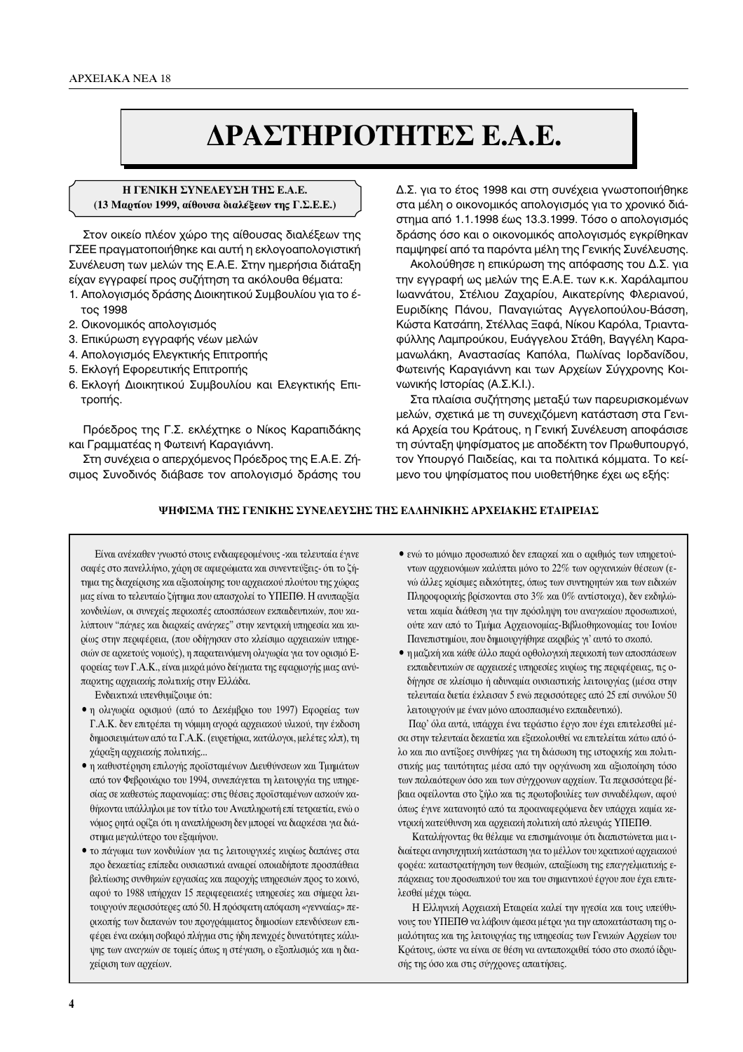# ΔΡΑΣΤΗΡΙΟΤΗΤΕΣ Ε.Α.Ε.

## Η ΓΕΝΙΚΗ ΣΥΝΕΛΕΥΣΗ ΤΗΣ Ε.Α.Ε.
**(13 Μαρτίου 1999, αίθουσα διαλέξεων της Γ.Σ.Ε.Ε.)**

Στον οικείο πλέον χώρο της αίθουσας διαλέξεων της ΓΣΕΕ πραγματοποιήθηκε και αυτή η εκλογοαπολογιστική Συνέλευση των μελών της Ε.Α.Ε. Στην ημερήσια διάταξη είχαν εγγραφεί προς συζήτηση τα ακόλουθα θέματα:

1. Απολογισμός δράσης Διοικητικού Συμβουλίου για το έτος 1998
2. Οικονομικός απολογισμός
3. Επικύρωση εγγραφής νέων μελών
4. Απολογισμός Ελεγκτικής Επιτροπής
5. Εκλογή Εφορευτικής Επιτροπής
6. Εκλογή Διοικητικού Συμβουλίου και Ελεγκτικής Επιτροπής.

Πρόεδρος της Γ.Σ. εκλέχτηκε ο Νίκος Καραπιδάκης και Γραμματέας η Φωτεινή Καραγιάννη.

Στη συνέχεια ο απερχόμενος Πρόεδρος της Ε.Α.Ε. Ζήσιμος Συνοδινός διάβασε τον απολογισμό δράσης του Δ.Σ. για το έτος 1998 και στη συνέχεια γνωστοποιήθηκε στα μέλη ο οικονομικός απολογισμός για το χρονικό διάστημα από 1.1.1998 έως 13.3.1999. Τόσο ο απολογισμός δράσης όσο και ο οικονομικός απολογισμός εγκρίθηκαν παμψηφεί από τα παρόντα μέλη της Γενικής Συνέλευσης.

Ακολούθησε η επικύρωση της απόφασης του Δ.Σ. για την εγγραφή ως μελών της Ε.Α.Ε. των κ.κ. Χαράλαμπου Ιωαννάτου, Στέλιου Ζαχαρίου, Αικατερίνης Φλεριανού, Ευριδίκης Πάνου, Παναγιώτας Αγγελοπούλου-Βάσση, Κώστα Κατσάπη, Στέλλας Ξαφά, Νίκου Καρόλα, Τριανταφύλλης Λαμπρούκου, Ευάγγελου Στάθη, Βαγγέλη Καραμανωλάκη, Αναστασίας Καπόλα, Πωλίνας Ιορδανίδου, Φωτεινής Καραγιάννη και των Αρχείων Σύγχρονης Κοινωνικής Ιστορίας (Α.Σ.Κ.Ι.).

Στα πλαίσια συζήτησης μεταξύ των παρευρισκομένων μελών, σχετικά με τη συνεχιζόμενη κατάσταση στα Γενικά Αρχεία του Κράτους, η Γενική Συνέλευση αποφάσισε τη σύνταξη ψηφίσματος με αποδέκτη τον Πρωθυπουργό, τον Υπουργό Παιδείας, και τα πολιτικά κόμματα. Το κείμενο του ψηφίσματος που υιοθετήθηκε έχει ως εξής:

### ΨΗΦΙΣΜΑ ΤΗΣ ΓΕΝΙΚΗΣ ΣΥΝΕΛΕΥΣΗΣ ΤΗΣ ΕΛΛΗΝΙΚΗΣ ΑΡΧΕΙΑΚΗΣ ΕΤΑΙΡΕΙΑΣ

Είναι ανέκαθεν γνωστό στους ενδιαφερομένους -και τελευταία έγινε σαφές στο πανελλήνιο, χάρη σε αφιερώματα και συνεντεύξεις- ότι το ζήτημα της διαχείρισης και αξιοποίησης του αρχειακού πλούτου της χώρας μας είναι το τελευταίο ζήτημα που απασχολεί το ΥΠΕΠΘ. Η ανυπαρξία κονδυλίων, οι συνεχείς περικοπές αποσπάσεων εκπαιδευτικών, που καλύπτουν "πάγιες και διαρκείς ανάγκες" στην κεντρική υπηρεσία και κυρίως στην περιφέρεια, (που οδήγησαν στο κλείσιμο αρχειακών υπηρεσιών σε αρκετούς νομούς), η παρατεινόμενη ολιγωρία για τον ορισμό Εφορείας των Γ.Α.Κ., είναι μικρά μόνο δείγματα της εφαρμογής μιας ανύπαρκτης αρχειακής πολιτικής στην Ελλάδα.

Ενδεικτικά υπενθυμίζουμε ότι:

- η ολιγωρία ορισμού (από το Δεκέμβριο του 1997) Εφορείας των Γ.Α.Κ. δεν επιτρέπει τη νόμιμη αγορά αρχειακού υλικού, την έκδοση δημοσιευμάτων από τα Γ.Α.Κ. (ευρετήρια, κατάλογοι, μελέτες κλπ), τη χάραξη αρχειακής πολιτικής...
- η καθυστέρηση επιλογής προϊσταμένων Διευθύνσεων και Τμημάτων από τον Φεβρουάριο του 1994, συνεπάγεται τη λειτουργία της υπηρεσίας σε καθεστώς παρανομίας: στις θέσεις προϊσταμένων ασκούν καθήκοντα υπάλληλοι με τον τίτλο του Αναπληρωτή επί τετραετία, ενώ ο νόμος ρητά ορίζει ότι η αναπλήρωση δεν μπορεί να διαρκέσει για διάστημα μεγαλύτερο του εξαμήνου.
- το πάγωμα των κονδυλίων για τις λειτουργικές κυρίως δαπάνες στα προ δεκαετίας επίπεδα ουσιαστικά αναιρεί οποιαδήποτε προσπάθεια βελτίωσης συνθηκών εργασίας και παροχής υπηρεσιών προς το κοινό, αφού το 1988 υπήρχαν 15 περιφερειακές υπηρεσίες και σήμερα λειτουργούν περισσότερες από 50. Η πρόσφατη απόφαση «γενναίας» περικοπής των δαπανών του προγράμματος δημοσίων επενδύσεων επιφέρει ένα ακόμη σοβαρό πλήγμα στις ήδη πενιχρές δυνατότητες κάλυψης των αναγκών σε τομείς όπως η στέγαση, ο εξοπλισμός και η διαχείριση των αρχείων.
- ενώ το μόνιμο προσωπικό δεν επαρκεί και ο αριθμός των υπηρετούντων αρχειονόμων καλύπτει μόνο το 22% των οργανικών θέσεων (ενώ άλλες κρίσιμες ειδικότητες, όπως των συντηρητών και των ειδικών Πληροφορικής βρίσκονται στο 3% και 0% αντίστοιχα), δεν εκδηλώνεται καμία διάθεση για την πρόσληψη του αναγκαίου προσωπικού, ούτε καν από το Τμήμα Αρχειονομίας-Βιβλιοθηκονομίας του Ιονίου Πανεπιστημίου, που δημιουργήθηκε ακριβώς γι' αυτό το σκοπό.
- η μαζική και κάθε άλλο παρά ορθολογική περικοπή των αποσπάσεων εκπαιδευτικών σε αρχειακές υπηρεσίες κυρίως της περιφέρειας, τις οδήγησε σε κλείσιμο ή αδυναμία ουσιαστικής λειτουργίας (μέσα στην τελευταία διετία έκλεισαν 5 ενώ περισσότερες από 25 επί συνόλου 50 λειτουργούν με έναν μόνο αποσπασμένο εκπαιδευτικό).

Παρ' όλα αυτά, υπάρχει ένα τεράστιο έργο που έχει επιτελεσθεί μέσα στην τελευταία δεκαετία και εξακολουθεί να επιτελείται κάτω από όλο και πιο αντίξοες συνθήκες για τη διάσωση της ιστορικής και πολιτιστικής μας ταυτότητας μέσα από την οργάνωση και αξιοποίηση τόσο των παλαιότερων όσο και των σύγχρονων αρχείων. Τα περισσότερα βέβαια οφείλονται στο ζήλο και τις πρωτοβουλίες των συναδέλφων, αφού όπως έγινε κατανοητό από τα προαναφερόμενα δεν υπάρχει καμία κεντρική κατεύθυνση και αρχειακή πολιτική από πλευράς ΥΠΕΠΘ.

Καταλήγοντας θα θέλαμε να επισημάνουμε ότι διαπιστώνεται μια ιδιαίτερα ανησυχητική κατάσταση για το μέλλον του κρατικού αρχειακού φορέα: καταστρατήγηση των θεσμών, απαξίωση της επαγγελματικής επάρκειας του προσωπικού του και του σημαντικού έργου που έχει επιτελεσθεί μέχρι τώρα.

Η Ελληνική Αρχειακή Εταιρεία καλεί την ηγεσία και τους υπεύθυνους του ΥΠΕΠΘ να λάβουν άμεσα μέτρα για την αποκατάσταση της ομαλότητας και της λειτουργίας της υπηρεσίας των Γενικών Αρχείων του Κράτους, ώστε να είναι σε θέση να ανταποκριθεί τόσο στο σκοπό ίδρυσής της όσο και στις σύγχρονες απαιτήσεις.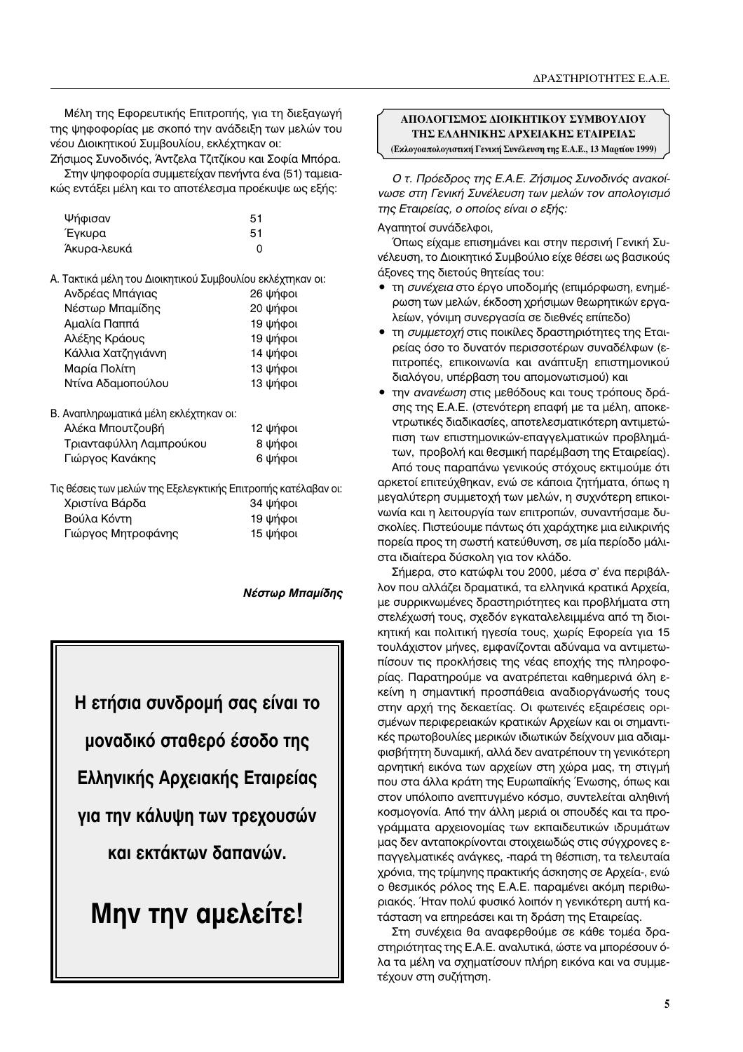Μέλη της Εφορευτικής Επιτροπής, για τη διεξαγωγή της ψηφοφορίας με σκοπό την ανάδειξη των μελών του νέου Διοικητικού Συμβουλίου, εκλέχτηκαν οι: Ζήσιμος Συνοδινός, Άντζελα Τζιτζίκου και Σοφία Μπόρα.

Στην ψηφοφορία συμμετείχαν πενήντα ένα (51) ταμειακώς εντάξει μέλη και το αποτέλεσμα προέκυψε ως εξής:

| | |
|---|---|
| Ψήφισαν | 51 |
| Έγκυρα | 51 |
| Άκυρα-λευκά | 0 |

Α. Τακτικά μέλη του Διοικητικού Συμβουλίου εκλέχτηκαν οι:

| | |
|---|---|
| Ανδρέας Μπάγιας | 26 ψήφοι |
| Νέστωρ Μπαμίδης | 20 ψήφοι |
| Αμαλία Παππά | 19 ψήφοι |
| Αλέξης Κράους | 19 ψήφοι |
| Κάλλια Χατζηγιάννη | 14 ψήφοι |
| Μαρία Πολίτη | 13 ψήφοι |
| Ντίνα Αδαμοπούλου | 13 ψήφοι |

Β. Αναπληρωματικά μέλη εκλέχτηκαν οι:

| | |
|---|---|
| Αλέκα Μπουτζουβή | 12 ψήφοι |
| Τριανταφύλλη Λαμπρούκου | 8 ψήφοι |
| Γιώργος Κανάκης | 6 ψήφοι |

Τις θέσεις των μελών της Εξελεγκτικής Επιτροπής κατέλαβαν οι:

| | |
|---|---|
| Χριστίνα Βάρδα | 34 ψήφοι |
| Βούλα Κόντη | 19 ψήφοι |
| Γιώργος Μητροφάνης | 15 ψήφοι |

***Νέστωρ Μπαμίδης***

**Η ετήσια συνδρομή σας είναι το μοναδικό σταθερό έσοδο της Ελληνικής Αρχειακής Εταιρείας για την κάλυψη των τρεχουσών και εκτάκτων δαπανών.**

**Μην την αμελείτε!**

## ΑΠΟΛΟΓΙΣΜΟΣ ΔΙΟΙΚΗΤΙΚΟΥ ΣΥΜΒΟΥΛΙΟΥ ΤΗΣ ΕΛΛΗΝΙΚΗΣ ΑΡΧΕΙΑΚΗΣ ΕΤΑΙΡΕΙΑΣ

**(Εκλογοαπολογιστική Γενική Συνέλευση της Ε.Α.Ε., 13 Μαρτίου 1999)**

*Ο τ. Πρόεδρος της Ε.Α.Ε. Ζήσιμος Συνοδινός ανακοίνωσε στη Γενική Συνέλευση των μελών τον απολογισμό της Εταιρείας, ο οποίος είναι ο εξής:*

Αγαπητοί συνάδελφοι,

Όπως είχαμε επισημάνει και στην περσινή Γενική Συνέλευση, το Διοικητικό Συμβούλιο είχε θέσει ως βασικούς άξονες της διετούς θητείας του:

- τη *συνέχεια* στο έργο υποδομής (επιμόρφωση, ενημέρωση των μελών, έκδοση χρήσιμων θεωρητικών εργαλείων, γόνιμη συνεργασία σε διεθνές επίπεδο)
- τη *συμμετοχή* στις ποικίλες δραστηριότητες της Εταιρείας όσο το δυνατόν περισσοτέρων συναδέλφων (επιτροπές, επικοινωνία και ανάπτυξη επιστημονικού διαλόγου, υπέρβαση του απομονωτισμού) και
- την *ανανέωση* στις μεθόδους και τους τρόπους δράσης της Ε.Α.Ε. (στενότερη επαφή με τα μέλη, αποκεντρωτικές διαδικασίες, αποτελεσματικότερη αντιμετώπιση των επιστημονικών-επαγγελματικών προβλημάτων, προβολή και θεσμική παρέμβαση της Εταιρείας).

Από τους παραπάνω γενικούς στόχους εκτιμούμε ότι αρκετοί επιτεύχθηκαν, ενώ σε κάποια ζητήματα, όπως η μεγαλύτερη συμμετοχή των μελών, η συχνότερη επικοινωνία και η λειτουργία των επιτροπών, συναντήσαμε δυσκολίες. Πιστεύουμε πάντως ότι χαράχτηκε μια ειλικρινής πορεία προς τη σωστή κατεύθυνση, σε μία περίοδο μάλιστα ιδιαίτερα δύσκολη για τον κλάδο.

Σήμερα, στο κατώφλι του 2000, μέσα σ' ένα περιβάλλον που αλλάζει δραματικά, τα ελληνικά κρατικά Αρχεία, με συρρικνωμένες δραστηριότητες και προβλήματα στη στελέχωσή τους, σχεδόν εγκαταλελειμμένα από τη διοικητική και πολιτική ηγεσία τους, χωρίς Εφορεία για 15 τουλάχιστον μήνες, εμφανίζονται αδύναμα να αντιμετωπίσουν τις προκλήσεις της νέας εποχής της πληροφορίας. Παρατηρούμε να ανατρέπεται καθημερινά όλη εκείνη η σημαντική προσπάθεια αναδιοργάνωσής τους στην αρχή της δεκαετίας. Οι φωτεινές εξαιρέσεις ορισμένων περιφερειακών κρατικών Αρχείων και οι σημαντικές πρωτοβουλίες μερικών ιδιωτικών δείχνουν μια αδιαμφισβήτητη δυναμική, αλλά δεν ανατρέπουν τη γενικότερη αρνητική εικόνα των αρχείων στη χώρα μας, τη στιγμή που στα άλλα κράτη της Ευρωπαϊκής Ένωσης, όπως και στον υπόλοιπο ανεπτυγμένο κόσμο, συντελείται αληθινή κοσμογονία. Από την άλλη μεριά οι σπουδές και τα προγράμματα αρχειονομίας των εκπαιδευτικών ιδρυμάτων μας δεν ανταποκρίνονται στοιχειωδώς στις σύγχρονες επαγγελματικές ανάγκες, -παρά τη θέσπιση, τα τελευταία χρόνια, της τρίμηνης πρακτικής άσκησης σε Αρχεία-, ενώ ο θεσμικός ρόλος της Ε.Α.Ε. παραμένει ακόμη περιθωριακός. Ήταν πολύ φυσικό λοιπόν η γενικότερη αυτή κατάσταση να επηρεάσει και τη δράση της Εταιρείας.

Στη συνέχεια θα αναφερθούμε σε κάθε τομέα δραστηριότητας της Ε.Α.Ε. αναλυτικά, ώστε να μπορέσουν όλα τα μέλη να σχηματίσουν πλήρη εικόνα και να συμμετέχουν στη συζήτηση.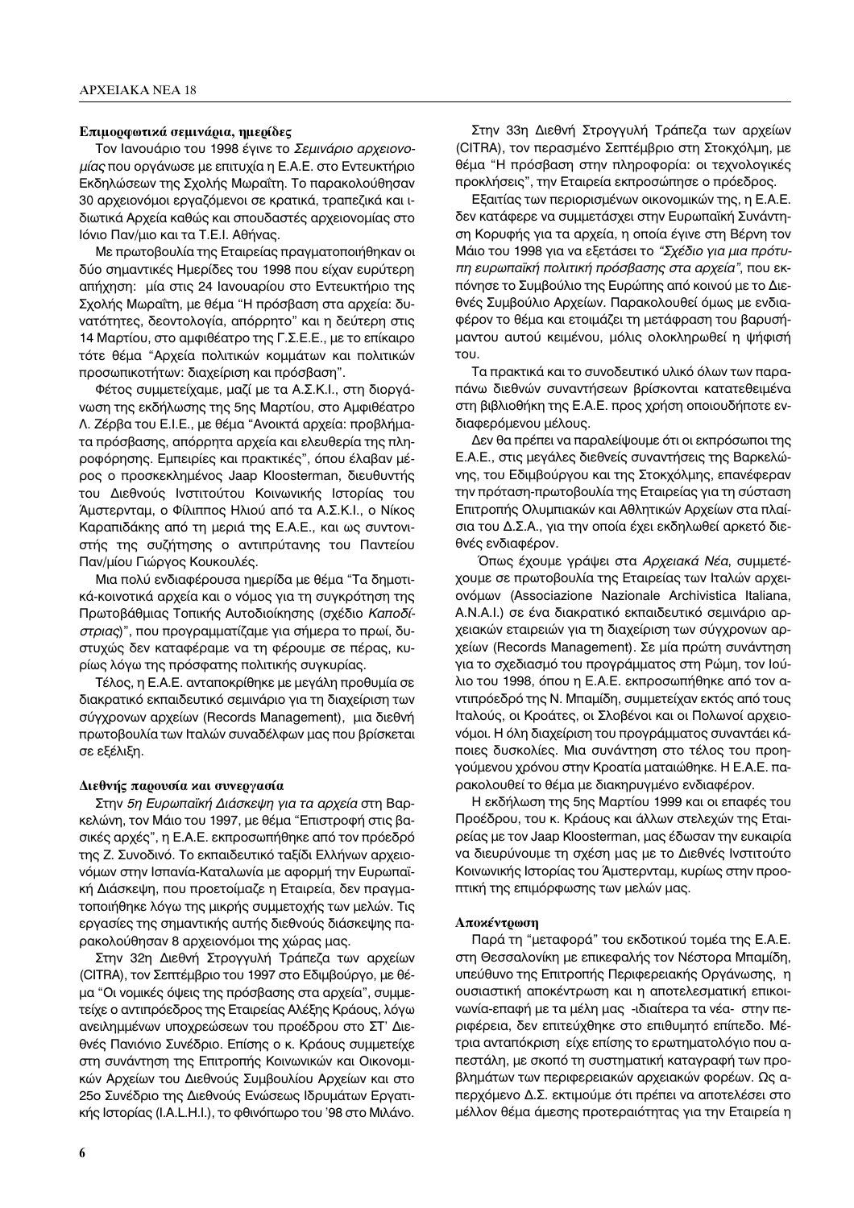### Επιμορφωτικά σεμινάρια, ημερίδες

Τον Ιανουάριο του 1998 έγινε το *Σεμινάριο αρχειονομίας* που οργάνωσε με επιτυχία η Ε.Α.Ε. στο Εντευκτήριο Εκδηλώσεων της Σχολής Μωραΐτη. Το παρακολούθησαν 30 αρχειονόμοι εργαζόμενοι σε κρατικά, τραπεζικά και ιδιωτικά Αρχεία καθώς και σπουδαστές αρχειονομίας στο Ιόνιο Παν/μιο και τα Τ.Ε.Ι. Αθήνας.

Με πρωτοβουλία της Εταιρείας πραγματοποιήθηκαν οι δύο σημαντικές Ημερίδες του 1998 που είχαν ευρύτερη απήχηση: μία στις 24 Ιανουαρίου στο Εντευκτήριο της Σχολής Μωραΐτη, με θέμα "Η πρόσβαση στα αρχεία: δυνατότητες, δεοντολογία, απόρρητο" και η δεύτερη στις 14 Μαρτίου, στο αμφιθέατρο της Γ.Σ.Ε.Ε., με το επίκαιρο τότε θέμα "Αρχεία πολιτικών κομμάτων και πολιτικών προσωπικοτήτων: διαχείριση και πρόσβαση".

Φέτος συμμετείχαμε, μαζί με τα Α.Σ.Κ.Ι., στη διοργάνωση της εκδήλωσης της 5ης Μαρτίου, στο Αμφιθέατρο Λ. Ζέρβα του Ε.Ι.Ε., με θέμα "Ανοικτά αρχεία: προβλήματα πρόσβασης, απόρρητα αρχεία και ελευθερία της πληροφόρησης. Εμπειρίες και πρακτικές", όπου έλαβαν μέρος ο προσκεκλημένος Jaap Kloosterman, διευθυντής του Διεθνούς Ινστιτούτου Κοινωνικής Ιστορίας του Άμστερνταμ, ο Φίλιππος Ηλιού από τα Α.Σ.Κ.Ι., ο Νίκος Καραπιδάκης από τη μεριά της Ε.Α.Ε., και ως συντονιστής της συζήτησης ο αντιπρύτανης του Παντείου Παν/μίου Γιώργος Κουκουλές.

Μια πολύ ενδιαφέρουσα ημερίδα με θέμα "Τα δημοτικά-κοινοτικά αρχεία και ο νόμος για τη συγκρότηση της Πρωτοβάθμιας Τοπικής Αυτοδιοίκησης (σχέδιο *Καποδίστριας*)", που προγραμματίζαμε για σήμερα το πρωί, δυστυχώς δεν καταφέραμε να τη φέρουμε σε πέρας, κυρίως λόγω της πρόσφατης πολιτικής συγκυρίας.

Τέλος, η Ε.Α.Ε. ανταποκρίθηκε με μεγάλη προθυμία σε διακρατικό εκπαιδευτικό σεμινάριο για τη διαχείριση των σύγχρονων αρχείων (Records Management), μια διεθνή πρωτοβουλία των Ιταλών συναδέλφων μας που βρίσκεται σε εξέλιξη.

### Διεθνής παρουσία και συνεργασία

Στην *5η Ευρωπαϊκή Διάσκεψη για τα αρχεία* στη Βαρκελώνη, τον Μάιο του 1997, με θέμα "Επιστροφή στις βασικές αρχές", η Ε.Α.Ε. εκπροσωπήθηκε από τον πρόεδρο της Ζ. Συνοδινό. Το εκπαιδευτικό ταξίδι Ελλήνων αρχειονόμων στην Ισπανία-Καταλωνία με αφορμή την Ευρωπαϊκή Διάσκεψη, που προετοίμαζε η Εταιρεία, δεν πραγματοποιήθηκε λόγω της μικρής συμμετοχής των μελών. Τις εργασίες της σημαντικής αυτής διεθνούς διάσκεψης παρακολούθησαν 8 αρχειονόμοι της χώρας μας.

Στην 32η Διεθνή Στρογγυλή Τράπεζα των αρχείων (CITRA), τον Σεπτέμβριο του 1997 στο Εδιμβούργο, με θέμα "Οι νομικές όψεις της πρόσβασης στα αρχεία", συμμετείχε ο αντιπρόεδρος της Εταιρείας Αλέξης Κράους, λόγω ανειλημμένων υποχρεώσεων του προέδρου στο ΣΤ' Διεθνές Πανιόνιο Συνέδριο. Επίσης ο κ. Κράους συμμετείχε στη συνάντηση της Επιτροπής Κοινωνικών και Οικονομικών Αρχείων του Διεθνούς Συμβουλίου Αρχείων και στο 25ο Συνέδριο της Διεθνούς Ενώσεως Ιδρυμάτων Εργατικής Ιστορίας (I.A.L.H.I.), το φθινόπωρο του '98 στο Μιλάνο.

Στην 33η Διεθνή Στρογγυλή Τράπεζα των αρχείων (CITRA), τον περασμένο Σεπτέμβριο στη Στοκχόλμη, με θέμα "Η πρόσβαση στην πληροφορία: οι τεχνολογικές προκλήσεις", την Εταιρεία εκπροσώπησε ο πρόεδρος.

Εξαιτίας των περιορισμένων οικονομικών της, η Ε.Α.Ε. δεν κατάφερε να συμμετάσχει στην Ευρωπαϊκή Συνάντηση Κορυφής για τα αρχεία, η οποία έγινε στη Βέρνη τον Μάιο του 1998 για να εξετάσει το *"Σχέδιο για μια πρότυπη ευρωπαϊκή πολιτική πρόσβασης στα αρχεία"*, που εκπόνησε το Συμβούλιο της Ευρώπης από κοινού με το Διεθνές Συμβούλιο Αρχείων. Παρακολουθεί όμως με ενδιαφέρον το θέμα και ετοιμάζει τη μετάφραση του βαρυσήμαντου αυτού κειμένου, μόλις ολοκληρωθεί η ψήφισή του.

Τα πρακτικά και το συνοδευτικό υλικό όλων των παραπάνω διεθνών συναντήσεων βρίσκονται κατατεθειμένα στη βιβλιοθήκη της Ε.Α.Ε. προς χρήση οποιουδήποτε ενδιαφερόμενου μέλους.

Δεν θα πρέπει να παραλείψουμε ότι οι εκπρόσωποι της Ε.Α.Ε., στις μεγάλες διεθνείς συναντήσεις της Βαρκελώνης, του Εδιμβούργου και της Στοκχόλμης, επανέφεραν την πρόταση-πρωτοβουλία της Εταιρείας για τη σύσταση Επιτροπής Ολυμπιακών και Αθλητικών Αρχείων στα πλαίσια του Δ.Σ.Α., για την οποία έχει εκδηλωθεί αρκετό διεθνές ενδιαφέρον.

Όπως έχουμε γράψει στα *Αρχειακά Νέα*, συμμετέχουμε σε πρωτοβουλία της Εταιρείας των Ιταλών αρχειονόμων (Associazione Nazionale Archivistica Italiana, A.N.A.I.) σε ένα διακρατικό εκπαιδευτικό σεμινάριο αρχειακών εταιρειών για τη διαχείριση των σύγχρονων αρχείων (Records Management). Σε μία πρώτη συνάντηση για το σχεδιασμό του προγράμματος στη Ρώμη, τον Ιούλιο του 1998, όπου η Ε.Α.Ε. εκπροσωπήθηκε από τον αντιπρόεδρό της Ν. Μπαμίδη, συμμετείχαν εκτός από τους Ιταλούς, οι Κροάτες, οι Σλοβένοι και οι Πολωνοί αρχειονόμοι. Η όλη διαχείριση του προγράμματος συναντάει κάποιες δυσκολίες. Μια συνάντηση στο τέλος του προηγούμενου χρόνου στην Κροατία ματαιώθηκε. Η Ε.Α.Ε. παρακολουθεί το θέμα με διακηρυγμένο ενδιαφέρον.

Η εκδήλωση της 5ης Μαρτίου 1999 και οι επαφές του Προέδρου, του κ. Κράους και άλλων στελεχών της Εταιρείας με τον Jaap Kloosterman, μας έδωσαν την ευκαιρία να διευρύνουμε τη σχέση μας με το Διεθνές Ινστιτούτο Κοινωνικής Ιστορίας του Άμστερνταμ, κυρίως στην προοπτική της επιμόρφωσης των μελών μας.

### Αποκέντρωση

Παρά τη "μεταφορά" του εκδοτικού τομέα της Ε.Α.Ε. στη Θεσσαλονίκη με επικεφαλής τον Νέστορα Μπαμίδη, υπεύθυνο της Επιτροπής Περιφερειακής Οργάνωσης, η ουσιαστική αποκέντρωση και η αποτελεσματική επικοινωνία-επαφή με τα μέλη μας -ιδιαίτερα τα νέα- στην περιφέρεια, δεν επιτεύχθηκε στο επιθυμητό επίπεδο. Μέτρια ανταπόκριση είχε επίσης το ερωτηματολόγιο που απεστάλη, με σκοπό τη συστηματική καταγραφή των προβλημάτων των περιφερειακών αρχειακών φορέων. Ως απερχόμενο Δ.Σ. εκτιμούμε ότι πρέπει να αποτελέσει στο μέλλον θέμα άμεσης προτεραιότητας για την Εταιρεία η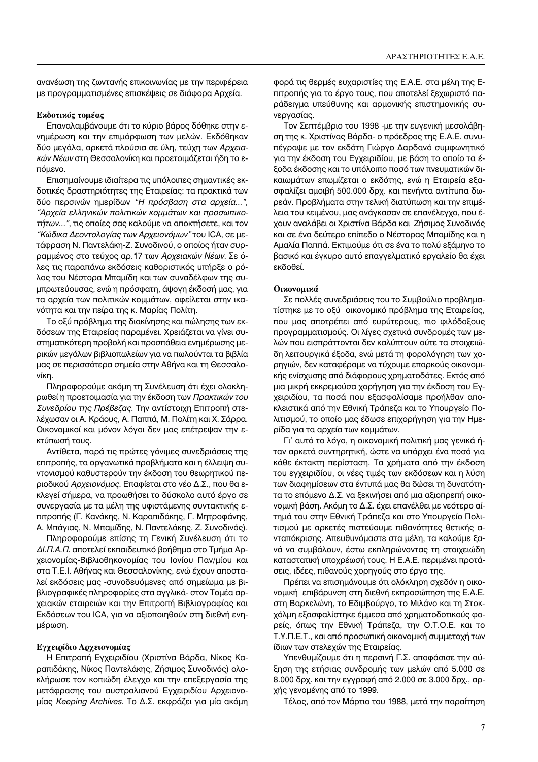ανανέωση της ζωντανής επικοινωνίας με την περιφέρεια με προγραμματισμένες επισκέψεις σε διάφορα Αρχεία.

### Εκδοτικός τομέας

Επαναλαμβάνουμε ότι το κύριο βάρος δόθηκε στην ενημέρωση και την επιμόρφωση των μελών. Εκδόθηκαν δύο μεγάλα, αρκετά πλούσια σε ύλη, τεύχη των *Αρχειακών Νέων* στη Θεσσαλονίκη και προετοιμάζεται ήδη το επόμενο.

Επισημαίνουμε ιδιαίτερα τις υπόλοιπες σημαντικές εκδοτικές δραστηριότητες της Εταιρείας: τα πρακτικά των δύο περσινών ημερίδων *"Η πρόσβαση στα αρχεία..."*, *"Αρχεία ελληνικών πολιτικών κομμάτων και προσωπικοτήτων..."*, τις οποίες σας καλούμε να αποκτήσετε, και τον *"Κώδικα Δεοντολογίας των Αρχειονόμων"* του ICA, σε μετάφραση Ν. Παντελάκη-Ζ. Συνοδινού, ο οποίος ήταν συρραμμένος στο τεύχος αρ.17 των *Αρχειακών Νέων*. Σε όλες τις παραπάνω εκδόσεις καθοριστικός υπήρξε ο ρόλος του Νέστορα Μπαμίδη και των συναδέλφων της συμπρωτεύουσας, ενώ η πρόσφατη, άψογη έκδοσή μας, για τα αρχεία των πολιτικών κομμάτων, οφείλεται στην ικανότητα και την πείρα της κ. Μαρίας Πολίτη.

Το οξύ πρόβλημα της διακίνησης και πώλησης των εκδόσεων της Εταιρείας παραμένει. Χρειάζεται να γίνει συστηματικότερη προβολή και προσπάθεια ενημέρωσης μερικών μεγάλων βιβλιοπωλείων για να πωλούνται τα βιβλία μας σε περισσότερα σημεία στην Αθήνα και τη Θεσσαλονίκη.

Πληροφορούμε ακόμη τη Συνέλευση ότι έχει ολοκληρωθεί η προετοιμασία για την έκδοση των *Πρακτικών του Συνεδρίου της Πρέβεζας*. Την αντίστοιχη Επιτροπή στελέχωσαν οι Α. Κράους, Α. Παππά, Μ. Πολίτη και Χ. Σάρρα. Οικονομικοί και μόνον λόγοι δεν μας επέτρεψαν την εκτύπωσή τους.

Αντίθετα, παρά τις πρώτες γόνιμες συνεδριάσεις της επιτροπής, τα οργανωτικά προβλήματα και η έλλειψη συντονισμού καθυστερούν την έκδοση του θεωρητικού περιοδικού *Αρχειονόμος*. Επαφίεται στο νέο Δ.Σ., που θα εκλεγεί σήμερα, να προωθήσει το δύσκολο αυτό έργο σε συνεργασία με τα μέλη της υφιστάμενης συντακτικής επιτροπής (Γ. Κανάκης, Ν. Καραπιδάκης, Γ. Μητροφάνης, Α. Μπάγιας, Ν. Μπαμίδης, Ν. Παντελάκης, Ζ. Συνοδινός).

Πληροφορούμε επίσης τη Γενική Συνέλευση ότι το *ΔΙ.Π.Α.Π.* αποτελεί εκπαιδευτικό βοήθημα στο Τμήμα Αρχειονομίας-Βιβλιοθηκονομίας του Ιονίου Παν/μίου και στα Τ.Ε.Ι. Αθήνας και Θεσσαλονίκης, ενώ έχουν αποσταλεί εκδόσεις μας -συνοδευόμενες από σημείωμα με βιβλιογραφικές πληροφορίες στα αγγλικά- στον Τομέα αρχειακών εταιρειών και την Επιτροπή Βιβλιογραφίας και Εκδόσεων του ICA, για να αξιοποιηθούν στη διεθνή ενημέρωση.

### Εγχειρίδιο Αρχειονομίας

Η Επιτροπή Εγχειριδίου (Χριστίνα Βάρδα, Νίκος Καραπιδάκης, Νίκος Παντελάκης, Ζήσιμος Συνοδινός) ολοκλήρωσε τον κοπιώδη έλεγχο και την επεξεργασία της μετάφρασης του αυστραλιανού Εγχειριδίου Αρχειονομίας *Keeping Archives*. Το Δ.Σ. εκφράζει για μία ακόμη φορά τις θερμές ευχαριστίες της Ε.Α.Ε. στα μέλη της Επιτροπής για το έργο τους, που αποτελεί ξεχωριστό παράδειγμα υπεύθυνης και αρμονικής επιστημονικής συνεργασίας.

Τον Σεπτέμβριο του 1998 -με την ευγενική μεσολάβηση της κ. Χριστίνας Βάρδα- ο πρόεδρος της Ε.Α.Ε. συνυπέγραψε με τον εκδότη Γιώργο Δαρδανό συμφωνητικό για την έκδοση του Εγχειριδίου, με βάση το οποίο τα έξοδα έκδοσης και το υπόλοιπο ποσό των πνευματικών δικαιωμάτων επωμίζεται ο εκδότης, ενώ η Εταιρεία εξασφαλίζει αμοιβή 500.000 δρχ. και πενήντα αντίτυπα δωρεάν. Προβλήματα στην τελική διατύπωση και την επιμέλεια του κειμένου, μας ανάγκασαν σε επανέλεγχο, που έχουν αναλάβει οι Χριστίνα Βάρδα και Ζήσιμος Συνοδινός και σε ένα δεύτερο επίπεδο ο Νέστορας Μπαμίδης και η Αμαλία Παππά. Εκτιμούμε ότι σε ένα το πολύ εξάμηνο το βασικό και έγκυρο αυτό επαγγελματικό εργαλείο θα έχει εκδοθεί.

### Οικονομικά

Σε πολλές συνεδριάσεις του το Συμβούλιο προβληματίστηκε με το οξύ οικονομικό πρόβλημα της Εταιρείας, που μας αποτρέπει από ευρύτερους, πιο φιλόδοξους προγραμματισμούς. Οι λίγες σχετικά συνδρομές των μελών που εισπράττονται δεν καλύπτουν ούτε τα στοιχειώδη λειτουργικά έξοδα, ενώ μετά τη φορολόγηση των χορηγιών, δεν καταφέραμε να τύχουμε επαρκούς οικονομικής ενίσχυσης από διάφορους χρηματοδότες. Εκτός από μια μικρή εκκρεμούσα χορήγηση για την έκδοση του Εγχειριδίου, τα ποσά που εξασφαλίσαμε προήλθαν αποκλειστικά από την Εθνική Τράπεζα και το Υπουργείο Πολιτισμού, το οποίο μας έδωσε επιχορήγηση για την Ημερίδα για τα αρχεία των κομμάτων.

Γι' αυτό το λόγο, η οικονομική πολιτική μας γενικά ήταν αρκετά συντηρητική, ώστε να υπάρχει ένα ποσό για κάθε έκτακτη περίσταση. Τα χρήματα από την έκδοση του εγχειριδίου, οι νέες τιμές των εκδόσεων και η λύση των διαφημίσεων στα έντυπά μας θα δώσει τη δυνατότητα το επόμενο Δ.Σ. να ξεκινήσει από μια αξιοπρεπή οικονομική βάση. Ακόμη το Δ.Σ. έχει επανέλθει με νεότερο αίτημά του στην Εθνική Τράπεζα και στο Υπουργείο Πολιτισμού με αρκετές πιστεύουμε πιθανότητες θετικής ανταπόκρισης. Απευθυνόμαστε στα μέλη, τα καλούμε ξανά να συμβάλουν, έστω εκπληρώνοντας τη στοιχειώδη καταστατική υποχρέωσή τους. Η Ε.Α.Ε. περιμένει προτάσεις, ιδέες, πιθανούς χορηγούς στο έργο της.

Πρέπει να επισημάνουμε ότι ολόκληρη σχεδόν η οικονομική επιβάρυνση στη διεθνή εκπροσώπηση της Ε.Α.Ε. στη Βαρκελώνη, το Εδιμβούργο, το Μιλάνο και τη Στοκχόλμη εξασφαλίστηκε έμμεσα από χρηματοδοτικούς φορείς, όπως την Εθνική Τράπεζα, την Ο.Τ.Ο.Ε. και το Τ.Υ.Π.Ε.Τ., και από προσωπική οικονομική συμμετοχή των ίδιων των στελεχών της Εταιρείας.

Υπενθυμίζουμε ότι η περσινή Γ.Σ. αποφάσισε την αύξηση της ετήσιας συνδρομής των μελών από 5.000 σε 8.000 δρχ. και την εγγραφή από 2.000 σε 3.000 δρχ., αρχής γενομένης από το 1999.

Τέλος, από τον Μάρτιο του 1988, μετά την παραίτηση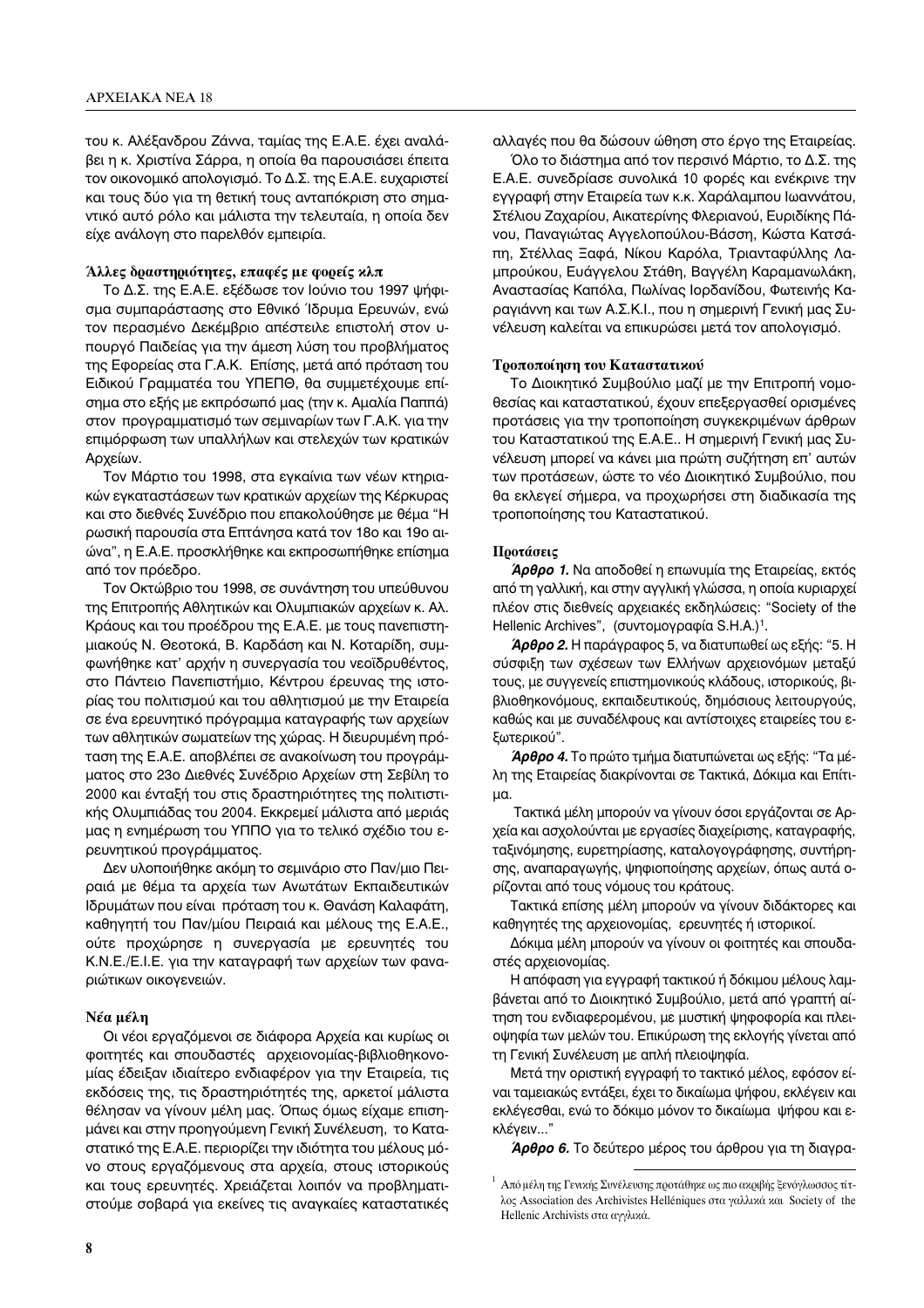του κ. Αλέξανδρου Ζάννα, ταμίας της Ε.Α.Ε. έχει αναλάβει η κ. Χριστίνα Σάρρα, η οποία θα παρουσιάσει έπειτα τον οικονομικό απολογισμό. Το Δ.Σ. της Ε.Α.Ε. ευχαριστεί και τους δύο για τη θετική τους ανταπόκριση στο σημαντικό αυτό ρόλο και μάλιστα την τελευταία, η οποία δεν είχε ανάλογη στο παρελθόν εμπειρία.

#### Άλλες δραστηριότητες, επαφές με φορείς κλπ

Το Δ.Σ. της Ε.Α.Ε. εξέδωσε τον Ιούνιο του 1997 ψήφισμα συμπαράστασης στο Εθνικό Ίδρυμα Ερευνών, ενώ τον περασμένο Δεκέμβριο απέστειλε επιστολή στον υπουργό Παιδείας για την άμεση λύση του προβλήματος της Εφορείας στα Γ.Α.Κ. Επίσης, μετά από πρόταση του Ειδικού Γραμματέα του ΥΠΕΠΘ, θα συμμετέχουμε επίσημα στο εξής με εκπρόσωπό μας (την κ. Αμαλία Παππά) στον προγραμματισμό των σεμιναρίων των Γ.Α.Κ. για την επιμόρφωση των υπαλλήλων και στελεχών των κρατικών Αρχείων.

Τον Μάρτιο του 1998, στα εγκαίνια των νέων κτηριακών εγκαταστάσεων των κρατικών αρχείων της Κέρκυρας και στο διεθνές Συνέδριο που επακολούθησε με θέμα "Η ρωσική παρουσία στα Επτάνησα κατά τον 18ο και 19ο αιώνα", η Ε.Α.Ε. προσκλήθηκε και εκπροσωπήθηκε επίσημα από τον πρόεδρο.

Τον Οκτώβριο του 1998, σε συνάντηση του υπεύθυνου της Επιτροπής Αθλητικών και Ολυμπιακών αρχείων κ. Αλ. Κράους και του προέδρου της Ε.Α.Ε. με τους πανεπιστημιακούς Ν. Θεοτοκά, Β. Καρδάση και Ν. Κοταρίδη, συμφωνήθηκε κατ' αρχήν η συνεργασία του νεοϊδρυθέντος, στο Πάντειο Πανεπιστήμιο, Κέντρου έρευνας της ιστορίας του πολιτισμού και του αθλητισμού με την Εταιρεία σε ένα ερευνητικό πρόγραμμα καταγραφής των αρχείων των αθλητικών σωματείων της χώρας. Η διευρυμένη πρόταση της Ε.Α.Ε. αποβλέπει σε ανακοίνωση του προγράμματος στο 23ο Διεθνές Συνέδριο Αρχείων στη Σεβίλη το 2000 και ένταξή του στις δραστηριότητες της πολιτιστικής Ολυμπιάδας του 2004. Εκκρεμεί μάλιστα από μεριάς μας η ενημέρωση του ΥΠΠΟ για το τελικό σχέδιο του ερευνητικού προγράμματος.

Δεν υλοποιήθηκε ακόμη το σεμινάριο στο Παν/μιο Πειραιά με θέμα τα αρχεία των Ανωτάτων Εκπαιδευτικών Ιδρυμάτων που είναι πρόταση του κ. Θανάση Καλαφάτη, καθηγητή του Παν/μίου Πειραιά και μέλους της Ε.Α.Ε., ούτε προχώρησε η συνεργασία με ερευνητές του Κ.Ν.Ε./Ε.Ι.Ε. για την καταγραφή των αρχείων των φαναριώτικων οικογενειών.

#### Νέα μέλη

Οι νέοι εργαζόμενοι σε διάφορα Αρχεία και κυρίως οι φοιτητές και σπουδαστές αρχειονομίας-βιβλιοθηκονομίας έδειξαν ιδιαίτερο ενδιαφέρον για την Εταιρεία, τις εκδόσεις της, τις δραστηριότητές της, αρκετοί μάλιστα θέλησαν να γίνουν μέλη μας. Όπως όμως είχαμε επισημάνει και στην προηγούμενη Γενική Συνέλευση, το Καταστατικό της Ε.Α.Ε. περιορίζει την ιδιότητα του μέλους μόνο στους εργαζόμενους στα αρχεία, στους ιστορικούς και τους ερευνητές. Χρειάζεται λοιπόν να προβληματιστούμε σοβαρά για εκείνες τις αναγκαίες καταστατικές αλλαγές που θα δώσουν ώθηση στο έργο της Εταιρείας.

Όλο το διάστημα από τον περσινό Μάρτιο, το Δ.Σ. της Ε.Α.Ε. συνεδρίασε συνολικά 10 φορές και ενέκρινε την εγγραφή στην Εταιρεία των κ.κ. Χαράλαμπου Ιωαννάτου, Στέλιου Ζαχαρίου, Αικατερίνης Φλεριανού, Ευριδίκης Πάνου, Παναγιώτας Αγγελοπούλου-Βάσση, Κώστα Κατσάπη, Στέλλας Ξαφά, Νίκου Καρόλα, Τριανταφύλλης Λαμπρούκου, Ευάγγελου Στάθη, Βαγγέλη Καραμανωλάκη, Αναστασίας Καπόλα, Πωλίνας Ιορδανίδου, Φωτεινής Καραγιάννη και των Α.Σ.Κ.Ι., που η σημερινή Γενική μας Συνέλευση καλείται να επικυρώσει μετά τον απολογισμό.

#### Τροποποίηση του Καταστατικού

Το Διοικητικό Συμβούλιο μαζί με την Επιτροπή νομοθεσίας και καταστατικού, έχουν επεξεργασθεί ορισμένες προτάσεις για την τροποποίηση συγκεκριμένων άρθρων του Καταστατικού της Ε.Α.Ε.. Η σημερινή Γενική μας Συνέλευση μπορεί να κάνει μια πρώτη συζήτηση επ' αυτών των προτάσεων, ώστε το νέο Διοικητικό Συμβούλιο, που θα εκλεγεί σήμερα, να προχωρήσει στη διαδικασία της τροποποίησης του Καταστατικού.

#### Προτάσεις

***Άρθρο 1.*** Να αποδοθεί η επωνυμία της Εταιρείας, εκτός από τη γαλλική, και στην αγγλική γλώσσα, η οποία κυριαρχεί πλέον στις διεθνείς αρχειακές εκδηλώσεις: "Society of the Hellenic Archives", (συντομογραφία S.H.A.)[1].

***Άρθρο 2.*** Η παράγραφος 5, να διατυπωθεί ως εξής: "5. Η σύσφιξη των σχέσεων των Ελλήνων αρχειονόμων μεταξύ τους, με συγγενείς επιστημονικούς κλάδους, ιστορικούς, βιβλιοθηκονόμους, εκπαιδευτικούς, δημόσιους λειτουργούς, καθώς και με συναδέλφους και αντίστοιχες εταιρείες του εξωτερικού".

***Άρθρο 4.*** Το πρώτο τμήμα διατυπώνεται ως εξής: "Τα μέλη της Εταιρείας διακρίνονται σε Τακτικά, Δόκιμα και Επίτιμα.

Τακτικά μέλη μπορούν να γίνουν όσοι εργάζονται σε Αρχεία και ασχολούνται με εργασίες διαχείρισης, καταγραφής, ταξινόμησης, ευρετηρίασης, καταλογογράφησης, συντήρησης, αναπαραγωγής, ψηφιοποίησης αρχείων, όπως αυτά ορίζονται από τους νόμους του κράτους.

Τακτικά επίσης μέλη μπορούν να γίνουν διδάκτορες και καθηγητές της αρχειονομίας, ερευνητές ή ιστορικοί.

Δόκιμα μέλη μπορούν να γίνουν οι φοιτητές και σπουδαστές αρχειονομίας.

Η απόφαση για εγγραφή τακτικού ή δόκιμου μέλους λαμβάνεται από το Διοικητικό Συμβούλιο, μετά από γραπτή αίτηση του ενδιαφερομένου, με μυστική ψηφοφορία και πλειοψηφία των μελών του. Επικύρωση της εκλογής γίνεται από τη Γενική Συνέλευση με απλή πλειοψηφία.

Μετά την οριστική εγγραφή το τακτικό μέλος, εφόσον είναι ταμειακώς εντάξει, έχει το δικαίωμα ψήφου, εκλέγειν και εκλέγεσθαι, ενώ το δόκιμο μόνον το δικαίωμα ψήφου και εκλέγειν..."

***Άρθρο 6.*** Το δεύτερο μέρος του άρθρου για τη διαγρα-

---

[1] Από μέλη της Γενικής Συνέλευσης προτάθηκε ως πιο ακριβής ξενόγλωσσος τίτλος Association des Archivistes Helléniques στα γαλλικά και Society of the Hellenic Archivists στα αγγλικά.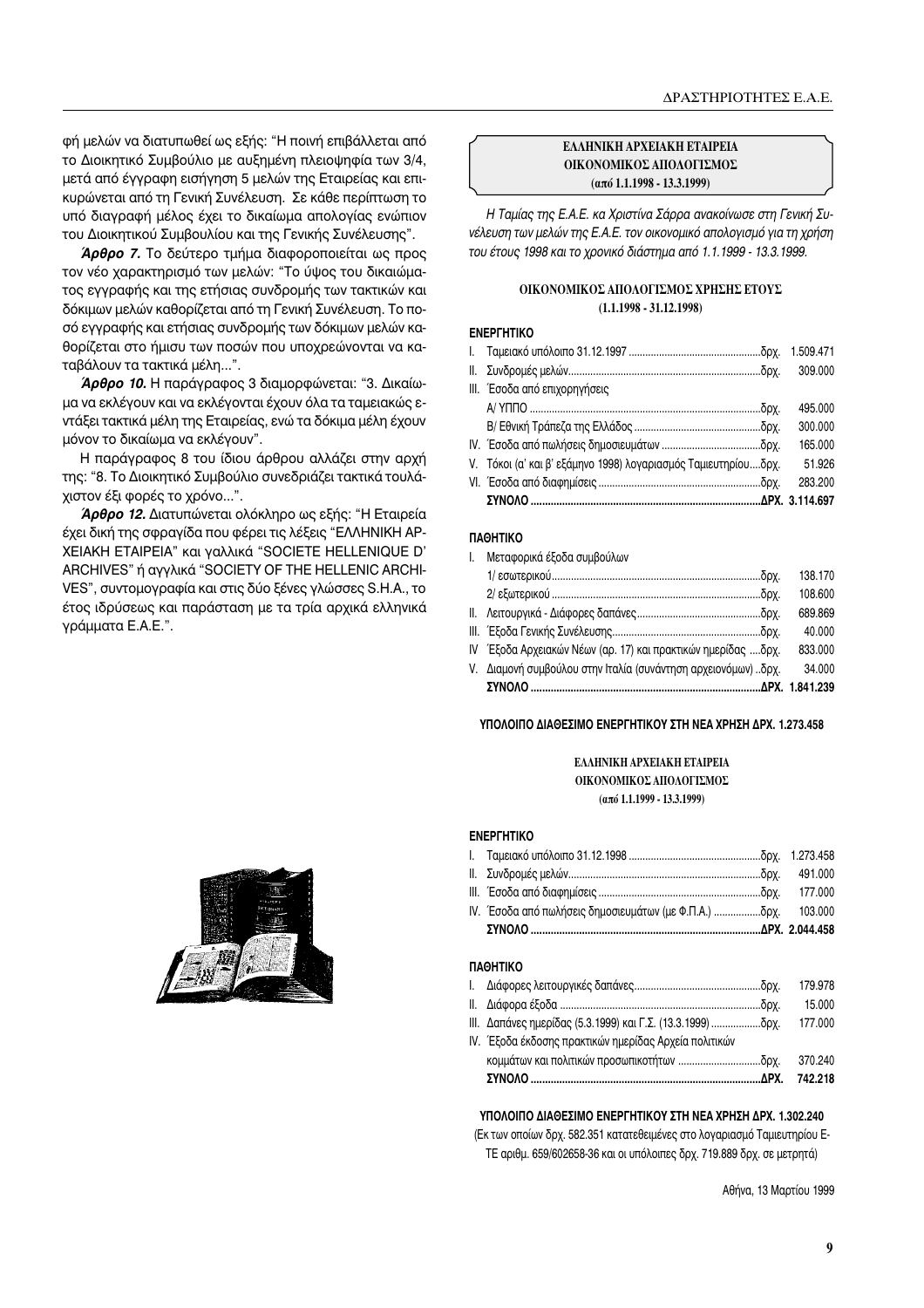φή μελών να διατυπωθεί ως εξής: "Η ποινή επιβάλλεται από το Διοικητικό Συμβούλιο με αυξημένη πλειοψηφία των 3/4, μετά από έγγραφη εισήγηση 5 μελών της Εταιρείας και επικυρώνεται από τη Γενική Συνέλευση. Σε κάθε περίπτωση το υπό διαγραφή μέλος έχει το δικαίωμα απολογίας ενώπιον του Διοικητικού Συμβουλίου και της Γενικής Συνέλευσης".

***Άρθρο 7.*** Το δεύτερο τμήμα διαφοροποιείται ως προς τον νέο χαρακτηρισμό των μελών: "Το ύψος του δικαιώματος εγγραφής και της ετήσιας συνδρομής των τακτικών και δόκιμων μελών καθορίζεται από τη Γενική Συνέλευση. Το ποσό εγγραφής και ετήσιας συνδρομής των δόκιμων μελών καθορίζεται στο ήμισυ των ποσών που υποχρεώνονται να καταβάλουν τα τακτικά μέλη...".

***Άρθρο 10.*** Η παράγραφος 3 διαμορφώνεται: "3. Δικαίωμα να εκλέγουν και να εκλέγονται έχουν όλα τα ταμειακώς εντάξει τακτικά μέλη της Εταιρείας, ενώ τα δόκιμα μέλη έχουν μόνον το δικαίωμα να εκλέγουν".

Η παράγραφος 8 του ίδιου άρθρου αλλάζει στην αρχή της: "8. Το Διοικητικό Συμβούλιο συνεδριάζει τακτικά τουλάχιστον έξι φορές το χρόνο...".

***Άρθρο 12.*** Διατυπώνεται ολόκληρο ως εξής: "Η Εταιρεία έχει δική της σφραγίδα που φέρει τις λέξεις "ΕΛΛΗΝΙΚΗ ΑΡΧΕΙΑΚΗ ΕΤΑΙΡΕΙΑ" και γαλλικά "SOCIETE HELLENIQUE D' ARCHIVES" ή αγγλικά "SOCIETY OF THE HELLENIC ARCHIVES", συντομογραφία και στις δύο ξένες γλώσσες S.H.A., το έτος ιδρύσεως και παράσταση με τα τρία αρχικά ελληνικά γράμματα Ε.Α.Ε.".

**ΕΛΛΗΝΙΚΗ ΑΡΧΕΙΑΚΗ ΕΤΑΙΡΕΙΑ**
**ΟΙΚΟΝΟΜΙΚΟΣ ΑΠΟΛΟΓΙΣΜΟΣ**
**(από 1.1.1998 - 13.3.1999)**

*Η Ταμίας της Ε.Α.Ε. κα Χριστίνα Σάρρα ανακοίνωσε στη Γενική Συνέλευση των μελών της Ε.Α.Ε. τον οικονομικό απολογισμό για τη χρήση του έτους 1998 και το χρονικό διάστημα από 1.1.1999 - 13.3.1999.*

**ΟΙΚΟΝΟΜΙΚΟΣ ΑΠΟΛΟΓΙΣΜΟΣ ΧΡΗΣΗΣ ΕΤΟΥΣ**
**(1.1.1998 - 31.12.1998)**

**ΕΝΕΡΓΗΤΙΚΟ**

| | | |
|---|---|---|
| I. | Ταμειακό υπόλοιπο 31.12.1997 ....δρχ. | 1.509.471 |
| II. | Συνδρομές μελών....δρχ. | 309.000 |
| III. | Έσοδα από επιχορηγήσεις | |
| | Α/ ΥΠΠΟ ....δρχ. | 495.000 |
| | Β/ Εθνική Τράπεζα της Ελλάδος ....δρχ. | 300.000 |
| IV. | Έσοδα από πωλήσεις δημοσιευμάτων ....δρχ. | 165.000 |
| V. | Τόκοι (α' και β' εξάμηνο 1998) λογαριασμός Ταμιευτηρίου....δρχ. | 51.926 |
| VI. | Έσοδα από διαφημίσεις ....δρχ. | 283.200 |
| | **ΣΥΝΟΛΟ ....ΔΡΧ.** | **3.114.697** |

**ΠΑΘΗΤΙΚΟ**

| | | |
|---|---|---|
| I. | Μεταφορικά έξοδα συμβούλων | |
| | 1/ εσωτερικού....δρχ. | 138.170 |
| | 2/ εξωτερικού ....δρχ. | 108.600 |
| II. | Λειτουργικά - Διάφορες δαπάνες....δρχ. | 689.869 |
| III. | Έξοδα Γενικής Συνέλευσης....δρχ. | 40.000 |
| IV | Έξοδα Αρχειακών Νέων (αρ. 17) και πρακτικών ημερίδας ....δρχ. | 833.000 |
| V. | Διαμονή συμβούλου στην Ιταλία (συνάντηση αρχειονόμων) ..δρχ. | 34.000 |
| | **ΣΥΝΟΛΟ ....ΔΡΧ.** | **1.841.239** |

**ΥΠΟΛΟΙΠΟ ΔΙΑΘΕΣΙΜΟ ΕΝΕΡΓΗΤΙΚΟΥ ΣΤΗ ΝΕΑ ΧΡΗΣΗ ΔΡΧ. 1.273.458**

**ΕΛΛΗΝΙΚΗ ΑΡΧΕΙΑΚΗ ΕΤΑΙΡΕΙΑ**
**ΟΙΚΟΝΟΜΙΚΟΣ ΑΠΟΛΟΓΙΣΜΟΣ**
**(από 1.1.1999 - 13.3.1999)**

**ΕΝΕΡΓΗΤΙΚΟ**

| | | |
|---|---|---|
| I. | Ταμειακό υπόλοιπο 31.12.1998 ....δρχ. | 1.273.458 |
| II. | Συνδρομές μελών....δρχ. | 491.000 |
| III. | Έσοδα από διαφημίσεις ....δρχ. | 177.000 |
| IV. | Έσοδα από πωλήσεις δημοσιευμάτων (με Φ.Π.Α.) ....δρχ. | 103.000 |
| | **ΣΥΝΟΛΟ ....ΔΡΧ.** | **2.044.458** |

**ΠΑΘΗΤΙΚΟ**

| | | |
|---|---|---|
| I. | Διάφορες λειτουργικές δαπάνες....δρχ. | 179.978 |
| II. | Διάφορα έξοδα ....δρχ. | 15.000 |
| III. | Δαπάνες ημερίδας (5.3.1999) και Γ.Σ. (13.3.1999) ....δρχ. | 177.000 |
| IV. | Έξοδα έκδοσης πρακτικών ημερίδας Αρχεία πολιτικών κομμάτων και πολιτικών προσωπικοτήτων ....δρχ. | 370.240 |
| | **ΣΥΝΟΛΟ ....ΔΡΧ.** | **742.218** |

**ΥΠΟΛΟΙΠΟ ΔΙΑΘΕΣΙΜΟ ΕΝΕΡΓΗΤΙΚΟΥ ΣΤΗ ΝΕΑ ΧΡΗΣΗ ΔΡΧ. 1.302.240**

(Εκ των οποίων δρχ. 582.351 κατατεθειμένες στο λογαριασμό Ταμιευτηρίου ΕΤΕ αριθμ. 659/602658-36 και οι υπόλοιπες δρχ. 719.889 δρχ. σε μετρητά)

Αθήνα, 13 Μαρτίου 1999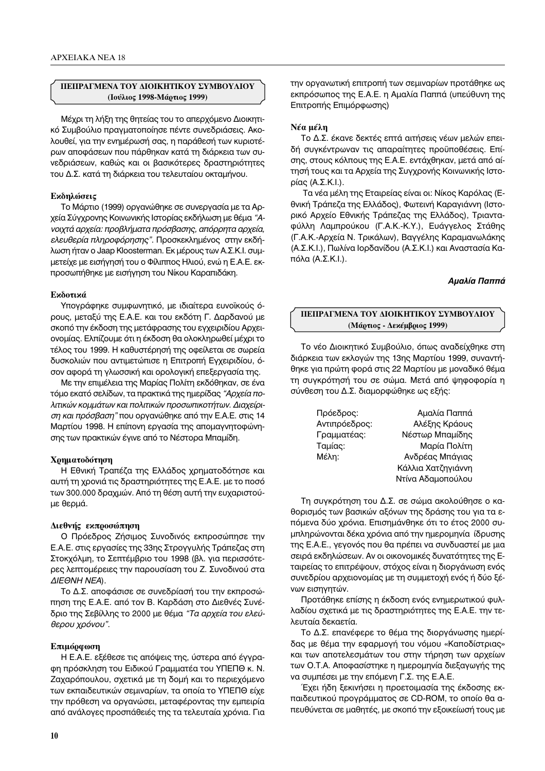## ΠΕΠΡΑΓΜΕΝΑ ΤΟΥ ΔΙΟΙΚΗΤΙΚΟΥ ΣΥΜΒΟΥΛΙΟΥ (Ιούλιος 1998-Μάρτιος 1999)

Μέχρι τη λήξη της θητείας του το απερχόμενο Διοικητικό Συμβούλιο πραγματοποίησε πέντε συνεδριάσεις. Ακολουθεί, για την ενημέρωσή σας, η παράθεση των κυριοτέρων αποφάσεων που πάρθηκαν κατά τη διάρκεια των συνεδριάσεων, καθώς και οι βασικότερες δραστηριότητες του Δ.Σ. κατά τη διάρκεια του τελευταίου οκταμήνου.

### Εκδηλώσεις

Το Μάρτιο (1999) οργανώθηκε σε συνεργασία με τα Αρχεία Σύγχρονης Κοινωνικής Ιστορίας εκδήλωση με θέμα *"Ανοιχτά αρχεία: προβλήματα πρόσβασης, απόρρητα αρχεία, ελευθερία πληροφόρησης"*. Προσκεκλημένος στην εκδήλωση ήταν ο Jaap Kloosterman. Εκ μέρους των Α.Σ.Κ.Ι. συμμετείχε με εισήγησή του ο Φίλιππος Ηλιού, ενώ η Ε.Α.Ε. εκπροσωπήθηκε με εισήγηση του Νίκου Καραπιδάκη.

### Εκδοτικά

Υπογράφηκε συμφωνητικό, με ιδιαίτερα ευνοϊκούς όρους, μεταξύ της Ε.Α.Ε. και του εκδότη Γ. Δαρδανού με σκοπό την έκδοση της μετάφρασης του εγχειριδίου Αρχειονομίας. Ελπίζουμε ότι η έκδοση θα ολοκληρωθεί μέχρι το τέλος του 1999. Η καθυστέρησή της οφείλεται σε σωρεία δυσκολιών που αντιμετώπισε η Επιτροπή Εγχειριδίου, όσον αφορά τη γλωσσική και ορολογική επεξεργασία της.

Με την επιμέλεια της Μαρίας Πολίτη εκδόθηκαν, σε ένα τόμο εκατό σελίδων, τα πρακτικά της ημερίδας *"Αρχεία πολιτικών κομμάτων και πολιτικών προσωπικοτήτων. Διαχείριση και πρόσβαση"* που οργανώθηκε από την Ε.Α.Ε. στις 14 Μαρτίου 1998. Η επίπονη εργασία της απομαγνητοφώνησης των πρακτικών έγινε από το Νέστορα Μπαμίδη.

### Χρηματοδότηση

Η Εθνική Τράπεζα της Ελλάδος χρηματοδότησε και αυτή τη χρονιά τις δραστηριότητες της Ε.Α.Ε. με το ποσό των 300.000 δραχμών. Από τη θέση αυτή την ευχαριστούμε θερμά.

### Διεθνής εκπροσώπηση

Ο Πρόεδρος Ζήσιμος Συνοδινός εκπροσώπησε την Ε.Α.Ε. στις εργασίες της 33ης Στρογγυλής Τράπεζας στη Στοκχόλμη, το Σεπτέμβριο του 1998 (βλ. για περισσότερες λεπτομέρειες την παρουσίαση του Ζ. Συνοδινού στα *ΔΙΕΘΝΗ ΝΕΑ*).

Το Δ.Σ. αποφάσισε σε συνεδρίασή του την εκπροσώπηση της Ε.Α.Ε. από τον Β. Καρδάση στο Διεθνές Συνέδριο της Σεβίλλης το 2000 με θέμα *"Τα αρχεία του ελεύθερου χρόνου"*.

### Επιμόρφωση

Η Ε.Α.Ε. εξέθεσε τις απόψεις της, ύστερα από έγγραφη πρόσκληση του Ειδικού Γραμματέα του ΥΠΕΠΘ κ. Ν. Ζαχαρόπουλου, σχετικά με τη δομή και το περιεχόμενο των εκπαιδευτικών σεμιναρίων, τα οποία το ΥΠΕΠΘ είχε την πρόθεση να οργανώσει, μεταφέροντας την εμπειρία από ανάλογες προσπάθειές της τα τελευταία χρόνια. Για την οργανωτική επιτροπή των σεμιναρίων προτάθηκε ως εκπρόσωπος της Ε.Α.Ε. η Αμαλία Παππά (υπεύθυνη της Επιτροπής Επιμόρφωσης)

### Νέα μέλη

Το Δ.Σ. έκανε δεκτές επτά αιτήσεις νέων μελών επειδή συγκέντρωναν τις απαραίτητες προϋποθέσεις. Επίσης, στους κόλπους της Ε.Α.Ε. εντάχθηκαν, μετά από αίτησή τους και τα Αρχεία της Σύγχρονής Κοινωνικής Ιστορίας (Α.Σ.Κ.Ι.).

Τα νέα μέλη της Εταιρείας είναι οι: Νίκος Καρόλας (Εθνική Τράπεζα της Ελλάδος), Φωτεινή Καραγιάννη (Ιστορικό Αρχείο Εθνικής Τράπεζας της Ελλάδος), Τριανταφύλλη Λαμπρούκου (Γ.Α.Κ.-Κ.Υ.), Ευάγγελος Στάθης (Γ.Α.Κ.-Αρχεία Ν. Τρικάλων), Βαγγέλης Καραμανωλάκης (Α.Σ.Κ.Ι.), Πωλίνα Ιορδανίδου (Α.Σ.Κ.Ι.) και Αναστασία Καπόλα (Α.Σ.Κ.Ι.).

***Αμαλία Παππά***

## ΠΕΠΡΑΓΜΕΝΑ ΤΟΥ ΔΙΟΙΚΗΤΙΚΟΥ ΣΥΜΒΟΥΛΙΟΥ (Μάρτιος - Δεκέμβριος 1999)

Το νέο Διοικητικό Συμβούλιο, όπως αναδείχθηκε στη διάρκεια των εκλογών της 13ης Μαρτίου 1999, συναντήθηκε για πρώτη φορά στις 22 Μαρτίου με μοναδικό θέμα τη συγκρότησή του σε σώμα. Μετά από ψηφοφορία η σύνθεση του Δ.Σ. διαμορφώθηκε ως εξής:

| | |
|---|---|
| Πρόεδρος: | Αμαλία Παππά |
| Αντιπρόεδρος: | Αλέξης Κράους |
| Γραμματέας: | Νέστωρ Μπαμίδης |
| Ταμίας: | Μαρία Πολίτη |
| Μέλη: | Ανδρέας Μπάγιας |
| | Κάλλια Χατζηγιάννη |
| | Ντίνα Αδαμοπούλου |

Τη συγκρότηση του Δ.Σ. σε σώμα ακολούθησε ο καθορισμός των βασικών αξόνων της δράσης του για τα επόμενα δύο χρόνια. Επισημάνθηκε ότι το έτος 2000 συμπληρώνονται δέκα χρόνια από την ημερομηνία ίδρυσης της Ε.Α.Ε., γεγονός που θα πρέπει να συνδυαστεί με μια σειρά εκδηλώσεων. Αν οι οικονομικές δυνατότητες της Εταιρείας το επιτρέψουν, στόχος είναι η διοργάνωση ενός συνεδρίου αρχειονομίας με τη συμμετοχή ενός ή δύο ξένων εισηγητών.

Προτάθηκε επίσης η έκδοση ενός ενημερωτικού φυλλαδίου σχετικά με τις δραστηριότητες της Ε.Α.Ε. την τελευταία δεκαετία.

Το Δ.Σ. επανέφερε το θέμα της διοργάνωσης ημερίδας με θέμα την εφαρμογή του νόμου «Καποδίστριας» και των αποτελεσμάτων του στην τήρηση των αρχείων των Ο.Τ.Α. Αποφασίστηκε η ημερομηνία διεξαγωγής της να συμπέσει με την επόμενη Γ.Σ. της Ε.Α.Ε.

Έχει ήδη ξεκινήσει η προετοιμασία της έκδοσης εκπαιδευτικού προγράμματος σε CD-ROM, το οποίο θα απευθύνεται σε μαθητές, με σκοπό την εξοικείωσή τους με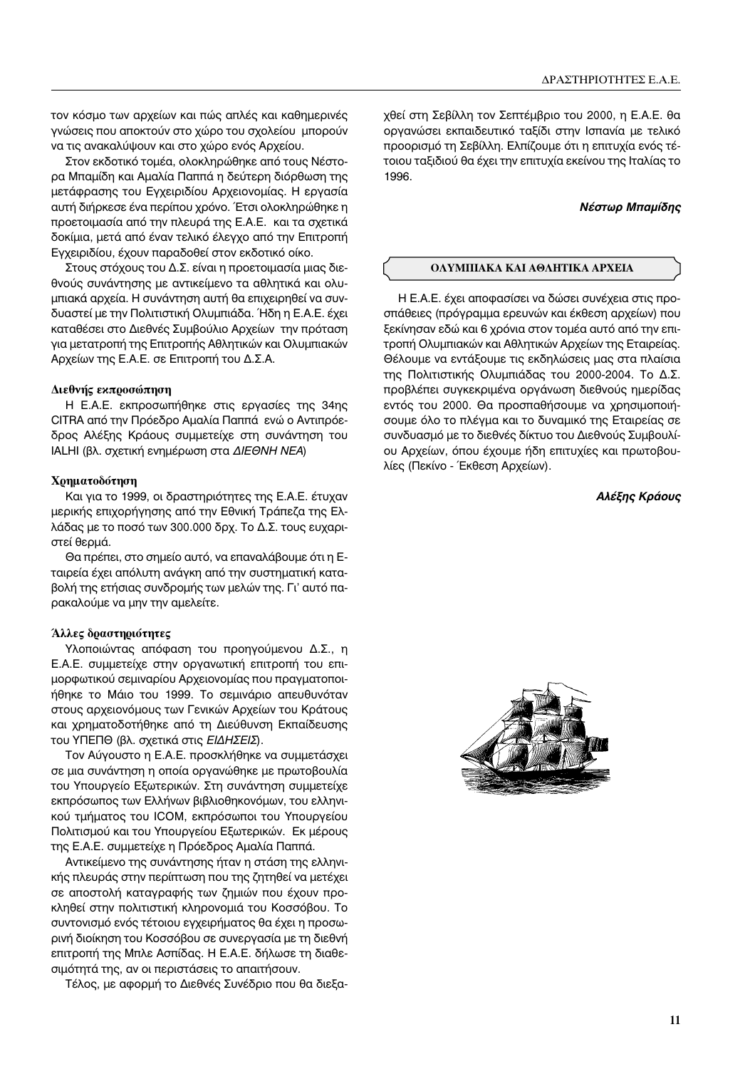τον κόσμο των αρχείων και πώς απλές και καθημερινές γνώσεις που αποκτούν στο χώρο του σχολείου μπορούν να τις ανακαλύψουν και στο χώρο ενός Αρχείου.

Στον εκδοτικό τομέα, ολοκληρώθηκε από τους Νέστορα Μπαμίδη και Αμαλία Παππά η δεύτερη διόρθωση της μετάφρασης του Εγχειριδίου Αρχειονομίας. Η εργασία αυτή διήρκεσε ένα περίπου χρόνο. Έτσι ολοκληρώθηκε η προετοιμασία από την πλευρά της Ε.Α.Ε. και τα σχετικά δοκίμια, μετά από έναν τελικό έλεγχο από την Επιτροπή Εγχειριδίου, έχουν παραδοθεί στον εκδοτικό οίκο.

Στους στόχους του Δ.Σ. είναι η προετοιμασία μιας διεθνούς συνάντησης με αντικείμενο τα αθλητικά και ολυμπιακά αρχεία. Η συνάντηση αυτή θα επιχειρηθεί να συνδυαστεί με την Πολιτιστική Ολυμπιάδα. Ήδη η Ε.Α.Ε. έχει καταθέσει στο Διεθνές Συμβούλιο Αρχείων την πρόταση για μετατροπή της Επιτροπής Αθλητικών και Ολυμπιακών Αρχείων της Ε.Α.Ε. σε Επιτροπή του Δ.Σ.Α.

### Διεθνής εκπροσώπηση

Η Ε.Α.Ε. εκπροσωπήθηκε στις εργασίες της 34ης CITRA από την Πρόεδρο Αμαλία Παππά ενώ ο Αντιπρόεδρος Αλέξης Κράους συμμετείχε στη συνάντηση του IALHI (βλ. σχετική ενημέρωση στα *ΔΙΕΘΝΗ ΝΕΑ*)

### Χρηματοδότηση

Και για το 1999, οι δραστηριότητες της Ε.Α.Ε. έτυχαν μερικής επιχορήγησης από την Εθνική Τράπεζα της Ελλάδας με το ποσό των 300.000 δρχ. Το Δ.Σ. τους ευχαριστεί θερμά.

Θα πρέπει, στο σημείο αυτό, να επαναλάβουμε ότι η Εταιρεία έχει απόλυτη ανάγκη από την συστηματική καταβολή της ετήσιας συνδρομής των μελών της. Γι' αυτό παρακαλούμε να μην την αμελείτε.

### Άλλες δραστηριότητες

Υλοποιώντας απόφαση του προηγούμενου Δ.Σ., η Ε.Α.Ε. συμμετείχε στην οργανωτική επιτροπή του επιμορφωτικού σεμιναρίου Αρχειονομίας που πραγματοποιήθηκε το Μάιο του 1999. Το σεμινάριο απευθυνόταν στους αρχειονόμους των Γενικών Αρχείων του Κράτους και χρηματοδοτήθηκε από τη Διεύθυνση Εκπαίδευσης του ΥΠΕΠΘ (βλ. σχετικά στις *ΕΙΔΗΣΕΙΣ*).

Τον Αύγουστο η Ε.Α.Ε. προσκλήθηκε να συμμετάσχει σε μια συνάντηση η οποία οργανώθηκε με πρωτοβουλία του Υπουργείο Εξωτερικών. Στη συνάντηση συμμετείχε εκπρόσωπος των Ελλήνων βιβλιοθηκονόμων, του ελληνικού τμήματος του ICOM, εκπρόσωποι του Υπουργείου Πολιτισμού και του Υπουργείου Εξωτερικών. Εκ μέρους της Ε.Α.Ε. συμμετείχε η Πρόεδρος Αμαλία Παππά.

Αντικείμενο της συνάντησης ήταν η στάση της ελληνικής πλευράς στην περίπτωση που της ζητηθεί να μετέχει σε αποστολή καταγραφής των ζημιών που έχουν προκληθεί στην πολιτιστική κληρονομιά του Κοσσόβου. Το συντονισμό ενός τέτοιου εγχειρήματος θα έχει η προσωρινή διοίκηση του Κοσσόβου σε συνεργασία με τη διεθνή επιτροπή της Μπλε Ασπίδας. Η Ε.Α.Ε. δήλωσε τη διαθεσιμότητά της, αν οι περιστάσεις το απαιτήσουν.

Τέλος, με αφορμή το Διεθνές Συνέδριο που θα διεξαχθεί στη Σεβίλλη τον Σεπτέμβριο του 2000, η Ε.Α.Ε. θα οργανώσει εκπαιδευτικό ταξίδι στην Ισπανία με τελικό προορισμό τη Σεβίλλη. Ελπίζουμε ότι η επιτυχία ενός τέτοιου ταξιδιού θα έχει την επιτυχία εκείνου της Ιταλίας το 1996.

***Νέστωρ Μπαμίδης***

## ΟΛΥΜΠΙΑΚΑ ΚΑΙ ΑΘΛΗΤΙΚΑ ΑΡΧΕΙΑ

Η Ε.Α.Ε. έχει αποφασίσει να δώσει συνέχεια στις προσπάθειες (πρόγραμμα ερευνών και έκθεση αρχείων) που ξεκίνησαν εδώ και 6 χρόνια στον τομέα αυτό από την επιτροπή Ολυμπιακών και Αθλητικών Αρχείων της Εταιρείας. Θέλουμε να εντάξουμε τις εκδηλώσεις μας στα πλαίσια της Πολιτιστικής Ολυμπιάδας του 2000-2004. Το Δ.Σ. προβλέπει συγκεκριμένα οργάνωση διεθνούς ημερίδας εντός του 2000. Θα προσπαθήσουμε να χρησιμοποιήσουμε όλο το πλέγμα και το δυναμικό της Εταιρείας σε συνδυασμό με το διεθνές δίκτυο του Διεθνούς Συμβουλίου Αρχείων, όπου έχουμε ήδη επιτυχίες και πρωτοβουλίες (Πεκίνο - Έκθεση Αρχείων).

***Αλέξης Κράους***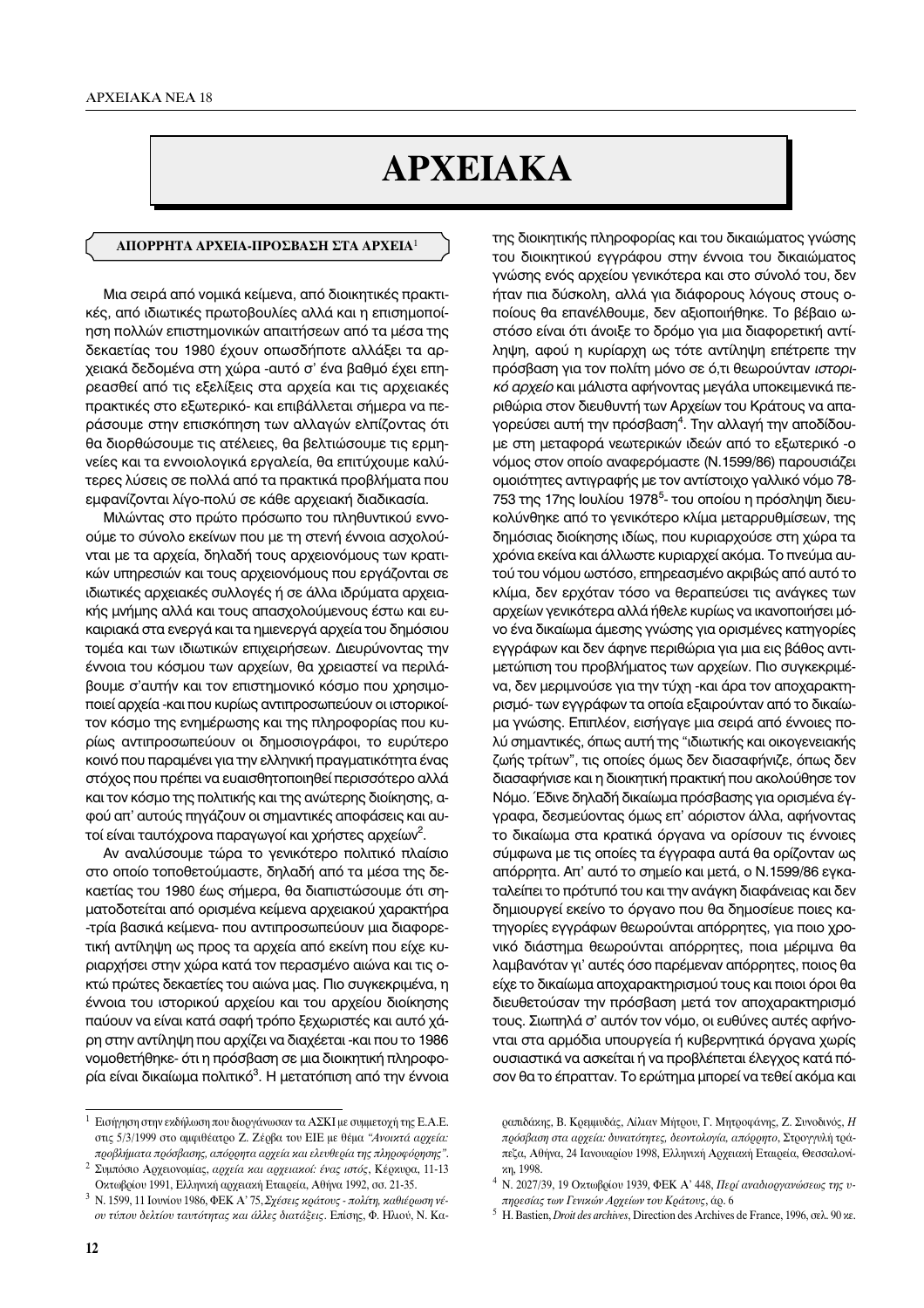# ΑΡΧΕΙΑΚΑ

## ΑΠΟΡΡΗΤΑ ΑΡΧΕΙΑ-ΠΡΟΣΒΑΣΗ ΣΤΑ ΑΡΧΕΙΑ[1]

Μια σειρά από νομικά κείμενα, από διοικητικές πρακτικές, από ιδιωτικές πρωτοβουλίες αλλά και η επισημοποίηση πολλών επιστημονικών απαιτήσεων από τα μέσα της δεκαετίας του 1980 έχουν οπωσδήποτε αλλάξει τα αρχειακά δεδομένα στη χώρα -αυτό σ' ένα βαθμό έχει επηρεασθεί από τις εξελίξεις στα αρχεία και τις αρχειακές πρακτικές στο εξωτερικό- και επιβάλλεται σήμερα να περάσουμε στην επισκόπηση των αλλαγών ελπίζοντας ότι θα διορθώσουμε τις ατέλειες, θα βελτιώσουμε τις ερμηνείες και τα εννοιολογικά εργαλεία, θα επιτύχουμε καλύτερες λύσεις σε πολλά από τα πρακτικά προβλήματα που εμφανίζονται λίγο-πολύ σε κάθε αρχειακή διαδικασία.

Μιλώντας στο πρώτο πρόσωπο του πληθυντικού εννοούμε το σύνολο εκείνων που με τη στενή έννοια ασχολούνται με τα αρχεία, δηλαδή τους αρχειονόμους των κρατικών υπηρεσιών και τους αρχειονόμους που εργάζονται σε ιδιωτικές αρχειακές συλλογές ή σε άλλα ιδρύματα αρχειακής μνήμης αλλά και τους απασχολούμενους έστω και ευκαιριακά στα ενεργά και τα ημιενεργά αρχεία του δημόσιου τομέα και των ιδιωτικών επιχειρήσεων. Διευρύνοντας την έννοια του κόσμου των αρχείων, θα χρειαστεί να περιλάβουμε σ'αυτήν και τον επιστημονικό κόσμο που χρησιμοποιεί αρχεία -και που κυρίως αντιπροσωπεύουν οι ιστορικοίτον κόσμο της ενημέρωσης και της πληροφορίας που κυρίως αντιπροσωπεύουν οι δημοσιογράφοι, το ευρύτερο κοινό που παραμένει για την ελληνική πραγματικότητα ένας στόχος που πρέπει να ευαισθητοποιηθεί περισσότερο αλλά και τον κόσμο της πολιτικής και της ανώτερης διοίκησης, αφού απ' αυτούς πηγάζουν οι σημαντικές αποφάσεις και αυτοί είναι ταυτόχρονα παραγωγοί και χρήστες αρχείων[2].

Αν αναλύσουμε τώρα το γενικότερο πολιτικό πλαίσιο στο οποίο τοποθετούμαστε, δηλαδή από τα μέσα της δεκαετίας του 1980 έως σήμερα, θα διαπιστώσουμε ότι σηματοδοτείται από ορισμένα κείμενα αρχειακού χαρακτήρα -τρία βασικά κείμενα- που αντιπροσωπεύουν μια διαφορετική αντίληψη ως προς τα αρχεία από εκείνη που είχε κυριαρχήσει στην χώρα κατά τον περασμένο αιώνα και τις οκτώ πρώτες δεκαετίες του αιώνα μας. Πιο συγκεκριμένα, η έννοια του ιστορικού αρχείου και του αρχείου διοίκησης παύουν να είναι κατά σαφή τρόπο ξεχωριστές και αυτό χάρη στην αντίληψη που αρχίζει να διαχέεται -και που το 1986 νομοθετήθηκε- ότι η πρόσβαση σε μια διοικητική πληροφορία είναι δικαίωμα πολιτικό[3]. Η μετατόπιση από την έννοια της διοικητικής πληροφορίας και του δικαιώματος γνώσης του διοικητικού εγγράφου στην έννοια του δικαιώματος γνώσης ενός αρχείου γενικότερα και στο σύνολό του, δεν ήταν πια δύσκολη, αλλά για διάφορους λόγους στους οποίους θα επανέλθουμε, δεν αξιοποιήθηκε. Το βέβαιο ωστόσο είναι ότι άνοιξε το δρόμο για μια διαφορετική αντίληψη, αφού η κυρίαρχη ως τότε αντίληψη επέτρεπε την πρόσβαση για τον πολίτη μόνο σε ό,τι θεωρούνταν *ιστορικό αρχείο* και μάλιστα αφήνοντας μεγάλα υποκειμενικά περιθώρια στον διευθυντή των Αρχείων του Κράτους να απαγορεύσει αυτή την πρόσβαση[4]. Την αλλαγή την αποδίδουμε στη μεταφορά νεωτερικών ιδεών από το εξωτερικό -ο νόμος στον οποίο αναφερόμαστε (Ν.1599/86) παρουσιάζει ομοιότητες αντιγραφής με τον αντίστοιχο γαλλικό νόμο 78-753 της 17ης Ιουλίου 1978[5]- του οποίου η πρόσληψη διευκολύνθηκε από το γενικότερο κλίμα μεταρρυθμίσεων, της δημόσιας διοίκησης ιδίως, που κυριαρχούσε στη χώρα τα χρόνια εκείνα και άλλωστε κυριαρχεί ακόμα. Το πνεύμα αυτού του νόμου ωστόσο, επηρεασμένο ακριβώς από αυτό το κλίμα, δεν ερχόταν τόσο να θεραπεύσει τις ανάγκες των αρχείων γενικότερα αλλά ήθελε κυρίως να ικανοποιήσει μόνο ένα δικαίωμα άμεσης γνώσης για ορισμένες κατηγορίες εγγράφων και δεν άφηνε περιθώρια για μια εις βάθος αντιμετώπιση του προβλήματος των αρχείων. Πιο συγκεκριμένα, δεν μεριμνούσε για την τύχη -και άρα τον αποχαρακτηρισμό- των εγγράφων τα οποία εξαιρούνταν από το δικαίωμα γνώσης. Επιπλέον, εισήγαγε μια σειρά από έννοιες πολύ σημαντικές, όπως αυτή της "ιδιωτικής και οικογενειακής ζωής τρίτων", τις οποίες όμως δεν διασαφήνιζε, όπως δεν διασαφήνισε και η διοικητική πρακτική που ακολούθησε τον Νόμο. Έδινε δηλαδή δικαίωμα πρόσβασης για ορισμένα έγγραφα, δεσμεύοντας όμως επ' αόριστον άλλα, αφήνοντας το δικαίωμα στα κρατικά όργανα να ορίσουν τις έννοιες σύμφωνα με τις οποίες τα έγγραφα αυτά θα ορίζονταν ως απόρρητα. Απ' αυτό το σημείο και μετά, ο Ν.1599/86 εγκαταλείπει το πρότυπό του και την ανάγκη διαφάνειας και δεν δημιουργεί εκείνο το όργανο που θα δημοσίευε ποιες κατηγορίες εγγράφων θεωρούνται απόρρητες, για ποιο χρονικό διάστημα θεωρούνται απόρρητες, ποια μέριμνα θα λαμβανόταν γι' αυτές όσο παρέμεναν απόρρητες, ποιος θα είχε το δικαίωμα αποχαρακτηρισμού τους και ποιοι όροι θα διευθετούσαν την πρόσβαση μετά τον αποχαρακτηρισμό τους. Σιωπηλά σ' αυτόν τον νόμο, οι ευθύνες αυτές αφήνονται στα αρμόδια υπουργεία ή κυβερνητικά όργανα χωρίς ουσιαστικά να ασκείται ή να προβλέπεται έλεγχος κατά πόσον θα το έπρατταν. Το ερώτημα μπορεί να τεθεί ακόμα και

---

[1] Εισήγηση στην εκδήλωση που διοργάνωσαν τα ΑΣΚΙ με συμμετοχή της Ε.Α.Ε. στις 5/3/1999 στο αμφιθέατρο Ζ. Ζέρβα του ΕΙΕ με θέμα *"Ανοικτά αρχεία: προβλήματα πρόσβασης, απόρρητα αρχεία και ελευθερία της πληροφόρησης"*.

[2] Συμπόσιο Αρχειονομίας, *αρχεία και αρχειακοί: ένας ιστός*, Κέρκυρα, 11-13 Οκτωβρίου 1991, Ελληνική αρχειακή Εταιρεία, Αθήνα 1992, σσ. 21-35.

[3] Ν. 1599, 11 Ιουνίου 1986, ΦΕΚ Α' 75, *Σχέσεις κράτους - πολίτη, καθιέρωση νέου τύπου δελτίου ταυτότητας και άλλες διατάξεις*. Επίσης, Φ. Ηλιού, Ν. Καραπιδάκης, Β. Κρεμμυδάς, Λίλιαν Μήτρου, Γ. Μητροφάνης, Ζ. Συνοδινός, *Η πρόσβαση στα αρχεία: δυνατότητες, δεοντολογία, απόρρητο*, Στρογγυλή τράπεζα, Αθήνα, 24 Ιανουαρίου 1998, Ελληνική Αρχειακή Εταιρεία, Θεσσαλονίκη, 1998.

[4] Ν. 2027/39, 19 Οκτωβρίου 1939, ΦΕΚ Α' 448, *Περί αναδιοργανώσεως της υπηρεσίας των Γενικών Αρχείων του Κράτους*, άρ. 6

[5] H. Bastien, *Droit des archives*, Direction des Archives de France, 1996, σελ. 90 κε.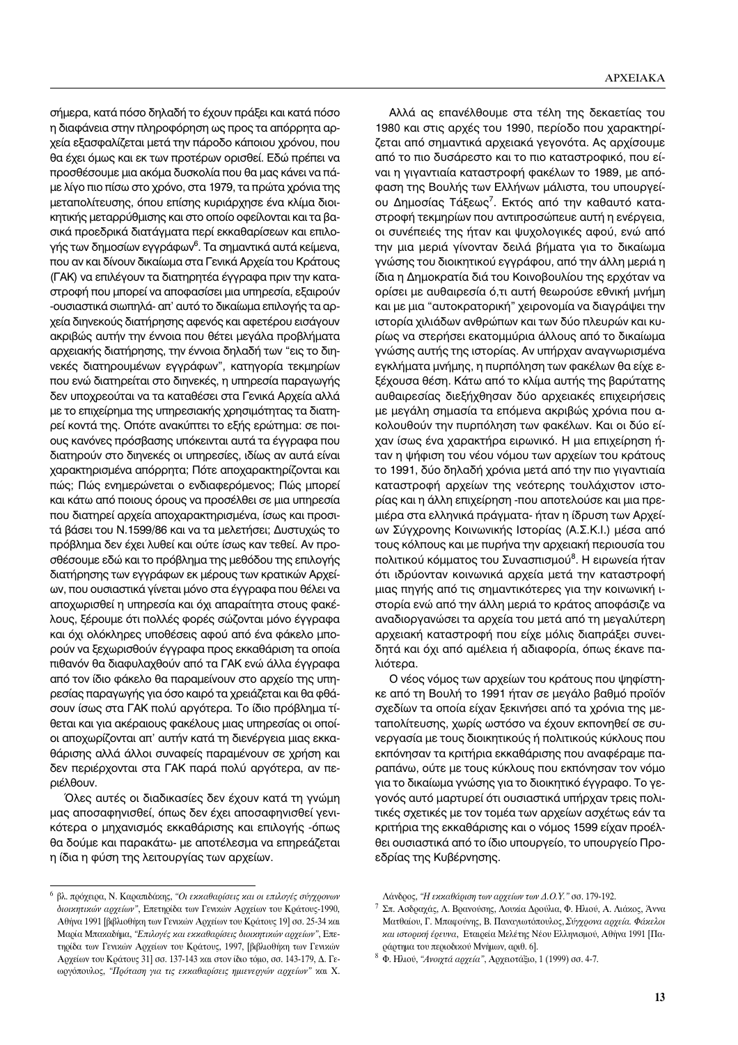σήμερα, κατά πόσο δηλαδή το έχουν πράξει και κατά πόσο η διαφάνεια στην πληροφόρηση ως προς τα απόρρητα αρχεία εξασφαλίζεται μετά την πάροδο κάποιου χρόνου, που θα έχει όμως και εκ των προτέρων οριστεί. Εδώ πρέπει να προσθέσουμε μια ακόμα δυσκολία που θα μας κάνει να πάμε λίγο πιο πίσω στο χρόνο, στα 1979, τα πρώτα χρόνια της μεταπολίτευσης, όπου επίσης κυριάρχησε ένα κλίμα διοικητικής μεταρρύθμισης και στο οποίο οφείλονται και τα βασικά προεδρικά διατάγματα περί εκκαθαρίσεων και επιλογής των δημοσίων εγγράφων[6]. Τα σημαντικά αυτά κείμενα, που αν και δίνουν δικαίωμα στα Γενικά Αρχεία του Κράτους (ΓΑΚ) να επιλέγουν τα διατηρητέα έγγραφα πριν την καταστροφή που μπορεί να αποφασίσει μια υπηρεσία, εξαιρούν -ουσιαστικά σιωπηλά- απ' αυτό το δικαίωμα επιλογής τα αρχεία διηνεκούς διατήρησης αφενός και αφετέρου εισάγουν ακριβώς αυτήν την έννοια που θέτει μεγάλα προβλήματα αρχειακής διατήρησης, την έννοια δηλαδή των "εις το διηνεκές διατηρουμένων εγγράφων", κατηγορία τεκμηρίων που ενώ διατηρείται στο διηνεκές, η υπηρεσία παραγωγής δεν υποχρεούται να τα καταθέσει στα Γενικά Αρχεία αλλά με το επιχείρημα της υπηρεσιακής χρησιμότητας τα διατηρεί κοντά της. Οπότε ανακύπτει το εξής ερώτημα: σε ποιους κανόνες πρόσβασης υπόκεινται αυτά τα έγγραφα που διατηρούν στο διηνεκές οι υπηρεσίες, ιδίως αν αυτά είναι χαρακτηρισμένα απόρρητα; Πότε αποχαρακτηρίζονται και πώς; Πώς ενημερώνεται ο ενδιαφερόμενος; Πώς μπορεί και κάτω από ποιους όρους να προσέλθει σε μια υπηρεσία που διατηρεί αρχεία αποχαρακτηρισμένα, ίσως και προσιτά βάσει του Ν.1599/86 και να τα μελετήσει; Δυστυχώς το πρόβλημα δεν έχει λυθεί και ούτε ίσως καν τεθεί. Αν προσθέσουμε εδώ και το πρόβλημα της μεθόδου της επιλογής διατήρησης των εγγράφων εκ μέρους των κρατικών Αρχείων, που ουσιαστικά γίνεται μόνο στα έγγραφα που θέλει να αποχωρισθεί η υπηρεσία και όχι απαραίτητα στους φακέλους, ξέρουμε ότι πολλές φορές σώζονται μόνο έγγραφα και όχι ολόκληρες υποθέσεις αφού από ένα φάκελο μπορούν να ξεχωρισθούν έγγραφα προς εκκαθάριση τα οποία πιθανόν θα διαφυλαχθούν από τα ΓΑΚ ενώ άλλα έγγραφα από τον ίδιο φάκελο θα παραμείνουν στο αρχείο της υπηρεσίας παραγωγής για όσο καιρό τα χρειάζεται και θα φθάσουν ίσως στα ΓΑΚ πολύ αργότερα. Το ίδιο πρόβλημα τίθεται και για ακέραιους φακέλους μιας υπηρεσίας οι οποίοι αποχωρίζονται απ' αυτήν κατά τη διενέργεια μιας εκκαθάρισης αλλά άλλοι συναφείς παραμένουν σε χρήση και δεν περιέρχονται στα ΓΑΚ παρά πολύ αργότερα, αν περιέλθουν.

Όλες αυτές οι διαδικασίες δεν έχουν κατά τη γνώμη μας αποσαφηνισθεί, όπως δεν έχει αποσαφηνισθεί γενικότερα ο μηχανισμός εκκαθάρισης και επιλογής -όπως θα δούμε και παρακάτω- με αποτέλεσμα να επηρεάζεται η ίδια η φύση της λειτουργίας των αρχείων.

Αλλά ας επανέλθουμε στα τέλη της δεκαετίας του 1980 και στις αρχές του 1990, περίοδο που χαρακτηρίζεται από σημαντικά αρχειακά γεγονότα. Ας αρχίσουμε από το πιο δυσάρεστο και το πιο καταστροφικό, που είναι η γιγαντιαία καταστροφή φακέλων του 1989, με απόφαση της Βουλής των Ελλήνων μάλιστα, του υπουργείου Δημοσίας Τάξεως[7]. Εκτός από την καθαυτό καταστροφή τεκμηρίων που αντιπροσώπευε αυτή η ενέργεια, οι συνέπειές της ήταν και ψυχολογικές αφού, ενώ από την μια μεριά γίνονταν δειλά βήματα για το δικαίωμα γνώσης του διοικητικού εγγράφου, από την άλλη μεριά η ίδια η Δημοκρατία διά του Κοινοβουλίου της ερχόταν να ορίσει με αυθαιρεσία ό,τι αυτή θεωρούσε εθνική μνήμη και με μια "αυτοκρατορική" χειρονομία να διαγράψει την ιστορία χιλιάδων ανθρώπων και των δύο πλευρών και κυρίως να στερήσει εκατομμύρια άλλους από το δικαίωμα γνώσης αυτής της ιστορίας. Αν υπήρχαν αναγνωρισμένα εγκλήματα μνήμης, η πυρπόληση των φακέλων θα είχε εξέχουσα θέση. Κάτω από το κλίμα αυτής της βαρύτατης αυθαιρεσίας διεξήχθησαν δύο αρχειακές επιχειρήσεις με μεγάλη σημασία τα επόμενα ακριβώς χρόνια που ακολουθούν την πυρπόληση των φακέλων. Και οι δύο είχαν ίσως ένα χαρακτήρα ειρωνικό. Η μια επιχείρηση ήταν η ψήφιση του νέου νόμου των αρχείων του κράτους το 1991, δύο δηλαδή χρόνια μετά από την πιο γιγαντιαία καταστροφή αρχείων της νεότερης τουλάχιστον ιστορίας και η άλλη επιχείρηση -που αποτελούσε και μια πρεμιέρα στα ελληνικά πράγματα- ήταν η ίδρυση των Αρχείων Σύγχρονης Κοινωνικής Ιστορίας (Α.Σ.Κ.Ι.) μέσα από τους κόλπους και με πυρήνα την αρχειακή περιουσία του πολιτικού κόμματος του Συνασπισμού[8]. Η ειρωνεία ήταν ότι ιδρύονταν κοινωνικά αρχεία μετά την καταστροφή μιας πηγής από τις σημαντικότερες για την κοινωνική ιστορία ενώ από την άλλη μεριά το κράτος αποφάσιζε να αναδιοργανώσει τα αρχεία του μετά από τη μεγαλύτερη αρχειακή καταστροφή που είχε μόλις διαπράξει συνειδητά και όχι από αμέλεια ή αδιαφορία, όπως έκανε παλιότερα.

Ο νέος νόμος των αρχείων του κράτους που ψηφίστηκε από τη Βουλή το 1991 ήταν σε μεγάλο βαθμό προϊόν σχεδίων τα οποία είχαν ξεκινήσει από τα χρόνια της μεταπολίτευσης, χωρίς ωστόσο να έχουν εκπονηθεί σε συνεργασία με τους διοικητικούς ή πολιτικούς κύκλους που εκπόνησαν τα κριτήρια εκκαθάρισης που αναφέραμε παραπάνω, ούτε με τους κύκλους που εκπόνησαν τον νόμο για το δικαίωμα γνώσης για το διοικητικό έγγραφο. Το γεγονός αυτό μαρτυρεί ότι ουσιαστικά υπήρχαν τρεις πολιτικές σχετικές με τον τομέα των αρχείων ασχέτως εάν τα κριτήρια της εκκαθάρισης και ο νόμος 1599 είχαν προέλθει ουσιαστικά από το ίδιο υπουργείο, το υπουργείο Προεδρίας της Κυβέρνησης.

---

[6] βλ. πρόχειρα, Ν. Καραπιδάκης, *"Οι εκκαθαρίσεις και οι επιλογές σύγχρονων διοικητικών αρχείων"*, Επετηρίδα των Γενικών Αρχείων του Κράτους-1990, Αθήνα 1991 [βιβλιοθήκη των Γενικών Αρχείων του Κράτους 19] σσ. 25-34 και Μαρία Μπακαδήμα, *"Επιλογές και εκκαθαρίσεις διοικητικών αρχείων"*, Επετηρίδα των Γενικών Αρχείων του Κράτους, 1997, [βιβλιοθήκη των Γενικών Αρχείων του Κράτους 31] σσ. 137-143 και στον ίδιο τόμο, σσ. 143-179, Δ. Γεωργόπουλος, *"Πρόταση για τις εκκαθαρίσεις ημιενεργών αρχείων"* και Χ. Λάνδρος, *"Η εκκαθάριση των αρχείων των Δ.Ο.Υ."* σσ. 179-192.

[7] Σπ. Ασδραχάς, Λ. Βρανούσης, Λουκία Δρούλια, Φ. Ηλιού, Α. Λιάκος, Άννα Ματθαίου, Γ. Μπαφούνης, Β. Παναγιωτόπουλος, *Σύγχρονα αρχεία. Φάκελοι και ιστορική έρευνα*, Εταιρεία Μελέτης Νέου Ελληνισμού, Αθήνα 1991 [Παράρτημα του περιοδικού Μνήμων, αριθ. 6].

[8] Φ. Ηλιού, *"Ανοιχτά αρχεία"*, Αρχειοτάξιο, 1 (1999) σσ. 4-7.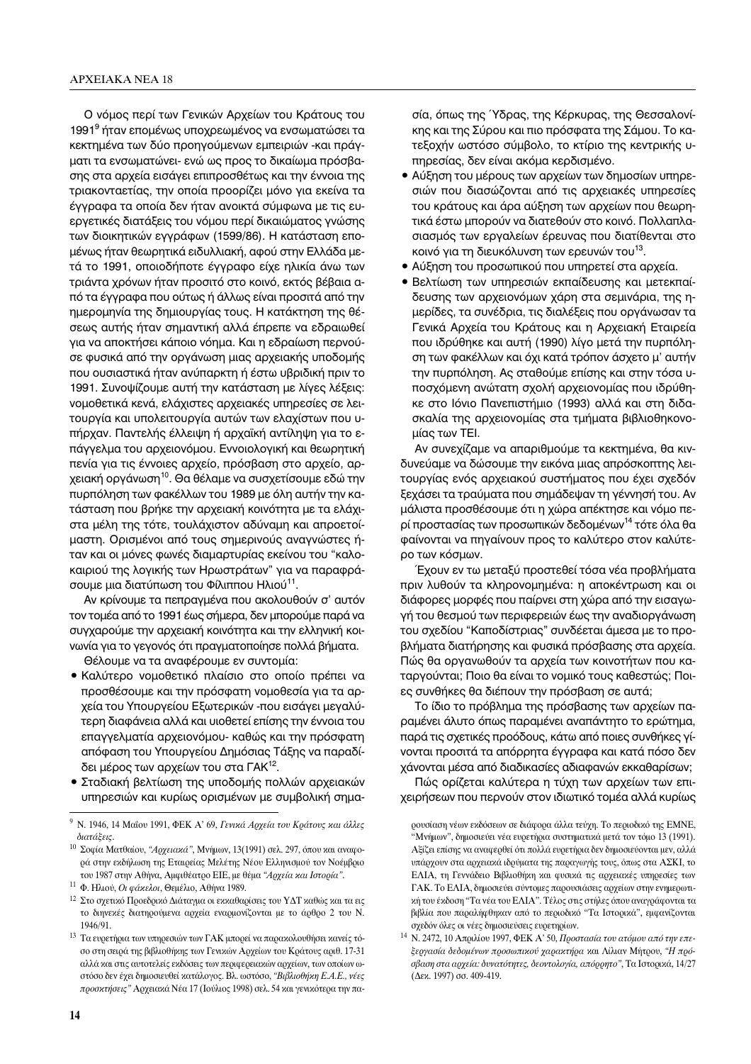Ο νόμος περί των Γενικών Αρχείων του Κράτους του 1991[9] ήταν επομένως υποχρεωμένος να ενσωματώσει τα κεκτημένα των δύο προηγούμενων εμπειριών -και πράγματι τα ενσωματώνει- ενώ ως προς το δικαίωμα πρόσβασης στα αρχεία εισάγει επιπροσθέτως και την έννοια της τριακονταετίας, την οποία προορίζει μόνο για εκείνα τα έγγραφα τα οποία δεν ήταν ανοικτά σύμφωνα με τις ευεργετικές διατάξεις του νόμου περί δικαιώματος γνώσης των διοικητικών εγγράφων (1599/86). Η κατάσταση επομένως ήταν θεωρητικά ειδυλλιακή, αφού στην Ελλάδα μετά το 1991, οποιοδήποτε έγγραφο είχε ηλικία άνω των τριάντα χρόνων ήταν προσιτό στο κοινό, εκτός βέβαια από τα έγγραφα που ούτως ή άλλως είναι προσιτά από την ημερομηνία της δημιουργίας τους. Η κατάκτηση της θέσεως αυτής ήταν σημαντική αλλά έπρεπε να εδραιωθεί για να αποκτήσει κάποιο νόημα. Και η εδραίωση περνούσε φυσικά από την οργάνωση μιας αρχειακής υποδομής που ουσιαστικά ήταν ανύπαρκτη ή έστω υβριδική πριν το 1991. Συνοψίζουμε αυτή την κατάσταση με λίγες λέξεις: νομοθετικά κενά, ελάχιστες αρχειακές υπηρεσίες σε λειτουργία και υπολειτουργία αυτών των ελαχίστων που υπήρχαν. Παντελής έλλειψη ή αρχαϊκή αντίληψη για το επάγγελμα του αρχειονόμου. Εννοιολογική και θεωρητική πενία για τις έννοιες αρχείο, πρόσβαση στο αρχείο, αρχειακή οργάνωση[10]. Θα θέλαμε να συσχετίσουμε εδώ την πυρπόληση των φακέλλων του 1989 με όλη αυτήν την κατάσταση που βρήκε την αρχειακή κοινότητα με τα ελάχιστα μέλη της τότε, τουλάχιστον αδύναμη και απροετοίμαστη. Ορισμένοι από τους σημερινούς αναγνώστες ήταν και οι μόνες φωνές διαμαρτυρίας εκείνου του "καλοκαιριού της λογικής των Ηρωστράτων" για να παραφράσουμε μια διατύπωση του Φίλιππου Ηλιού[11].

Αν κρίνουμε τα πεπραγμένα που ακολουθούν σ' αυτόν τον τομέα από το 1991 έως σήμερα, δεν μπορούμε παρά να συγχαρούμε την αρχειακή κοινότητα και την ελληνική κοινωνία για το γεγονός ότι πραγματοποίησε πολλά βήματα.

Θέλουμε να τα αναφέρουμε εν συντομία:

- Καλύτερο νομοθετικό πλαίσιο στο οποίο πρέπει να προσθέσουμε και την πρόσφατη νομοθεσία για τα αρχεία του Υπουργείου Εξωτερικών -που εισάγει μεγαλύτερη διαφάνεια αλλά και υιοθετεί επίσης την έννοια του επαγγελματία αρχειονόμου- καθώς και την πρόσφατη απόφαση του Υπουργείου Δημόσιας Τάξης να παραδίδει μέρος των αρχείων του στα ΓΑΚ[12].
- Σταδιακή βελτίωση της υποδομής πολλών αρχειακών υπηρεσιών και κυρίως ορισμένων με συμβολική σημασία, όπως της Ύδρας, της Κέρκυρας, της Θεσσαλονίκης και της Σύρου και πιο πρόσφατα της Σάμου. Το κατεξοχήν ωστόσο σύμβολο, το κτίριο της κεντρικής υπηρεσίας, δεν είναι ακόμα κερδισμένο.
- Αύξηση του μέρους των αρχείων των δημοσίων υπηρεσιών που διασώζονται από τις αρχειακές υπηρεσίες του κράτους και άρα αύξηση των αρχείων που θεωρητικά έστω μπορούν να διατεθούν στο κοινό. Πολλαπλασιασμός των εργαλείων έρευνας που διατίθενται στο κοινό για τη διευκόλυνση των ερευνών του[13].
- Αύξηση του προσωπικού που υπηρετεί στα αρχεία.
- Βελτίωση των υπηρεσιών εκπαίδευσης και μετεκπαίδευσης των αρχειονόμων χάρη στα σεμινάρια, τις ημερίδες, τα συνέδρια, τις διαλέξεις που οργάνωσαν τα Γενικά Αρχεία του Κράτους και η Αρχειακή Εταιρεία που ιδρύθηκε και αυτή (1990) λίγο μετά την πυρπόληση των φακέλλων και όχι κατά τρόπον άσχετο μ' αυτήν την πυρπόληση. Ας σταθούμε επίσης και στην τόσα υποσχόμενη ανώτατη σχολή αρχειονομίας που ιδρύθηκε στο Ιόνιο Πανεπιστήμιο (1993) αλλά και στη διδασκαλία της αρχειονομίας στα τμήματα βιβλιοθηκονομίας των ΤΕΙ.

Αν συνεχίζαμε να απαριθμούμε τα κεκτημένα, θα κινδυνεύαμε να δώσουμε την εικόνα μιας απρόσκοπτης λειτουργίας ενός αρχειακού συστήματος που έχει σχεδόν ξεχάσει τα τραύματα που σημάδεψαν τη γέννησή του. Αν μάλιστα προσθέσουμε ότι η χώρα απέκτησε και νόμο περί προστασίας των προσωπικών δεδομένων[14] τότε όλα θα φαίνονται να πηγαίνουν προς το καλύτερο στον καλύτερο των κόσμων.

Έχουν εν τω μεταξύ προστεθεί τόσα νέα προβλήματα πριν λυθούν τα κληρονομημένα: η αποκέντρωση και οι διάφορες μορφές που παίρνει στη χώρα από την εισαγωγή του θεσμού των περιφερειών έως την αναδιοργάνωση του σχεδίου "Καποδίστριας" συνδέεται άμεσα με το προβλήματα διατήρησης και φυσικά πρόσβασης στα αρχεία. Πώς θα οργανωθούν τα αρχεία των κοινοτήτων που καταργούνται; Ποιο θα είναι το νομικό τους καθεστώς; Ποιες συνθήκες θα διέπουν την πρόσβαση σε αυτά;

Το ίδιο το πρόβλημα της πρόσβασης των αρχείων παραμένει άλυτο όπως παραμένει αναπάντητο το ερώτημα, παρά τις σχετικές προόδους, κάτω από ποιες συνθήκες γίνονται προσιτά τα απόρρητα έγγραφα και κατά πόσο δεν χάνονται μέσα από διαδικασίες αδιαφανών εκκαθαρίσων;

Πώς ορίζεται καλύτερα η τύχη των αρχείων των επιχειρήσεων που περνούν στον ιδιωτικό τομέα αλλά κυρίως

---

[9] Ν. 1946, 14 Μαΐου 1991, ΦΕΚ Α' 69, *Γενικά Αρχεία του Κράτους και άλλες διατάξεις*.

[10] Σοφία Ματθαίου, *"Αρχειακά"*, Μνήμων, 13(1991) σελ. 297, όπου και αναφορά στην εκδήλωση της Εταιρείας Μελέτης Νέου Ελληνισμού τον Νοέμβριο του 1987 στην Αθήνα, Αμφιθέατρο ΕΙΕ, με θέμα *"Αρχεία και Ιστορία"*.

[11] Φ. Ηλιού, *Οι φάκελοι*, Θεμέλιο, Αθήνα 1989.

[12] Στο σχετικό Προεδρικό Διάταγμα οι εκκαθαρίσεις του ΥΔΤ καθώς και τα εις το διηνεκές διατηρούμενα αρχεία εναρμονίζονται με το άρθρο 2 του Ν. 1946/91.

[13] Τα ευρετήρια των υπηρεσιών των ΓΑΚ μπορεί να παρακολουθήσει κανείς τόσο στη σειρά της βιβλιοθήκης των Γενικών Αρχείων του Κράτους αριθ. 17-31 αλλά και στις αυτοτελείς εκδόσεις των περιφερειακών αρχείων, των οποίων ωστόσο δεν έχει δημοσιευθεί κατάλογος. Βλ. ωστόσο, *"Βιβλιοθήκη Ε.Α.Ε., νέες προσκτήσεις"* Αρχειακά Νέα 17 (Ιούλιος 1998) σελ. 54 και γενικότερα την παρουσίαση νέων εκδόσεων σε διάφορα άλλα τεύχη. Το περιοδικό της ΕΜΝΕ, "Μνήμων", δημοσιεύει νέα ευρετήρια συστηματικά μετά τον τόμο 13 (1991). Αξίζει επίσης να αναφερθεί ότι πολλά ευρετήρια δεν δημοσιεύονται μεν, αλλά υπάρχουν στα αρχειακά ιδρύματα της παραγωγής τους, όπως στα ΑΣΚΙ, το ΕΛΙΑ, τη Γεννάδειο Βιβλιοθήκη και φυσικά τις αρχειακές υπηρεσίες των ΓΑΚ. Το ΕΛΙΑ, δημοσιεύει σύντομες παρουσιάσεις αρχείων στην ενημερωτική του έκδοση "Τα νέα του ΕΛΙΑ". Τέλος στις στήλες όπου αναγράφονται τα βιβλία που παραλήφθηκαν από το περιοδικό "Τα Ιστορικά", εμφανίζονται σχεδόν όλες οι νέες δημοσιεύσεις ευρετηρίων.

[14] Ν. 2472, 10 Απριλίου 1997, ΦΕΚ Α' 50, *Προστασία του ατόμου από την επεξεργασία δεδομένων προσωπικού χαρακτήρα* και Λίλιαν Μήτρου, *"Η πρόσβαση στα αρχεία: δυνατότητες, δεοντολογία, απόρρητο"*, Τα Ιστορικά, 14/27 (Δεκ. 1997) σσ. 409-419.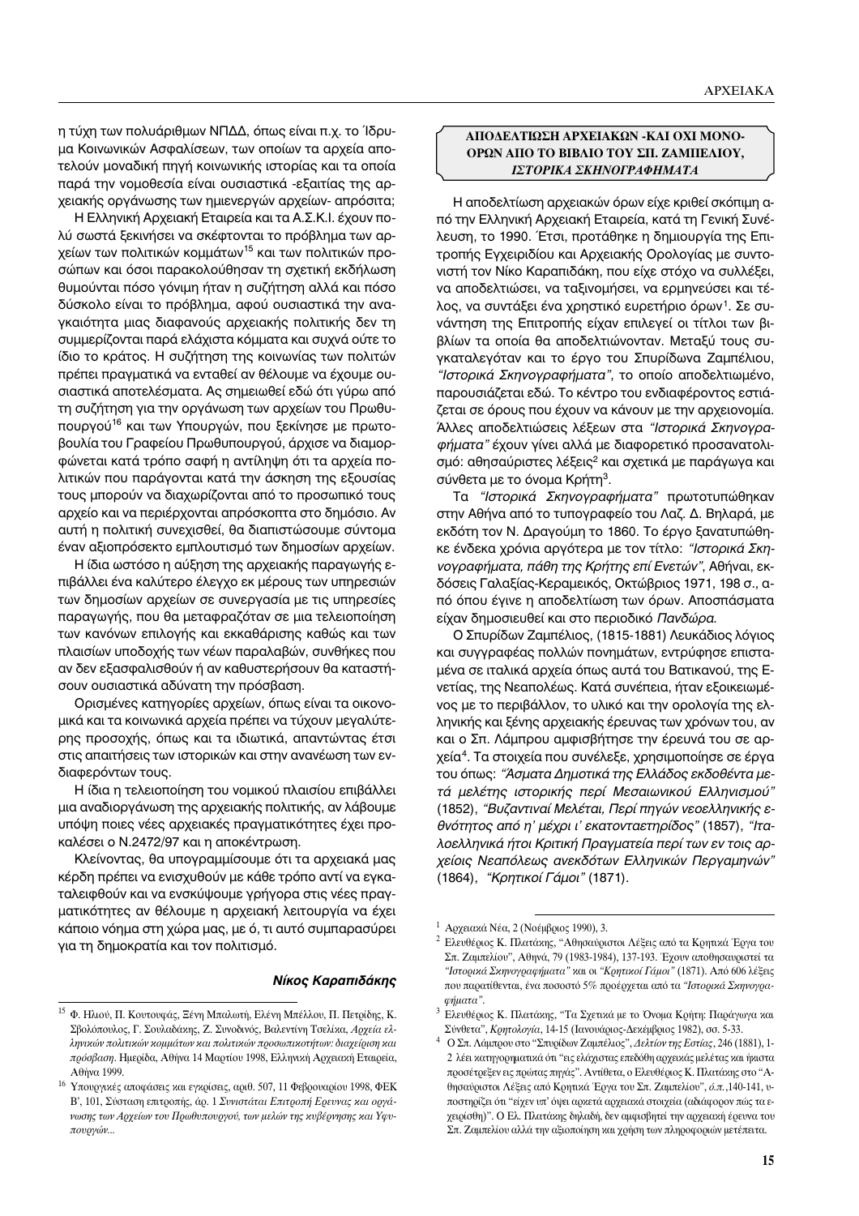η τύχη των πολυάριθμων ΝΠΔΔ, όπως είναι π.χ. το Ίδρυμα Κοινωνικών Ασφαλίσεων, των οποίων τα αρχεία αποτελούν μοναδική πηγή κοινωνικής ιστορίας και τα οποία παρά την νομοθεσία είναι ουσιαστικά -εξαιτίας της αρχειακής οργάνωσης των ημιενεργών αρχείων- απρόσιτα;

Η Ελληνική Αρχειακή Εταιρεία και τα Α.Σ.Κ.Ι. έχουν πολύ σωστά ξεκινήσει να σκέφτονται το πρόβλημα των αρχείων των πολιτικών κομμάτων[15] και των πολιτικών προσώπων και όσοι παρακολούθησαν τη σχετική εκδήλωση θυμούνται πόσο γόνιμη ήταν η συζήτηση αλλά και πόσο δύσκολο είναι το πρόβλημα, αφού ουσιαστικά την αναγκαιότητα μιας διαφανούς αρχειακής πολιτικής δεν τη συμμερίζονται παρά ελάχιστα κόμματα και συχνά ούτε το ίδιο το κράτος. Η συζήτηση της κοινωνίας των πολιτών πρέπει πραγματικά να ενταθεί αν θέλουμε να έχουμε ουσιαστικά αποτελέσματα. Ας σημειωθεί εδώ ότι γύρω από τη συζήτηση για την οργάνωση των αρχείων του Πρωθυπουργού[16] και των Υπουργών, που ξεκίνησε με πρωτοβουλία του Γραφείου Πρωθυπουργού, άρχισε να διαμορφώνεται κατά τρόπο σαφή η αντίληψη ότι τα αρχεία πολιτικών που παράγονται κατά την άσκηση της εξουσίας τους μπορούν να διαχωρίζονται από το προσωπικό τους αρχείο και να περιέρχονται απρόσκοπτα στο δημόσιο. Αν αυτή η πολιτική συνεχισθεί, θα διαπιστώσουμε σύντομα έναν αξιοπρόσεκτο εμπλουτισμό των δημοσίων αρχείων.

Η ίδια ωστόσο η αύξηση της αρχειακής παραγωγής επιβάλλει ένα καλύτερο έλεγχο εκ μέρους των υπηρεσιών των δημοσίων αρχείων σε συνεργασία με τις υπηρεσίες παραγωγής, που θα μεταφραζόταν σε μια τελειοποίηση των κανόνων επιλογής και εκκαθάρισης καθώς και των πλαισίων υποδοχής των νέων παραλαβών, συνθήκες που αν δεν εξασφαλισθούν ή αν καθυστερήσουν θα καταστήσουν ουσιαστικά αδύνατη την πρόσβαση.

Ορισμένες κατηγορίες αρχείων, όπως είναι τα οικονομικά και τα κοινωνικά αρχεία πρέπει να τύχουν μεγαλύτερης προσοχής, όπως και τα ιδιωτικά, απαντώντας έτσι στις απαιτήσεις των ιστορικών και στην ανανέωση των ενδιαφερόντων τους.

Η ίδια η τελειοποίηση του νομικού πλαισίου επιβάλλει μια αναδιοργάνωση της αρχειακής πολιτικής, αν λάβουμε υπόψη ποιες νέες αρχειακές πραγματικότητες έχει προκαλέσει ο Ν.2472/97 και η αποκέντρωση.

Κλείνοντας, θα υπογραμμίσουμε ότι τα αρχειακά μας κέρδη πρέπει να ενισχυθούν με κάθε τρόπο αντί να εγκαταλειφθούν και να ενσκύψουμε γρήγορα στις νέες πραγματικότητες αν θέλουμε η αρχειακή λειτουργία να έχει κάποιο νόημα στη χώρα μας, με ό, τι αυτό συμπαρασύρει για τη δημοκρατία και τον πολιτισμό.

***Νίκος Καραπιδάκης***

[15] Φ. Ηλιού, Π. Κουτουφάς, Ξένη Μπαλωτή, Ελένη Μπέλλου, Π. Πετρίδης, Κ. Σβολόπουλος, Γ. Σουλαδάκης, Ζ. Συνοδινός, Βαλεντίνη Τσελίκα, *Αρχεία ελληνικών πολιτικών κομμάτων και πολιτικών προσωπικοτήτων: διαχείριση και πρόσβαση*. Ημερίδα, Αθήνα 14 Μαρτίου 1998, Ελληνική Αρχειακή Εταιρεία, Αθήνα 1999.

[16] Υπουργικές αποφάσεις και εγκρίσεις, αριθ. 507, 11 Φεβρουαρίου 1998, ΦΕΚ Β', 101, Σύσταση επιτροπής, άρ. 1 *Συνιστάται Επιτροπή Ερευνας και οργάνωσης των Αρχείων του Πρωθυπουργού, των μελών της κυβέρνησης και Υφυπουργών...*

## ΑΠΟΔΕΛΤΙΩΣΗ ΑΡΧΕΙΑΚΩΝ -ΚΑΙ ΟΧΙ ΜΟΝΟ- ΟΡΩΝ ΑΠΟ ΤΟ ΒΙΒΛΙΟ ΤΟΥ ΣΠ. ΖΑΜΠΕΛΙΟΥ, *ΙΣΤΟΡΙΚΑ ΣΚΗΝΟΓΡΑΦΗΜΑΤΑ*

Η αποδελτίωση αρχειακών όρων είχε κριθεί σκόπιμη από την Ελληνική Αρχειακή Εταιρεία, κατά τη Γενική Συνέλευση, το 1990. Έτσι, προτάθηκε η δημιουργία της Επιτροπής Εγχειριδίου και Αρχειακής Ορολογίας με συντονιστή τον Νίκο Καραπιδάκη, που είχε στόχο να συλλέξει, να αποδελτιώσει, να ταξινομήσει, να ερμηνεύσει και τέλος, να συντάξει ένα χρηστικό ευρετήριο όρων[1]. Σε συνάντηση της Επιτροπής είχαν επιλεγεί οι τίτλοι των βιβλίων τα οποία θα αποδελτιώνονταν. Μεταξύ τους συγκαταλεγόταν και το έργο του Σπυρίδωνα Ζαμπέλιου, *"Ιστορικά Σκηνογραφήματα"*, το οποίο αποδελτιωμένο, παρουσιάζεται εδώ. Το κέντρο του ενδιαφέροντος εστιάζεται σε όρους που έχουν να κάνουν με την αρχειονομία. Άλλες αποδελτιώσεις λέξεων στα *"Ιστορικά Σκηνογραφήματα"* έχουν γίνει αλλά με διαφορετικό προσανατολισμό: αθησαύριστες λέξεις[2] και σχετικά με παράγωγα και σύνθετα με το όνομα Κρήτη[3].

Τα *"Ιστορικά Σκηνογραφήματα"* πρωτοτυπώθηκαν στην Αθήνα από το τυπογραφείο του Λαζ. Δ. Βηλαρά, με εκδότη τον Ν. Δραγούμη το 1860. Το έργο ξανατυπώθηκε ένδεκα χρόνια αργότερα με τον τίτλο: *"Ιστορικά Σκηνογραφήματα, πάθη της Κρήτης επί Ενετών"*, Αθήναι, εκδόσεις Γαλαξίας-Κεραμεικός, Οκτώβριος 1971, 198 σ., από όπου έγινε η αποδελτίωση των όρων. Αποσπάσματα είχαν δημοσιευθεί και στο περιοδικό *Πανδώρα.*

Ο Σπυρίδων Ζαμπέλιος, (1815-1881) Λευκάδιος λόγιος και συγγραφέας πολλών πονημάτων, εντρύφησε επισταμένα σε ιταλικά αρχεία όπως αυτά του Βατικανού, της Ενετίας, της Νεαπολέως. Κατά συνέπεια, ήταν εξοικειωμένος με το περιβάλλον, το υλικό και την ορολογία της ελληνικής και ξένης αρχειακής έρευνας των χρόνων του, αν και ο Σπ. Λάμπρου αμφισβήτησε την έρευνά του σε αρχεία[4]. Τα στοιχεία που συνέλεξε, χρησιμοποίησε σε έργα του όπως: *"Άσματα Δημοτικά της Ελλάδος εκδοθέντα μετά μελέτης ιστορικής περί Μεσαιωνικού Ελληνισμού"* (1852), *"Βυζαντιναί Μελέται, Περί πηγών νεοελληνικής εθνότητος από η' μέχρι ι' εκατονταετηρίδος"* (1857), *"Ιταλοελληνικά ήτοι Κριτική Πραγματεία περί των εν τοις αρχείοις Νεαπόλεως ανεκδότων Ελληνικών Περγαμηνών"* (1864), *"Κρητικοί Γάμοι"* (1871).

[1] Αρχειακά Νέα, 2 (Νοέμβριος 1990), 3.

[2] Ελευθέριος Κ. Πλατάκης, "Αθησαύριστοι Λέξεις από τα Κρητικά Έργα του Σπ. Ζαμπελίου", Αθηνά, 79 (1983-1984), 137-193. Έχουν αποθησαυριστεί τα *"Ιστορικά Σκηνογραφήματα"* και οι *"Κρητικοί Γάμοι"* (1871). Από 606 λέξεις που παρατίθενται, ένα ποσοστό 5% προέρχεται από τα *"Ιστορικά Σκηνογραφήματα"*.

[3] Ελευθέριος Κ. Πλατάκης, "Τα Σχετικά με το Όνομα Κρήτη: Παράγωγα και Σύνθετα", *Κρητολογία*, 14-15 (Ιανουάριος-Δεκέμβριος 1982), σσ. 5-33.

[4] Ο Σπ. Λάμπρου στο "Σπυρίδων Ζαμπέλιος", *Δελτίον της Εστίας*, 246 (1881), 1-2 λέει κατηγορηματικά ότι "εις ελάχιστας επεδόθη αρχειακάς μελέτας και ήκιστα προσέτρεξεν εις πρώτας πηγάς". Αντίθετα, ο Ελευθέριος Κ. Πλατάκης στο "Αθησαύριστοι Λέξεις από Κρητικά Έργα του Σπ. Ζαμπελίου", *ό.π.*,140-141, υποστηρίζει ότι "είχεν υπ' όψει αρκετά αρχειακά στοιχεία (αδιάφορον πώς τα εχειρίσθη)". Ο Ελ. Πλατάκης δηλαδή, δεν αμφισβητεί την αρχειακή έρευνα του Σπ. Ζαμπελίου αλλά την αξιοποίηση και χρήση των πληροφοριών μετέπειτα.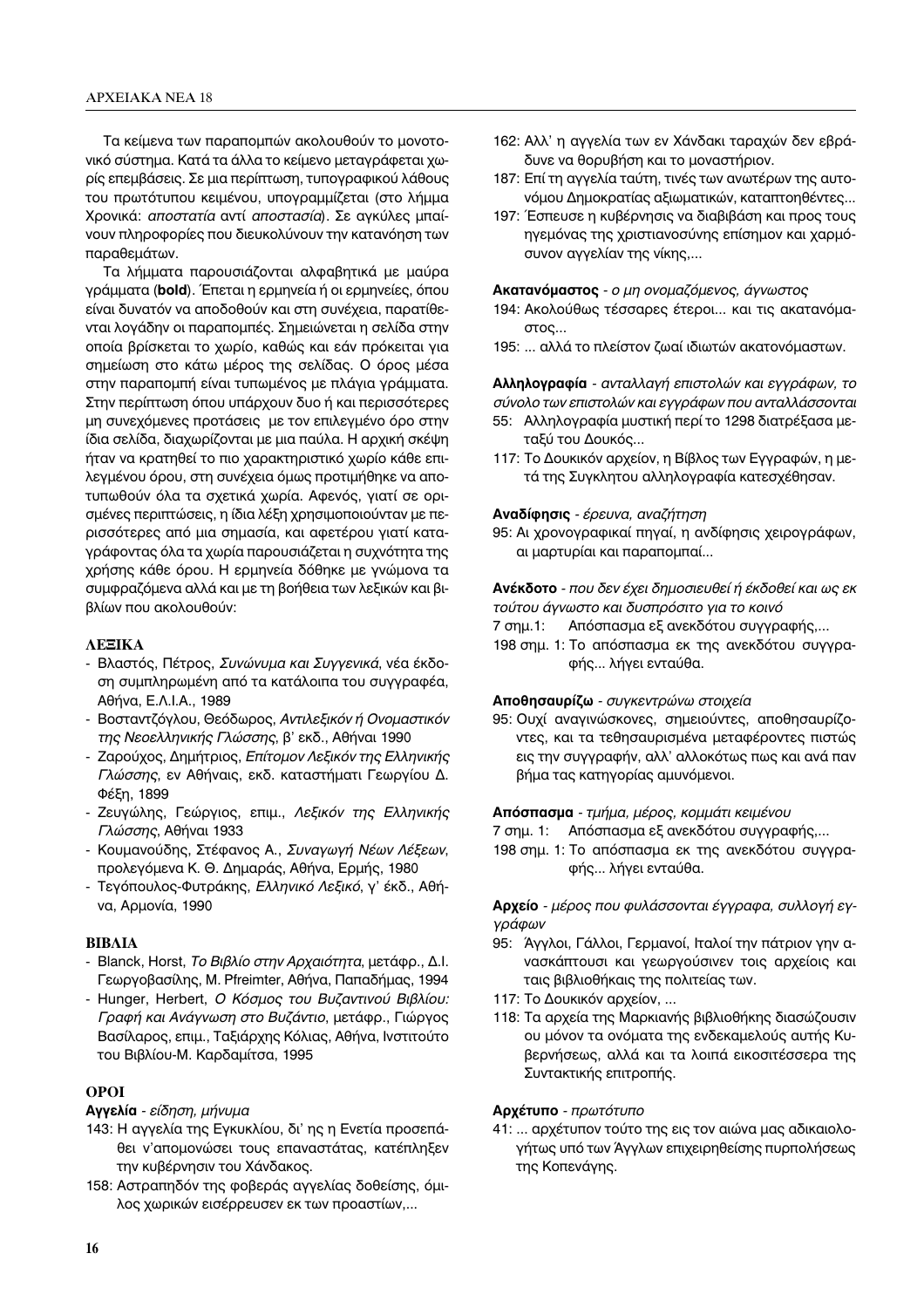Τα κείμενα των παραπομπών ακολουθούν το μονοτονικό σύστημα. Κατά τα άλλα το κείμενο μεταγράφεται χωρίς επεμβάσεις. Σε μια περίπτωση, τυπογραφικού λάθους του πρωτότυπου κειμένου, υπογραμμίζεται (στο λήμμα Χρονικά: *αποστατία* αντί *αποστασία*). Σε αγκύλες μπαίνουν πληροφορίες που διευκολύνουν την κατανόηση των παραθεμάτων.

Τα λήμματα παρουσιάζονται αλφαβητικά με μαύρα γράμματα (**bold**). Έπεται η ερμηνεία ή οι ερμηνείες, όπου είναι δυνατόν να αποδοθούν και στη συνέχεια, παρατίθενται λογάδην οι παραπομπές. Σημειώνεται η σελίδα στην οποία βρίσκεται το χωρίο, καθώς και εάν πρόκειται για σημείωση στο κάτω μέρος της σελίδας. Ο όρος μέσα στην παραπομπή είναι τυπωμένος με πλάγια γράμματα. Στην περίπτωση όπου υπάρχουν δυο ή και περισσότερες μη συνεχόμενες προτάσεις με τον επιλεγμένο όρο στην ίδια σελίδα, διαχωρίζονται με μια παύλα. Η αρχική σκέψη ήταν να κρατηθεί το πιο χαρακτηριστικό χωρίο κάθε επιλεγμένου όρου, στη συνέχεια όμως προτιμήθηκε να αποτυπωθούν όλα τα σχετικά χωρία. Αφενός, γιατί σε ορισμένες περιπτώσεις, η ίδια λέξη χρησιμοποιούνταν με περισσότερες από μια σημασία, και αφετέρου γιατί καταγράφοντας όλα τα χωρία παρουσιάζεται η συχνότητα της χρήσης κάθε όρου. Η ερμηνεία δόθηκε με γνώμονα τα συμφραζόμενα αλλά και με τη βοήθεια των λεξικών και βιβλίων που ακολουθούν:

### ΛΕΞΙΚΑ

- Βλαστός, Πέτρος, *Συνώνυμα και Συγγενικά*, νέα έκδοση συμπληρωμένη από τα κατάλοιπα του συγγραφέα, Αθήνα, Ε.Λ.Ι.Α., 1989
- Βοσταντζόγλου, Θεόδωρος, *Αντιλεξικόν ή Ονομαστικόν της Νεοελληνικής Γλώσσης*, β' εκδ., Αθήναι 1990
- Ζαρούχος, Δημήτριος, *Επίτομον Λεξικόν της Ελληνικής Γλώσσης*, εν Αθήναις, εκδ. καταστήματι Γεωργίου Δ. Φέξη, 1899
- Ζευγώλης, Γεώργιος, επιμ., *Λεξικόν της Ελληνικής Γλώσσης*, Αθήναι 1933
- Κουμανούδης, Στέφανος Α., *Συναγωγή Νέων Λέξεων*, προλεγόμενα Κ. Θ. Δημαράς, Αθήνα, Ερμής, 1980
- Τεγόπουλος-Φυτράκης, *Ελληνικό Λεξικό*, γ' έκδ., Αθήνα, Αρμονία, 1990

### ΒΙΒΛΙΑ

- Blanck, Horst, *Το Βιβλίο στην Αρχαιότητα*, μετάφρ., Δ.Ι. Γεωργοβασίλης, M. Pfreimter, Αθήνα, Παπαδήμας, 1994
- Hunger, Herbert, *Ο Κόσμος του Βυζαντινού Βιβλίου: Γραφή και Ανάγνωση στο Βυζάντιο*, μετάφρ., Γιώργος Βασίλαρος, επιμ., Ταξιάρχης Κόλιας, Αθήνα, Ινστιτούτο του Βιβλίου-Μ. Καρδαμίτσα, 1995

### ΟΡΟΙ

**Αγγελία** - *είδηση, μήνυμα*

143: Η *αγγελία* της Εγκυκλίου, δι' ης η Ενετία προσεπάθει ν'απομονώσει τους επαναστάτας, κατέπληξεν την κυβέρνησιν του Χάνδακος.

158: Αστραπηδόν της φοβεράς *αγγελίας* δοθείσης, όμιλος χωρικών εισέρρευσεν εκ των προαστίων,...

162: Αλλ' η *αγγελία* των εν Χάνδακι ταραχών δεν εβράδυνε να θορυβήση και το μοναστήριον.

187: Επί τη *αγγελία* ταύτη, τινές των ανωτέρων της αυτονόμου Δημοκρατίας αξιωματικών, καταπτοηθέντες...

197: Έσπευσε η κυβέρνησις να διαβιβάση και προς τους ηγεμόνας της χριστιανοσύνης επίσημον και χαρμόσυνον *αγγελίαν* της νίκης,...

**Ακατανόμαστος** - *ο μη ονομαζόμενος, άγνωστος*

194: Ακολούθως τέσσαρες έτεροι... και τις *ακατανόμαστος*...

195: ... αλλά το πλείστον ζωαί ιδιωτών *ακατονόμαστων*.

**Αλληλογραφία** - *ανταλλαγή επιστολών και εγγράφων, το σύνολο των επιστολών και εγγράφων που ανταλλάσσονται*

55: *Αλληλογραφία* μυστική περί το 1298 διατρέξασα μεταξύ του Δουκός...

117: Το Δουκικόν αρχείον, η Βίβλος των Εγγραφών, η μετά της Συγκλητου *αλληλογραφία* κατεσχέθησαν.

**Αναδίφησις** - *έρευνα, αναζήτηση*

95: Αι χρονογραφικαί πηγαί, η *ανδίφησις* χειρογράφων, αι μαρτυρίαι και παραπομπαί...

**Ανέκδοτο** - *που δεν έχει δημοσιευθεί ή έκδοθεί και ως εκ τούτου άγνωστο και δυσπρόσιτο για το κοινό*

7 σημ.1: Απόσπασμα εξ *ανεκδότου* συγγραφής,...

198 σημ. 1: Το απόσπασμα εκ της *ανεκδότου* συγγραφής... λήγει ενταύθα.

**Αποθησαυρίζω** - *συγκεντρώνω στοιχεία*

95: Ουχί αναγινώσκονες, σημειούντες, *αποθησαυρίζοντες*, και τα τεθησαυρισμένα μεταφέροντες πιστώς εις την συγγραφήν, αλλ' αλλοκότως πως και ανά παν βήμα τας κατηγορίας αμυνόμενοι.

**Απόσπασμα** - *τμήμα, μέρος, κομμάτι κειμένου*

7 σημ. 1: *Απόσπασμα* εξ ανεκδότου συγγραφής,...

198 σημ. 1: Το *απόσπασμα* εκ της ανεκδότου συγγραφής... λήγει ενταύθα.

**Αρχείο** - *μέρος που φυλάσσονται έγγραφα, συλλογή εγγράφων*

95: Άγγλοι, Γάλλοι, Γερμανοί, Ιταλοί την πάτριον γην ανασκάπτουσι και γεωργούσινεν τοις *αρχείοις* και ταις βιβλιοθήκαις της πολιτείας των.

117: Το Δουκικόν *αρχείον*, ...

118: Τα *αρχεία* της Μαρκιανής βιβλιοθήκης διασώζουσιν ου μόνον τα ονόματα της ενδεκαμελούς αυτής Κυβερνήσεως, αλλά και τα λοιπά εικοσιτέσσερα της Συντακτικής επιτροπής.

**Αρχέτυπο** - *πρωτότυπο*

41: ... *αρχέτυπον* τούτο της εις τον αιώνα μας αδικαιολογήτως υπό των Άγγλων επιχειρηθείσης πυρπολήσεως της Κοπενάγης.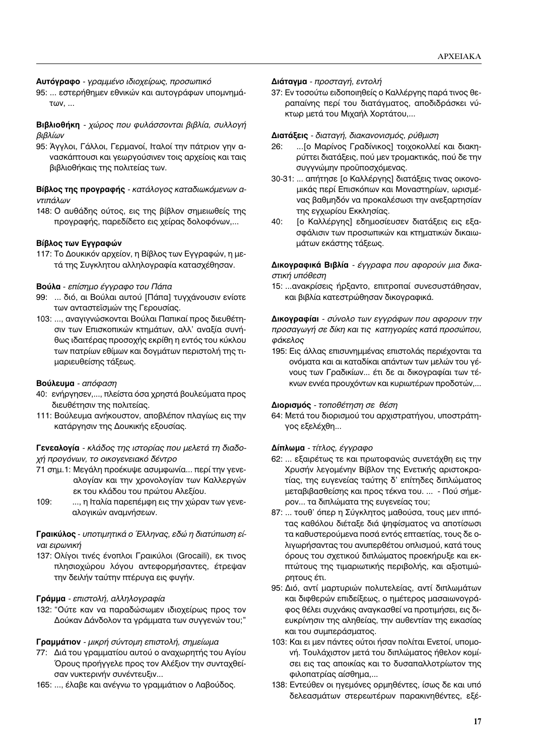**Αυτόγραφο** - *γραμμένο ιδιοχείρως, προσωπικό*

95: ... εστερήθημεν εθνικών και αυτογράφων υπομνημάτων, ...

**Βιβλιοθήκη** - *χώρος που φυλάσσονται βιβλία, συλλογή βιβλίων*

95: Άγγλοι, Γάλλοι, Γερμανοί, Ιταλοί την πάτριον γην ανασκάπτουσι και γεωργούσινεν τοις αρχείοις και ταις βιβλιοθήκαις της πολιτείας των.

**Βίβλος της προγραφής** - *κατάλογος καταδιωκόμενων αντιπάλων*

148: Ο αυθάδης ούτος, εις της βίβλον σημειωθείς της προγραφής, παρεδίδετο εις χείρας δολοφόνων,...

**Βίβλος των Εγγραφών**

117: Το Δουκικόν αρχείον, η Βίβλος των Εγγραφών, η μετά της Συγκλητου αλληλογραφία κατασχέθησαν.

**Βούλα** - *επίσημο έγγραφο του Πάπα*

99: ... διό, αι Βούλαι αυτού [Πάπα] τυγχάνουσιν ενίοτε των ανταστεϊσμών της Γερουσίας.

103: ..., αναγιγνώσκονται Βούλαι Παπικαί προς διευθέτησιν των Επισκοπικών κτημάτων, αλλ' αναξία συνήθως ιδιαιτέρας προσοχής εκρίθη η εντός του κύκλου των πατρίων εθίμων και δογμάτων περιστολή της τιμαριευθείσης τάξεως.

**Βούλευμα** - *απόφαση*

40: ενήργησεν,..., πλείστα όσα χρηστά βουλεύματα προς διευθέτησιν της πολιτείας.

111: Βούλευμα ανήκουστον, αποβλέπον πλαγίως εις την κατάργησιν της Δουκικής εξουσίας.

**Γενεαλογία** - *κλάδος της ιστορίας που μελετά τη διαδοχή προγόνων, το οικογενειακό δέντρο*

71 σημ.1: Μεγάλη προέκυψε ασυμφωνία... περί την γενεαλογίαν και την χρονολογίαν των Καλλεργών εκ του κλάδου του πρώτου Αλεξίου.

109: ..., η Ιταλία παρεπέμφη εις την χώραν των γενεαλογικών αναμνήσεων.

**Γραικύλος** - *υποτιμητικά ο Έλληνας, εδώ η διατύπωση είναι ειρωνική*

137: Ολίγοι τινές ένοπλοι Γραικύλοι (Grocaili), εκ τινος πλησιοχώρου λόγου αντεφορμήσαντες, έτρεψαν την δειλήν ταύτην πτέρυγα εις φυγήν.

**Γράμμα** - *επιστολή, αλληλογραφία*

132: "Ούτε καν να παραδώσωμεν ιδιοχείρως προς τον Δούκαν Δάνδολον τα γράμματα των συγγενών του;"

**Γραμμάτιον** - *μικρή σύντομη επιστολή, σημείωμα*

77: Διά του γραμματίου αυτού ο αναχωρητής του Αγίου Όρους προήγγελε προς τον Αλέξιον την συνταχθείσαν νυκτερινήν συνέντευξιν...

165: ..., έλαβε και ανέγνω το γραμμάτιον ο Λαβούδος.

**Διάταγμα** - *προσταγή, εντολή*

37: Εν τοσούτω ειδοποιηθείς ο Καλλέργης παρά τινος θεραπαίνης περί του διατάγματος, αποδιδράσκει νύκτωρ μετά του Μιχαήλ Χορτάτου,...

**Διατάξεις** - *διαταγή, διακανονισμός, ρύθμιση*

26: ...[ο Μαρίνος Γραδίνικος] τοιχοκολλεί και διακηρύττει διατάξεις, πού μεν τρομακτικάς, πού δε την συγγνώμην προϋποσχόμενας.

30-31: ... απήτησε [ο Καλλέργης] διατάξεις τινας οικονομικάς περί Επισκόπων και Μοναστηρίων, ωρισμένας βαθμηδόν να προκαλέσωσι την ανεξαρτησίαν της εγχωρίου Εκκλησίας.

40: [ο Καλλέργης] εδημοσίευσεν διατάξεις εις εξασφάλισιν των προσωπικών και κτηματικών δικαιωμάτων εκάστης τάξεως.

**Δικογραφικά Βιβλία** - *έγγραφα που αφορούν μια δικαστική υπόθεση*

15: ...ανακρίσεις ήρξαντο, επιτροπαί συνεσυστάθησαν, και βιβλία κατεστρώθησαν δικογραφικά.

**Δικογραφίαι** - *σύνολο των εγγράφων που αφορουν την προσαγωγή σε δίκη και τις κατηγορίες κατά προσώπου, φάκελος*

195: Εις άλλας επισυνημμένας επιστολάς περιέχονται τα ονόματα και αι καταδίκαι απάντων των μελών του γένους των Γραδικίων... έτι δε αι δικογραφίαι των τέκνων εννέα προυχόντων και κυριωτέρων προδοτών,...

**Διορισμός** - *τοποθέτηση σε θέση*

64: Μετά του διορισμού του αρχιστρατήγου, υποστράτηγος εξελέχθη...

**Δίπλωμα** - *τίτλος, έγγραφο*

62: ... εξαιρέτως τε και πρωτοφανώς συνετάχθη εις την Χρυσήν λεγομένην Βίβλον της Ενετικής αριστοκρατίας, της ευγενείας ταύτης δ' επίτηδες διπλώματος μεταβιβασθείσης και προς τέκνα του. ... - Πού σήμερον... τα διπλώματα της ευγενείας του;

87: ... τουθ' όπερ η Σύγκλητος μαθούσα, τους μεν ιππότας καθόλου διέταξε διά ψηφίσματος να αποτίσωσι τα καθυστερούμενα ποσά εντός επταετίας, τους δε ολιγωρήσαντας του ανυπερθέτου οπλισμού, κατά τους όρους του σχετικού διπλώματος προεκήρυξε και εκπτώτους της τιμαριωτικής περιβολής, και αξιοτιμώρητους έτι.

95: Διό, αντί μαρτυριών πολυτελείας, αντί διπλωμάτων και διφθερών επιδείξεως, ο ημέτερος μασαιωνογράφος θέλει συχνάκις αναγκασθεί να προτιμήσει, εις διευκρίνησιν της αληθείας, την αυθεντίαν της εικασίας και του συμπεράσματος.

103: Και ει μεν πάντες ούτοι ήσαν πολίται Ενετοί, υπομονή. Τουλάχιστον μετά του διπλώματος ήθελον κομίσει εις τας αποικίας και το δυσαπαλλοτρίωτον της φιλοπατρίας αίσθημα,...

138: Εντεύθεν οι ηγεμόνες ορμηθέντες, ίσως δε και υπό δελεασμάτων στερεωτέρων παρακινηθέντες, εξέ-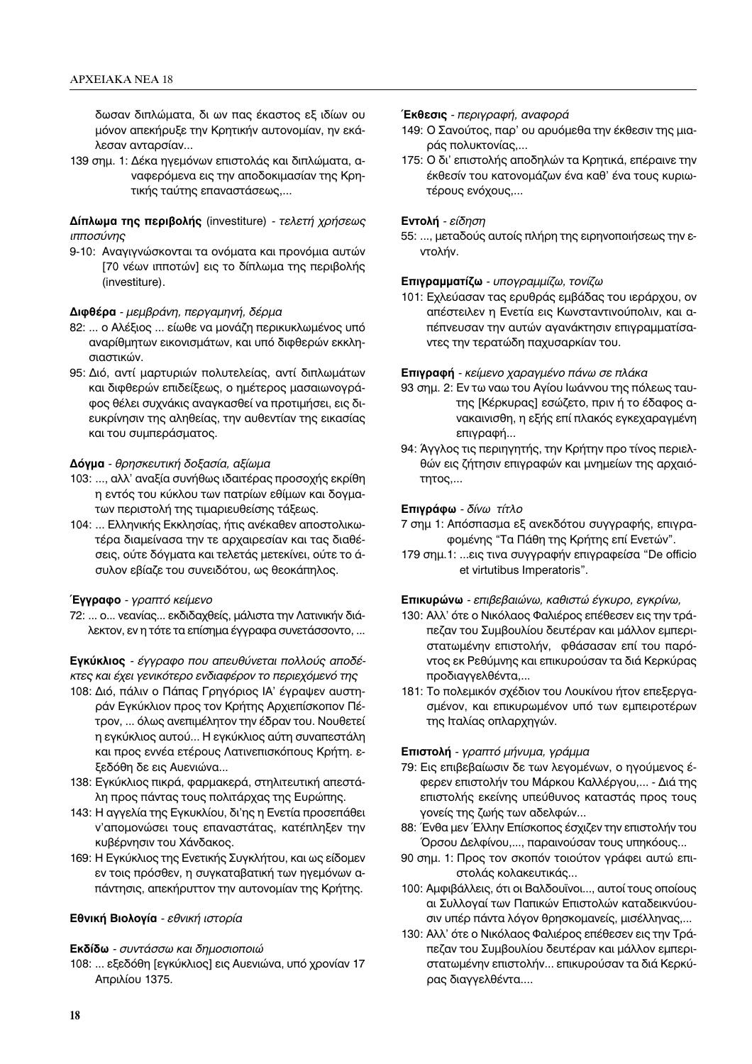δωσαν διπλώματα, δι ων πας έκαστος εξ ιδίων ου μόνον απεκήρυξε την Κρητικήν αυτονομίαν, ην εκάλεσαν ανταρσίαν...

139 σημ. 1: Δέκα ηγεμόνων επιστολάς και διπλώματα, αναφερόμενα εις την αποδοκιμασίαν της Κρητικής ταύτης επαναστάσεως,...

**Δίπλωμα της περιβολής** (investiture) - *τελετή χρήσεως ιπποσύνης*

9-10: Αναγιγνώσκονται τα ονόματα και προνόμια αυτών [70 νέων ιπποτών] εις το δίπλωμα της περιβολής (investiture).

**Διφθέρα** - *μεμβράνη, περγαμηνή, δέρμα*

82: ... ο Αλέξιος ... είωθε να μονάζη περικυκλωμένος υπό αναρίθμητων εικονισμάτων, και υπό διφθερών εκκλησιαστικών.

95: Διό, αντί μαρτυριών πολυτελείας, αντί διπλωμάτων και διφθερών επιδείξεως, ο ημέτερος μασαιωνογράφος θέλει συχνάκις αναγκασθεί να προτιμήσει, εις διευκρίνησιν της αληθείας, την αυθεντίαν της εικασίας και του συμπεράσματος.

**Δόγμα** - *θρησκευτική δοξασία, αξίωμα*

103: ..., αλλ' αναξία συνήθως ιδιαιτέρας προσοχής εκρίθη η εντός του κύκλου των πατρίων εθίμων και δογμάτων περιστολή της τιμαριευθείσης τάξεως.

104: ... Ελληνικής Εκκλησίας, ήτις ανέκαθεν αποστολικωτέρα διαμείνασα την τε αρχαιρεσίαν και τας διαθέσεις, ούτε δόγματα και τελετάς μετεκίνει, ούτε το άσυλον εβίαζε του συνειδότου, ως θεοκάπηλος.

**Έγγραφο** - *γραπτό κείμενο*

72: ... ο... νεανίας... εκδιδαχθείς, μάλιστα την Λατινικήν διάλεκτον, εν η τότε τα επίσημα έγγραφα συνετάσσοντο, ...

**Εγκύκλιος** - *έγγραφο που απευθύνεται πολλούς αποδέκτες και έχει γενικότερο ενδιαφέρον το περιεχόμενό της*

108: Διό, πάλιν ο Πάπας Γρηγόριος ΙΑ' έγραψεν αυστηράν Εγκύκλιον προς τον Κρήτης Αρχιεπίσκοπον Πέτρον, ... όλως ανεπιμέλητον την έδραν του. Νουθετεί η εγκύκλιος αυτού... Η εγκύκλιος αύτη συναπεστάλη και προς εννέα ετέρους Λατινεπισκόπους Κρήτη. εξεδόθη δε εις Αυενιώνα...

138: Εγκύκλιος πικρά, φαρμακερά, στηλιτευτική απεστάλη προς πάντας τους πολιτάρχας της Ευρώπης.

143: Η αγγελία της Εγκυκλίου, δι'ης η Ενετία προσεπάθει ν'απομονώσει τους επαναστάτας, κατέπληξεν την κυβέρνησιν του Χάνδακος.

169: Η Εγκύκλιος της Ενετικής Συγκλήτου, και ως είδομεν εν τοις πρόσθεν, η συγκαταβατική των ηγεμόνων απάντησις, απεκήρυττον την αυτονομίαν της Κρήτης.

**Εθνική Βιολογία** - *εθνική ιστορία*

**Εκδίδω** - *συντάσσω και δημοσιοποιώ*

108: ... εξεδόθη [εγκύκλιος] εις Αυενιώνα, υπό χρονίαν 17 Απριλίου 1375.

**Έκθεσις** - *περιγραφή, αναφορά*

149: Ο Σανούτος, παρ' ου αρυόμεθα την έκθεσιν της μιαράς πολυκτονίας,...

175: Ο δι' επιστολής αποδηλών τα Κρητικά, επέραινε την έκθεσίν του κατονομάζων ένα καθ' ένα τους κυριωτέρους ενόχους,...

**Εντολή** - *είδηση*

55: ..., μεταδούς αυτοίς πλήρη της ειρηνοποιήσεως την εντολήν.

**Επιγραμματίζω** - *υπογραμμίζω, τονίζω*

101: Εχλεύασαν τας ερυθράς εμβάδας του ιεράρχου, ον απέστειλεν η Ενετία εις Κωνσταντινούπολιν, και απέπνευσαν την αυτών αγανάκτησιν επιγραμματίσαντες την τερατώδη παχυσαρκίαν του.

**Επιγραφή** - *κείμενο χαραγμένο πάνω σε πλάκα*

93 σημ. 2: Εν τω ναω του Αγίου Ιωάννου της πόλεως ταύτης [Κέρκυρας] εσώζετο, πριν ή το έδαφος ανακαινισθη, η εξής επί πλακός εγκεχαραγμένη επιγραφή...

94: Άγγλος τις περιηγητής, την Κρήτην προ τίνος περιελθών εις ζήτησιν επιγραφών και μνημείων της αρχαιότητος,...

**Επιγράφω** - *δίνω τίτλο*

7 σημ 1: Απόσπασμα εξ ανεκδότου συγγραφής, επιγραφομένης "Τα Πάθη της Κρήτης επί Ενετών".

179 σημ.1: ...εις τινα συγγραφήν επιγραφείσα "De officio et virtutibus Imperatoris".

**Επικυρώνω** - *επιβεβαιώνω, καθιστώ έγκυρο, εγκρίνω,*

130: Αλλ' ότε ο Νικόλαος Φαλιέρος επέθεσεν εις την τράπεζαν του Συμβουλίου δευτέραν και μάλλον εμπεριστατωμένην επιστολήν, φθάσασαν επί του παρόντος εκ Ρεθύμνης και επικυρούσαν τα διά Κερκύρας προδιαγγελθέντα,...

181: Το πολεμικόν σχέδιον του Λουκίνου ήτον επεξεργασμένον, και επικυρωμένον υπό των εμπειροτέρων της Ιταλίας οπλαρχηγών.

**Επιστολή** - *γραπτό μήνυμα, γράμμα*

79: Εις επιβεβαίωσιν δε των λεγομένων, ο ηγούμενος έφερεν επιστολήν του Μάρκου Καλλέργου,... - Διά της επιστολής εκείνης υπεύθυνος καταστάς προς τους γονείς της ζωής των αδελφών...

88: Ένθα μεν Έλλην Επίσκοπος έσχιζεν την επιστολήν του Όρσου Δελφίνου,..., παραινούσαν τους υπηκόους...

90 σημ. 1: Προς τον σκοπόν τοιούτον γράφει αυτώ επιστολάς κολακευτικάς...

100: Αμφιβάλλεις, ότι οι Βαλδουΐνοι..., αυτοί τους οποίους αι Συλλογαί των Παπικών Επιστολών καταδεικνύουσιν υπέρ πάντα λόγον θρησκομανείς, μισέλληνας,...

130: Αλλ' ότε ο Νικόλαος Φαλιέρος επέθεσεν εις την Τράπεζαν του Συμβουλίου δευτέραν και μάλλον εμπεριστατωμένην επιστολήν... επικυρούσαν τα διά Κερκύρας διαγγελθέντα....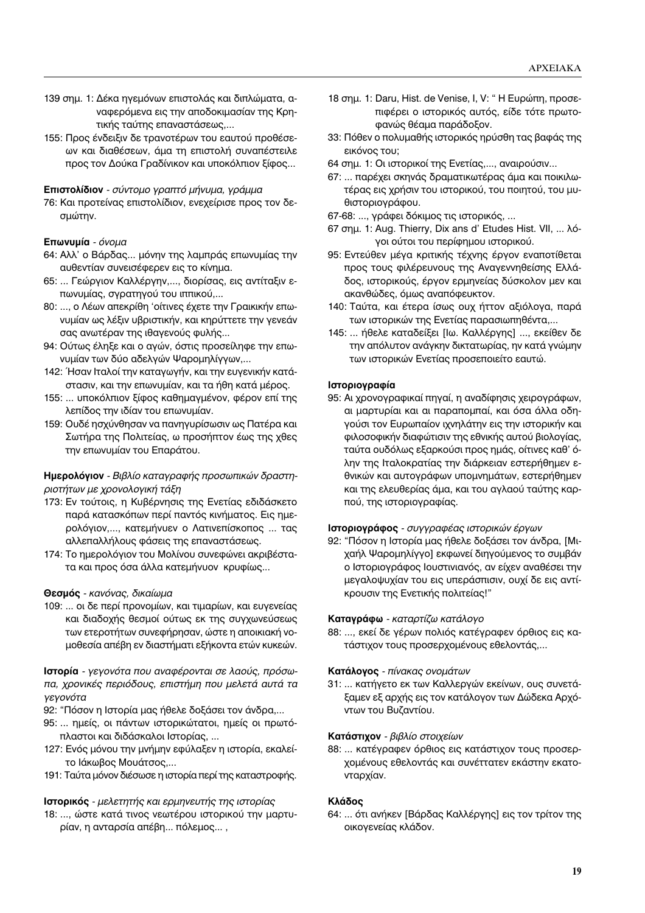139 σημ. 1: Δέκα ηγεμόνων επιστολάς και διπλώματα, αναφερόμενα εις την αποδοκιμασίαν της Κρητικής ταύτης επαναστάσεως,...

155: Προς ένδειξιν δε τρανοτέρων του εαυτού προθέσεων και διαθέσεων, άμα τη επιστολή συναπέστειλε προς τον Δούκα Γραδίνικον και υποκόλπιον ξίφος...

**Επιστολίδιον** - *σύντομο γραπτό μήνυμα, γράμμα*

76: Και προτείνας επιστολίδιον, ενεχείρισε προς τον δεσμώτην.

**Επωνυμία** - *όνομα*

64: Αλλ' ο Βάρδας... μόνην της λαμπράς επωνυμίας την αυθεντίαν συνεισέφερεν εις το κίνημα.

65: ... Γεώργιον Καλλέργην,..., διορίσας, εις αντίταξιν επωνυμίας, σγρατηγού του ιππικού,...

80: ..., ο Λέων απεκρίθη 'οίτινες έχετε την Γραικικήν επωνυμίαν ως λέξιν υβριστικήν, και κηρύττετε την γενεάν σας ανωτέραν της ιθαγενούς φυλής...

94: Ούτως έληξε και ο αγών, όστις προσείληφε την επωνυμίαν των δύο αδελγών Ψαρομηλίγγων,...

142: Ήσαν Ιταλοί την καταγωγήν, και την ευγενικήν κατάστασιν, και την επωνυμίαν, και τα ήθη κατά μέρος.

155: ... υποκόλπιον ξίφος καθημαγμένον, φέρον επί της λεπίδος την ιδίαν του επωνυμίαν.

159: Ουδέ ησχύνθησαν να πανηγυρίσωσιν ως Πατέρα και Σωτήρα της Πολιτείας, ω προσήπτον έως της χθες την επωνυμίαν του Επαράτου.

**Ημερολόγιον** - *Βιβλίο καταγραφής προσωπικών δραστηριοτήτων με χρονολογική τάξη*

173: Εν τούτοις, η Κυβέρνησις της Ενετίας εδιδάσκετο παρά κατασκόπων περί παντός κινήματος. Εις ημερολόγιον,..., κατεμήνυεν ο Λατινεπίσκοπος ... τας αλλεπαλλήλους φάσεις της επαναστάσεως.

174: Το ημερολόγιον του Μολίνου συνεφώνει ακριβέστατα και προς όσα άλλα κατεμήνυον κρυφίως...

**Θεσμός** - *κανόνας, δικαίωμα*

109: ... οι δε περί προνομίων, και τιμαρίων, και ευγενείας και διαδοχής θεσμοί ούτως εκ της συγχωνεύσεως των ετεροτήτων συνεφήρησαν, ώστε η αποικιακή νομοθεσία απέβη εν διαστήματι εξήκοντα ετών κυκεών.

**Ιστορία** - *γεγονότα που αναφέρονται σε λαούς, πρόσωπα, χρονικές περιόδους, επιστήμη που μελετά αυτά τα γεγονότα*

92: "Πόσον η Ιστορία μας ήθελε δοξάσει τον άνδρα,...

95: ... ημείς, οι πάντων ιστορικώτατοι, ημείς οι πρωτόπλαστοι και διδάσκαλοι Ιστορίας, ...

127: Ενός μόνου την μνήμην εφύλαξεν η ιστορία, εκαλείτο Ιάκωβος Μουάτσος,...

191: Ταύτα μόνον διέσωσε η ιστορία περί της καταστροφής.

**Ιστορικός** - *μελετητής και ερμηνευτής της ιστορίας*

18: ..., ώστε κατά τινος νεωτέρου ιστορικού την μαρτυρίαν, η ανταρσία απέβη... πόλεμος... ,

18 σημ. 1: Daru, Hist. de Venise, I, V: " Η Ευρώπη, προσεπιφέρει ο ιστορικός αυτός, είδε τότε πρωτοφανώς θέαμα παράδοξον.

33: Πόθεν ο πολυμαθής ιστορικός ηρύσθη τας βαφάς της εικόνος του;

64 σημ. 1: Οι ιστορικοί της Ενετίας,..., αναιρούσιν...

67: ... παρέχει σκηνάς δραματικωτέρας άμα και ποικιλωτέρας εις χρήσιν του ιστορικού, του ποιητού, του μυθιστοριογράφου.

67-68: ..., γράφει δόκιμος τις ιστορικός, ...

67 σημ. 1: Aug. Thierry, Dix ans d' Etudes Hist. VII, ... λόγοι ούτοι του περίφημου ιστορικού.

95: Εντεύθεν μέγα κριτικής τέχνης έργον εναποτίθεται προς τους φιλέρευνους της Αναγεννηθείσης Ελλάδος, ιστορικούς, έργον ερμηνείας δύσκολον μεν και ακανθώδες, όμως αναπόφευκτον.

140: Ταύτα, και έτερα ίσως ουχ ήττον αξιόλογα, παρά των ιστορικών της Ενετίας παρασιωπηθέντα,...

145: ... ήθελε καταδείξει [Ιω. Καλλέργης] ..., εκείθεν δε την απόλυτον ανάγκην δικτατωρίας, ην κατά γνώμην των ιστορικών Ενετίας προσεποιείτο εαυτώ.

**Ιστοριογραφία**

95: Αι χρονογραφικαί πηγαί, η αναδίφησις χειρογράφων, αι μαρτυρίαι και αι παραπομπαί, και όσα άλλα οδηγούσι τον Ευρωπαίον ιχνηλάτην εις την ιστορικήν και φιλοσοφικήν διαφώτισιν της εθνικής αυτού βιολογίας, ταύτα ουδόλως εξαρκούσι προς ημάς, οίτινες καθ' όλην της Ιταλοκρατίας την διάρκειαν εστερήθημεν εθνικών και αυτογράφων υπομνημάτων, εστερήθημεν και της ελευθερίας άμα, και του αγλαού ταύτης καρπού, της ιστοριογραφίας.

**Ιστοριογράφος** - *συγγραφέας ιστορικών έργων*

92: "Πόσον η Ιστορία μας ήθελε δοξάσει τον άνδρα, [Μιχαήλ Ψαρομηλίγγο] εκφωνεί διηγούμενος το συμβάν ο Ιστοριογράφος Ιουστινιανός, αν είχεν αναθέσει την μεγαλοψυχίαν του εις υπεράσπισιν, ουχί δε εις αντίκρουσιν της Ενετικής πολιτείας!"

**Καταγράφω** - *καταρτίζω κατάλογο*

88: ..., εκεί δε γέρων πολιός κατέγραφεν όρθιος εις κατάστιχον τους προσερχομένους εθελοντάς,...

**Κατάλογος** - *πίνακας ονομάτων*

31: ... κατήγετο εκ των Καλλεργών εκείνων, ους συνετάξαμεν εξ αρχής εις τον κατάλογον των Δώδεκα Αρχόντων του Βυζαντίου.

**Κατάστιχον** - *βιβλίο στοιχείων*

88: ... κατέγραφεν όρθιος εις κατάστιχον τους προσερχομένους εθελοντάς και συνέτταττεν εκάστην εκατονταρχίαν.

**Κλάδος**

64: ... ότι ανήκεν [Βάρδας Καλλέργης] εις τον τρίτον της οικογενείας κλάδον.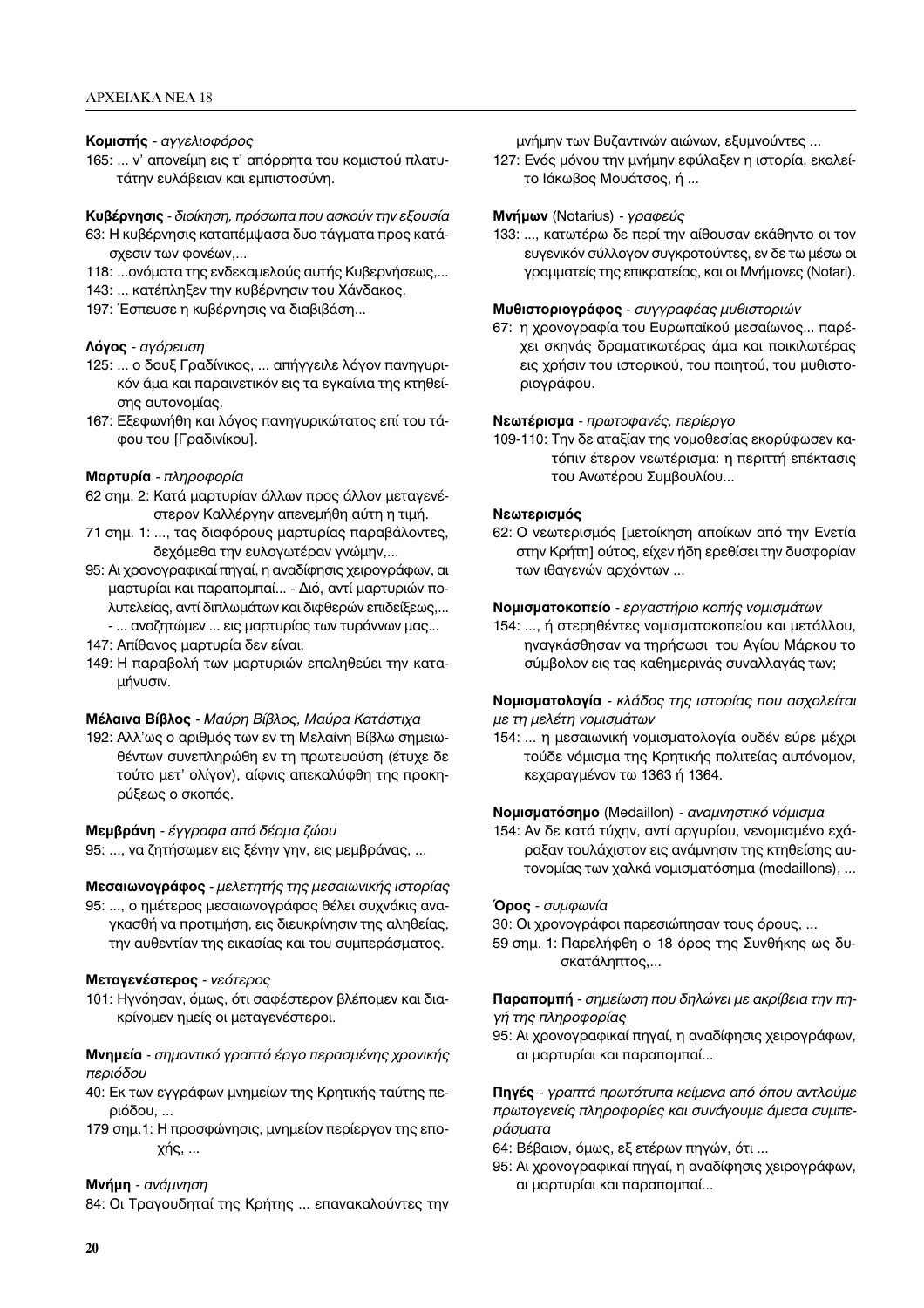**Κομιστής** - *αγγελιοφόρος*

165: ... ν' απονείμη εις τ' απόρρητα του κομιστού πλατυτάτην ευλάβειαν και εμπιστοσύνη.

**Κυβέρνησις** - *διοίκηση, πρόσωπα που ασκούν την εξουσία*

63: Η κυβέρνησις καταπέμψασα δυο τάγματα προς κατάσχεσιν των φονέων,...

118: ...ονόματα της ενδεκαμελούς αυτής Κυβερνήσεως,...

143: ... κατέπληξεν την κυβέρνησιν του Χάνδακος.

197: Έσπευσε η κυβέρνησις να διαβιβάση...

**Λόγος** - *αγόρευση*

125: ... ο δουξ Γραδίνικος, ... απήγγειλε λόγον πανηγυρικόν άμα και παραινετικόν εις τα εγκαίνια της κτηθείσης αυτονομίας.

167: Εξεφωνήθη και λόγος πανηγυρικώτατος επί του τάφου του [Γραδινίκου].

**Μαρτυρία** - *πληροφορία*

62 σημ. 2: Κατά μαρτυρίαν άλλων προς άλλον μεταγενέστερον Καλλέργην απενεμήθη αύτη η τιμή.

71 σημ. 1: ..., τας διαφόρους μαρτυρίας παραβάλοντες, δεχόμεθα την ευλογωτέραν γνώμην,...

95: Αι χρονογραφικαί πηγαί, η αναδίφησις χειρογράφων, αι μαρτυρίαι και παραπομπαί... - Διό, αντί μαρτυριών πολυτελείας, αντί διπλωμάτων και διφθερών επιδείξεως,... - ... αναζητώμεν ... εις μαρτυρίας των τυράννων μας...

147: Απίθανος μαρτυρία δεν είναι.

149: Η παραβολή των μαρτυριών επαληθεύει την καταμήνυσιν.

**Μέλαινα Βίβλος** - *Μαύρη Βίβλος, Μαύρα Κατάστιχα*

192: Αλλ'ως ο αριθμός των εν τη Μελαίνη Βίβλω σημειωθέντων συνεπληρώθη εν τη πρωτευούση (έτυχε δε τούτο μετ' ολίγον), αίφνις απεκαλύφθη της προκηρύξεως ο σκοπός.

**Μεμβράνη** - *έγγραφα από δέρμα ζώου*

95: ..., να ζητήσωμεν εις ξένην γην, εις μεμβράνας, ...

**Μεσαιωνογράφος** - *μελετητής της μεσαιωνικής ιστορίας*

95: ..., ο ημέτερος μεσαιωνογράφος θέλει συχνάκις αναγκασθή να προτιμήση, εις διευκρίνισιν της αληθείας, την αυθεντίαν της εικασίας και του συμπεράσματος.

**Μεταγενέστερος** - *νεότερος*

101: Ηγνόησαν, όμως, ότι σαφέστερον βλέπομεν και διακρίνομεν ημείς οι μεταγενέστεροι.

**Μνημεία** - *σημαντικό γραπτό έργο περασμένης χρονικής περιόδου*

40: Εκ των εγγράφων μνημείων της Κρητικής ταύτης περιόδου, ...

179 σημ.1: Η προσφώνησις, μνημείον περίεργον της εποχής, ...

**Μνήμη** - *ανάμνηση*

84: Οι Τραγουδηταί της Κρήτης ... επανακαλούντες την μνήμην των Βυζαντινών αιώνων, εξυμνούντες ...

127: Ενός μόνου την μνήμην εφύλαξεν η ιστορία, εκαλείτο Ιάκωβος Μουάτσος, ή ...

**Μνήμων** (Notarius) - *γραφεύς*

133: ..., κατωτέρω δε περί την αίθουσαν εκάθηντο οι τον ευγενικόν σύλλογον συγκροτούντες, εν δε τω μέσω οι γραμματείς της επικρατείας, και οι Μνήμονες (Notari).

**Μυθιστοριογράφος** - *συγγραφέας μυθιστοριών*

67: η χρονογραφία του Ευρωπαϊκού μεσαίωνος... παρέχει σκηνάς δραματικωτέρας άμα και ποικιλωτέρας εις χρήσιν του ιστορικού, του ποιητού, του μυθιστοριογράφου.

**Νεωτέρισμα** - *πρωτοφανές, περίεργο*

109-110: Την δε αταξίαν της νομοθεσίας εκορύφωσεν κατόπιν έτερον νεωτέρισμα: η περιττή επέκτασις του Ανωτέρου Συμβουλίου...

**Νεωτερισμός**

62: Ο νεωτερισμός [μετοίκηση αποίκων από την Ενετία στην Κρήτη] ούτος, είχεν ήδη ερεθίσει την δυσφορίαν των ιθαγενών αρχόντων ...

**Νομισματοκοπείο** - *εργαστήριο κοπής νομισμάτων*

154: ..., ή στερηθέντες νομισματοκοπείου και μετάλλου, ηναγκάσθησαν να τηρήσωσι του Αγίου Μάρκου το σύμβολον εις τας καθημερινάς συναλλαγάς των;

**Νομισματολογία** - *κλάδος της ιστορίας που ασχολείται με τη μελέτη νομισμάτων*

154: ... η μεσαιωνική νομισματολογία ουδέν εύρε μέχρι τούδε νόμισμα της Κρητικής πολιτείας αυτόνομον, κεχαραγμένον τω 1363 ή 1364.

**Νομισματόσημο** (Medaillon) - *αναμνηστικό νόμισμα*

154: Αν δε κατά τύχην, αντί αργυρίου, νενομισμένο εχάραξαν τουλάχιστον εις ανάμνησιν της κτηθείσης αυτονομίας των χαλκά νομισματόσημα (medaillons), ...

**Όρος** - *συμφωνία*

30: Οι χρονογράφοι παρεσιώπησαν τους όρους, ...

59 σημ. 1: Παρελήφθη ο 18 όρος της Συνθήκης ως δυσκατάληπτος,...

**Παραπομπή** - *σημείωση που δηλώνει με ακρίβεια την πηγή της πληροφορίας*

95: Αι χρονογραφικαί πηγαί, η αναδίφησις χειρογράφων, αι μαρτυρίαι και παραπομπαί...

**Πηγές** - *γραπτά πρωτότυπα κείμενα από όπου αντλούμε πρωτογενείς πληροφορίες και συνάγουμε άμεσα συμπεράσματα*

64: Βέβαιον, όμως, εξ ετέρων πηγών, ότι ...

95: Αι χρονογραφικαί πηγαί, η αναδίφησις χειρογράφων, αι μαρτυρίαι και παραπομπαί...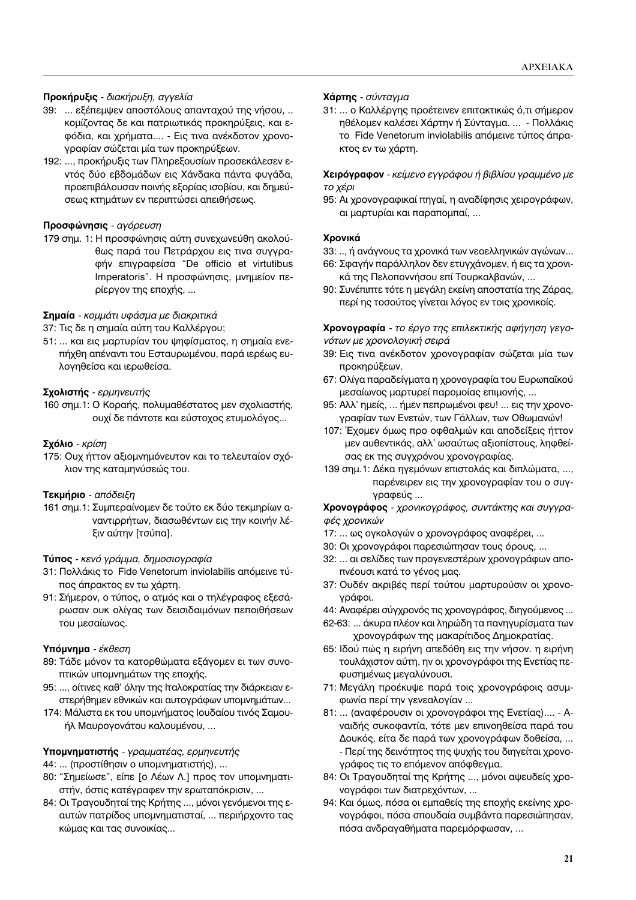**Προκήρυξις** - *διακήρυξη, αγγελία*

39: ... εξέπεμψεν αποστόλους απανταχού της νήσου, .. κομίζοντας δε και πατριωτικάς προκηρύξεις, και εφόδια, και χρήματα.... - Εις τινα ανέκδοτον χρονογραφίαν σώζεται μία των προκηρύξεων.

192: ..., προκήρυξις των Πληρεξουσίων προσεκάλεσεν εντός δύο εβδομάδων εις Χάνδακα πάντα φυγάδα, προεπιβάλουσαν ποινής εξορίας ισοβίου, και δημεύσεως κτημάτων εν περιπτώσει απειθήσεως.

**Προσφώνησις** - *αγόρευση*

179 σημ. 1: Η προσφώνησις αύτη συνεχωνεύθη ακολούθως παρά του Πετράρχου εις τινα συγγραφήν επιγραφείσα "De officio et virtutibus Imperatoris". Η προσφώνησις, μνημείον περίεργον της εποχής, ...

**Σημαία** - *κομμάτι υφάσμα με διακριτικά*

37: Τις δε η σημαία αύτη του Καλλέργου;

51: ... και εις μαρτυρίαν του ψηφίσματος, η σημαία ενεπήχθη απέναντι του Εσταυρωμένου, παρά ιερέως ευλογηθείσα και ιερωθείσα.

**Σχολιστής** - *ερμηνευτής*

160 σημ.1: Ο Κοραής, πολυμαθέστατος μεν σχολιαστής, ουχί δε πάντοτε και εύστοχος ετυμολόγος...

**Σχόλιο** - *κρίση*

175: Ουχ ήττον αξιομνημόνευτον και το τελευταίον σχόλιον της καταμηνύσεώς του.

**Τεκμήριο** - *απόδειξη*

161 σημ.1: Συμπεραίνομεν δε τούτο εκ δύο τεκμηρίων αναντιρρήτων, διασωθέντων εις την κοινήν λέξιν αύτην [τσύπα].

**Τύπος** - *κενό γράμμα, δημοσιογραφία*

31: Πολλάκις το Fide Venetorum inviolabilis απόμεινε τύπος άπρακτος εν τω χάρτη.

91: Σήμερον, ο τύπος, ο ατμός και ο τηλέγραφος εξεσάρωσαν ουκ ολίγας των δεισιδαιμόνων πεποιθήσεων του μεσαίωνος.

**Υπόμνημα** - *έκθεση*

89: Τάδε μόνον τα κατορθώματα εξάγομεν ει των συνοπτικών υπομνημάτων της εποχής.

95: ..., οίτινες καθ' όλην της Ιταλοκρατίας την διάρκειαν εστερήθημεν εθνικών και αυτογράφων υπομνημάτων...

174: Μάλιστα εκ του υπομνήματος Ιουδαίου τινός Σαμουήλ Μαυρογονάτου καλουμένου, ...

**Υπομνηματιστής** - *γραμματέας, ερμηνευτής*

44: ... (προστίθησιν ο υπομνηματιστής), ...

80: "Σημείωσε", είπε [ο Λέων Λ.] προς τον υπομνηματιστήν, όστις κατέγραφεν την ερωταπόκρισιν, ...

84: Οι Τραγουδηταί της Κρήτης ..., μόνοι γενόμενοι της εαυτών πατρίδος υπομνηματισταί, ... περιήρχοντο τας κώμας και τας συνοικίας...

**Χάρτης** - *σύνταγμα*

31: ... ο Καλλέργης προέτεινεν επιτακτικώς ό,τι σήμερον ηθέλομεν καλέσει Χάρτην ή Σύνταγμα. ... - Πολλάκις το Fide Venetorum inviolabilis απόμεινε τύπος άπρακτος εν τω χάρτη.

**Χειρόγραφον** - *κείμενο εγγράφου ή βιβλίου γραμμένο με το χέρι*

95: Αι χρονογραφικαί πηγαί, η αναδίφησις χειρογράφων, αι μαρτυρίαι και παραπομπαί, ...

**Χρονικά**

33: .., ή ανάγνους τα χρονικά των νεοελληνικών αγώνων...

66: Σφαγήν παράλληλον δεν ετυγχάνομεν, ή εις τα χρονικά της Πελοποννήσου επί Τουρκαλβανών, ...

90: Συνέπιπτε τότε η μεγάλη εκείνη αποστατία της Ζάρας, περί ης τοσούτος γίνεται λόγος εν τοις χρονικοίς.

**Χρονογραφία** - *το έργο της επιλεκτικής αφήγηση γεγονότων με χρονολογική σειρά*

39: Εις τινα ανέκδοτον χρονογραφίαν σώζεται μία των προκηρύξεων.

67: Ολίγα παραδείγματα η χρονογραφία του Ευρωπαϊκού μεσαίωνος μαρτυρεί παρομοίας επιμονής, ...

95: Αλλ' ημείς, ... ήμεν πεπρωμένοι φευ! ... εις την χρονογραφίαν των Ενετών, των Γάλλων, των Οθωμανών!

107: Έχομεν όμως προ οφθαλμών και αποδείξεις ήττον μεν αυθεντικάς, αλλ' ωσαύτως αξιοπίστους, ληφθείσας εκ της συγχρόνου χρονογραφίας.

139 σημ.1: Δέκα ηγεμόνων επιστολάς και διπλώματα, ..., παρένειρεν εις την χρονογραφίαν του ο συγγραφεύς ...

**Χρονογράφος** - *χρονικογράφος, συντάκτης και συγγραφές χρονικών*

17: ... ως ογκολογών ο χρονογράφος αναφέρει, ...

30: Οι χρονογράφοι παρεσιώπησαν τους όρους, ...

32: ... αι σελίδες των προγενεστέρων χρονογράφων αποπνέουσι κατά το γένος μας.

37: Ουδέν ακριβές περί τούτου μαρτυρούσιν οι χρονογράφοι.

44: Αναφέρει σύγχρονός τις χρονογράφος, διηγούμενος ...

62-63: ... άκυρα πλέον και ληρώδη τα πανηγυρίσματα των χρονογράφων της μακαρίτιδος Δημοκρατίας.

65: Ιδού πώς η ειρήνη απεδόθη εις την νήσον. η ειρήνη τουλάχιστον αύτη, ην οι χρονογράφοι της Ενετίας πεφυσημένως μεγαλύνουσι.

71: Μεγάλη προέκυψε παρά τοις χρονογράφοις ασυμφωνία περί την γενεαλογίαν ...

81: ... (αναφέρουσιν οι χρονογράφοι της Ενετίας).... - Αναιδής συκοφαντία, τότε μεν επινοηθείσα παρά του Δουκός, είτα δε παρά των χρονογράφων δοθείσα, ... - Περί της δεινότητος της ψυχής του διηγείται χρονογράφος τις το επόμενον απόφθεγμα.

84: Οι Τραγουδηταί της Κρήτης ..., μόνοι αψευδείς χρονογράφοι των διατρεχόντων, ...

94: Και όμως, πόσα οι εμπαθείς της εποχής εκείνης χρονογράφοι, πόσα σπουδαία συμβάντα παρεσιώπησαν, πόσα ανδραγαθήματα παρεμόρφωσαν, ...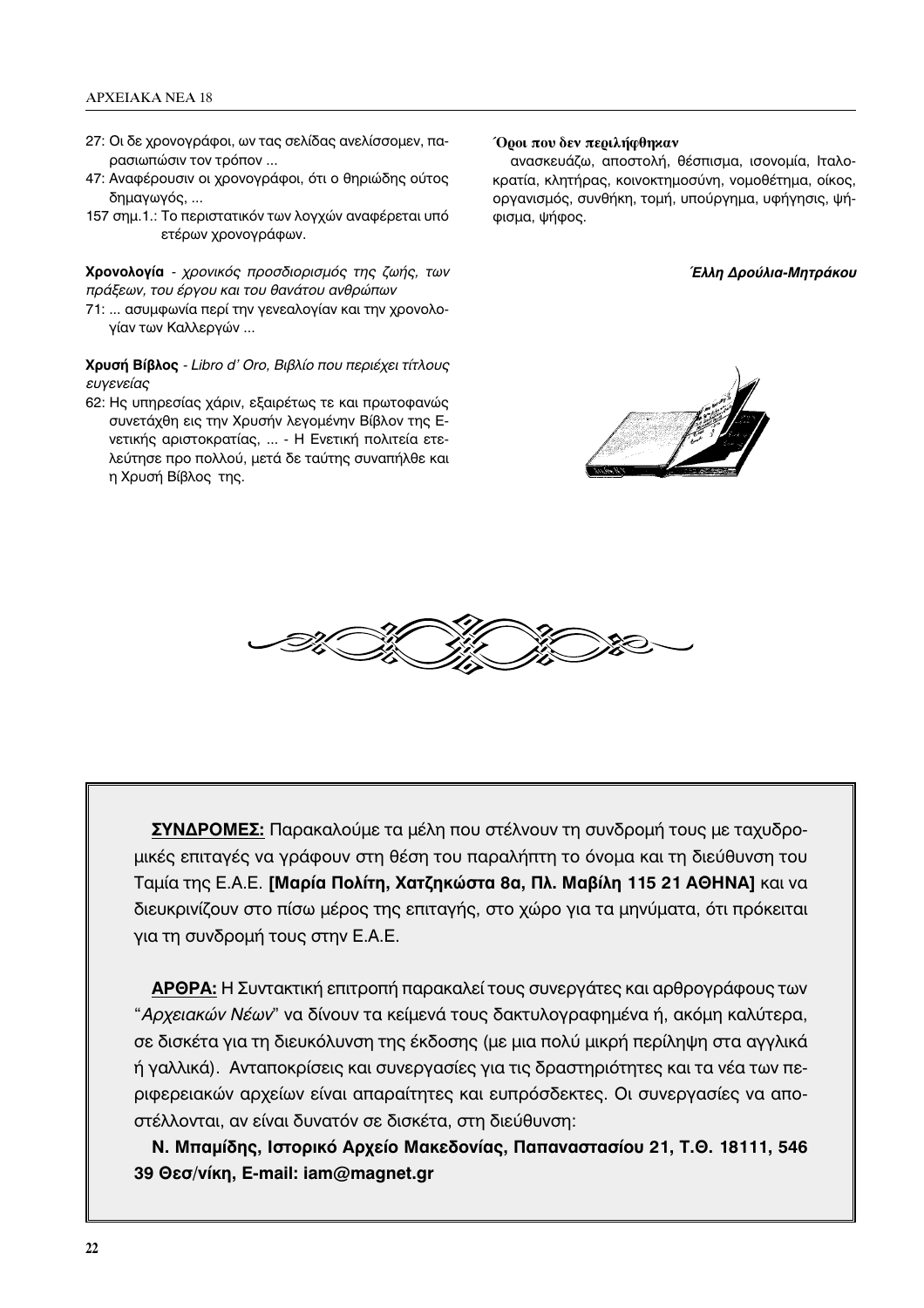27: Οι δε χρονογράφοι, ων τας σελίδας ανελίσσομεν, παρασιωπώσιν τον τρόπον ...

47: Αναφέρουσιν οι χρονογράφοι, ότι ο θηριώδης ούτος δημαγωγός, ...

157 σημ.1.: Το περιστατικόν των λογχών αναφέρεται υπό ετέρων χρονογράφων.

**Χρονολογία** - *χρονικός προσδιορισμός της ζωής, των πράξεων, του έργου και του θανάτου ανθρώπων*

71: ... ασυμφωνία περί την γενεαλογίαν και την χρονολογίαν των Καλλεργών ...

**Χρυσή Βίβλος** - *Libro d' Oro, Βιβλίο που περιέχει τίτλους ευγενείας*

62: Ης υπηρεσίας χάριν, εξαιρέτως τε και πρωτοφανώς συνετάχθη εις την Χρυσήν λεγομένην Βίβλον της Ενετικής αριστοκρατίας, ... - Η Ενετική πολιτεία ετελεύτησε προ πολλού, μετά δε ταύτης συναπήλθε και η Χρυσή Βίβλος της.

**Όροι που δεν περιλήφθηκαν**

ανασκευάζω, αποστολή, θέσπισμα, ισονομία, Ιταλοκρατία, κλητήρας, κοινοκτημοσύνη, νομοθέτημα, οίκος, οργανισμός, συνθήκη, τομή, υπούργημα, υφήγησις, ψήφισμα, ψήφος.

***Έλλη Δρούλια-Μητράκου***

**ΣΥΝΔΡΟΜΕΣ:** Παρακαλούμε τα μέλη που στέλνουν τη συνδρομή τους με ταχυδρομικές επιταγές να γράφουν στη θέση του παραλήπτη το όνομα και τη διεύθυνση του Ταμία της Ε.Α.Ε. **[Μαρία Πολίτη, Χατζηκώστα 8α, Πλ. Μαβίλη 115 21 ΑΘΗΝΑ]** και να διευκρινίζουν στο πίσω μέρος της επιταγής, στο χώρο για τα μηνύματα, ότι πρόκειται για τη συνδρομή τους στην Ε.Α.Ε.

**ΑΡΘΡΑ:** Η Συντακτική επιτροπή παρακαλεί τους συνεργάτες και αρθρογράφους των "*Αρχειακών Νέων*" να δίνουν τα κείμενά τους δακτυλογραφημένα ή, ακόμη καλύτερα, σε δισκέτα για τη διευκόλυνση της έκδοσης (με μια πολύ μικρή περίληψη στα αγγλικά ή γαλλικά). Ανταποκρίσεις και συνεργασίες για τις δραστηριότητες και τα νέα των περιφερειακών αρχείων είναι απαραίτητες και ευπρόσδεκτες. Οι συνεργασίες να αποστέλλονται, αν είναι δυνατόν σε δισκέτα, στη διεύθυνση:

**Ν. Μπαμίδης, Ιστορικό Αρχείο Μακεδονίας, Παπαναστασίου 21, Τ.Θ. 18111, 546 39 Θεσ/νίκη, E-mail: iam@magnet.gr**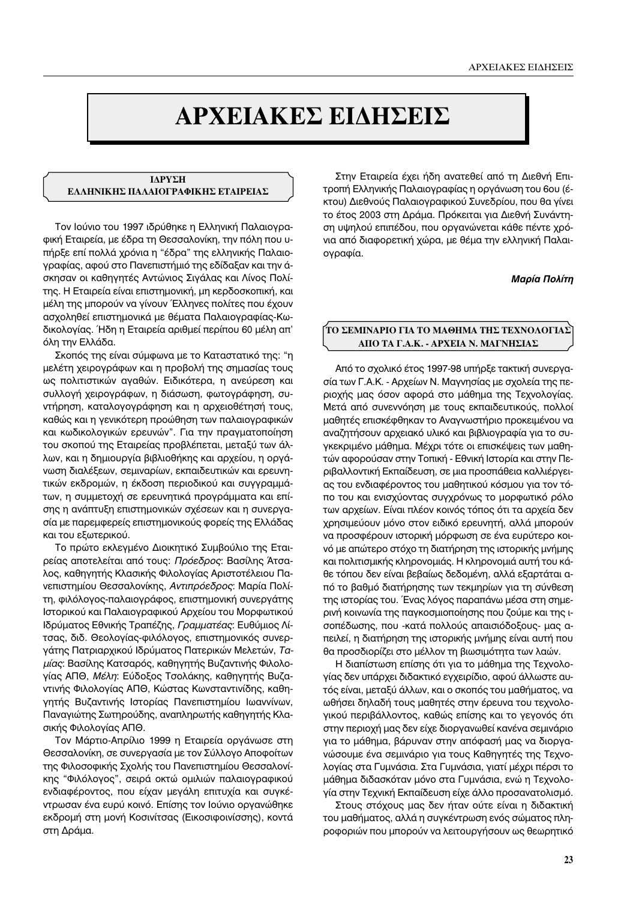# ΑΡΧΕΙΑΚΕΣ ΕΙΔΗΣΕΙΣ

## ΙΔΡΥΣΗ ΕΛΛΗΝΙΚΗΣ ΠΑΛΑΙΟΓΡΑΦΙΚΗΣ ΕΤΑΙΡΕΙΑΣ

Τον Ιούνιο του 1997 ιδρύθηκε η Ελληνική Παλαιογραφική Εταιρεία, με έδρα τη Θεσσαλονίκη, την πόλη που υπήρξε επί πολλά χρόνια η "έδρα" της ελληνικής Παλαιογραφίας, αφού στο Πανεπιστήμιό της εδίδαξαν και την άσκησαν οι καθηγητές Αντώνιος Σιγάλας και Λίνος Πολίτης. Η Εταιρεία είναι επιστημονική, μη κερδοσκοπική, και μέλη της μπορούν να γίνουν Έλληνες πολίτες που έχουν ασχοληθεί επιστημονικά με θέματα Παλαιογραφίας-Κωδικολογίας. Ήδη η Εταιρεία αριθμεί περίπου 60 μέλη απ' όλη την Ελλάδα.

Σκοπός της είναι σύμφωνα με το Καταστατικό της: "η μελέτη χειρογράφων και η προβολή της σημασίας τους ως πολιτιστικών αγαθών. Ειδικότερα, η ανεύρεση και συλλογή χειρογράφων, η διάσωση, φωτογράφηση, συντήρηση, καταλογογράφηση και η αρχειοθέτησή τους, καθώς και η γενικότερη προώθηση των παλαιογραφικών και κωδικολογικών ερευνών". Για την πραγματοποίηση του σκοπού της Εταιρείας προβλέπεται, μεταξύ των άλλων, και η δημιουργία βιβλιοθήκης και αρχείου, η οργάνωση διαλέξεων, σεμιναρίων, εκπαιδευτικών και ερευνητικών εκδρομών, η έκδοση περιοδικού και συγγραμμάτων, η συμμετοχή σε ερευνητικά προγράμματα και επίσης η ανάπτυξη επιστημονικών σχέσεων και η συνεργασία με παρεμφερείς επιστημονικούς φορείς της Ελλάδας και του εξωτερικού.

Το πρώτο εκλεγμένο Διοικητικό Συμβούλιο της Εταιρείας αποτελείται από τους: *Πρόεδρος*: Βασίλης Άτσαλος, καθηγητής Κλασικής Φιλολογίας Αριστοτέλειου Πανεπιστημίου Θεσσαλονίκης, *Αντιπρόεδρος*: Μαρία Πολίτη, φιλόλογος-παλαιογράφος, επιστημονική συνεργάτης Ιστορικού και Παλαιογραφικού Αρχείου του Μορφωτικού Ιδρύματος Εθνικής Τραπέζης, *Γραμματέας*: Ευθύμιος Λίτσας, διδ. Θεολογίας-φιλόλογος, επιστημονικός συνεργάτης Πατριαρχικού Ιδρύματος Πατερικών Μελετών, *Ταμίας*: Βασίλης Κατσαρός, καθηγητής Βυζαντινής Φιλολογίας ΑΠΘ, *Μέλη*: Εύδοξος Τσολάκης, καθηγητής Βυζαντινής Φιλολογίας ΑΠΘ, Κώστας Κωνσταντινίδης, καθηγητής Βυζαντινής Ιστορίας Πανεπιστημίου Ιωαννίνων, Παναγιώτης Σωτηρούδης, αναπληρωτής καθηγητής Κλασικής Φιλολογίας ΑΠΘ.

Τον Μάρτιο-Απρίλιο 1999 η Εταιρεία οργάνωσε στη Θεσσαλονίκη, σε συνεργασία με τον Σύλλογο Αποφοίτων της Φιλοσοφικής Σχολής του Πανεπιστημίου Θεσσαλονίκης "Φιλόλογος", σειρά οκτώ ομιλιών παλαιογραφικού ενδιαφέροντος, που είχαν μεγάλη επιτυχία και συγκέντρωσαν ένα ευρύ κοινό. Επίσης τον Ιούνιο οργανώθηκε εκδρομή στη μονή Κοσινίτσας (Εικοσιφοινίσσης), κοντά στη Δράμα.

Στην Εταιρεία έχει ήδη ανατεθεί από τη Διεθνή Επιτροπή Ελληνικής Παλαιογραφίας η οργάνωση του 6ου (έκτου) Διεθνούς Παλαιογραφικού Συνεδρίου, που θα γίνει το έτος 2003 στη Δράμα. Πρόκειται για Διεθνή Συνάντηση υψηλού επιπέδου, που οργανώνεται κάθε πέντε χρόνια από διαφορετική χώρα, με θέμα την ελληνική Παλαιογραφία.

***Μαρία Πολίτη***

## ΤΟ ΣΕΜΙΝΑΡΙΟ ΓΙΑ ΤΟ ΜΑΘΗΜΑ ΤΗΣ ΤΕΧΝΟΛΟΓΙΑΣ ΑΠΟ ΤΑ Γ.Α.Κ. - ΑΡΧΕΙΑ Ν. ΜΑΓΝΗΣΙΑΣ

Από το σχολικό έτος 1997-98 υπήρξε τακτική συνεργασία των Γ.Α.Κ. - Αρχείων Ν. Μαγνησίας με σχολεία της περιοχής μας όσον αφορά στο μάθημα της Τεχνολογίας. Μετά από συνεννόηση με τους εκπαιδευτικούς, πολλοί μαθητές επισκέφθηκαν το Αναγνωστήριο προκειμένου να αναζητήσουν αρχειακό υλικό και βιβλιογραφία για το συγκεκριμένο μάθημα. Μέχρι τότε οι επισκέψεις των μαθητών αφορούσαν στην Τοπική - Εθνική Ιστορία και στην Περιβαλλοντική Εκπαίδευση, σε μια προσπάθεια καλλιέργειας του ενδιαφέροντος του μαθητικού κόσμου για τον τόπο του και ενισχύοντας συγχρόνως το μορφωτικό ρόλο των αρχείων. Είναι πλέον κοινός τόπος ότι τα αρχεία δεν χρησιμεύουν μόνο στον ειδικό ερευνητή, αλλά μπορούν να προσφέρουν ιστορική μόρφωση σε ένα ευρύτερο κοινό με απώτερο στόχο τη διατήρηση της ιστορικής μνήμης και πολιτισμικής κληρονομιάς. Η κληρονομιά αυτή του κάθε τόπου δεν είναι βεβαίως δεδομένη, αλλά εξαρτάται από το βαθμό διατήρησης των τεκμηρίων για τη σύνθεση της ιστορίας του. Ένας λόγος παραπάνω μέσα στη σημερινή κοινωνία της παγκοσμιοποίησης που ζούμε και της ισοπέδωσης, που -κατά πολλούς απαισιόδοξους- μας απειλεί, η διατήρηση της ιστορικής μνήμης είναι αυτή που θα προσδιορίζει στο μέλλον τη βιωσιμότητα των λαών.

Η διαπίστωση επίσης ότι για το μάθημα της Τεχνολογίας δεν υπάρχει διδακτικό εγχειρίδιο, αφού άλλωστε αυτός είναι, μεταξύ άλλων, και ο σκοπός του μαθήματος, να ωθήσει δηλαδή τους μαθητές στην έρευνα του τεχνολογικού περιβάλλοντος, καθώς επίσης και το γεγονός ότι στην περιοχή μας δεν είχε διοργανωθεί κανένα σεμινάριο για το μάθημα, βάρυναν στην απόφασή μας να διοργανώσουμε ένα σεμινάριο για τους Καθηγητές της Τεχνολογίας στα Γυμνάσια. Στα Γυμνάσια, γιατί μέχρι πέρσι το μάθημα διδασκόταν μόνο στα Γυμνάσια, ενώ η Τεχνολογία στην Τεχνική Εκπαίδευση είχε άλλο προσανατολισμό.

Στους στόχους μας δεν ήταν ούτε είναι η διδακτική του μαθήματος, αλλά η συγκέντρωση ενός σώματος πληροφοριών που μπορούν να λειτουργήσουν ως θεωρητικό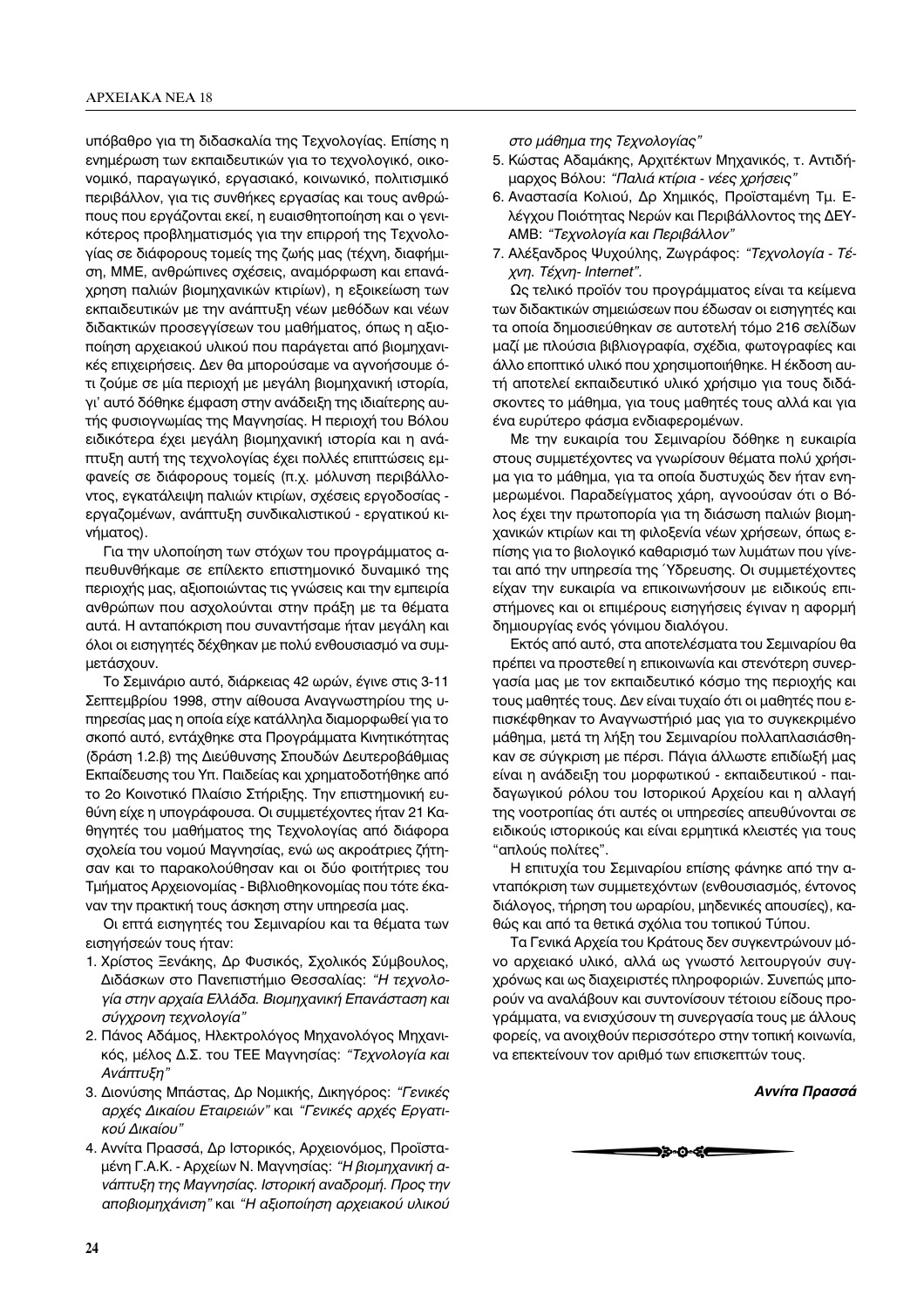υπόβαθρο για τη διδασκαλία της Τεχνολογίας. Επίσης η ενημέρωση των εκπαιδευτικών για το τεχνολογικό, οικονομικό, παραγωγικό, εργασιακό, κοινωνικό, πολιτισμικό περιβάλλον, για τις συνθήκες εργασίας και τους ανθρώπους που εργάζονται εκεί, η ευαισθητοποίηση και ο γενικότερος προβληματισμός για την επιρροή της Τεχνολογίας σε διάφορους τομείς της ζωής μας (τέχνη, διαφήμιση, ΜΜΕ, ανθρώπινες σχέσεις, αναμόρφωση και επανάχρηση παλιών βιομηχανικών κτιρίων), η εξοικείωση των εκπαιδευτικών με την ανάπτυξη νέων μεθόδων και νέων διδακτικών προσεγγίσεων του μαθήματος, όπως η αξιοποίηση αρχειακού υλικού που παράγεται από βιομηχανικές επιχειρήσεις. Δεν θα μπορούσαμε να αγνοήσουμε ότι ζούμε σε μία περιοχή με μεγάλη βιομηχανική ιστορία, γι' αυτό δόθηκε έμφαση στην ανάδειξη της ιδιαίτερης αυτής φυσιογνωμίας της Μαγνησίας. Η περιοχή του Βόλου ειδικότερα έχει μεγάλη βιομηχανική ιστορία και η ανάπτυξη αυτή της τεχνολογίας έχει πολλές επιπτώσεις εμφανείς σε διάφορους τομείς (π.χ. μόλυνση περιβάλλοντος, εγκατάλειψη παλιών κτιρίων, σχέσεις εργοδοσίας - εργαζομένων, ανάπτυξη συνδικαλιστικού - εργατικού κινήματος).

Για την υλοποίηση των στόχων του προγράμματος απευθυνθήκαμε σε επίλεκτο επιστημονικό δυναμικό της περιοχής μας, αξιοποιώντας τις γνώσεις και την εμπειρία ανθρώπων που ασχολούνται στην πράξη με τα θέματα αυτά. Η ανταπόκριση που συναντήσαμε ήταν μεγάλη και όλοι οι εισηγητές δέχθηκαν με πολύ ενθουσιασμό να συμμετάσχουν.

Το Σεμινάριο αυτό, διάρκειας 42 ωρών, έγινε στις 3-11 Σεπτεμβρίου 1998, στην αίθουσα Αναγνωστηρίου της υπηρεσίας μας η οποία είχε κατάλληλα διαμορφωθεί για το σκοπό αυτό, εντάχθηκε στα Προγράμματα Κινητικότητας (δράση 1.2.β) της Διεύθυνσης Σπουδών Δευτεροβάθμιας Εκπαίδευσης του Υπ. Παιδείας και χρηματοδοτήθηκε από το 2ο Κοινοτικό Πλαίσιο Στήριξης. Την επιστημονική ευθύνη είχε η υπογράφουσα. Οι συμμετέχοντες ήταν 21 Καθηγητές του μαθήματος της Τεχνολογίας από διάφορα σχολεία του νομού Μαγνησίας, ενώ ως ακροάτριες ζήτησαν και το παρακολούθησαν και οι δύο φοιτήτριες του Τμήματος Αρχειονομίας - Βιβλιοθηκονομίας που τότε έκαναν την πρακτική τους άσκηση στην υπηρεσία μας.

Οι επτά εισηγητές του Σεμιναρίου και τα θέματα των εισηγήσεών τους ήταν:

1. Χρίστος Ξενάκης, Δρ Φυσικός, Σχολικός Σύμβουλος, Διδάσκων στο Πανεπιστήμιο Θεσσαλίας: *"Η τεχνολογία στην αρχαία Ελλάδα. Βιομηχανική Επανάσταση και σύγχρονη τεχνολογία"*
2. Πάνος Αδάμος, Ηλεκτρολόγος Μηχανολόγος Μηχανικός, μέλος Δ.Σ. του ΤΕΕ Μαγνησίας: *"Τεχνολογία και Ανάπτυξη"*
3. Διονύσης Μπάστας, Δρ Νομικής, Δικηγόρος: *"Γενικές αρχές Δικαίου Εταιρειών"* και *"Γενικές αρχές Εργατικού Δικαίου"*
4. Αννίτα Πρασσά, Δρ Ιστορικός, Αρχειονόμος, Προϊσταμένη Γ.Α.Κ. - Αρχείων Ν. Μαγνησίας: *"Η βιομηχανική ανάπτυξη της Μαγνησίας. Ιστορική αναδρομή. Προς την αποβιομηχάνιση"* και *"Η αξιοποίηση αρχειακού υλικού στο μάθημα της Τεχνολογίας"*
5. Κώστας Αδαμάκης, Αρχιτέκτων Μηχανικός, τ. Αντιδήμαρχος Βόλου: *"Παλιά κτίρια - νέες χρήσεις"*
6. Αναστασία Κολιού, Δρ Χημικός, Προϊσταμένη Τμ. Ελέγχου Ποιότητας Νερών και Περιβάλλοντος της ΔΕΥΑΜΒ: *"Τεχνολογία και Περιβάλλον"*
7. Αλέξανδρος Ψυχούλης, Ζωγράφος: *"Τεχνολογία - Τέχνη. Τέχνη- Internet"*.

Ως τελικό προϊόν του προγράμματος είναι τα κείμενα των διδακτικών σημειώσεων που έδωσαν οι εισηγητές και τα οποία δημοσιεύθηκαν σε αυτοτελή τόμο 216 σελίδων μαζί με πλούσια βιβλιογραφία, σχέδια, φωτογραφίες και άλλο εποπτικό υλικό που χρησιμοποιήθηκε. Η έκδοση αυτή αποτελεί εκπαιδευτικό υλικό χρήσιμο για τους διδάσκοντες το μάθημα, για τους μαθητές τους αλλά και για ένα ευρύτερο φάσμα ενδιαφερομένων.

Με την ευκαιρία του Σεμιναρίου δόθηκε η ευκαιρία στους συμμετέχοντες να γνωρίσουν θέματα πολύ χρήσιμα για το μάθημα, για τα οποία δυστυχώς δεν ήταν ενημερωμένοι. Παραδείγματος χάρη, αγνοούσαν ότι ο Βόλος έχει την πρωτοπορία για τη διάσωση παλιών βιομηχανικών κτιρίων και τη φιλοξενία νέων χρήσεων, όπως επίσης για το βιολογικό καθαρισμό των λυμάτων που γίνεται από την υπηρεσία της Ύδρευσης. Οι συμμετέχοντες είχαν την ευκαιρία να επικοινωνήσουν με ειδικούς επιστήμονες και οι επιμέρους εισηγήσεις έγιναν η αφορμή δημιουργίας ενός γόνιμου διαλόγου.

Εκτός από αυτό, στα αποτελέσματα του Σεμιναρίου θα πρέπει να προστεθεί η επικοινωνία και στενότερη συνεργασία μας με τον εκπαιδευτικό κόσμο της περιοχής και τους μαθητές τους. Δεν είναι τυχαίο ότι οι μαθητές που επισκέφθηκαν το Αναγνωστήριό μας για το συγκεκριμένο μάθημα, μετά τη λήξη του Σεμιναρίου πολλαπλασιάσθηκαν σε σύγκριση με πέρσι. Πάγια άλλωστε επιδίωξή μας είναι η ανάδειξη του μορφωτικού - εκπαιδευτικού - παιδαγωγικού ρόλου του Ιστορικού Αρχείου και η αλλαγή της νοοτροπίας ότι αυτές οι υπηρεσίες απευθύνονται σε ειδικούς ιστορικούς και είναι ερμητικά κλειστές για τους "απλούς πολίτες".

Η επιτυχία του Σεμιναρίου επίσης φάνηκε από την ανταπόκριση των συμμετεχόντων (ενθουσιασμός, έντονος διάλογος, τήρηση του ωραρίου, μηδενικές απουσίες), καθώς και από τα θετικά σχόλια του τοπικού Τύπου.

Τα Γενικά Αρχεία του Κράτους δεν συγκεντρώνουν μόνο αρχειακό υλικό, αλλά ως γνωστό λειτουργούν συγχρόνως και ως διαχειριστές πληροφοριών. Συνεπώς μπορούν να αναλάβουν και συντονίσουν τέτοιου είδους προγράμματα, να ενισχύσουν τη συνεργασία τους με άλλους φορείς, να ανοιχθούν περισσότερο στην τοπική κοινωνία, να επεκτείνουν τον αριθμό των επισκεπτών τους.

***Αννίτα Πρασσά***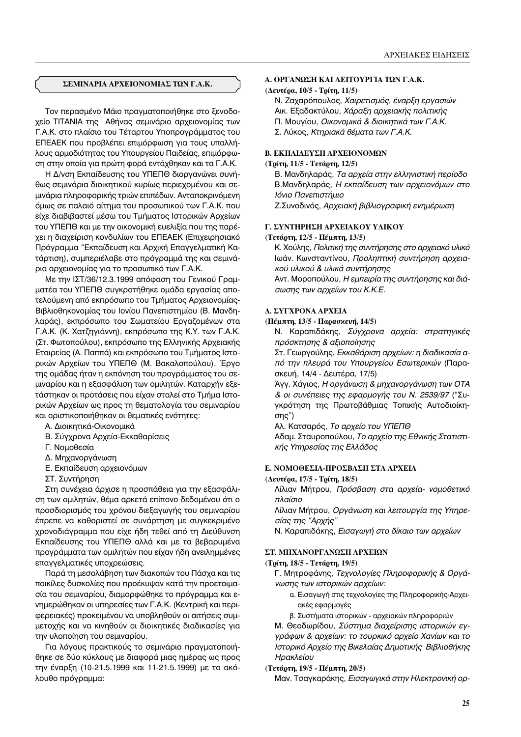## ΣΕΜΙΝΑΡΙΑ ΑΡΧΕΙΟΝΟΜΙΑΣ ΤΩΝ Γ.Α.Κ.

Τον περασμένο Μάιο πραγματοποιήθηκε στο ξενοδοχείο TITANIA της Αθήνας σεμινάριο αρχειονομίας των Γ.Α.Κ. στο πλαίσιο του Τέταρτου Υποπρογράμματος του ΕΠΕΑΕΚ που προβλέπει επιμόρφωση για τους υπαλλήλους αρμοδιότητας του Υπουργείου Παιδείας, επιμόρφωση στην οποία για πρώτη φορά εντάχθηκαν και τα Γ.Α.Κ.

Η Δ/νση Εκπαίδευσης του ΥΠΕΠΘ διοργανώνει συνήθως σεμινάρια διοικητικού κυρίως περιεχομένου και σεμινάρια πληροφορικής τριών επιπέδων. Ανταποκρινόμενη όμως σε παλαιό αίτημα του προσωπικού των Γ.Α.Κ. που είχε διαβιβαστεί μέσω του Τμήματος Ιστορικών Αρχείων του ΥΠΕΠΘ και με την οικονομική ευελιξία που της παρέχει η διαχείριση κονδυλίων του ΕΠΕΑΕΚ (Επιχειρησιακό Πρόγραμμα "Εκπαίδευση και Αρχική Επαγγελματική Κατάρτιση), συμπεριέλαβε στο πρόγραμμά της και σεμινάρια αρχειονομίας για το προσωπικό των Γ.Α.Κ.

Με την ΙΣΤ/36/12.3.1999 απόφαση του Γενικού Γραμματέα του ΥΠΕΠΘ συγκροτήθηκε ομάδα εργασίας αποτελούμενη από εκπρόσωπο του Τμήματος Αρχειονομίας-Βιβλιοθηκονομίας του Ιονίου Πανεπιστημίου (Β. Μανδηλαράς), εκπρόσωπο του Σωματείου Εργαζομένων στα Γ.Α.Κ. (Κ. Χατζηγιάννη), εκπρόσωπο της Κ.Υ. των Γ.Α.Κ. (Στ. Φωτοπούλου), εκπρόσωπο της Ελληνικής Αρχειακής Εταιρείας (Α. Παππά) και εκπρόσωπο του Τμήματος Ιστορικών Αρχείων του ΥΠΕΠΘ (Μ. Βακαλοπούλου). Έργο της ομάδας ήταν η εκπόνηση του προγράμματος του σεμιναρίου και η εξασφάλιση των ομιλητών. Καταρχήν εξετάστηκαν οι προτάσεις που είχαν σταλεί στο Τμήμα Ιστορικών Αρχείων ως προς τη θεματολογία του σεμιναρίου και οριστικοποιήθηκαν οι θεματικές ενότητες:

Α. Διοικητικά-Οικονομικά
Β. Σύγχρονα Αρχεία-Εκκαθαρίσεις
Γ. Νομοθεσία
Δ. Μηχανοργάνωση
Ε. Εκπαίδευση αρχειονόμων
ΣΤ. Συντήρηση

Στη συνέχεια άρχισε η προσπάθεια για την εξασφάλιση των ομιλητών, θέμα αρκετά επίπονο δεδομένου ότι ο προσδιορισμός του χρόνου διεξαγωγής του σεμιναρίου έπρεπε να καθοριστεί σε συνάρτηση με συγκεκριμένο χρονοδιάγραμμα που είχε ήδη τεθεί από τη Διεύθυνση Εκπαίδευσης του ΥΠΕΠΘ αλλά και με τα βεβαρυμένα προγράμματα των ομιλητών που είχαν ήδη ανειλημμένες επαγγελματικές υποχρεώσεις.

Παρά τη μεσολάβηση των διακοπών του Πάσχα και τις ποικίλες δυσκολίες που προέκυψαν κατά την προετοιμασία του σεμιναρίου, διαμορφώθηκε το πρόγραμμα και ενημερώθηκαν οι υπηρεσίες των Γ.Α.Κ. (Κεντρική και περιφερειακές) προκειμένου να υποβληθούν οι αιτήσεις συμμετοχής και να κινηθούν οι διοικητικές διαδικασίες για την υλοποίηση του σεμιναρίου.

Για λόγους πρακτικούς το σεμινάριο πραγματοποιήθηκε σε δύο κύκλους με διαφορά μιας ημέρας ως προς την έναρξη (10-21.5.1999 και 11-21.5.1999) με το ακόλουθο πρόγραμμα:

### Α. ΟΡΓΑΝΩΣΗ ΚΑΙ ΛΕΙΤΟΥΡΓΙΑ ΤΩΝ Γ.Α.Κ.

**(Δευτέρα, 10/5 - Τρίτη, 11/5)**

Ν. Ζαχαρόπουλος, *Χαιρετισμός, έναρξη εργασιών*
Αικ. Εξαδακτύλου, *Χάραξη αρχειακής πολιτικής*
Π. Μουγίου, *Οικονομικά & διοικητικά των Γ.Α.Κ.*
Σ. Λύκος, *Κτηριακά θέματα των Γ.Α.Κ.*

### Β. ΕΚΠΑΙΔΕΥΣΗ ΑΡΧΕΙΟΝΟΜΩΝ

**(Τρίτη, 11/5 - Τετάρτη, 12/5)**

Β. Μανδηλαράς, *Τα αρχεία στην ελληνιστική περίοδο*
Β.Μανδηλαράς, *Η εκπαίδευση των αρχειονόμων στο Ιόνιο Πανεπιστήμιο*
Ζ.Συνοδινός, *Αρχειακή βιβλιογραφική ενημέρωση*

### Γ. ΣΥΝΤΗΡΗΣΗ ΑΡΧΕΙΑΚΟΥ ΥΛΙΚΟΥ

**(Τετάρτη, 12/5 - Πέμπτη, 13/5)**

Κ. Χούλης, *Πολιτική της συντήρησης στο αρχειακό υλικό*
Ιωάν. Κωνσταντίνου, *Προληπτική συντήρηση αρχειακού υλικού & υλικά συντήρησης*
Αντ. Μοροπούλου, *Η εμπειρία της συντήρησης και διάσωσης των αρχείων του Κ.Κ.Ε.*

### Δ. ΣΥΓΧΡΟΝΑ ΑΡΧΕΙΑ

**(Πέμπτη, 13/5 - Παρασκευή, 14/5)**

Ν. Καραπιδάκης, *Σύγχρονα αρχεία: στρατηγικές πρόσκτησης & αξιοποίησης*
Στ. Γεωργούλης, *Εκκαθάριση αρχείων: η διαδικασία από την πλευρά του Υπουργείου Εσωτερικών* (Παρασκευή, 14/4 - Δευτέρα, 17/5)
Άγγ. Χάγιος, *Η οργάνωση & μηχανοργάνωση των ΟΤΑ & οι συνέπειες της εφαρμογής του Ν. 2539/97* ("Συγκρότηση της Πρωτοβάθμιας Τοπικής Αυτοδιοίκησης")
Αλ. Κατσαρός, *Το αρχείο του ΥΠΕΠΘ*
Αδαμ. Σταυροπούλου, *Το αρχείο της Εθνικής Στατιστικής Υπηρεσίας της Ελλάδος*

### Ε. ΝΟΜΟΘΕΣΙΑ-ΠΡΟΣΒΑΣΗ ΣΤΑ ΑΡΧΕΙΑ

**(Δευτέρα, 17/5 - Τρίτη, 18/5)**

Λίλιαν Μήτρου, *Πρόσβαση στα αρχεία- νομοθετικό πλαίσιο*
Λίλιαν Μήτρου, *Οργάνωση και λειτουργία της Υπηρεσίας της "Αρχής"*
Ν. Καραπιδάκης, *Εισαγωγή στο δίκαιο των αρχείων*

### ΣΤ. ΜΗΧΑΝΟΡΓΑΝΩΣΗ ΑΡΧΕΙΩΝ

**(Τρίτη, 18/5 - Τετάρτη, 19/5)**

Γ. Μητροφάνης, *Τεχνολογίες Πληροφορικής & Οργάνωσης των ιστορικών αρχείων:*

α. Εισαγωγή στις τεχνολογίες της Πληροφορικής-Αρχειακές εφαρμογές
β. Συστήματα ιστορικών - αρχειακών πληροφοριών

Μ. Θεοδωρίδου, *Σύστημα διαχείρισης ιστορικών εγγράφων & αρχείων: το τουρκικό αρχείο Χανίων και το Ιστορικό Αρχείο της Βικελαίας Δημοτικής Βιβλιοθήκης Ηρακλείου*

**(Τετάρτη, 19/5 - Πέμπτη, 20/5)**

Μαν. Τσαγκαράκης, *Εισαγωγικά στην Ηλεκτρονική ορ-*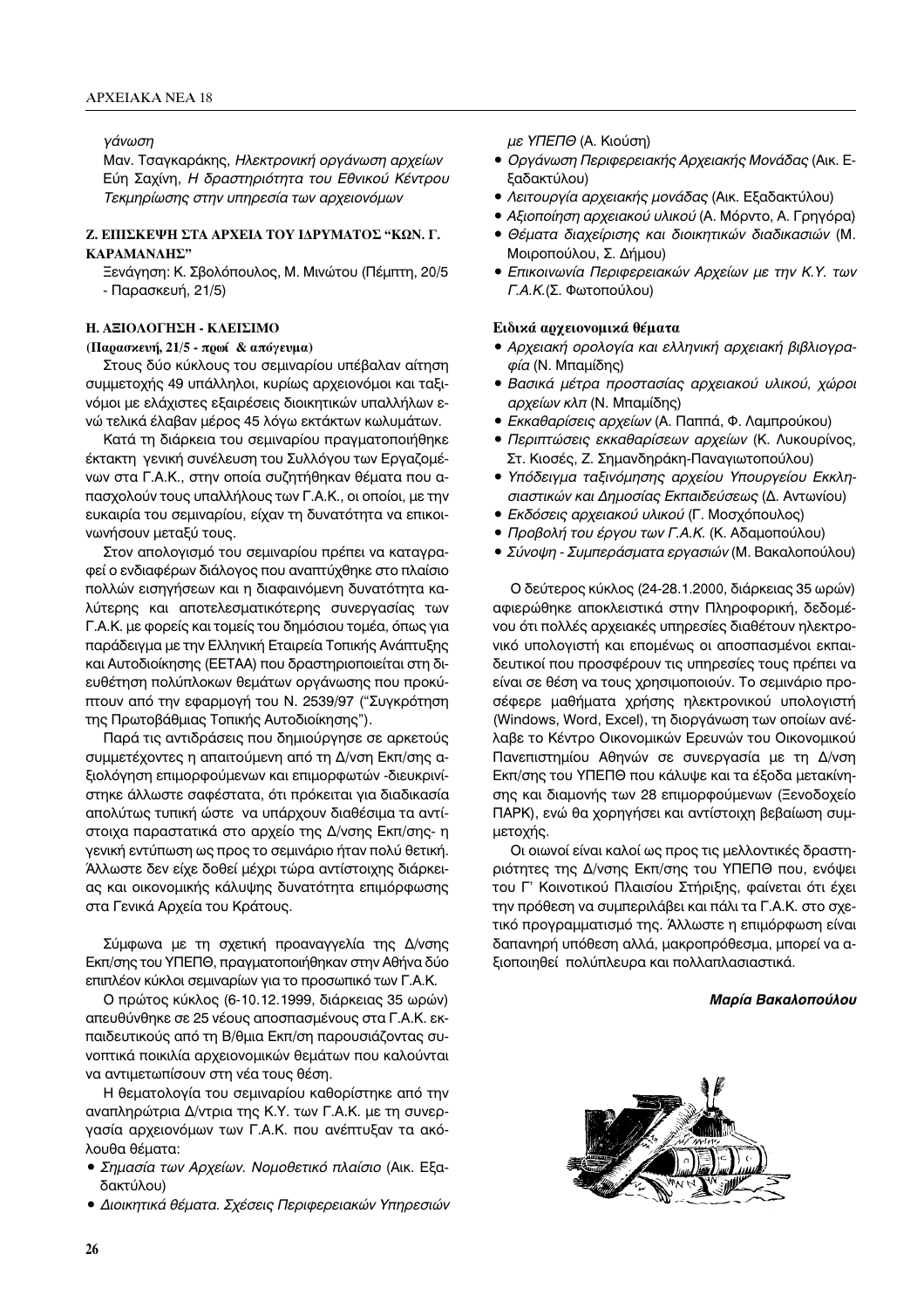*γάνωση*

Μαν. Τσαγκαράκης, *Ηλεκτρονική οργάνωση αρχείων*
Εύη Σαχίνη, *Η δραστηριότητα του Εθνικού Κέντρου Τεκμηρίωσης στην υπηρεσία των αρχειονόμων*

### Ζ. ΕΠΙΣΚΕΨΗ ΣΤΑ ΑΡΧΕΙΑ ΤΟΥ ΙΔΡΥΜΑΤΟΣ "ΚΩΝ. Γ. ΚΑΡΑΜΑΝΛΗΣ"

Ξενάγηση: Κ. Σβολόπουλος, Μ. Μινώτου (Πέμπτη, 20/5 - Παρασκευή, 21/5)

### Η. ΑΞΙΟΛΟΓΗΣΗ - ΚΛΕΙΣΙΜΟ

**(Παρασκευή, 21/5 - πρωί & απόγευμα)**

Στους δύο κύκλους του σεμιναρίου υπέβαλαν αίτηση συμμετοχής 49 υπάλληλοι, κυρίως αρχειονόμοι και ταξινόμοι με ελάχιστες εξαιρέσεις διοικητικών υπαλλήλων ενώ τελικά έλαβαν μέρος 45 λόγω εκτάκτων κωλυμάτων.

Κατά τη διάρκεια του σεμιναρίου πραγματοποιήθηκε έκτακτη γενική συνέλευση του Συλλόγου των Εργαζομένων στα Γ.Α.Κ., στην οποία συζητήθηκαν θέματα που απασχολούν τους υπαλλήλους των Γ.Α.Κ., οι οποίοι, με την ευκαιρία του σεμιναρίου, είχαν τη δυνατότητα να επικοινωνήσουν μεταξύ τους.

Στον απολογισμό του σεμιναρίου πρέπει να καταγραφεί ο ενδιαφέρων διάλογος που αναπτύχθηκε στο πλαίσιο πολλών εισηγήσεων και η διαφαινόμενη δυνατότητα καλύτερης και αποτελεσματικότερης συνεργασίας των Γ.Α.Κ. με φορείς και τομείς του δημόσιου τομέα, όπως για παράδειγμα με την Ελληνική Εταιρεία Τοπικής Ανάπτυξης και Αυτοδιοίκησης (ΕΕΤΑΑ) που δραστηριοποιείται στη διευθέτηση πολύπλοκων θεμάτων οργάνωσης που προκύπτουν από την εφαρμογή του Ν. 2539/97 ("Συγκρότηση της Πρωτοβάθμιας Τοπικής Αυτοδιοίκησης").

Παρά τις αντιδράσεις που δημιούργησε σε αρκετούς συμμετέχοντες η απαιτούμενη από τη Δ/νση Εκπ/σης αξιολόγηση επιμορφούμενων και επιμορφωτών -διευκρινίστηκε άλλωστε σαφέστατα, ότι πρόκειται για διαδικασία απολύτως τυπική ώστε να υπάρχουν διαθέσιμα τα αντίστοιχα παραστατικά στο αρχείο της Δ/νσης Εκπ/σης- η γενική εντύπωση ως προς το σεμινάριο ήταν πολύ θετική. Άλλωστε δεν είχε δοθεί μέχρι τώρα αντίστοιχης διάρκειας και οικονομικής κάλυψης δυνατότητα επιμόρφωσης στα Γενικά Αρχεία του Κράτους.

Σύμφωνα με τη σχετική προαναγγελία της Δ/νσης Εκπ/σης του ΥΠΕΠΘ, πραγματοποιήθηκαν στην Αθήνα δύο επιπλέον κύκλοι σεμιναρίων για το προσωπικό των Γ.Α.Κ.

Ο πρώτος κύκλος (6-10.12.1999, διάρκειας 35 ωρών) απευθύνθηκε σε 25 νέους αποσπασμένους στα Γ.Α.Κ. εκπαιδευτικούς από τη Β/θμια Εκπ/ση παρουσιάζοντας συνοπτικά ποικιλία αρχειονομικών θεμάτων που καλούνται να αντιμετωπίσουν στη νέα τους θέση.

Η θεματολογία του σεμιναρίου καθορίστηκε από την αναπληρώτρια Δ/ντρια της Κ.Υ. των Γ.Α.Κ. με τη συνεργασία αρχειονόμων των Γ.Α.Κ. που ανέπτυξαν τα ακόλουθα θέματα:

- *Σημασία των Αρχείων. Νομοθετικό πλαίσιο* (Αικ. Εξαδακτύλου)
- *Διοικητικά θέματα. Σχέσεις Περιφερειακών Υπηρεσιών με ΥΠΕΠΘ* (Α. Κιούση)
- *Οργάνωση Περιφερειακής Αρχειακής Μονάδας* (Αικ. Εξαδακτύλου)
- *Λειτουργία αρχειακής μονάδας* (Αικ. Εξαδακτύλου)
- *Αξιοποίηση αρχειακού υλικού* (Α. Μόρντο, Α. Γρηγόρα)
- *Θέματα διαχείρισης και διοικητικών διαδικασιών* (Μ. Μοιροπούλου, Σ. Δήμου)
- *Επικοινωνία Περιφερειακών Αρχείων με την Κ.Υ. των Γ.Α.Κ.*(Σ. Φωτοπούλου)

**Ειδικά αρχειονομικά θέματα**

- *Αρχειακή ορολογία και ελληνική αρχειακή βιβλιογραφία* (Ν. Μπαμίδης)
- *Βασικά μέτρα προστασίας αρχειακού υλικού, χώροι αρχείων κλπ* (Ν. Μπαμίδης)
- *Εκκαθαρίσεις αρχείων* (Α. Παππά, Φ. Λαμπρούκου)
- *Περιπτώσεις εκκαθαρίσεων αρχείων* (Κ. Λυκουρίνος, Στ. Κιοσές, Ζ. Σημανδηράκη-Παναγιωτοπούλου)
- *Υπόδειγμα ταξινόμησης αρχείου Υπουργείου Εκκλησιαστικών και Δημοσίας Εκπαιδεύσεως* (Δ. Αντωνίου)
- *Εκδόσεις αρχειακού υλικού* (Γ. Μοσχόπουλος)
- *Προβολή του έργου των Γ.Α.Κ.* (Κ. Αδαμοπούλου)
- *Σύνοψη - Συμπεράσματα εργασιών* (Μ. Βακαλοπούλου)

Ο δεύτερος κύκλος (24-28.1.2000, διάρκειας 35 ωρών) αφιερώθηκε αποκλειστικά στην Πληροφορική, δεδομένου ότι πολλές αρχειακές υπηρεσίες διαθέτουν ηλεκτρονικό υπολογιστή και επομένως οι αποσπασμένοι εκπαιδευτικοί που προσφέρουν τις υπηρεσίες τους πρέπει να είναι σε θέση να τους χρησιμοποιούν. Το σεμινάριο προσέφερε μαθήματα χρήσης ηλεκτρονικού υπολογιστή (Windows, Word, Excel), τη διοργάνωση των οποίων ανέλαβε το Κέντρο Οικονομικών Ερευνών του Οικονομικού Πανεπιστημίου Αθηνών σε συνεργασία με τη Δ/νση Εκπ/σης του ΥΠΕΠΘ που κάλυψε και τα έξοδα μετακίνησης και διαμονής των 28 επιμορφούμενων (Ξενοδοχείο ΠΑΡΚ), ενώ θα χορηγήσει και αντίστοιχη βεβαίωση συμμετοχής.

Οι οιωνοί είναι καλοί ως προς τις μελλοντικές δραστηριότητες της Δ/νσης Εκπ/σης του ΥΠΕΠΘ που, ενόψει του Γ' Κοινοτικού Πλαισίου Στήριξης, φαίνεται ότι έχει την πρόθεση να συμπεριλάβει και πάλι τα Γ.Α.Κ. στο σχετικό προγραμματισμό της. Άλλωστε η επιμόρφωση είναι δαπανηρή υπόθεση αλλά, μακροπρόθεσμα, μπορεί να αξιοποιηθεί πολύπλευρα και πολλαπλασιαστικά.

***Μαρία Βακαλοπούλου***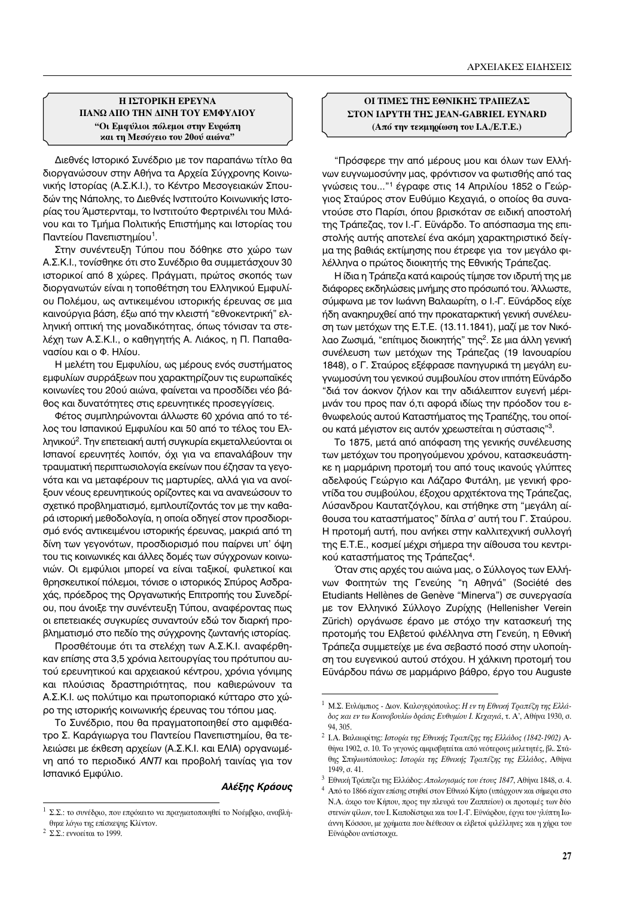## Η ΙΣΤΟΡΙΚΗ ΕΡΕΥΝΑ ΠΑΝΩ ΑΠΟ ΤΗ ΔΙΝΗ ΤΟΥ ΕΜΦΥΛΙΟΥ

### "Οι Εμφύλιοι πόλεμοι στην Ευρώπη και τη Μεσόγειο του 20ού αιώνα"

Διεθνές Ιστορικό Συνέδριο με τον παραπάνω τίτλο θα διοργανώσουν στην Αθήνα τα Αρχεία Σύγχρονης Κοινωνικής Ιστορίας (Α.Σ.Κ.Ι.), το Κέντρο Μεσογειακών Σπουδών της Νάπολης, το Διεθνές Ινστιτούτο Κοινωνικής Ιστορίας του Άμστερνταμ, το Ινστιτούτο Φερτρινέλι του Μιλάνου και το Τμήμα Πολιτικής Επιστήμης και Ιστορίας του Παντείου Πανεπιστημίου[1].

Στην συνέντευξη Τύπου που δόθηκε στο χώρο των Α.Σ.Κ.Ι., τονίσθηκε ότι στο Συνέδριο θα συμμετάσχουν 30 ιστορικοί από 8 χώρες. Πράγματι, πρώτος σκοπός των διοργανωτών είναι η τοποθέτηση του Ελληνικού Εμφυλίου Πολέμου, ως αντικειμένου ιστορικής έρευνας σε μια καινούργια βάση, έξω από την κλειστή "εθνοκεντρική" ελληνική οπτική της μοναδικότητας, όπως τόνισαν τα στελέχη των Α.Σ.Κ.Ι., ο καθηγητής Α. Λιάκος, η Π. Παπαθανασίου και ο Φ. Ηλίου.

Η μελέτη του Εμφυλίου, ως μέρους ενός συστήματος εμφυλίων συρράξεων που χαρακτηρίζουν τις ευρωπαϊκές κοινωνίες του 20ού αιώνα, φαίνεται να προσδίδει νέο βάθος και δυνατότητες στις ερευνητικές προσεγγίσεις.

Φέτος συμπληρώνονται άλλωστε 60 χρόνια από το τέλος του Ισπανικού Εμφυλίου και 50 από το τέλος του Ελληνικού[2]. Την επετειακή αυτή συγκυρία εκμεταλλεύονται οι Ισπανοί ερευνητές λοιπόν, όχι για να επαναλάβουν την τραυματική περιπτωσιολογία εκείνων που έζησαν τα γεγονότα και να μεταφέρουν τις μαρτυρίες, αλλά για να ανοίξουν νέους ερευνητικούς ορίζοντες και να ανανεώσουν το σχετικό προβληματισμό, εμπλουτίζοντάς τον με την καθαρά ιστορική μεθοδολογία, η οποία οδηγεί στον προσδιορισμό ενός αντικειμένου ιστορικής έρευνας, μακριά από τη δίνη των γεγονότων, προσδιορισμό που παίρνει υπ' όψη του τις κοινωνικές και άλλες δομές των σύγχρονων κοινωνιών. Οι εμφύλιοι μπορεί να είναι ταξικοί, φυλετικοί και θρησκευτικοί πόλεμοι, τόνισε ο ιστορικός Σπύρος Ασδραχάς, πρόεδρος της Οργανωτικής Επιτροπής του Συνεδρίου, που άνοιξε την συνέντευξη Τύπου, αναφέροντας πως οι επετειακές συγκυρίες συναντούν εδώ τον διαρκή προβληματισμό στο πεδίο της σύγχρονης ζωντανής ιστορίας.

Προσθέτουμε ότι τα στελέχη των Α.Σ.Κ.Ι. αναφέρθηκαν επίσης στα 3,5 χρόνια λειτουργίας του πρότυπου αυτού ερευνητικού και αρχειακού κέντρου, χρόνια γόνιμης και πλούσιας δραστηριότητας, που καθιερώνουν τα Α.Σ.Κ.Ι. ως πολύτιμο και πρωτοποριακό κύτταρο στο χώρο της ιστορικής κοινωνικής έρευνας του τόπου μας.

Το Συνέδριο, που θα πραγματοποιηθεί στο αμφιθέατρο Σ. Καράγιωργα του Παντείου Πανεπιστημίου, θα τελειώσει με έκθεση αρχείων (Α.Σ.Κ.Ι. και ΕΛΙΑ) οργανωμένη από το περιοδικό *ΑΝΤΙ* και προβολή ταινίας για τον Ισπανικό Εμφύλιο.

***Αλέξης Κράους***

[1] Σ.Σ.: το συνέδριο, που επρόκειτο να πραγματοποιηθεί το Νοέμβριο, αναβλήθηκε λόγω της επίσκεψης Κλίντον.

[2] Σ.Σ.: εννοείται το 1999.

## ΟΙ ΤΙΜΕΣ ΤΗΣ ΕΘΝΙΚΗΣ ΤΡΑΠΕΖΑΣ ΣΤΟΝ ΙΔΡΥΤΗ ΤΗΣ JEAN-GABRIEL EYNARD

### (Από την τεκμηρίωση του Ι.Α./Ε.Τ.Ε.)

"Πρόσφερε την από μέρους μου και όλων των Ελλήνων ευγνωμοσύνην μας, φρόντισον να φωτισθής από τας γνώσεις του..."[1] έγραφε στις 14 Απριλίου 1852 ο Γεώργιος Σταύρος στον Ευθύμιο Κεχαγιά, ο οποίος θα συναντούσε στο Παρίσι, όπου βρισκόταν σε ειδική αποστολή της Τράπεζας, τον Ι.-Γ. Εϋνάρδο. Το απόσπασμα της επιστολής αυτής αποτελεί ένα ακόμη χαρακτηριστικό δείγμα της βαθιάς εκτίμησης που έτρεφε για τον μεγάλο φιλέλληνα ο πρώτος διοικητής της Εθνικής Τράπεζας.

Η ίδια η Τράπεζα κατά καιρούς τίμησε τον ιδρυτή της με διάφορες εκδηλώσεις μνήμης στο πρόσωπό του. Άλλωστε, σύμφωνα με τον Ιωάννη Βαλαωρίτη, ο Ι.-Γ. Εϋνάρδος είχε ήδη ανακηρυχθεί από την προκαταρκτική γενική συνέλευση των μετόχων της Ε.Τ.Ε. (13.11.1841), μαζί με τον Νικόλαο Ζωσιμά, "επίτιμος διοικητής" της[2]. Σε μια άλλη γενική συνέλευση των μετόχων της Τράπεζας (19 Ιανουαρίου 1848), ο Γ. Σταύρος εξέφρασε πανηγυρικά τη μεγάλη ευγνωμοσύνη του γενικού συμβουλίου στον ιππότη Εϋνάρδο "διά τον άοκνον ζήλον και την αδιάλειπτον ευγενή μέριμνάν του προς παν ό,τι αφορά ιδίως την πρόοδον του εθνωφελούς αυτού Καταστήματος της Τραπέζης, του οποίου κατά μέγιστον εις αυτόν χρεωστείται η σύστασις"[3].

Το 1875, μετά από απόφαση της γενικής συνέλευσης των μετόχων του προηγούμενου χρόνου, κατασκευάστηκε η μαρμάρινη προτομή του από τους ικανούς γλύπτες αδελφούς Γεώργιο και Λάζαρο Φυτάλη, με γενική φροντίδα του συμβούλου, έξοχου αρχιτέκτονα της Τράπεζας, Λύσανδρου Καυταντζόγλου, και στήθηκε στη "μεγάλη αίθουσα του καταστήματος" δίπλα σ' αυτή του Γ. Σταύρου. Η προτομή αυτή, που ανήκει στην καλλιτεχνική συλλογή της Ε.Τ.Ε., κοσμεί μέχρι σήμερα την αίθουσα του κεντρικού καταστήματος της Τράπεζας[4].

Όταν στις αρχές του αιώνα μας, ο Σύλλογος των Ελλήνων Φοιτητών της Γενεύης "η Αθηνά" (Société des Etudiants Hellènes de Genève "Minerva") σε συνεργασία με τον Ελληνικό Σύλλογο Ζυρίχης (Hellenisher Verein Zürich) οργάνωσε έρανο με στόχο την κατασκευή της προτομής του Ελβετού φιλέλληνα στη Γενεύη, η Εθνική Τράπεζα συμμετείχε με ένα σεβαστό ποσό στην υλοποίηση του ευγενικού αυτού στόχου. Η χάλκινη προτομή του Εϋνάρδου πάνω σε μαρμάρινο βάθρο, έργο του Auguste

[1] Μ.Σ. Ευλάμπιος - Διον. Καλογερόπουλος: *Η εν τη Εθνική Τραπέζη της Ελλάδος και εν τω Κοινοβουλίω δράσις Ευθυμίου Ι. Κεχαγιά*, τ. Α', Αθήνα 1930, σ. 94, 305.

[2] Ι.Α. Βαλαωρίτης: *Ιστορία της Εθνικής Τραπέζης της Ελλάδος (1842-1902)* Αθήνα 1902, σ. 10. Το γεγονός αμφισβητείται από νεότερους μελετητές, βλ. Στάθης Σπηλιωτόπουλος: *Ιστορία της Εθνικής Τραπέζης της Ελλάδος*, Αθήνα 1949, σ. 41.

[3] Εθνική Τράπεζα της Ελλάδος: *Απολογισμός του έτους 1847*, Αθήνα 1848, σ. 4.

[4] Από το 1866 είχαν επίσης στηθεί στον Εθνικό Κήπο (υπάρχουν και σήμερα στο Ν.Α. άκρο του Κήπου, προς την πλευρά του Ζαππείου) οι προτομές των δύο στενών φίλων, του Ι. Καποδίστρια και του Ι.-Γ. Εϋνάρδου, έργα του γλύπτη Ιωάννη Κόσσου, με χρήματα που διέθεσαν οι ελβετοί φιλέλληνες και η χήρα του Εϋνάρδου αντίστοιχα.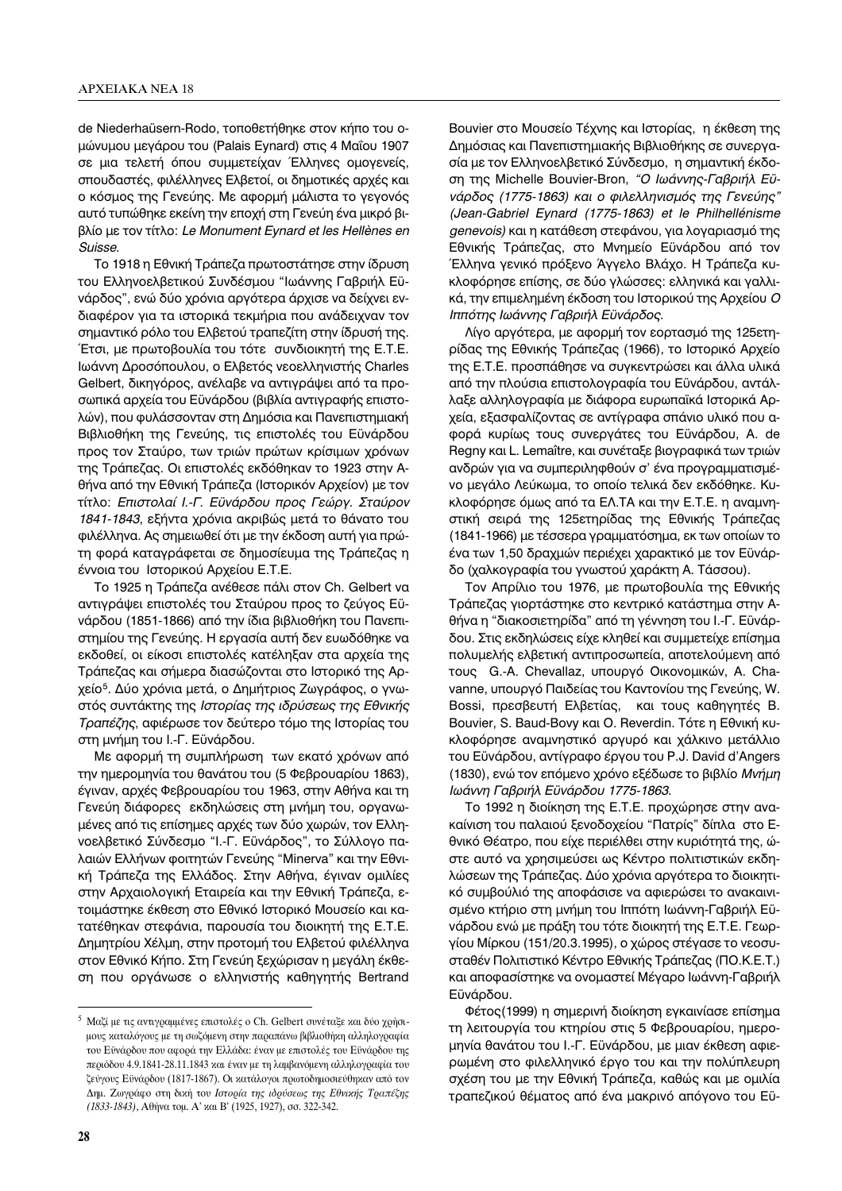de Niederhaüsern-Rodo, τοποθετήθηκε στον κήπο του ομώνυμου μεγάρου του (Palais Eynard) στις 4 Μαΐου 1907 σε μια τελετή όπου συμμετείχαν Έλληνες ομογενείς, σπουδαστές, φιλέλληνες Ελβετοί, οι δημοτικές αρχές και ο κόσμος της Γενεύης. Με αφορμή μάλιστα το γεγονός αυτό τυπώθηκε εκείνη την εποχή στη Γενεύη ένα μικρό βιβλίο με τον τίτλο: *Le Monument Eynard et les Hellènes en Suisse.*

Το 1918 η Εθνική Τράπεζα πρωτοστάτησε στην ίδρυση του Ελληνοελβετικού Συνδέσμου "Ιωάννης Γαβριήλ Εϋνάρδος", ενώ δύο χρόνια αργότερα άρχισε να δείχνει ενδιαφέρον για τα ιστορικά τεκμήρια που ανάδειχναν τον σημαντικό ρόλο του Ελβετού τραπεζίτη στην ίδρυσή της. Έτσι, με πρωτοβουλία του τότε συνδιοικητή της Ε.Τ.Ε. Ιωάννη Δροσόπουλου, ο Ελβετός νεοελληνιστής Charles Gelbert, δικηγόρος, ανέλαβε να αντιγράψει από τα προσωπικά αρχεία του Εϋνάρδου (βιβλία αντιγραφής επιστολών), που φυλάσσονταν στη Δημόσια και Πανεπιστημιακή Βιβλιοθήκη της Γενεύης, τις επιστολές του Εϋνάρδου προς τον Σταύρο, των τριών πρώτων κρίσιμων χρόνων της Τράπεζας. Οι επιστολές εκδόθηκαν το 1923 στην Αθήνα από την Εθνική Τράπεζα (Ιστορικόν Αρχείον) με τον τίτλο: *Επιστολαί Ι.-Γ. Εϋνάρδου προς Γεώργ. Σταύρον 1841-1843*, εξήντα χρόνια ακριβώς μετά το θάνατο του φιλέλληνα. Ας σημειωθεί ότι με την έκδοση αυτή για πρώτη φορά καταγράφεται σε δημοσίευμα της Τράπεζας η έννοια του Ιστορικού Αρχείου Ε.Τ.Ε.

Το 1925 η Τράπεζα ανέθεσε πάλι στον Ch. Gelbert να αντιγράψει επιστολές του Σταύρου προς το ζεύγος Εϋνάρδου (1851-1866) από την ίδια βιβλιοθήκη του Πανεπιστημίου της Γενεύης. Η εργασία αυτή δεν ευοδώθηκε να εκδοθεί, οι είκοσι επιστολές κατέληξαν στα αρχεία της Τράπεζας και σήμερα διασώζονται στο Ιστορικό της Αρχείο[5]. Δύο χρόνια μετά, ο Δημήτριος Ζωγράφος, ο γνωστός συντάκτης της *Ιστορίας της ιδρύσεως της Εθνικής Τραπέζης*, αφιέρωσε τον δεύτερο τόμο της Ιστορίας του στη μνήμη του Ι.-Γ. Εϋνάρδου.

Με αφορμή τη συμπλήρωση των εκατό χρόνων από την ημερομηνία του θανάτου του (5 Φεβρουαρίου 1863), έγιναν, αρχές Φεβρουαρίου του 1963, στην Αθήνα και τη Γενεύη διάφορες εκδηλώσεις στη μνήμη του, οργανωμένες από τις επίσημες αρχές των δύο χωρών, τον Ελληνοελβετικό Σύνδεσμο "Ι.-Γ. Εϋνάρδος", το Σύλλογο παλαιών Ελλήνων φοιτητών Γενεύης "Minerva" και την Εθνική Τράπεζα της Ελλάδος. Στην Αθήνα, έγιναν ομιλίες στην Αρχαιολογική Εταιρεία και την Εθνική Τράπεζα, ετοιμάστηκε έκθεση στο Εθνικό Ιστορικό Μουσείο και κατατέθηκαν στεφάνια, παρουσία του διοικητή της Ε.Τ.Ε. Δημητρίου Χέλμη, στην προτομή του Ελβετού φιλέλληνα στον Εθνικό Κήπο. Στη Γενεύη ξεχώρισαν η μεγάλη έκθεση που οργάνωσε ο ελληνιστής καθηγητής Bertrand Bouvier στο Μουσείο Τέχνης και Ιστορίας, η έκθεση της Δημόσιας και Πανεπιστημιακής Βιβλιοθήκης σε συνεργασία με τον Ελληνοελβετικό Σύνδεσμο, η σημαντική έκδοση της Michelle Bouvier-Bron, *"Ο Ιωάννης-Γαβριήλ Εϋνάρδος (1775-1863) και ο φιλελληνισμός της Γενεύης" (Jean-Gabriel Eynard (1775-1863) et le Philhellénisme genevois)* και η κατάθεση στεφάνου, για λογαριασμό της Εθνικής Τράπεζας, στο Μνημείο Εϋνάρδου από τον Έλληνα γενικό πρόξενο Άγγελο Βλάχο. Η Τράπεζα κυκλοφόρησε επίσης, σε δύο γλώσσες: ελληνικά και γαλλικά, την επιμελημένη έκδοση του Ιστορικού της Αρχείου *Ο Ιππότης Ιωάννης Γαβριήλ Εϋνάρδος.*

Λίγο αργότερα, με αφορμή τον εορτασμό της 125ετηρίδας της Εθνικής Τράπεζας (1966), το Ιστορικό Αρχείο της Ε.Τ.Ε. προσπάθησε να συγκεντρώσει και άλλα υλικά από την πλούσια επιστολογραφία του Εϋνάρδου, αντάλλαξε αλληλογραφία με διάφορα ευρωπαϊκά Ιστορικά Αρχεία, εξασφαλίζοντας σε αντίγραφα σπάνιο υλικό που αφορά κυρίως τους συνεργάτες του Εϋνάρδου, A. de Regny και L. Lemaître, και συνέταξε βιογραφικά των τριών ανδρών για να συμπεριληφθούν σ' ένα προγραμματισμένο μεγάλο Λεύκωμα, το οποίο τελικά δεν εκδόθηκε. Κυκλοφόρησε όμως από τα ΕΛ.ΤΑ και την Ε.Τ.Ε. η αναμνηστική σειρά της 125ετηρίδας της Εθνικής Τράπεζας (1841-1966) με τέσσερα γραμματόσημα, εκ των οποίων το ένα των 1,50 δραχμών περιέχει χαρακτικό με τον Εϋνάρδο (χαλκογραφία του γνωστού χαράκτη Α. Τάσσου).

Τον Απρίλιο του 1976, με πρωτοβουλία της Εθνικής Τράπεζας γιορτάστηκε στο κεντρικό κατάστημα στην Αθήνα η "διακοσιετηρίδα" από τη γέννηση του Ι.-Γ. Εϋνάρδου. Στις εκδηλώσεις είχε κληθεί και συμμετείχε επίσημα πολυμελής ελβετική αντιπροσωπεία, αποτελούμενη από τους G.-A. Chevallaz, υπουργό Οικονομικών, A. Chavanne, υπουργό Παιδείας του Καντονίου της Γενεύης, W. Bossi, πρεσβευτή Ελβετίας, και τους καθηγητές B. Bouvier, S. Baud-Bovy και O. Reverdin. Τότε η Εθνική κυκλοφόρησε αναμνηστικό αργυρό και χάλκινο μετάλλιο του Εϋνάρδου, αντίγραφο έργου του P.J. David d'Angers (1830), ενώ τον επόμενο χρόνο εξέδωσε το βιβλίο *Μνήμη Ιωάννη Γαβριήλ Εϋνάρδου 1775-1863.*

Το 1992 η διοίκηση της Ε.Τ.Ε. προχώρησε στην ανακαίνιση του παλαιού ξενοδοχείου "Πατρίς" δίπλα στο Εθνικό Θέατρο, που είχε περιέλθει στην κυριότητά της, ώστε αυτό να χρησιμεύσει ως Κέντρο πολιτιστικών εκδηλώσεων της Τράπεζας. Δύο χρόνια αργότερα το διοικητικό συμβούλιό της αποφάσισε να αφιερώσει το ανακαινισμένο κτήριο στη μνήμη του Ιππότη Ιωάννη-Γαβριήλ Εϋνάρδου ενώ με πράξη του τότε διοικητή της Ε.Τ.Ε. Γεωργίου Μίρκου (151/20.3.1995), ο χώρος στέγασε το νεοσυσταθέν Πολιτιστικό Κέντρο Εθνικής Τράπεζας (ΠΟ.Κ.Ε.Τ.) και αποφασίστηκε να ονομαστεί Μέγαρο Ιωάννη-Γαβριήλ Εϋνάρδου.

Φέτος(1999) η σημερινή διοίκηση εγκαινίασε επίσημα τη λειτουργία του κτηρίου στις 5 Φεβρουαρίου, ημερομηνία θανάτου του Ι.-Γ. Εϋνάρδου, με μιαν έκθεση αφιερωμένη στο φιλελληνικό έργο του και την πολύπλευρη σχέση του με την Εθνική Τράπεζα, καθώς και με ομιλία τραπεζικού θέματος από ένα μακρινό απόγονο του Εϋ-

---

[5] Μαζί με τις αντιγραμμένες επιστολές ο Ch. Gelbert συνέταξε και δύο χρήσιμους καταλόγους με τη σωζόμενη στην παραπάνω βιβλιοθήκη αλληλογραφία του Εϋνάρδου που αφορά την Ελλάδα: έναν με επιστολές του Εϋνάρδου της περιόδου 4.9.1841-28.11.1843 και έναν με τη λαμβανόμενη αλληλογραφία του ζεύγους Εϋνάρδου (1817-1867). Οι κατάλογοι πρωτοδημοσιεύθηκαν από τον Δημ. Ζωγράφο στη δική του *Ιστορία της ιδρύσεως της Εθνικής Τραπέζης (1833-1843)*, Αθήνα τομ. Α' και Β' (1925, 1927), σσ. 322-342.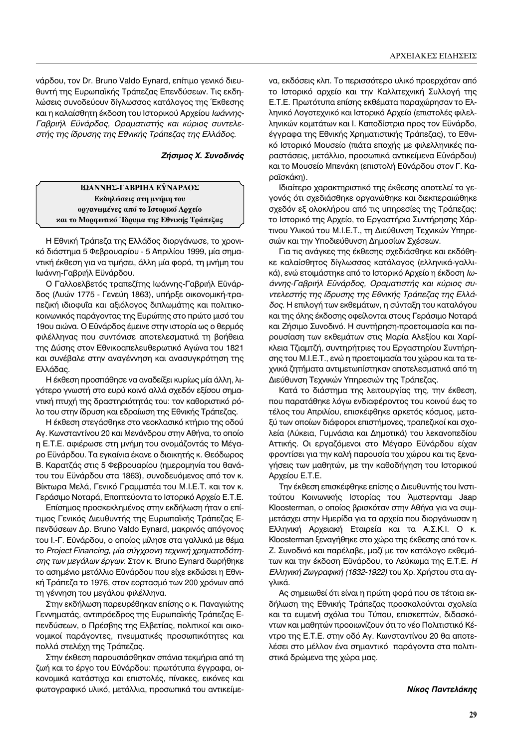νάρδου, τον Dr. Bruno Valdo Eynard, επίτιμο γενικό διευθυντή της Ευρωπαϊκής Τράπεζας Επενδύσεων. Τις εκδηλώσεις συνοδεύουν δίγλωσσος κατάλογος της Έκθεσης και η καλαίσθητη έκδοση του Ιστορικού Αρχείου *Ιωάννης-Γαβριήλ Εϋνάρδος, Οραματιστής και κύριος συντελεστής της ίδρυσης της Εθνικής Τράπεζας της Ελλάδος.*

***Ζήσιμος Χ. Συνοδινός***

## ΙΩΑΝΝΗΣ-ΓΑΒΡΙΗΛ ΕΫΝΑΡΔΟΣ
### Εκδηλώσεις στη μνήμη του οργανωμένες από το Ιστορικό Αρχείο και το Μορφωτικό Ίδρυμα της Εθνικής Τράπεζας

Η Εθνική Τράπεζα της Ελλάδος διοργάνωσε, το χρονικό διάστημα 5 Φεβρουαρίου - 5 Απριλίου 1999, μία σημαντική έκθεση για να τιμήσει, άλλη μία φορά, τη μνήμη του Ιωάννη-Γαβριήλ Εϋνάρδου.

Ο Γαλλοελβετός τραπεζίτης Ιωάννης-Γαβριήλ Εϋνάρδος (Λυών 1775 - Γενεύη 1863), υπήρξε οικονομική-τραπεζική ιδιοφυΐα και αξιόλογος διπλωμάτης και πολιτικοκοινωνικός παράγοντας της Ευρώπης στο πρώτο μισό του 19ου αιώνα. Ο Εϋνάρδος έμεινε στην ιστορία ως ο θερμός φιλέλληνας που συντόνισε αποτελεσματικά τη βοήθεια της Δύσης στον Εθνικοαπελευθερωτικό Αγώνα του 1821 και συνέβαλε στην αναγέννηση και ανασυγκρότηση της Ελλάδας.

Η έκθεση προσπάθησε να αναδείξει κυρίως μία άλλη, λιγότερο γνωστή στο ευρύ κοινό αλλά σχεδόν εξίσου σημαντική πτυχή της δραστηριότητάς του: τον καθοριστικό ρόλο του στην ίδρυση και εδραίωση της Εθνικής Τράπεζας.

Η έκθεση στεγάσθηκε στο νεοκλασικό κτήριο της οδού Αγ. Κωνσταντίνου 20 και Μενάνδρου στην Αθήνα, το οποίο η Ε.Τ.Ε. αφιέρωσε στη μνήμη του ονομάζοντάς το Μέγαρο Εϋνάρδου. Τα εγκαίνια έκανε ο διοικητής κ. Θεόδωρος Β. Καρατζάς στις 5 Φεβρουαρίου (ημερομηνία του θανάτου του Εϋνάρδου στα 1863), συνοδευόμενος από τον κ. Βίκτωρα Μελά, Γενικό Γραμματέα του Μ.Ι.Ε.Τ. και τον κ. Γεράσιμο Νοταρά, Εποπτεύοντα το Ιστορικό Αρχείο Ε.Τ.Ε.

Επίσημος προσκεκλημένος στην εκδήλωση ήταν ο επίτιμος Γενικός Διευθυντής της Ευρωπαϊκής Τράπεζας Επενδύσεων Δρ. Bruno Valdo Eynard, μακρινός απόγονος του Ι.-Γ. Εϋνάρδου, ο οποίος μίλησε στα γαλλικά με θέμα το *Project Financing, μία σύγχρονη τεχνική χρηματοδότησης των μεγάλων έργων*. Στον κ. Bruno Eynard δωρήθηκε το ασημένιο μετάλλιο Εϋνάρδου που είχε εκδώσει η Εθνική Τράπεζα το 1976, στον εορτασμό των 200 χρόνων από τη γέννηση του μεγάλου φιλέλληνα.

Στην εκδήλωση παρευρέθηκαν επίσης ο κ. Παναγιώτης Γεννηματάς, αντιπρόεδρος της Ευρωπαϊκής Τράπεζας Επενδύσεων, ο Πρέσβης της Ελβετίας, πολιτικοί και οικονομικοί παράγοντες, πνευματικές προσωπικότητες και πολλά στελέχη της Τράπεζας.

Στην έκθεση παρουσιάσθηκαν σπάνια τεκμήρια από τη ζωή και το έργο του Εϋνάρδου: πρωτότυπα έγγραφα, οικονομικά κατάστιχα και επιστολές, πίνακες, εικόνες και φωτογραφικό υλικό, μετάλλια, προσωπικά του αντικείμενα, εκδόσεις κλπ. Το περισσότερο υλικό προερχόταν από το Ιστορικό αρχείο και την Καλλιτεχνική Συλλογή της Ε.Τ.Ε. Πρωτότυπα επίσης εκθέματα παραχώρησαν το Ελληνικό Λογοτεχνικό και Ιστορικό Αρχείο (επιστολές φιλελληνικών κομιτάτων και Ι. Καποδίστρια προς τον Εϋνάρδο, έγγραφα της Εθνικής Χρηματιστικής Τράπεζας), το Εθνικό Ιστορικό Μουσείο (πιάτα εποχής με φιλελληνικές παραστάσεις, μετάλλιο, προσωπικά αντικείμενα Εϋνάρδου) και το Μουσείο Μπενάκη (επιστολή Εϋνάρδου στον Γ. Καραϊσκάκη).

Ιδιαίτερο χαρακτηριστικό της έκθεσης αποτελεί το γεγονός ότι σχεδιάσθηκε οργανώθηκε και διεκπεραιώθηκε σχεδόν εξ ολοκλήρου από τις υπηρεσίες της Τράπεζας: το Ιστορικό της Αρχείο, το Εργαστήριο Συντήρησης Χάρτινου Υλικού του Μ.Ι.Ε.Τ., τη Διεύθυνση Τεχνικών Υπηρεσιών και την Υποδιεύθυνση Δημοσίων Σχέσεων.

Για τις ανάγκες της έκθεσης σχεδιάσθηκε και εκδόθηκε καλαίσθητος δίγλωσσος κατάλογος (ελληνικά-γαλλικά), ενώ ετοιμάστηκε από το Ιστορικό Αρχείο η έκδοση *Ιωάννης-Γαβριήλ Εϋνάρδος, Οραματιστής και κύριος συντελεστής της ίδρυσης της Εθνικής Τράπεζας της Ελλάδος.* Η επιλογή των εκθεμάτων, η σύνταξη του καταλόγου και της όλης έκδοσης οφείλονται στους Γεράσιμο Νοταρά και Ζήσιμο Συνοδινό. Η συντήρηση-προετοιμασία και παρουσίαση των εκθεμάτων στις Μαρία Αλεξίου και Χαρίκλεια Τζιαμτζή, συντηρήτριες του Εργαστηρίου Συντήρησης του Μ.Ι.Ε.Τ., ενώ η προετοιμασία του χώρου και τα τεχνικά ζητήματα αντιμετωπίστηκαν αποτελεσματικά από τη Διεύθυνση Τεχνικών Υπηρεσιών της Τράπεζας.

Κατά το διάστημα της λειτουργίας της, την έκθεση, που παρατάθηκε λόγω ενδιαφέροντος του κοινού έως το τέλος του Απριλίου, επισκέφθηκε αρκετός κόσμος, μεταξύ των οποίων διάφοροι επιστήμονες, τραπεζικοί και σχολεία (Λύκεια, Γυμνάσια και Δημοτικά) του λεκανοπεδίου Αττικής. Οι εργαζόμενοι στο Μέγαρο Εϋνάρδου είχαν φροντίσει για την καλή παρουσία του χώρου και τις ξεναγήσεις των μαθητών, με την καθοδήγηση του Ιστορικού Αρχείου Ε.Τ.Ε.

Την έκθεση επισκέφθηκε επίσης ο Διευθυντής του Ινστιτούτου Κοινωνικής Ιστορίας του Άμστερνταμ Jaap Kloosterman, ο οποίος βρισκόταν στην Αθήνα για να συμμετάσχει στην Ημερίδα για τα αρχεία που διοργάνωσαν η Ελληνική Αρχειακή Εταιρεία και τα Α.Σ.Κ.Ι. Ο κ. Kloosterman ξεναγήθηκε στο χώρο της έκθεσης από τον κ. Ζ. Συνοδινό και παρέλαβε, μαζί με τον κατάλογο εκθεμάτων και την έκδοση Εϋνάρδου, το Λεύκωμα της Ε.Τ.Ε. *Η Ελληνική Ζωγραφική (1832-1922)* του Χρ. Χρήστου στα αγγλικά.

Ας σημειωθεί ότι είναι η πρώτη φορά που σε τέτοια εκδήλωση της Εθνικής Τράπεζας προσκαλούνται σχολεία και τα ευμενή σχόλια του Τύπου, επισκεπτών, διδασκόντων και μαθητών προοιωνίζουν ότι το νέο Πολιτιστικό Κέντρο της Ε.Τ.Ε. στην οδό Αγ. Κωνσταντίνου 20 θα αποτελέσει στο μέλλον ένα σημαντικό παράγοντα στα πολιτιστικά δρώμενα της χώρας μας.

***Νίκος Παντελάκης***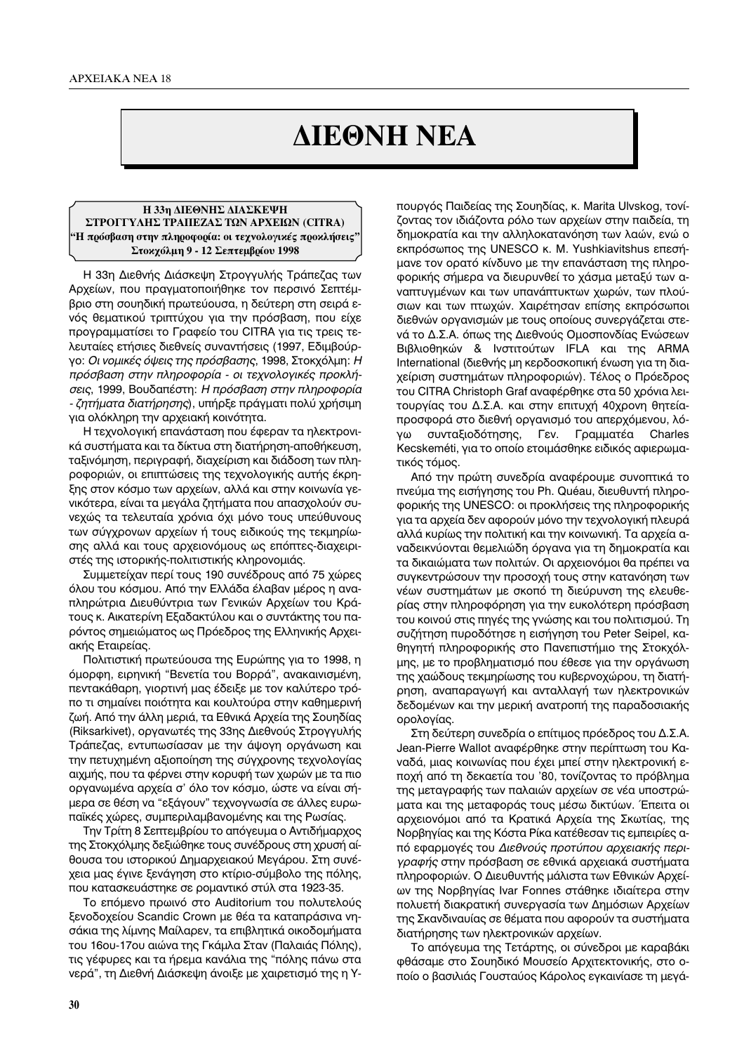# ΔΙΕΘΝΗ ΝΕΑ

**Η 33η ΔΙΕΘΝΗΣ ΔΙΑΣΚΕΨΗ ΣΤΡΟΓΓΥΛΗΣ ΤΡΑΠΕΖΑΣ ΤΩΝ ΑΡΧΕΙΩΝ (CITRA) "Η πρόσβαση στην πληροφορία: οι τεχνολογικές προκλήσεις" Στοκχόλμη 9 - 12 Σεπτεμβρίου 1998**

Η 33η Διεθνής Διάσκεψη Στρογγυλής Τράπεζας των Αρχείων, που πραγματοποιήθηκε τον περσινό Σεπτέμβριο στη σουηδική πρωτεύουσα, η δεύτερη στη σειρά ενός θεματικού τριπτύχου για την πρόσβαση, που είχε προγραμματίσει το Γραφείο του CITRA για τις τρεις τελευταίες ετήσιες διεθνείς συναντήσεις (1997, Εδιμβούργο: *Οι νομικές όψεις της πρόσβασης*, 1998, Στοκχόλμη: *Η πρόσβαση στην πληροφορία - οι τεχνολογικές προκλήσεις*, 1999, Βουδαπέστη: *Η πρόσβαση στην πληροφορία - ζητήματα διατήρησης*), υπήρξε πράγματι πολύ χρήσιμη για ολόκληρη την αρχειακή κοινότητα.

Η τεχνολογική επανάσταση που έφεραν τα ηλεκτρονικά συστήματα και τα δίκτυα στη διατήρηση-αποθήκευση, ταξινόμηση, περιγραφή, διαχείριση και διάδοση των πληροφοριών, οι επιπτώσεις της τεχνολογικής αυτής έκρηξης στον κόσμο των αρχείων, αλλά και στην κοινωνία γενικότερα, είναι τα μεγάλα ζητήματα που απασχολούν συνεχώς τα τελευταία χρόνια όχι μόνο τους υπεύθυνους των σύγχρονων αρχείων ή τους ειδικούς της τεκμηρίωσης αλλά και τους αρχειονόμους ως επόπτες-διαχειριστές της ιστορικής-πολιτιστικής κληρονομιάς.

Συμμετείχαν περί τους 190 συνέδρους από 75 χώρες όλου του κόσμου. Από την Ελλάδα έλαβαν μέρος η αναπληρώτρια Διευθύντρια των Γενικών Αρχείων του Κράτους κ. Αικατερίνη Εξαδακτύλου και ο συντάκτης του παρόντος σημειώματος ως Πρόεδρος της Ελληνικής Αρχειακής Εταιρείας.

Πολιτιστική πρωτεύουσα της Ευρώπης για το 1998, η όμορφη, ειρηνική "Βενετία του Βορρά", ανακαινισμένη, πεντακάθαρη, γιορτινή μας έδειξε με τον καλύτερο τρόπο τι σημαίνει ποιότητα και κουλτούρα στην καθημερινή ζωή. Από την άλλη μεριά, τα Εθνικά Αρχεία της Σουηδίας (Riksarkivet), οργανωτές της 33ης Διεθνούς Στρογγυλής Τράπεζας, εντυπωσίασαν με την άψογη οργάνωση και την πετυχημένη αξιοποίηση της σύγχρονης τεχνολογίας αιχμής, που τα φέρνει στην κορυφή των χωρών με τα πιο οργανωμένα αρχεία σ' όλο τον κόσμο, ώστε να είναι σήμερα σε θέση να "εξάγουν" τεχνογνωσία σε άλλες ευρωπαϊκές χώρες, συμπεριλαμβανομένης και της Ρωσίας.

Την Τρίτη 8 Σεπτεμβρίου το απόγευμα ο Αντιδήμαρχος της Στοκχόλμης δεξιώθηκε τους συνέδρους στη χρυσή αίθουσα του ιστορικού Δημαρχειακού Μεγάρου. Στη συνέχεια μας έγινε ξενάγηση στο κτίριο-σύμβολο της πόλης, που κατασκευάστηκε σε ρομαντικό στύλ στα 1923-35.

Το επόμενο πρωινό στο Auditorium του πολυτελούς ξενοδοχείου Scandic Crown με θέα τα καταπράσινα νησάκια της λίμνης Μαίλαρεν, τα επιβλητικά οικοδομήματα του 16ου-17ου αιώνα της Γκάμλα Σταν (Παλαιάς Πόλης), τις γέφυρες και τα ήρεμα κανάλια της "πόλης πάνω στα νερά", τη Διεθνή Διάσκεψη άνοιξε με χαιρετισμό της η Υπουργός Παιδείας της Σουηδίας, κ. Marita Ulvskog, τονίζοντας τον ιδιάζοντα ρόλο των αρχείων στην παιδεία, τη δημοκρατία και την αλληλοκατανόηση των λαών, ενώ ο εκπρόσωπος της UNESCO κ. M. Yushkiavitshus επεσήμανε τον ορατό κίνδυνο με την επανάσταση της πληροφορικής σήμερα να διευρυνθεί το χάσμα μεταξύ των αναπτυγμένων και των υπανάπτυκτων χωρών, των πλούσιων και των πτωχών. Χαιρέτησαν επίσης εκπρόσωποι διεθνών οργανισμών με τους οποίους συνεργάζεται στενά το Δ.Σ.Α. όπως της Διεθνούς Ομοσπονδίας Ενώσεων Βιβλιοθηκών & Ινστιτούτων IFLA και της ARMA International (διεθνής μη κερδοσκοπική ένωση για τη διαχείριση συστημάτων πληροφοριών). Τέλος ο Πρόεδρος του CITRA Christoph Graf αναφέρθηκε στα 50 χρόνια λειτουργίας του Δ.Σ.Α. και στην επιτυχή 40χρονη θητεία-προσφορά στο διεθνή οργανισμό του απερχόμενου, λόγω συνταξιοδότησης, Γεν. Γραμματέα Charles Kecskeméti, για το οποίο ετοιμάσθηκε ειδικός αφιερωματικός τόμος.

Από την πρώτη συνεδρία αναφέρουμε συνοπτικά το πνεύμα της εισήγησης του Ph. Quéau, διευθυντή πληροφορικής της UNESCO: οι προκλήσεις της πληροφορικής για τα αρχεία δεν αφορούν μόνο την τεχνολογική πλευρά αλλά κυρίως την πολιτική και την κοινωνική. Τα αρχεία αναδεικνύονται θεμελιώδη όργανα για τη δημοκρατία και τα δικαιώματα των πολιτών. Οι αρχειονόμοι θα πρέπει να συγκεντρώσουν την προσοχή τους στην κατανόηση των νέων συστημάτων με σκοπό τη διεύρυνση της ελευθερίας στην πληροφόρηση για την ευκολότερη πρόσβαση του κοινού στις πηγές της γνώσης και του πολιτισμού. Τη συζήτηση πυροδότησε η εισήγηση του Peter Seipel, καθηγητή πληροφορικής στο Πανεπιστήμιο της Στοκχόλμης, με το προβληματισμό που έθεσε για την οργάνωση της χαώδους τεκμηρίωσης του κυβερνοχώρου, τη διατήρηση, αναπαραγωγή και ανταλλαγή των ηλεκτρονικών δεδομένων και την μερική ανατροπή της παραδοσιακής ορολογίας.

Στη δεύτερη συνεδρία ο επίτιμος πρόεδρος του Δ.Σ.Α. Jean-Pierre Wallot αναφέρθηκε στην περίπτωση του Καναδά, μιας κοινωνίας που έχει μπεί στην ηλεκτρονική εποχή από τη δεκαετία του '80, τονίζοντας το πρόβλημα της μεταγραφής των παλαιών αρχείων σε νέα υποστρώματα και της μεταφοράς τους μέσω δικτύων. Έπειτα οι αρχειονόμοι από τα Κρατικά Αρχεία της Σκωτίας, της Νορβηγίας και της Κόστα Ρίκα κατέθεσαν τις εμπειρίες από εφαρμογές του *Διεθνούς προτύπου αρχειακής περιγραφής* στην πρόσβαση σε εθνικά αρχειακά συστήματα πληροφοριών. Ο Διευθυντής μάλιστα των Εθνικών Αρχείων της Νορβηγίας Ivar Fonnes στάθηκε ιδιαίτερα στην πολυετή διακρατική συνεργασία των Δημόσιων Αρχείων της Σκανδιναυίας σε θέματα που αφορούν τα συστήματα διατήρησης των ηλεκτρονικών αρχείων.

Το απόγευμα της Τετάρτης, οι σύνεδροι με καραβάκι φθάσαμε στο Σουηδικό Μουσείο Αρχιτεκτονικής, στο οποίο ο βασιλιάς Γουσταύος Κάρολος εγκαινίασε τη μεγά-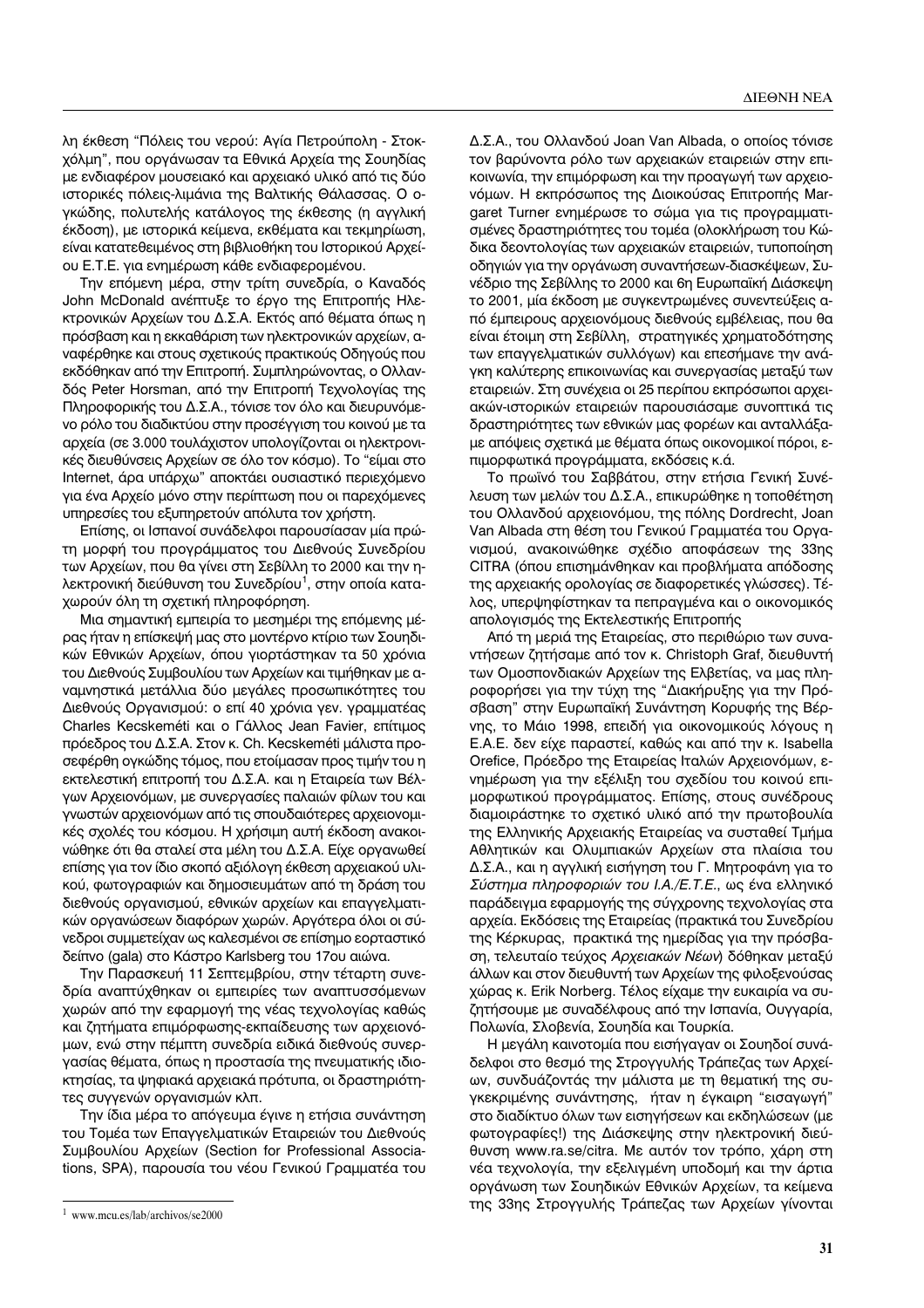λη έκθεση "Πόλεις του νερού: Αγία Πετρούπολη - Στοκχόλμη", που οργάνωσαν τα Εθνικά Αρχεία της Σουηδίας με ενδιαφέρον μουσειακό και αρχειακό υλικό από τις δύο ιστορικές πόλεις-λιμάνια της Βαλτικής Θάλασσας. Ο ογκώδης, πολυτελής κατάλογος της έκθεσης (η αγγλική έκδοση), με ιστορικά κείμενα, εκθέματα και τεκμηρίωση, είναι κατατεθειμένος στη βιβλιοθήκη του Ιστορικού Αρχείου Ε.Τ.Ε. για ενημέρωση κάθε ενδιαφερομένου.

Την επόμενη μέρα, στην τρίτη συνεδρία, ο Καναδός John McDonald ανέπτυξε το έργο της Επιτροπής Ηλεκτρονικών Αρχείων του Δ.Σ.Α. Εκτός από θέματα όπως η πρόσβαση και η εκκαθάριση των ηλεκτρονικών αρχείων, αναφέρθηκε και στους σχετικούς πρακτικούς Οδηγούς που εκδόθηκαν από την Επιτροπή. Συμπληρώνοντας, ο Ολλανδός Peter Horsman, από την Επιτροπή Τεχνολογίας της Πληροφορικής του Δ.Σ.Α., τόνισε τον όλο και διευρυνόμενο ρόλο του διαδικτύου στην προσέγγιση του κοινού με τα αρχεία (σε 3.000 τουλάχιστον υπολογίζονται οι ηλεκτρονικές διευθύνσεις Αρχείων σε όλο τον κόσμο). Το "είμαι στο Internet, άρα υπάρχω" αποκτάει ουσιαστικό περιεχόμενο για ένα Αρχείο μόνο στην περίπτωση που οι παρεχόμενες υπηρεσίες του εξυπηρετούν απόλυτα τον χρήστη.

Επίσης, οι Ισπανοί συνάδελφοι παρουσίασαν μία πρώτη μορφή του προγράμματος του Διεθνούς Συνεδρίου των Αρχείων, που θα γίνει στη Σεβίλλη το 2000 και την ηλεκτρονική διεύθυνση του Συνεδρίου[1], στην οποία καταχωρούν όλη τη σχετική πληροφόρηση.

Μια σημαντική εμπειρία το μεσημέρι της επόμενης μέρας ήταν η επίσκεψή μας στο μοντέρνο κτίριο των Σουηδικών Εθνικών Αρχείων, όπου γιορτάστηκαν τα 50 χρόνια του Διεθνούς Συμβουλίου των Αρχείων και τιμήθηκαν με αναμνηστικά μετάλλια δύο μεγάλες προσωπικότητες του Διεθνούς Οργανισμού: ο επί 40 χρόνια γεν. γραμματέας Charles Kecskeméti και ο Γάλλος Jean Favier, επίτιμος πρόεδρος του Δ.Σ.Α. Στον κ. Ch. Kecskeméti μάλιστα προσφέρθη ογκώδης τόμος, που ετοίμασαν προς τιμήν του η εκτελεστική επιτροπή του Δ.Σ.Α. και η Εταιρεία των Βέλγων Αρχειονόμων, με συνεργασίες παλαιών φίλων του και γνωστών αρχειονόμων από τις σπουδαιότερες αρχειονομικές σχολές του κόσμου. Η χρήσιμη αυτή έκδοση ανακοινώθηκε ότι θα σταλεί στα μέλη του Δ.Σ.Α. Είχε οργανωθεί επίσης για τον ίδιο σκοπό αξιόλογη έκθεση αρχειακού υλικού, φωτογραφιών και δημοσιευμάτων από τη δράση του διεθνούς οργανισμού, εθνικών αρχείων και επαγγελματικών οργανώσεων διαφόρων χωρών. Αργότερα όλοι οι σύνεδροι συμμετείχαν ως καλεσμένοι σε επίσημο εορταστικό δείπνο (gala) στο Κάστρο Karlsberg του 17ου αιώνα.

Την Παρασκευή 11 Σεπτεμβρίου, στην τέταρτη συνεδρία αναπτύχθηκαν οι εμπειρίες των αναπτυσσόμενων χωρών από την εφαρμογή της νέας τεχνολογίας καθώς και ζητήματα επιμόρφωσης-εκπαίδευσης των αρχειονόμων, ενώ στην πέμπτη συνεδρία ειδικά διεθνούς συνεργασίας θέματα, όπως η προστασία της πνευματικής ιδιοκτησίας, τα ψηφιακά αρχειακά πρότυπα, οι δραστηριότητες συγγενών οργανισμών κλπ.

Την ίδια μέρα το απόγευμα έγινε η ετήσια συνάντηση του Τομέα των Επαγγελματικών Εταιρειών του Διεθνούς Συμβουλίου Αρχείων (Section for Professional Associations, SPA), παρουσία του νέου Γενικού Γραμματέα του Δ.Σ.Α., του Ολλανδού Joan Van Albada, ο οποίος τόνισε τον βαρύνοντα ρόλο των αρχειακών εταιρειών στην επικοινωνία, την επιμόρφωση και την προαγωγή των αρχειονόμων. Η εκπρόσωπος της Διοικούσας Επιτροπής Margaret Turner ενημέρωσε το σώμα για τις προγραμματισμένες δραστηριότητες του τομέα (ολοκλήρωση του Κώδικα δεοντολογίας των αρχειακών εταιρειών, τυποποίηση οδηγιών για την οργάνωση συναντήσεων-διασκέψεων, Συνέδριο της Σεβίλλης το 2000 και 6η Ευρωπαϊκή Διάσκεψη το 2001, μία έκδοση με συγκεντρωμένες συνεντεύξεις από έμπειρους αρχειονόμους διεθνούς εμβέλειας, που θα είναι έτοιμη στη Σεβίλλη, στρατηγικές χρηματοδότησης των επαγγελματικών συλλόγων) και επεσήμανε την ανάγκη καλύτερης επικοινωνίας και συνεργασίας μεταξύ των εταιρειών. Στη συνέχεια οι 25 περίπου εκπρόσωποι αρχειακών-ιστορικών εταιρειών παρουσιάσαμε συνοπτικά τις δραστηριότητες των εθνικών μας φορέων και ανταλλάξαμε απόψεις σχετικά με θέματα όπως οικονομικοί πόροι, επιμορφωτικά προγράμματα, εκδόσεις κ.ά.

Το πρωινό του Σαββάτου, στην ετήσια Γενική Συνέλευση των μελών του Δ.Σ.Α., επικυρώθηκε η τοποθέτηση του Ολλανδού αρχειονόμου, της πόλης Dordrecht, Joan Van Albada στη θέση του Γενικού Γραμματέα του Οργανισμού, ανακοινώθηκε σχέδιο αποφάσεων της 33ης CITRA (όπου επισημάνθηκαν και προβλήματα απόδοσης της αρχειακής ορολογίας σε διαφορετικές γλώσσες). Τέλος, υπερψηφίστηκαν τα πεπραγμένα και ο οικονομικός απολογισμός της Εκτελεστικής Επιτροπής

Από τη μεριά της Εταιρείας, στο περιθώριο των συναντήσεων ζητήσαμε από τον κ. Christoph Graf, διευθυντή των Ομοσπονδιακών Αρχείων της Ελβετίας, να μας πληροφορήσει για την τύχη της "Διακήρυξης για την Πρόσβαση" στην Ευρωπαϊκή Συνάντηση Κορυφής της Βέρνης, το Μάιο 1998, επειδή για οικονομικούς λόγους η Ε.Α.Ε. δεν είχε παραστεί, καθώς και από την κ. Isabella Orefice, Πρόεδρο της Εταιρείας Ιταλών Αρχειονόμων, ενημέρωση για την εξέλιξη του σχεδίου του κοινού επιμορφωτικού προγράμματος. Επίσης, στους συνέδρους διαμοιράστηκε το σχετικό υλικό από την πρωτοβουλία της Ελληνικής Αρχειακής Εταιρείας να συσταθεί Τμήμα Αθλητικών και Ολυμπιακών Αρχείων στα πλαίσια του Δ.Σ.Α., και η αγγλική εισήγηση του Γ. Μητροφάνη για το *Σύστημα πληροφοριών του Ι.Α./Ε.Τ.Ε.*, ως ένα ελληνικό παράδειγμα εφαρμογής της σύγχρονης τεχνολογίας στα αρχεία. Εκδόσεις της Εταιρείας (πρακτικά του Συνεδρίου της Κέρκυρας, πρακτικά της ημερίδας για την πρόσβαση, τελευταίο τεύχος *Αρχειακών Νέων*) δόθηκαν μεταξύ άλλων και στον διευθυντή των Αρχείων της φιλοξενούσας χώρας κ. Erik Norberg. Τέλος είχαμε την ευκαιρία να συζητήσουμε με συναδέλφους από την Ισπανία, Ουγγαρία, Πολωνία, Σλοβενία, Σουηδία και Τουρκία.

Η μεγάλη καινοτομία που εισήγαγαν οι Σουηδοί συνάδελφοι στο θεσμό της Στρογγυλής Τράπεζας των Αρχείων, συνδυάζοντάς την μάλιστα με τη θεματική της συγκεκριμένης συνάντησης, ήταν η έγκαιρη "εισαγωγή" στο διαδίκτυο όλων των εισηγήσεων και εκδηλώσεων (με φωτογραφίες!) της Διάσκεψης στην ηλεκτρονική διεύθυνση www.ra.se/citra. Με αυτόν τον τρόπο, χάρη στη νέα τεχνολογία, την εξελιγμένη υποδομή και την άρτια οργάνωση των Σουηδικών Εθνικών Αρχείων, τα κείμενα της 33ης Στρογγυλής Τράπεζας των Αρχείων γίνονται

---

[1] www.mcu.es/lab/archivos/se2000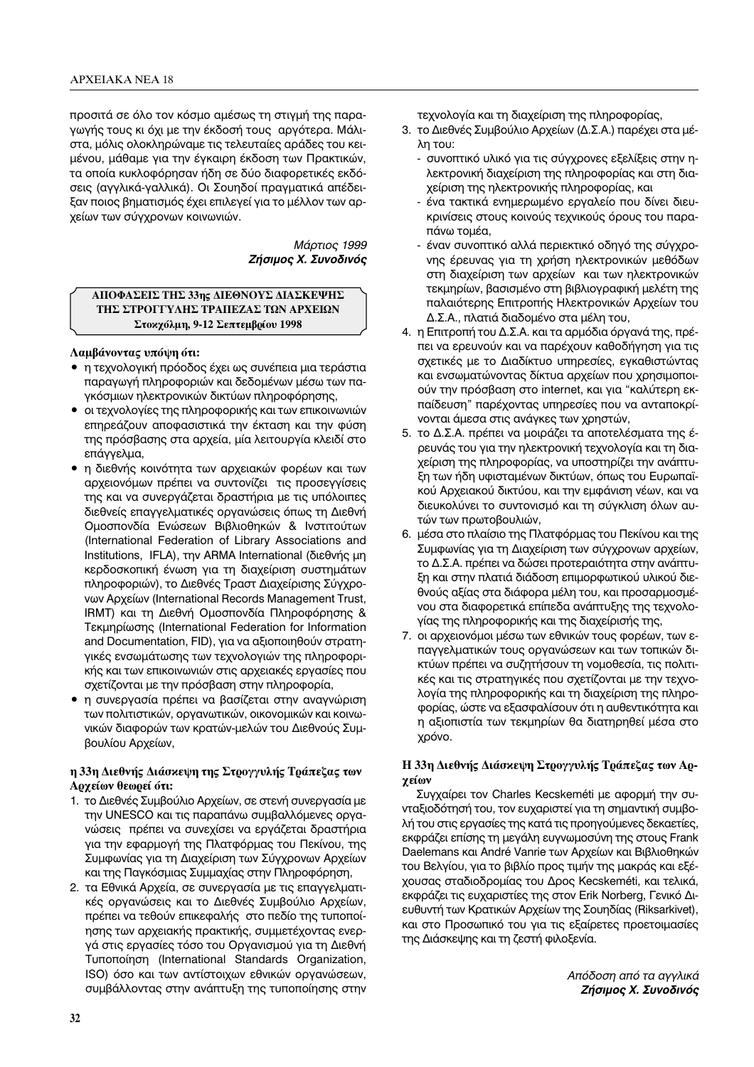προσιτά σε όλο τον κόσμο αμέσως τη στιγμή της παραγωγής τους κι όχι με την έκδοσή τους αργότερα. Μάλιστα, μόλις ολοκληρώναμε τις τελευταίες αράδες του κειμένου, μάθαμε για την έγκαιρη έκδοση των Πρακτικών, τα οποία κυκλοφόρησαν ήδη σε δύο διαφορετικές εκδόσεις (αγγλικά-γαλλικά). Οι Σουηδοί πραγματικά απέδειξαν ποιος βηματισμός έχει επιλεγεί για το μέλλον των αρχείων των σύγχρονων κοινωνιών.

*Μάρτιος 1999*
***Ζήσιμος Χ. Συνοδινός***

## ΑΠΟΦΑΣΕΙΣ ΤΗΣ 33ης ΔΙΕΘΝΟΥΣ ΔΙΑΣΚΕΨΗΣ ΤΗΣ ΣΤΡΟΓΓΥΛΗΣ ΤΡΑΠΕΖΑΣ ΤΩΝ ΑΡΧΕΙΩΝ
**Στοκχόλμη, 9-12 Σεπτεμβρίου 1998**

**Λαμβάνοντας υπόψη ότι:**

- η τεχνολογική πρόοδος έχει ως συνέπεια μια τεράστια παραγωγή πληροφοριών και δεδομένων μέσω των παγκόσμιων ηλεκτρονικών δικτύων πληροφόρησης,
- οι τεχνολογίες της πληροφορικής και των επικοινωνιών επηρεάζουν αποφασιστικά την έκταση και την φύση της πρόσβασης στα αρχεία, μία λειτουργία κλειδί στο επάγγελμα,
- η διεθνής κοινότητα των αρχειακών φορέων και των αρχειονόμων πρέπει να συντονίζει τις προσεγγίσεις της και να συνεργάζεται δραστήρια με τις υπόλοιπες διεθνείς επαγγελματικές οργανώσεις όπως τη Διεθνή Ομοσπονδία Ενώσεων Βιβλιοθηκών & Ινστιτούτων (International Federation of Library Associations and Institutions, IFLA), την ARMA International (διεθνής μη κερδοσκοπική ένωση για τη διαχείριση συστημάτων πληροφοριών), το Διεθνές Τραστ Διαχείρισης Σύγχρονων Αρχείων (International Records Management Trust, IRMT) και τη Διεθνή Ομοσπονδία Πληροφόρησης & Τεκμηρίωσης (International Federation for Information and Documentation, FID), για να αξιοποιηθούν στρατηγικές ενσωμάτωσης των τεχνολογιών της πληροφορικής και των επικοινωνιών στις αρχειακές εργασίες που σχετίζονται με την πρόσβαση στην πληροφορία,
- η συνεργασία πρέπει να βασίζεται στην αναγνώριση των πολιτιστικών, οργανωτικών, οικονομικών και κοινωνικών διαφορών των κρατών-μελών του Διεθνούς Συμβουλίου Αρχείων,

**η 33η Διεθνής Διάσκεψη της Στρογγυλής Τράπεζας των Αρχείων θεωρεί ότι:**

1. το Διεθνές Συμβούλιο Αρχείων, σε στενή συνεργασία με την UNESCO και τις παραπάνω συμβαλλόμενες οργανώσεις πρέπει να συνεχίσει να εργάζεται δραστήρια για την εφαρμογή της Πλατφόρμας του Πεκίνου, της Συμφωνίας για τη Διαχείριση των Σύγχρονων Αρχείων και της Παγκόσμιας Συμμαχίας στην Πληροφόρηση,
2. τα Εθνικά Αρχεία, σε συνεργασία με τις επαγγελματικές οργανώσεις και το Διεθνές Συμβούλιο Αρχείων, πρέπει να τεθούν επικεφαλής στο πεδίο της τυποποίησης των αρχειακής πρακτικής, συμμετέχοντας ενεργά στις εργασίες τόσο του Οργανισμού για τη Διεθνή Τυποποίηση (International Standards Organization, ISO) όσο και των αντίστοιχων εθνικών οργανώσεων, συμβάλλοντας στην ανάπτυξη της τυποποίησης στην τεχνολογία και τη διαχείριση της πληροφορίας,
3. το Διεθνές Συμβούλιο Αρχείων (Δ.Σ.Α.) παρέχει στα μέλη του:
   - συνοπτικό υλικό για τις σύγχρονες εξελίξεις στην ηλεκτρονική διαχείριση της πληροφορίας και στη διαχείριση της ηλεκτρονικής πληροφορίας, και
   - ένα τακτικά ενημερωμένο εργαλείο που δίνει διευκρινίσεις στους κοινούς τεχνικούς όρους του παραπάνω τομέα,
   - έναν συνοπτικό αλλά περιεκτικό οδηγό της σύγχρονης έρευνας για τη χρήση ηλεκτρονικών μεθόδων στη διαχείριση των αρχείων και των ηλεκτρονικών τεκμηρίων, βασισμένο στη βιβλιογραφική μελέτη της παλαιότερης Επιτροπής Ηλεκτρονικών Αρχείων του Δ.Σ.Α., πλατιά διαδομένο στα μέλη του,
4. η Επιτροπή του Δ.Σ.Α. και τα αρμόδια όργανά της, πρέπει να ερευνούν και να παρέχουν καθοδήγηση για τις σχετικές με το Διαδίκτυο υπηρεσίες, εγκαθιστώντας και ενσωματώνοντας δίκτυα αρχείων που χρησιμοποιούν την πρόσβαση στο internet, και για "καλύτερη εκπαίδευση" παρέχοντας υπηρεσίες που να ανταποκρίνονται άμεσα στις ανάγκες των χρηστών,
5. το Δ.Σ.Α. πρέπει να μοιράζει τα αποτελέσματα της έρευνάς του για την ηλεκτρονική τεχνολογία και τη διαχείριση της πληροφορίας, να υποστηρίζει την ανάπτυξη των ήδη υφισταμένων δικτύων, όπως του Ευρωπαϊκού Αρχειακού δικτύου, και την εμφάνιση νέων, και να διευκολύνει το συντονισμό και τη σύγκλιση όλων αυτών των πρωτοβουλιών,
6. μέσα στο πλαίσιο της Πλατφόρμας του Πεκίνου και της Συμφωνίας για τη Διαχείριση των σύγχρονων αρχείων, το Δ.Σ.Α. πρέπει να δώσει προτεραιότητα στην ανάπτυξη και στην πλατιά διάδοση επιμορφωτικού υλικού διεθνούς αξίας στα διάφορα μέλη του, και προσαρμοσμένου στα διαφορετικά επίπεδα ανάπτυξης της τεχνολογίας της πληροφορικής και της διαχείρισής της,
7. οι αρχειονόμοι μέσω των εθνικών τους φορέων, των επαγγελματικών τους οργανώσεων και των τοπικών δικτύων πρέπει να συζητήσουν τη νομοθεσία, τις πολιτικές και τις στρατηγικές που σχετίζονται με την τεχνολογία της πληροφορικής και τη διαχείριση της πληροφορίας, ώστε να εξασφαλίσουν ότι η αυθεντικότητα και η αξιοπιστία των τεκμηρίων θα διατηρηθεί μέσα στο χρόνο.

**Η 33η Διεθνής Διάσκεψη Στρογγυλής Τράπεζας των Αρχείων**

Συγχαίρει τον Charles Kecskeméti με αφορμή την συνταξιοδότησή του, τον ευχαριστεί για τη σημαντική συμβολή του στις εργασίες της κατά τις προηγούμενες δεκαετίες, εκφράζει επίσης τη μεγάλη ευγνωμοσύνη της στους Frank Daelemans και André Vanrie των Αρχείων και Βιβλιοθηκών του Βελγίου, για το βιβλίο προς τιμήν της μακράς και εξέχουσας σταδιοδρομίας του Δρος Kecskeméti, και τελικά, εκφράζει τις ευχαριστίες της στον Erik Norberg, Γενικό Διευθυντή των Κρατικών Αρχείων της Σουηδίας (Riksarkivet), και στο Προσωπικό του για τις εξαίρετες προετοιμασίες της Διάσκεψης και τη ζεστή φιλοξενία.

*Απόδοση από τα αγγλικά*
***Ζήσιμος Χ. Συνοδινός***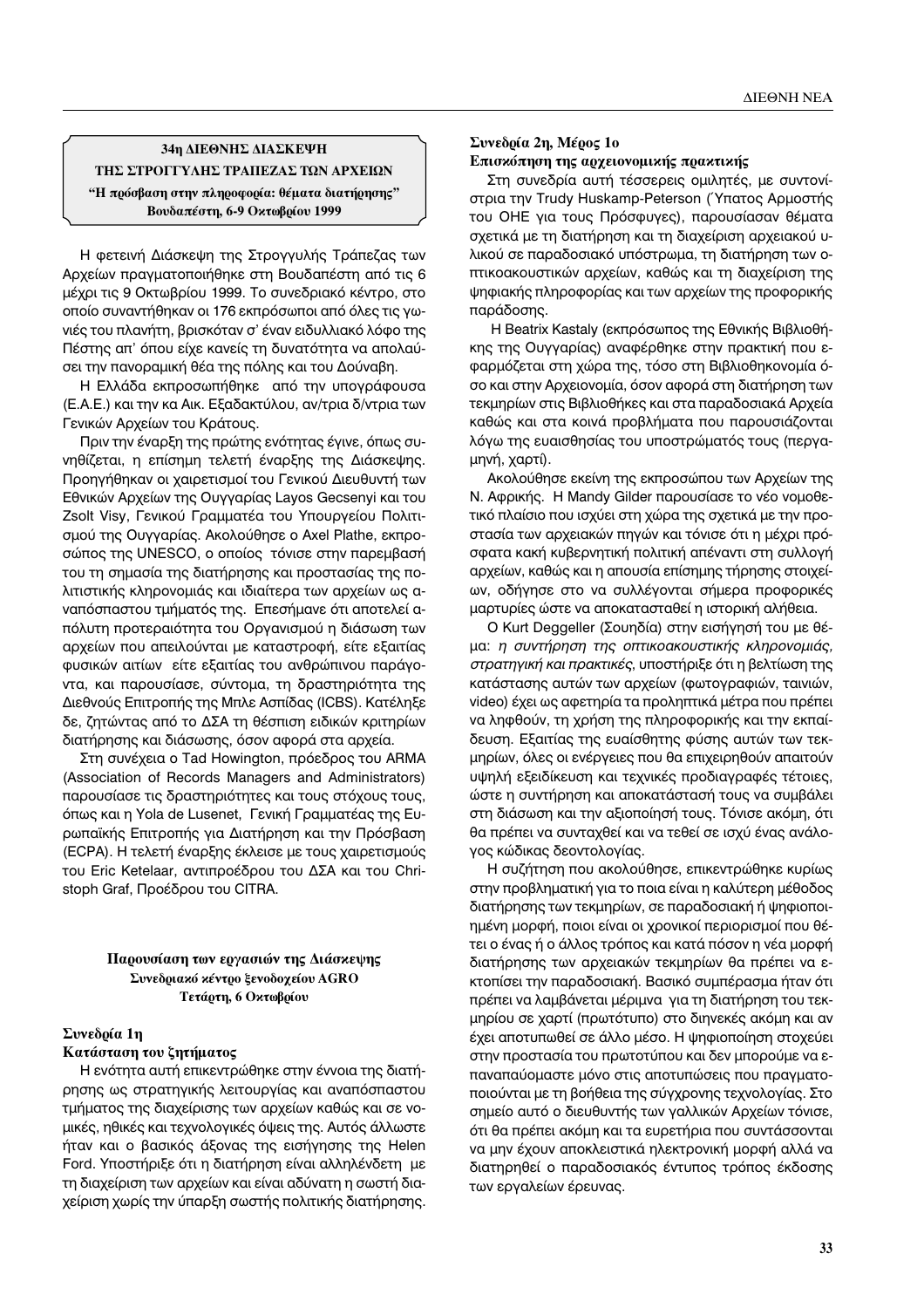**34η ΔΙΕΘΝΗΣ ΔΙΑΣΚΕΨΗ**
**ΤΗΣ ΣΤΡΟΓΓΥΛΗΣ ΤΡΑΠΕΖΑΣ ΤΩΝ ΑΡΧΕΙΩΝ**
**"Η πρόσβαση στην πληροφορία: θέματα διατήρησης"**
**Βουδαπέστη, 6-9 Οκτωβρίου 1999**

Η φετεινή Διάσκεψη της Στρογγυλής Τράπεζας των Αρχείων πραγματοποιήθηκε στη Βουδαπέστη από τις 6 μέχρι τις 9 Οκτωβρίου 1999. Το συνεδριακό κέντρο, στο οποίο συναντήθηκαν οι 176 εκπρόσωποι από όλες τις γωνιές του πλανήτη, βρισκόταν σ' έναν ειδυλλιακό λόφο της Πέστης απ' όπου είχε κανείς τη δυνατότητα να απολαύσει την πανοραμική θέα της πόλης και του Δούναβη.

Η Ελλάδα εκπροσωπήθηκε από την υπογράφουσα (Ε.Α.Ε.) και την κα Αικ. Εξαδακτύλου, αν/τρια δ/ντρια των Γενικών Αρχείων του Κράτους.

Πριν την έναρξη της πρώτης ενότητας έγινε, όπως συνηθίζεται, η επίσημη τελετή έναρξης της Διάσκεψης. Προηγήθηκαν οι χαιρετισμοί του Γενικού Διευθυντή των Εθνικών Αρχείων της Ουγγαρίας Layos Gecsenyi και του Zsolt Visy, Γενικού Γραμματέα του Υπουργείου Πολιτισμού της Ουγγαρίας. Ακολούθησε ο Axel Plathe, εκπροσώπος της UNESCO, ο οποίος τόνισε στην παρεμβασή του τη σημασία της διατήρησης και προστασίας της πολιτιστικής κληρονομιάς και ιδιαίτερα των αρχείων ως αναπόσπαστου τμήματός της. Επεσήμανε ότι αποτελεί απόλυτη προτεραιότητα του Οργανισμού η διάσωση των αρχείων που απειλούνται με καταστροφή, είτε εξαιτίας φυσικών αιτίων είτε εξαιτίας του ανθρώπινου παράγοντα, και παρουσίασε, σύντομα, τη δραστηριότητα της Διεθνούς Επιτροπής της Μπλε Ασπίδας (ICBS). Κατέληξε δε, ζητώντας από το ΔΣΑ τη θέσπιση ειδικών κριτηρίων διατήρησης και διάσωσης, όσον αφορά στα αρχεία.

Στη συνέχεια ο Tad Howington, πρόεδρος του ARMA (Association of Records Managers and Administrators) παρουσίασε τις δραστηριότητες και τους στόχους τους, όπως και η Yola de Lusenet, Γενική Γραμματέας της Ευρωπαϊκής Επιτροπής για Διατήρηση και την Πρόσβαση (ECPA). Η τελετή έναρξης έκλεισε με τους χαιρετισμούς του Eric Ketelaar, αντιπροέδρου του ΔΣΑ και του Christoph Graf, Προέδρου του CITRA.

**Παρουσίαση των εργασιών της Διάσκεψης**
**Συνεδριακό κέντρο ξενοδοχείου AGRO**
**Τετάρτη, 6 Οκτωβρίου**

### Συνεδρία 1η
### Κατάσταση του ζητήματος

Η ενότητα αυτή επικεντρώθηκε στην έννοια της διατήρησης ως στρατηγικής λειτουργίας και αναπόσπαστου τμήματος της διαχείρισης των αρχείων καθώς και σε νομικές, ηθικές και τεχνολογικές όψεις της. Αυτός άλλωστε ήταν και ο βασικός άξονας της εισήγησης της Helen Ford. Υποστήριξε ότι η διατήρηση είναι αλληλένδετη με τη διαχείριση των αρχείων και είναι αδύνατη η σωστή διαχείριση χωρίς την ύπαρξη σωστής πολιτικής διατήρησης.

### Συνεδρία 2η, Μέρος 1ο
### Επισκόπηση της αρχειονομικής πρακτικής

Στη συνεδρία αυτή τέσσερεις ομιλητές, με συντονίστρια την Trudy Huskamp-Peterson (Ύπατος Αρμοστής του ΟΗΕ για τους Πρόσφυγες), παρουσίασαν θέματα σχετικά με τη διατήρηση και τη διαχείριση αρχειακού υλικού σε παραδοσιακό υπόστρωμα, τη διατήρηση των οπτικοακουστικών αρχείων, καθώς και τη διαχείριση της ψηφιακής πληροφορίας και των αρχείων της προφορικής παράδοσης.

Η Beatrix Kastaly (εκπρόσωπος της Εθνικής Βιβλιοθήκης της Ουγγαρίας) αναφέρθηκε στην πρακτική που εφαρμόζεται στη χώρα της, τόσο στη Βιβλιοθηκονομία όσο και στην Αρχειονομία, όσον αφορά στη διατήρηση των τεκμηρίων στις Βιβλιοθήκες και στα παραδοσιακά Αρχεία καθώς και στα κοινά προβλήματα που παρουσιάζονται λόγω της ευαισθησίας του υποστρώματός τους (περγαμηνή, χαρτί).

Ακολούθησε εκείνη της εκπροσώπου των Αρχείων της Ν. Αφρικής. Η Mandy Gilder παρουσίασε το νέο νομοθετικό πλαίσιο που ισχύει στη χώρα της σχετικά με την προστασία των αρχειακών πηγών και τόνισε ότι η μέχρι πρόσφατα κακή κυβερνητική πολιτική απέναντι στη συλλογή αρχείων, καθώς και η απουσία επίσημης τήρησης στοιχείων, οδήγησε στο να συλλέγονται σήμερα προφορικές μαρτυρίες ώστε να αποκατασταθεί η ιστορική αλήθεια.

Ο Kurt Deggeller (Σουηδία) στην εισήγησή του με θέμα: *η συντήρηση της οπτικοακουστικής κληρονομιάς, στρατηγική και πρακτικές*, υποστήριξε ότι η βελτίωση της κατάστασης αυτών των αρχείων (φωτογραφιών, ταινιών, video) έχει ως αφετηρία τα προληπτικά μέτρα που πρέπει να ληφθούν, τη χρήση της πληροφορικής και την εκπαίδευση. Εξαιτίας της ευαίσθητης φύσης αυτών των τεκμηρίων, όλες οι ενέργειες που θα επιχειρηθούν απαιτούν υψηλή εξειδίκευση και τεχνικές προδιαγραφές τέτοιες, ώστε η συντήρηση και αποκατάστασή τους να συμβάλει στη διάσωση και την αξιοποίησή τους. Τόνισε ακόμη, ότι θα πρέπει να συνταχθεί και να τεθεί σε ισχύ ένας ανάλογος κώδικας δεοντολογίας.

Η συζήτηση που ακολούθησε, επικεντρώθηκε κυρίως στην προβληματική για το ποια είναι η καλύτερη μέθοδος διατήρησης των τεκμηρίων, σε παραδοσιακή ή ψηφιοποιημένη μορφή, ποιοι είναι οι χρονικοί περιορισμοί που θέτει ο ένας ή ο άλλος τρόπος και κατά πόσον η νέα μορφή διατήρησης των αρχειακών τεκμηρίων θα πρέπει να εκτοπίσει την παραδοσιακή. Βασικό συμπέρασμα ήταν ότι πρέπει να λαμβάνεται μέριμνα για τη διατήρηση του τεκμηρίου σε χαρτί (πρωτότυπο) στο διηνεκές ακόμη και αν έχει αποτυπωθεί σε άλλο μέσο. Η ψηφιοποίηση στοχεύει στην προστασία του πρωτοτύπου και δεν μπορούμε να επαναπαυόμαστε μόνο στις αποτυπώσεις που πραγματοποιούνται με τη βοήθεια της σύγχρονης τεχνολογίας. Στο σημείο αυτό ο διευθυντής των γαλλικών Αρχείων τόνισε, ότι θα πρέπει ακόμη και τα ευρετήρια που συντάσσονται να μην έχουν αποκλειστικά ηλεκτρονική μορφή αλλά να διατηρηθεί ο παραδοσιακός έντυπος τρόπος έκδοσης των εργαλείων έρευνας.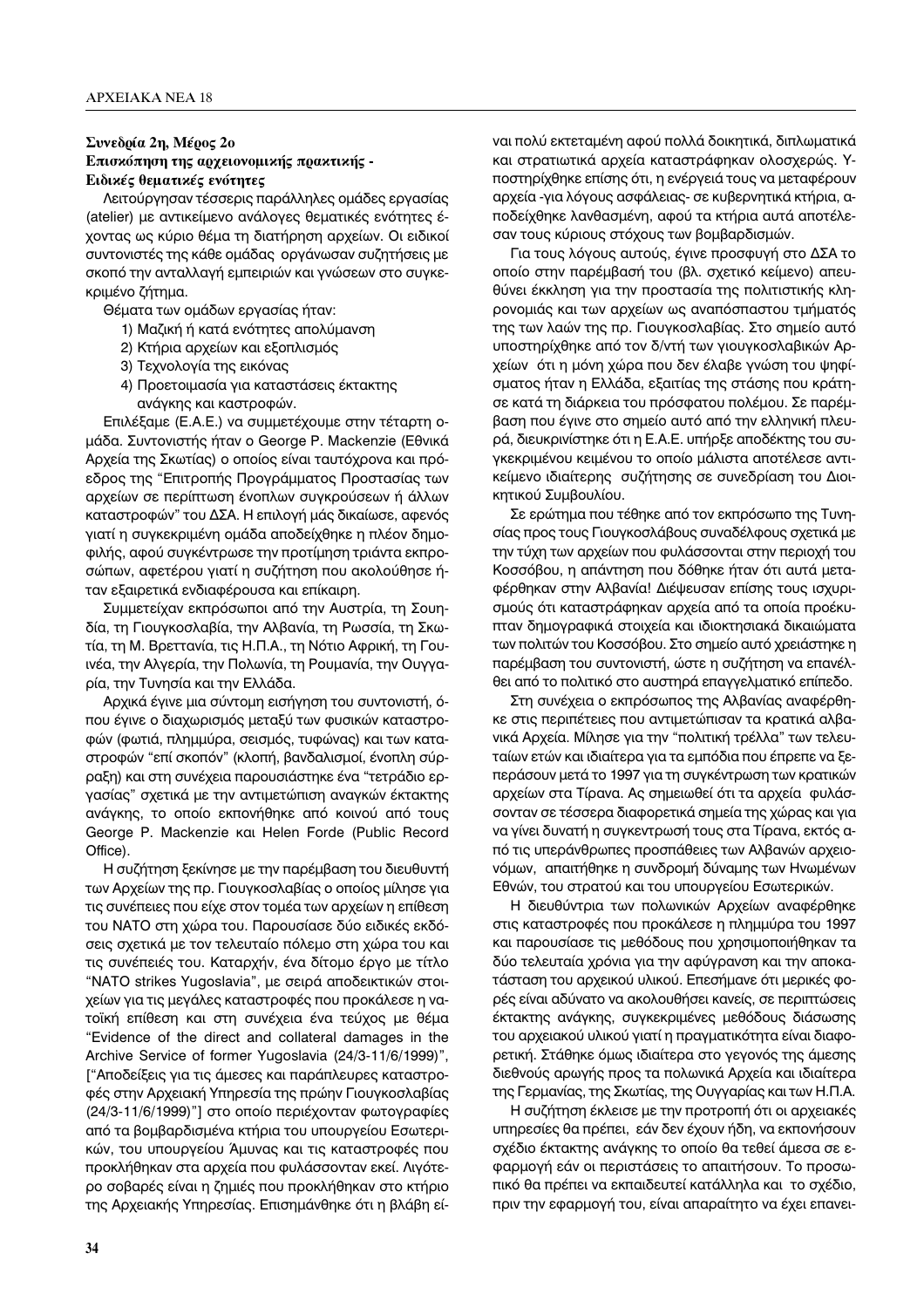**Συνεδρία 2η, Μέρος 2ο**
**Επισκόπηση της αρχειονομικής πρακτικής - Ειδικές θεματικές ενότητες**

Λειτούργησαν τέσσερις παράλληλες ομάδες εργασίας (atelier) με αντικείμενο ανάλογες θεματικές ενότητες έχοντας ως κύριο θέμα τη διατήρηση αρχείων. Οι ειδικοί συντονιστές της κάθε ομάδας οργάνωσαν συζητήσεις με σκοπό την ανταλλαγή εμπειριών και γνώσεων στο συγκεκριμένο ζήτημα.

Θέματα των ομάδων εργασίας ήταν:

1) Μαζική ή κατά ενότητες απολύμανση
2) Κτήρια αρχείων και εξοπλισμός
3) Τεχνολογία της εικόνας
4) Προετοιμασία για καταστάσεις έκτακτης ανάγκης και καστροφών.

Επιλέξαμε (Ε.Α.Ε.) να συμμετέχουμε στην τέταρτη ομάδα. Συντονιστής ήταν ο George P. Mackenzie (Εθνικά Αρχεία της Σκωτίας) ο οποίος είναι ταυτόχρονα και πρόεδρος της "Επιτροπής Προγράμματος Προστασίας των αρχείων σε περίπτωση ένοπλων συγκρούσεων ή άλλων καταστροφών" του ΔΣΑ. Η επιλογή μάς δικαίωσε, αφενός γιατί η συγκεκριμένη ομάδα αποδείχθηκε η πλέον δημοφιλής, αφού συγκέντρωσε την προτίμηση τριάντα εκπροσώπων, αφετέρου γιατί η συζήτηση που ακολούθησε ήταν εξαιρετικά ενδιαφέρουσα και επίκαιρη.

Συμμετείχαν εκπρόσωποι από την Αυστρία, τη Σουηδία, τη Γιουγκοσλαβία, την Αλβανία, τη Ρωσσία, τη Σκωτία, τη Μ. Βρεττανία, τις Η.Π.Α., τη Νότιο Αφρική, τη Γουινέα, την Αλγερία, την Πολωνία, τη Ρουμανία, την Ουγγαρία, την Τυνησία και την Ελλάδα.

Αρχικά έγινε μια σύντομη εισήγηση του συντονιστή, όπου έγινε ο διαχωρισμός μεταξύ των φυσικών καταστροφών (φωτιά, πλημμύρα, σεισμός, τυφώνας) και των καταστροφών "επί σκοπόν" (κλοπή, βανδαλισμοί, ένοπλη σύρραξη) και στη συνέχεια παρουσιάστηκε ένα "τετράδιο εργασίας" σχετικά με την αντιμετώπιση αναγκών έκτακτης ανάγκης, το οποίο εκπονήθηκε από κοινού από τους George P. Mackenzie και Helen Forde (Public Record Office).

Η συζήτηση ξεκίνησε με την παρέμβαση του διευθυντή των Αρχείων της πρ. Γιουγκοσλαβίας ο οποίος μίλησε για τις συνέπειες που είχε στον τομέα των αρχείων η επίθεση του ΝΑΤΟ στη χώρα του. Παρουσίασε δύο ειδικές εκδόσεις σχετικά με τον τελευταίο πόλεμο στη χώρα του και τις συνέπειές του. Καταρχήν, ένα δίτομο έργο με τίτλο "NATO strikes Yugoslavia", με σειρά αποδεικτικών στοιχείων για τις μεγάλες καταστροφές που προκάλεσε η νατοϊκή επίθεση και στη συνέχεια ένα τεύχος με θέμα "Evidence of the direct and collateral damages in the Archive Service of former Yugoslavia (24/3-11/6/1999)", ["Αποδείξεις για τις άμεσες και παράπλευρες καταστροφές στην Αρχειακή Υπηρεσία της πρώην Γιουγκοσλαβίας (24/3-11/6/1999)"] στο οποίο περιέχονταν φωτογραφίες από τα βομβαρδισμένα κτήρια του υπουργείου Εσωτερικών, του υπουργείου Άμυνας και τις καταστροφές που προκλήθηκαν στα αρχεία που φυλάσσονταν εκεί. Λιγότερο σοβαρές είναι η ζημιές που προκλήθηκαν στο κτήριο της Αρχειακής Υπηρεσίας. Επισημάνθηκε ότι η βλάβη είναι πολύ εκτεταμένη αφού πολλά δοικητικά, διπλωματικά και στρατιωτικά αρχεία καταστράφηκαν ολοσχερώς. Υποστηρίχθηκε επίσης ότι, η ενέργειά τους να μεταφέρουν αρχεία -για λόγους ασφαλείας- σε κυβερνητικά κτήρια, αποδείχθηκε λανθασμένη, αφού τα κτήρια αυτά αποτέλεσαν τους κύριους στόχους των βομβαρδισμών.

Για τους λόγους αυτούς, έγινε προσφυγή στο ΔΣΑ το οποίο στην παρέμβασή του (βλ. σχετικό κείμενο) απευθύνει έκκληση για την προστασία της πολιτιστικής κληρονομιάς και των αρχείων ως αναπόσπαστου τμήματός της των λαών της πρ. Γιουγκοσλαβίας. Στο σημείο αυτό υποστηρίχθηκε από τον δ/ντή των γιουγκοσλαβικών Αρχείων ότι η μόνη χώρα που δεν έλαβε γνώση του ψηφίσματος ήταν η Ελλάδα, εξαιτίας της στάσης που κράτησε κατά τη διάρκεια του πρόσφατου πολέμου. Σε παρέμβαση που έγινε στο σημείο αυτό από την ελληνική πλευρά, διευκρινίστηκε ότι η Ε.Α.Ε. υπήρξε αποδέκτης του συγκεκριμένου κειμένου το οποίο μάλιστα αποτέλεσε αντικείμενο ιδιαίτερης συζήτησης σε συνεδρίαση του Διοικητικού Συμβουλίου.

Σε ερώτημα που τέθηκε από τον εκπρόσωπο της Τυνησίας προς τους Γιουγκοσλάβους συναδέλφους σχετικά με την τύχη των αρχείων που φυλάσσονται στην περιοχή του Κοσσόβου, η απάντηση που δόθηκε ήταν ότι αυτά μεταφέρθηκαν στην Αλβανία! Διέψευσαν επίσης τους ισχυρισμούς ότι καταστράφηκαν αρχεία από τα οποία προέκυπταν δημογραφικά στοιχεία και ιδιοκτησιακά δικαιώματα των πολιτών του Κοσσόβου. Στο σημείο αυτό χρειάστηκε η παρέμβαση του συντονιστή, ώστε η συζήτηση να επανέλθει από το πολιτικό στο αυστηρά επαγγελματικό επίπεδο.

Στη συνέχεια ο εκπρόσωπος της Αλβανίας αναφέρθηκε στις περιπέτειες που αντιμετώπισαν τα κρατικά αλβανικά Αρχεία. Μίλησε για την "πολιτική τρέλλα" των τελευταίων ετών και ιδιαίτερα για τα εμπόδια που έπρεπε να ξεπεράσουν μετά το 1997 για τη συγκέντρωση των κρατικών αρχείων στα Τίρανα. Ας σημειωθεί ότι τα αρχεία φυλάσσονταν σε τέσσερα διαφορετικά σημεία της χώρας και για να γίνει δυνατή η συγκεντρωσή τους στα Τίρανα, εκτός από τις υπεράνθρωπες προσπάθειες των Αλβανών αρχειονόμων, απαιτήθηκε η συνδρομή δύναμης των Ηνωμένων Εθνών, του στρατού και του υπουργείου Εσωτερικών.

Η διευθύντρια των πολωνικών Αρχείων αναφέρθηκε στις καταστροφές που προκάλεσε η πλημμύρα του 1997 και παρουσίασε τις μεθόδους που χρησιμοποιήθηκαν τα δύο τελευταία χρόνια για την αφύγρανση και την αποκατάσταση του αρχειακού υλικού. Επεσήμανε ότι μερικές φορές είναι αδύνατο να ακολουθήσει κανείς, σε περιπτώσεις έκτακτης ανάγκης, συγκεκριμένες μεθόδους διάσωσης του αρχειακού υλικού γιατί η πραγματικότητα είναι διαφορετική. Στάθηκε όμως ιδιαίτερα στο γεγονός της άμεσης διεθνούς αρωγής προς τα πολωνικά Αρχεία και ιδιαίτερα της Γερμανίας, της Σκωτίας, της Ουγγαρίας και των Η.Π.Α.

Η συζήτηση έκλεισε με την προτροπή ότι οι αρχειακές υπηρεσίες θα πρέπει, εάν δεν έχουν ήδη, να εκπονήσουν σχέδιο έκτακτης ανάγκης το οποίο θα τεθεί άμεσα σε εφαρμογή εάν οι περιστάσεις το απαιτήσουν. Το προσωπικό θα πρέπει να εκπαιδευτεί κατάλληλα και το σχέδιο, πριν την εφαρμογή του, είναι απαραίτητο να έχει επανει-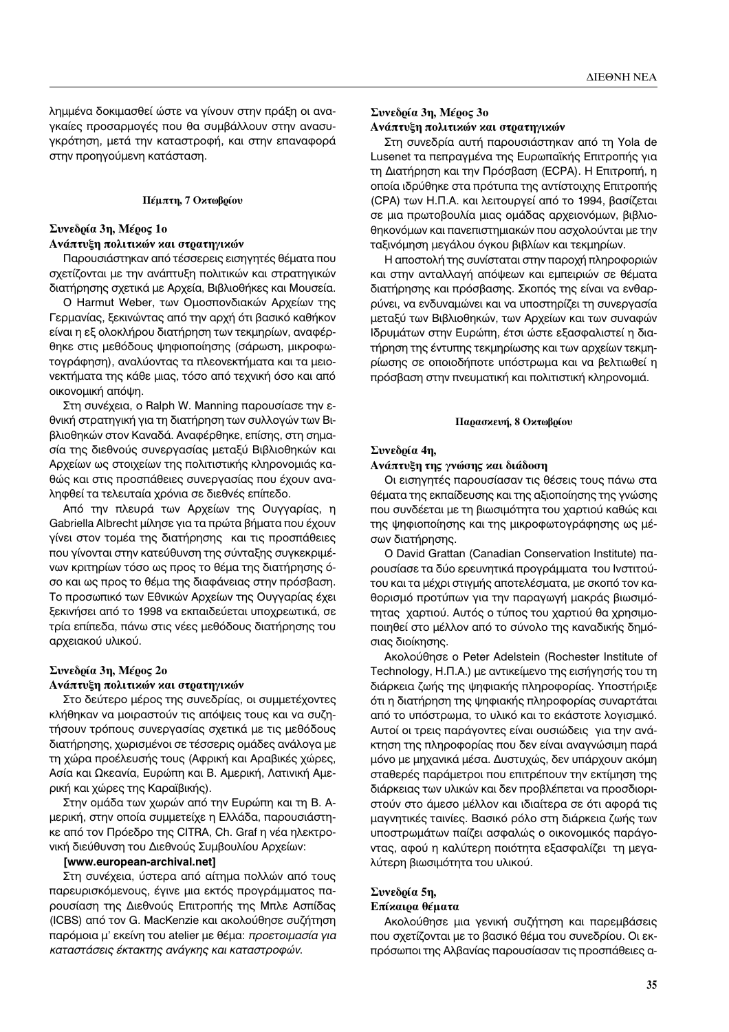λημμένα δοκιμασθεί ώστε να γίνουν στην πράξη οι αναγκαίες προσαρμογές που θα συμβάλλουν στην ανασυγκρότηση, μετά την καταστροφή, και στην επαναφορά στην προηγούμενη κατάσταση.

#### Πέμπτη, 7 Οκτωβρίου

### Συνεδρία 3η, Μέρος 1ο
**Ανάπτυξη πολιτικών και στρατηγικών**

Παρουσιάστηκαν από τέσσερεις εισηγητές θέματα που σχετίζονται με την ανάπτυξη πολιτικών και στρατηγικών διατήρησης σχετικά με Αρχεία, Βιβλιοθήκες και Μουσεία.

Ο Harmut Weber, των Ομοσπονδιακών Αρχείων της Γερμανίας, ξεκινώντας από την αρχή ότι βασικό καθήκον είναι η εξ ολοκλήρου διατήρηση των τεκμηρίων, αναφέρθηκε στις μεθόδους ψηφιοποίησης (σάρωση, μικροφωτογράφηση), αναλύοντας τα πλεονεκτήματα και τα μειονεκτήματα της κάθε μιας, τόσο από τεχνική όσο και από οικονομική απόψη.

Στη συνέχεια, ο Ralph W. Manning παρουσίασε την εθνική στρατηγική για τη διατήρηση των συλλογών των Βιβλιοθηκών στον Καναδά. Αναφέρθηκε, επίσης, στη σημασία της διεθνούς συνεργασίας μεταξύ Βιβλιοθηκών και Αρχείων ως στοιχείων της πολιτιστικής κληρονομιάς καθώς και στις προσπάθειες συνεργασίας που έχουν αναληφθεί τα τελευταία χρόνια σε διεθνές επίπεδο.

Από την πλευρά των Αρχείων της Ουγγαρίας, η Gabriella Albrecht μίλησε για τα πρώτα βήματα που έχουν γίνει στον τομέα της διατήρησης και τις προσπάθειες που γίνονται στην κατεύθυνση της σύνταξης συγκεκριμένων κριτηρίων τόσο ως προς το θέμα της διατήρησης όσο και ως προς το θέμα της διαφάνειας στην πρόσβαση. Το προσωπικό των Εθνικών Αρχείων της Ουγγαρίας έχει ξεκινήσει από το 1998 να εκπαιδεύεται υποχρεωτικά, σε τρία επίπεδα, πάνω στις νέες μεθόδους διατήρησης του αρχειακού υλικού.

### Συνεδρία 3η, Μέρος 2ο
**Ανάπτυξη πολιτικών και στρατηγικών**

Στο δεύτερο μέρος της συνεδρίας, οι συμμετέχοντες κλήθηκαν να μοιραστούν τις απόψεις τους και να συζητήσουν τρόπους συνεργασίας σχετικά με τις μεθόδους διατήρησης, χωρισμένοι σε τέσσερις ομάδες ανάλογα με τη χώρα προέλευσής τους (Αφρική και Αραβικές χώρες, Ασία και Ωκεανία, Ευρώπη και Β. Αμερική, Λατινική Αμερική και χώρες της Καραϊβικής).

Στην ομάδα των χωρών από την Ευρώπη και τη Β. Αμερική, στην οποία συμμετείχε η Ελλάδα, παρουσιάστηκε από τον Πρόεδρο της CITRA, Ch. Graf η νέα ηλεκτρονική διεύθυνση του Διεθνούς Συμβουλίου Αρχείων:

**[www.european-archival.net]**

Στη συνέχεια, ύστερα από αίτημα πολλών από τους παρευρισκόμενους, έγινε μια εκτός προγράμματος παρουσίαση της Διεθνούς Επιτροπής της Μπλε Ασπίδας (ICBS) από τον G. MacKenzie και ακολούθησε συζήτηση παρόμοια μ' εκείνη του atelier με θέμα: *προετοιμασία για καταστάσεις έκτακτης ανάγκης και καταστροφών*.

### Συνεδρία 3η, Μέρος 3ο
**Ανάπτυξη πολιτικών και στρατηγικών**

Στη συνεδρία αυτή παρουσιάστηκαν από τη Yola de Lusenet τα πεπραγμένα της Ευρωπαϊκής Επιτροπής για τη Διατήρηση και την Πρόσβαση (ECPA). Η Επιτροπή, η οποία ιδρύθηκε στα πρότυπα της αντίστοιχης Επιτροπής (CPA) των Η.Π.Α. και λειτουργεί από το 1994, βασίζεται σε μια πρωτοβουλία μιας ομάδας αρχειονόμων, βιβλιοθηκονόμων και πανεπιστημιακών που ασχολούνται με την ταξινόμηση μεγάλου όγκου βιβλίων και τεκμηρίων.

Η αποστολή της συνίσταται στην παροχή πληροφοριών και στην ανταλλαγή απόψεων και εμπειριών σε θέματα διατήρησης και πρόσβασης. Σκοπός της είναι να ενθαρρύνει, να ενδυναμώνει και να υποστηρίζει τη συνεργασία μεταξύ των Βιβλιοθηκών, των Αρχείων και των συναφών Ιδρυμάτων στην Ευρώπη, έτσι ώστε να εξασφαλιστεί η διατήρηση της έντυπης τεκμηρίωσης και των αρχείων τεκμηρίωσης σε οποιοδήποτε υπόστρωμα και να βελτιωθεί η πρόσβαση στην πνευματική και πολιτιστική κληρονομιά.

#### Παρασκευή, 8 Οκτωβρίου

### Συνεδρία 4η,
**Ανάπτυξη της γνώσης και διάδοση**

Οι εισηγητές παρουσίασαν τις θέσεις τους πάνω στα θέματα της εκπαίδευσης και της αξιοποίησης της γνώσης που συνδέεται με τη βιωσιμότητα του χαρτιού καθώς και της ψηφιοποίησης και της μικροφωτογράφησης ως μέσων διατήρησης.

Ο David Grattan (Canadian Conservation Institute) παρουσίασε τα δύο ερευνητικά προγράμματα του Ινστιτούτου και τα μέχρι στιγμής αποτελέσματα, με σκοπό τον καθορισμό προτύπων για την παραγωγή μακράς βιωσιμότητας χαρτιού. Αυτός ο τύπος του χαρτιού θα χρησιμοποιηθεί στο μέλλον από το σύνολο της καναδικής δημόσιας διοίκησης.

Ακολούθησε ο Peter Adelstein (Rochester Institute of Technology, Η.Π.Α.) με αντικείμενο της εισήγησής του τη διάρκεια ζωής της ψηφιακής πληροφορίας. Υποστήριξε ότι η διατήρηση της ψηφιακής πληροφορίας συναρτάται από το υπόστρωμα, το υλικό και το εκάστοτε λογισμικό. Αυτοί οι τρεις παράγοντες είναι ουσιώδεις για την ανάκτηση της πληροφορίας που δεν είναι αναγνώσιμη παρά μόνο με μηχανικά μέσα. Δυστυχώς, δεν υπάρχουν ακόμη σταθερές παράμετροι που επιτρέπουν την εκτίμηση της διάρκειας των υλικών και δεν προβλέπεται να προσδιοριστούν στο άμεσο μέλλον και ιδιαίτερα σε ότι αφορά τις μαγνητικές ταινίες. Βασικό ρόλο στη διάρκεια ζωής των υποστρωμάτων παίζει ασφαλώς ο οικονομικός παράγοντας, αφού η καλύτερη ποιότητα εξασφαλίζει τη μεγαλύτερη βιωσιμότητα του υλικού.

### Συνεδρία 5η,
**Επίκαιρα θέματα**

Ακολούθησε μια γενική συζήτηση και παρεμβάσεις που σχετίζονται με το βασικό θέμα του συνεδρίου. Οι εκπρόσωποι της Αλβανίας παρουσίασαν τις προσπάθειες α-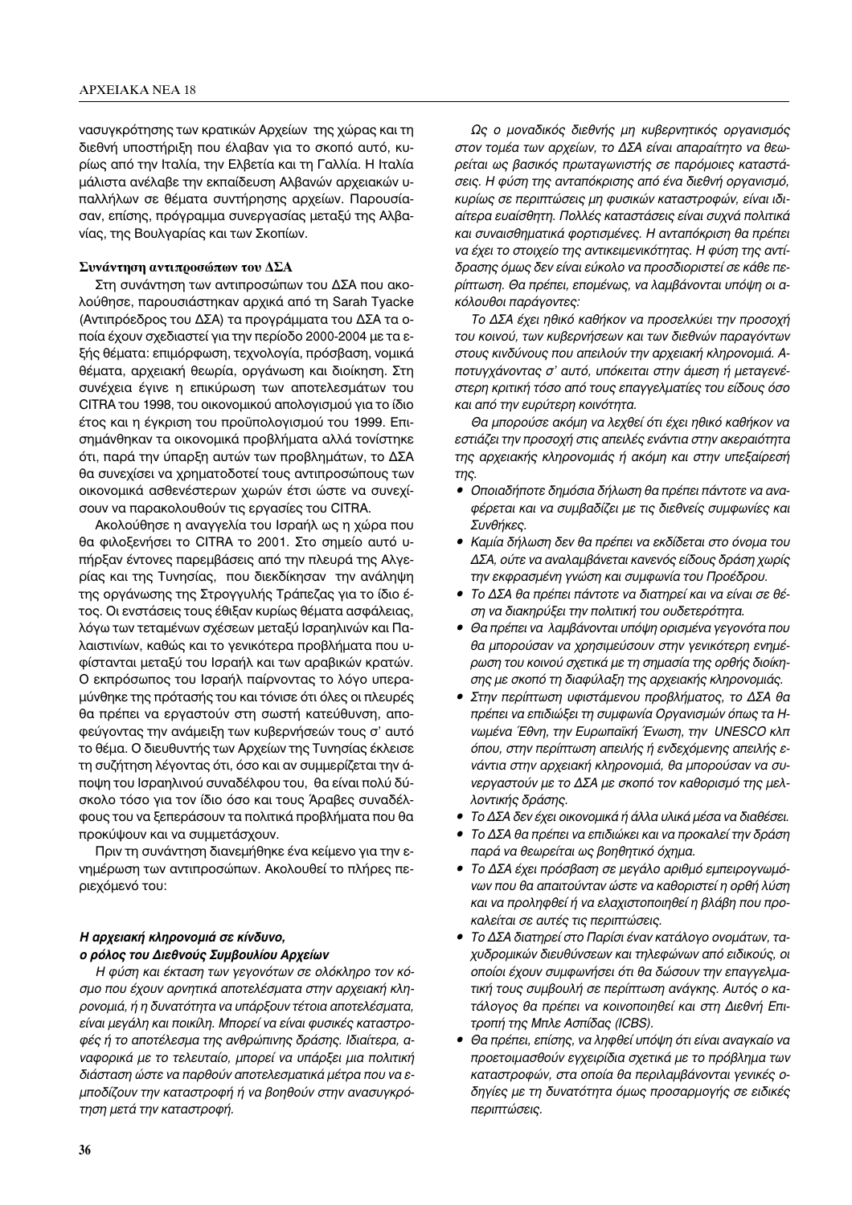νασυγκρότησης των κρατικών Αρχείων της χώρας και τη διεθνή υποστήριξη που έλαβαν για το σκοπό αυτό, κυρίως από την Ιταλία, την Ελβετία και τη Γαλλία. Η Ιταλία μάλιστα ανέλαβε την εκπαίδευση Αλβανών αρχειακών υπαλλήλων σε θέματα συντήρησης αρχείων. Παρουσίασαν, επίσης, πρόγραμμα συνεργασίας μεταξύ της Αλβανίας, της Βουλγαρίας και των Σκοπίων.

**Συνάντηση αντιπροσώπων του ΔΣΑ**

Στη συνάντηση των αντιπροσώπων του ΔΣΑ που ακολούθησε, παρουσιάστηκαν αρχικά από τη Sarah Tyacke (Αντιπρόεδρος του ΔΣΑ) τα προγράμματα του ΔΣΑ τα οποία έχουν σχεδιαστεί για την περίοδο 2000-2004 με τα εξής θέματα: επιμόρφωση, τεχνολογία, πρόσβαση, νομικά θέματα, αρχειακή θεωρία, οργάνωση και διοίκηση. Στη συνέχεια έγινε η επικύρωση των αποτελεσμάτων του CITRA του 1998, του οικονομικού απολογισμού για το ίδιο έτος και η έγκριση του προϋπολογισμού του 1999. Επισημάνθηκαν τα οικονομικά προβλήματα αλλά τονίστηκε ότι, παρά την ύπαρξη αυτών των προβλημάτων, το ΔΣΑ θα συνεχίσει να χρηματοδοτεί τους αντιπροσώπους των οικονομικά ασθενέστερων χωρών έτσι ώστε να συνεχίσουν να παρακολουθούν τις εργασίες του CITRA.

Ακολούθησε η αναγγελία του Ισραήλ ως η χώρα που θα φιλοξενήσει το CITRA το 2001. Στο σημείο αυτό υπήρξαν έντονες παρεμβάσεις από την πλευρά της Αλγερίας και της Τυνησίας, που διεκδίκησαν την ανάληψη της οργάνωσης της Στρογγυλής Τράπεζας για το ίδιο έτος. Οι ενστάσεις τους έθιξαν κυρίως θέματα ασφάλειας, λόγω των τεταμένων σχέσεων μεταξύ Ισραηλινών και Παλαιστινίων, καθώς και το γενικότερα προβλήματα που υφίστανται μεταξύ του Ισραήλ και των αραβικών κρατών. Ο εκπρόσωπος του Ισραήλ παίρνοντας το λόγο υπεραμύνθηκε της πρότασής του και τόνισε ότι όλες οι πλευρές θα πρέπει να εργαστούν στη σωστή κατεύθυνση, αποφεύγοντας την ανάμειξη των κυβερνήσεών τους σ' αυτό το θέμα. Ο διευθυντής των Αρχείων της Τυνησίας έκλεισε τη συζήτηση λέγοντας ότι, όσο και αν συμμερίζεται την άποψη του Ισραηλινού συναδέλφου του, θα είναι πολύ δύσκολο τόσο για τον ίδιο όσο και τους Άραβες συναδέλφους του να ξεπεράσουν τα πολιτικά προβλήματα που θα προκύψουν και να συμμετάσχουν.

Πριν τη συνάντηση διανεμήθηκε ένα κείμενο για την ενημέρωση των αντιπροσώπων. Ακολουθεί το πλήρες περιεχόμενό του:

***Η αρχειακή κληρονομιά σε κίνδυνο,***
***ο ρόλος του Διεθνούς Συμβουλίου Αρχείων***

*Η φύση και έκταση των γεγονότων σε ολόκληρο τον κόσμο που έχουν αρνητικά αποτελέσματα στην αρχειακή κληρονομιά, ή η δυνατότητα να υπάρξουν τέτοια αποτελέσματα, είναι μεγάλη και ποικίλη. Μπορεί να είναι φυσικές καταστροφές ή το αποτέλεσμα της ανθρώπινης δράσης. Ιδιαίτερα, αναφορικά με το τελευταίο, μπορεί να υπάρξει μια πολιτική διάσταση ώστε να παρθούν αποτελεσματικά μέτρα που να εμποδίζουν την καταστροφή ή να βοηθούν στην ανασυγκρότηση μετά την καταστροφή.*

*Ως ο μοναδικός διεθνής μη κυβερνητικός οργανισμός στον τομέα των αρχείων, το ΔΣΑ είναι απαραίτητο να θεωρείται ως βασικός πρωταγωνιστής σε παρόμοιες καταστάσεις. Η φύση της ανταπόκρισης από ένα διεθνή οργανισμό, κυρίως σε περιπτώσεις μη φυσικών καταστροφών, είναι ιδιαίτερα ευαίσθητη. Πολλές καταστάσεις είναι συχνά πολιτικά και συναισθηματικά φορτισμένες. Η ανταπόκριση θα πρέπει να έχει το στοιχείο της αντικειμενικότητας. Η φύση της αντίδρασης όμως δεν είναι εύκολο να προσδιοριστεί σε κάθε περίπτωση. Θα πρέπει, επομένως, να λαμβάνονται υπόψη οι ακόλουθοι παράγοντες:*

*Το ΔΣΑ έχει ηθικό καθήκον να προσελκύει την προσοχή του κοινού, των κυβερνήσεων και των διεθνών παραγόντων στους κινδύνους που απειλούν την αρχειακή κληρονομιά. Αποτυγχάνοντας σ' αυτό, υπόκειται στην άμεση ή μεταγενέστερη κριτική τόσο από τους επαγγελματίες του είδους όσο και από την ευρύτερη κοινότητα.*

*Θα μπορούσε ακόμη να λεχθεί ότι έχει ηθικό καθήκον να εστιάζει την προσοχή στις απειλές ενάντια στην ακεραιότητα της αρχειακής κληρονομιάς ή ακόμη και στην υπεξαίρεσή της.*

- *Οποιαδήποτε δημόσια δήλωση θα πρέπει πάντοτε να αναφέρεται και να συμβαδίζει με τις διεθνείς συμφωνίες και Συνθήκες.*
- *Καμία δήλωση δεν θα πρέπει να εκδίδεται στο όνομα του ΔΣΑ, ούτε να αναλαμβάνεται κανενός είδους δράση χωρίς την εκφρασμένη γνώση και συμφωνία του Προέδρου.*
- *Το ΔΣΑ θα πρέπει πάντοτε να διατηρεί και να είναι σε θέση να διακηρύξει την πολιτική του ουδετερότητα.*
- *Θα πρέπει να λαμβάνονται υπόψη ορισμένα γεγονότα που θα μπορούσαν να χρησιμεύσουν στην γενικότερη ενημέρωση του κοινού σχετικά με τη σημασία της ορθής διοίκησης με σκοπό τη διαφύλαξη της αρχειακής κληρονομιάς.*
- *Στην περίπτωση υφιστάμενου προβλήματος, το ΔΣΑ θα πρέπει να επιδιώξει τη συμφωνία Οργανισμών όπως τα Ηνωμένα Έθνη, την Ευρωπαϊκή Ένωση, την UNESCO κλπ όπου, στην περίπτωση απειλής ή ενδεχόμενης απειλής ενάντια στην αρχειακή κληρονομιά, θα μπορούσαν να συνεργαστούν με το ΔΣΑ με σκοπό τον καθορισμό της μελλοντικής δράσης.*
- *Το ΔΣΑ δεν έχει οικονομικά ή άλλα υλικά μέσα να διαθέσει.*
- *Το ΔΣΑ θα πρέπει να επιδιώκει και να προκαλεί την δράση παρά να θεωρείται ως βοηθητικό όχημα.*
- *Το ΔΣΑ έχει πρόσβαση σε μεγάλο αριθμό εμπειρογνωμόνων που θα απαιτούνταν ώστε να καθοριστεί η ορθή λύση και να προληφθεί ή να ελαχιστοποιηθεί η βλάβη που προκαλείται σε αυτές τις περιπτώσεις.*
- *Το ΔΣΑ διατηρεί στο Παρίσι έναν κατάλογο ονομάτων, ταχυδρομικών διευθύνσεων και τηλεφώνων από ειδικούς, οι οποίοι έχουν συμφωνήσει ότι θα δώσουν την επαγγελματική τους συμβουλή σε περίπτωση ανάγκης. Αυτός ο κατάλογος θα πρέπει να κοινοποιηθεί και στη Διεθνή Επιτροπή της Μπλε Ασπίδας (ICBS).*
- *Θα πρέπει, επίσης, να ληφθεί υπόψη ότι είναι αναγκαίο να προετοιμασθούν εγχειρίδια σχετικά με το πρόβλημα των καταστροφών, στα οποία θα περιλαμβάνονται γενικές οδηγίες με τη δυνατότητα όμως προσαρμογής σε ειδικές περιπτώσεις.*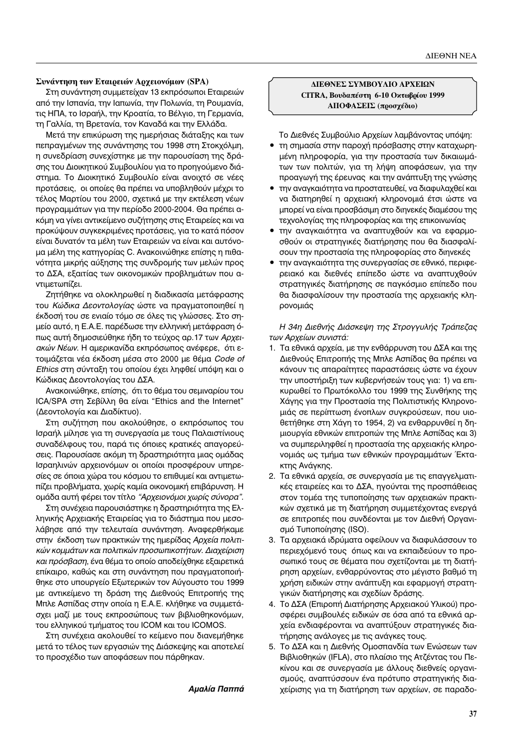### Συνάντηση των Εταιρειών Αρχειονόμων (SPA)

Στη συνάντηση συμμετείχαν 13 εκπρόσωποι Εταιρειών από την Ισπανία, την Ιαπωνία, την Πολωνία, τη Ρουμανία, τις ΗΠΑ, το Ισραήλ, την Κροατία, το Βέλγιο, τη Γερμανία, τη Γαλλία, τη Βρετανία, τον Καναδά και την Ελλάδα.

Μετά την επικύρωση της ημερήσιας διάταξης και των πεπραγμένων της συνάντησης του 1998 στη Στοκχόλμη, η συνεδρίαση συνεχίστηκε με την παρουσίαση της δράσης του Διοικητικού Συμβουλίου για το προηγούμενο διάστημα. Το Διοικητικό Συμβούλιο είναι ανοιχτό σε νέες προτάσεις, οι οποίες θα πρέπει να υποβληθούν μέχρι το τέλος Μαρτίου του 2000, σχετικά με την εκτέλεση νέων προγραμμάτων για την περίοδο 2000-2004. Θα πρέπει ακόμη να γίνει αντικείμενο συζήτησης στις Εταιρείες και να προκύψουν συγκεκριμένες προτάσεις, για το κατά πόσον είναι δυνατόν τα μέλη των Εταιρειών να είναι και αυτόνομα μέλη της κατηγορίας C. Ανακοινώθηκε επίσης η πιθανότητα μικρής αύξησης της συνδρομής των μελών προς το ΔΣΑ, εξαιτίας των οικονομικών προβλημάτων που αντιμετωπίζει.

Ζητήθηκε να ολοκληρωθεί η διαδικασία μετάφρασης του *Κώδικα Δεοντολογίας* ώστε να πραγματοποιηθεί η έκδοσή του σε ενιαίο τόμο σε όλες τις γλώσσες. Στο σημείο αυτό, η Ε.Α.Ε. παρέδωσε την ελληνική μετάφραση όπως αυτή δημοσιεύθηκε ήδη το τεύχος αρ.17 των *Αρχειακών Νέων*. Η αμερικανίδα εκπρόσωπος ανέφερε, ότι ετοιμάζεται νέα έκδοση μέσα στο 2000 με θέμα *Code of Ethics* στη σύνταξη του οποίου έχει ληφθεί υπόψη και ο Κώδικας Δεοντολογίας του ΔΣΑ.

Ανακοινώθηκε, επίσης, ότι το θέμα του σεμιναρίου του ICA/SPA στη Σεβίλλη θα είναι "Ethics and the Internet" (Δεοντολογία και Διαδίκτυο).

Στη συζήτηση που ακολούθησε, ο εκπρόσωπος του Ισραήλ μίλησε για τη συνεργασία με τους Παλαιστίνιους συναδέλφους του, παρά τις όποιες κρατικές απαγορεύσεις. Παρουσίασε ακόμη τη δραστηριότητα μιας ομάδας Ισραηλινών αρχειονόμων οι οποίοι προσφέρουν υπηρεσίες σε όποια χώρα του κόσμου το επιθυμεί και αντιμετωπίζει προβλήματα, χωρίς καμία οικονομική επιβάρυνση. Η ομάδα αυτή φέρει τον τίτλο *"Αρχειονόμοι χωρίς σύνορα"*.

Στη συνέχεια παρουσιάστηκε η δραστηριότητα της Ελληνικής Αρχειακής Εταιρείας για το διάστημα που μεσολάβησε από την τελευταία συνάντηση. Αναφερθήκαμε στην έκδοση των πρακτικών της ημερίδας *Αρχεία πολιτικών κομμάτων και πολιτικών προσωπικοτήτων. Διαχείριση και πρόσβαση*, ένα θέμα το οποίο αποδείχθηκε εξαιρετικά επίκαιρο, καθώς και στη συνάντηση που πραγματοποιήθηκε στο υπουργείο Εξωτερικών τον Αύγουστο του 1999 με αντικείμενο τη δράση της Διεθνούς Επιτροπής της Μπλε Ασπίδας στην οποία η Ε.Α.Ε. κλήθηκε να συμμετάσχει μαζί με τους εκπροσώπους των βιβλιοθηκονόμων, του ελληνικού τμήματος του ICOM και του ICOMOS.

Στη συνέχεια ακολουθεί το κείμενο που διανεμήθηκε μετά το τέλος των εργασιών της Διάσκεψης και αποτελεί το προσχέδιο των αποφάσεων που πάρθηκαν.

***Αμαλία Παππά***

**ΔΙΕΘΝΕΣ ΣΥΜΒΟΥΛΙΟ ΑΡΧΕΙΩΝ**
**CITRA, Βουδαπέστη 6-10 Οκτωβρίου 1999**
**ΑΠΟΦΑΣΕΙΣ (προσχέδιο)**

Το Διεθνές Συμβούλιο Αρχείων λαμβάνοντας υπόψη:

- τη σημασία στην παροχή πρόσβασης στην καταχωρημένη πληροφορία, για την προστασία των δικαιωμάτων των πολιτών, για τη λήψη αποφάσεων, για την προαγωγή της έρευνας και την ανάπτυξη της γνώσης
- την αναγκαιότητα να προστατευθεί, να διαφυλαχθεί και να διατηρηθεί η αρχειακή κληρονομιά έτσι ώστε να μπορεί να είναι προσβάσιμη στο διηνεκές διαμέσου της τεχνολογίας της πληροφορίας και της επικοινωνίας
- την αναγκαιότητα να αναπτυχθούν και να εφαρμοσθούν οι στρατηγικές διατήρησης που θα διασφαλίσουν την προστασία της πληροφορίας στο διηνεκές
- την αναγκαιότητα της συνεργασίας σε εθνικό, περιφερειακό και διεθνές επίπεδο ώστε να αναπτυχθούν στρατηγικές διατήρησης σε παγκόσμιο επίπεδο που θα διασφαλίσουν την προστασία της αρχειακής κληρονομιάς

*Η 34η Διεθνής Διάσκεψη της Στρογγυλής Τράπεζας των Αρχείων συνιστά:*

1. Τα εθνικά αρχεία, με την ενθάρρυνση του ΔΣΑ και της Διεθνούς Επιτροπής της Μπλε Ασπίδας θα πρέπει να κάνουν τις απαραίτητες παραστάσεις ώστε να έχουν την υποστήριξη των κυβερνήσεών τους για: 1) να επικυρωθεί το Πρωτόκολλο του 1999 της Συνθήκης της Χάγης για την Προστασία της Πολιτιστικής Κληρονομιάς σε περίπτωση ένοπλων συγκρούσεων, που υιοθετήθηκε στη Χάγη το 1954, 2) να ενθαρρυνθεί η δημιουργία εθνικών επιτροπών της Μπλε Ασπίδας και 3) να συμπεριληφθεί η προστασία της αρχειακής κληρονομιάς ως τμήμα των εθνικών προγραμμάτων Έκτακτης Ανάγκης.
2. Τα εθνικά αρχεία, σε συνεργασία με τις επαγγελματικές εταιρείες και το ΔΣΑ, ηγούνται της προσπάθειας στον τομέα της τυποποίησης των αρχειακών πρακτικών σχετικά με τη διατήρηση συμμετέχοντας ενεργά σε επιτροπές που συνδέονται με τον Διεθνή Οργανισμό Τυποποίησης (ISO).
3. Τα αρχειακά ιδρύματα οφείλουν να διαφυλάσσουν το περιεχόμενό τους όπως και να εκπαιδεύουν το προσωπικό τους σε θέματα που σχετίζονται με τη διατήρηση αρχείων, ενθαρρύνοντας στο μέγιστο βαθμό τη χρήση ειδικών στην ανάπτυξη και εφαρμογή στρατηγικών διατήρησης και σχεδίων δράσης.
4. Το ΔΣΑ (Επιτροπή Διατήρησης Αρχειακού Υλικού) προσφέρει συμβουλές ειδικών σε όσα από τα εθνικά αρχεία ενδιαφέρονται να αναπτύξουν στρατηγικές διατήρησης ανάλογες με τις ανάγκες τους.
5. Το ΔΣΑ και η Διεθνής Ομοσπονδία των Ενώσεων των Βιβλιοθηκών (IFLA), στο πλαίσιο της Ατζέντας του Πεκίνου και σε συνεργασία με άλλους διεθνείς οργανισμούς, αναπτύσσουν ένα πρότυπο στρατηγικής διαχείρισης για τη διατήρηση των αρχείων, σε παραδο-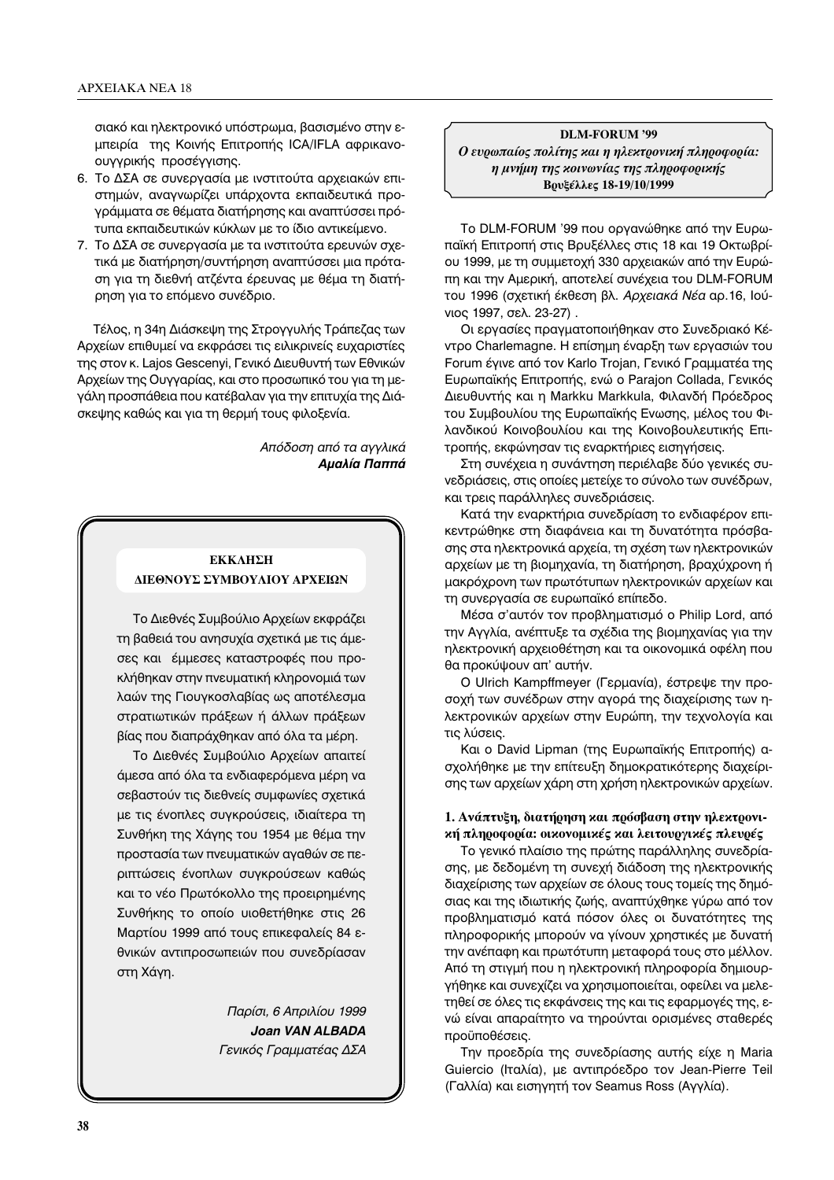σιακό και ηλεκτρονικό υπόστρωμα, βασισμένο στην εμπειρία της Κοινής Επιτροπής ICA/IFLA αφρικανοουγγρικής προσέγγισης.

6. Το ΔΣΑ σε συνεργασία με ινστιτούτα αρχειακών επιστημών, αναγνωρίζει υπάρχοντα εκπαιδευτικά προγράμματα σε θέματα διατήρησης και αναπτύσσει πρότυπα εκπαιδευτικών κύκλων με το ίδιο αντικείμενο.
7. Το ΔΣΑ σε συνεργασία με τα ινστιτούτα ερευνών σχετικά με διατήρηση/συντήρηση αναπτύσσει μια πρόταση για τη διεθνή ατζέντα έρευνας με θέμα τη διατήρηση για το επόμενο συνέδριο.

Τέλος, η 34η Διάσκεψη της Στρογγυλής Τράπεζας των Αρχείων επιθυμεί να εκφράσει τις ειλικρινείς ευχαριστίες της στον κ. Lajos Gescenyi, Γενικό Διευθυντή των Εθνικών Αρχείων της Ουγγαρίας, και στο προσωπικό του για τη μεγάλη προσπάθεια που κατέβαλαν για την επιτυχία της Διάσκεψης καθώς και για τη θερμή τους φιλοξενία.

*Απόδοση από τα αγγλικά*
***Αμαλία Παππά***

**ΕΚΚΛΗΣΗ**
**ΔΙΕΘΝΟΥΣ ΣΥΜΒΟΥΛΙΟΥ ΑΡΧΕΙΩΝ**

Το Διεθνές Συμβούλιο Αρχείων εκφράζει τη βαθειά του ανησυχία σχετικά με τις άμεσες και έμμεσες καταστροφές που προκλήθηκαν στην πνευματική κληρονομιά των λαών της Γιουγκοσλαβίας ως αποτέλεσμα στρατιωτικών πράξεων ή άλλων πράξεων βίας που διαπράχθηκαν από όλα τα μέρη.

Το Διεθνές Συμβούλιο Αρχείων απαιτεί άμεσα από όλα τα ενδιαφερόμενα μέρη να σεβαστούν τις διεθνείς συμφωνίες σχετικά με τις ένοπλες συγκρούσεις, ιδιαίτερα τη Συνθήκη της Χάγης του 1954 με θέμα την προστασία των πνευματικών αγαθών σε περιπτώσεις ένοπλων συγκρούσεων καθώς και το νέο Πρωτόκολλο της προειρημένης Συνθήκης το οποίο υιοθετήθηκε στις 26 Μαρτίου 1999 από τους επικεφαλείς 84 εθνικών αντιπροσωπειών που συνεδρίασαν στη Χάγη.

*Παρίσι, 6 Απριλίου 1999*
***Joan VAN ALBADA***
*Γενικός Γραμματέας ΔΣΑ*

## DLM-FORUM '99
### *Ο ευρωπαίος πολίτης και η ηλεκτρονική πληροφορία: η μνήμη της κοινωνίας της πληροφορικής*
**Βρυξέλλες 18-19/10/1999**

Το DLM-FORUM '99 που οργανώθηκε από την Ευρωπαϊκή Επιτροπή στις Βρυξέλλες στις 18 και 19 Οκτωβρίου 1999, με τη συμμετοχή 330 αρχειακών από την Ευρώπη και την Αμερική, αποτελεί συνέχεια του DLM-FORUM του 1996 (σχετική έκθεση βλ. *Αρχειακά Νέα* αρ.16, Ιούνιος 1997, σελ. 23-27) .

Οι εργασίες πραγματοποιήθηκαν στο Συνεδριακό Κέντρο Charlemagne. Η επίσημη έναρξη των εργασιών του Forum έγινε από τον Karlo Trojan, Γενικό Γραμματέα της Ευρωπαϊκής Επιτροπής, ενώ ο Parajon Collada, Γενικός Διευθυντής και η Markku Markkula, Φιλανδή Πρόεδρος του Συμβουλίου της Ευρωπαϊκής Ενωσης, μέλος του Φιλανδικού Κοινοβουλίου και της Κοινοβουλευτικής Επιτροπής, εκφώνησαν τις εναρκτήριες εισηγήσεις.

Στη συνέχεια η συνάντηση περιέλαβε δύο γενικές συνεδριάσεις, στις οποίες μετείχε το σύνολο των συνέδρων, και τρεις παράλληλες συνεδριάσεις.

Κατά την εναρκτήρια συνεδρίαση το ενδιαφέρον επικεντρώθηκε στη διαφάνεια και τη δυνατότητα πρόσβασης στα ηλεκτρονικά αρχεία, τη σχέση των ηλεκτρονικών αρχείων με τη βιομηχανία, τη διατήρηση, βραχύχρονη ή μακρόχρονη των πρωτότυπων ηλεκτρονικών αρχείων και τη συνεργασία σε ευρωπαϊκό επίπεδο.

Μέσα σ'αυτόν τον προβληματισμό ο Philip Lord, από την Αγγλία, ανέπτυξε τα σχέδια της βιομηχανίας για την ηλεκτρονική αρχειοθέτηση και τα οικονομικά οφέλη που θα προκύψουν απ' αυτήν.

Ο Ulrich Kampffmeyer (Γερμανία), έστρεψε την προσοχή των συνέδρων στην αγορά της διαχείρισης των ηλεκτρονικών αρχείων στην Ευρώπη, την τεχνολογία και τις λύσεις.

Και ο David Lipman (της Ευρωπαϊκής Επιτροπής) ασχολήθηκε με την επίτευξη δημοκρατικότερης διαχείρισης των αρχείων χάρη στη χρήση ηλεκτρονικών αρχείων.

#### 1. Ανάπτυξη, διατήρηση και πρόσβαση στην ηλεκτρονική πληροφορία: οικονομικές και λειτουργικές πλευρές

Το γενικό πλαίσιο της πρώτης παράλληλης συνεδρίασης, με δεδομένη τη συνεχή διάδοση της ηλεκτρονικής διαχείρισης των αρχείων σε όλους τους τομείς της δημόσιας και της ιδιωτικής ζωής, αναπτύχθηκε γύρω από τον προβληματισμό κατά πόσον όλες οι δυνατότητες της πληροφορικής μπορούν να γίνουν χρηστικές με δυνατή την ανέπαφη και πρωτότυπη μεταφορά τους στο μέλλον. Από τη στιγμή που η ηλεκτρονική πληροφορία δημιουργήθηκε και συνεχίζει να χρησιμοποιείται, οφείλει να μελετηθεί σε όλες τις εκφάνσεις της και τις εφαρμογές της, ενώ είναι απαραίτητο να τηρούνται ορισμένες σταθερές προϋποθέσεις.

Την προεδρία της συνεδρίασης αυτής είχε η Maria Guiercio (Ιταλία), με αντιπρόεδρο τον Jean-Pierre Teil (Γαλλία) και εισηγητή τον Seamus Ross (Αγγλία).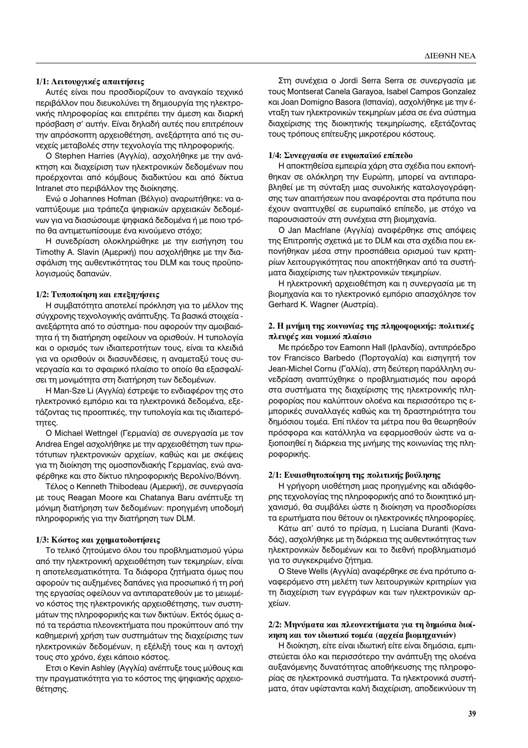#### 1/1: Λειτουργικές απαιτήσεις

Αυτές είναι που προσδιορίζουν το αναγκαίο τεχνικό περιβάλλον που διευκολύνει τη δημιουργία της ηλεκτρονικής πληροφορίας και επιτρέπει την άμεση και διαρκή πρόσβαση σ' αυτήν. Είναι δηλαδή αυτές που επιτρέπουν την απρόσκοπτη αρχειοθέτηση, ανεξάρτητα από τις συνεχείς μεταβολές στην τεχνολογία της πληροφορικής.

Ο Stephen Harries (Αγγλία), ασχολήθηκε με την ανάκτηση και διαχείριση των ηλεκτρονικών δεδομένων που προέρχονται από κόμβους διαδικτύου και από δίκτυα Intranet στο περιβάλλον της διοίκησης.

Ενώ ο Johannes Hofman (Βέλγιο) αναρωτήθηκε: να αναπτύξουμε μια τράπεζα ψηφιακών αρχειακών δεδομένων για να διασώσουμε ψηφιακά δεδομένα ή με ποιο τρόπο θα αντιμετωπίσουμε ένα κινούμενο στόχο;

Η συνεδρίαση ολοκληρώθηκε με την εισήγηση του Timothy A. Slavin (Αμερική) που ασχολήθηκε με την διασφάλιση της αυθεντικότητας του DLM και τους προϋπολογισμούς δαπανών.

#### 1/2: Τυποποίηση και επεξηγήσεις

Η συμβατότητα αποτελεί πρόκληση για το μέλλον της σύγχρονης τεχνολογικής ανάπτυξης. Τα βασικά στοιχεία - ανεξάρτητα από το σύστημα- που αφορούν την αμοιβαιότητα ή τη διατήρηση οφείλουν να ορισθούν. Η τυπολογία και ο ορισμός των ιδιαιτεροτήτων τους, είναι τα κλειδιά για να ορισθούν οι διασυνδέσεις, η αναμεταξύ τους συνεργασία και το σφαιρικό πλαίσιο το οποίο θα εξασφαλίσει τη μονιμότητα στη διατήρηση των δεδομένων.

Η Man-Sze Li (Αγγλία) έστρεψε το ενδιαφέρον της στο ηλεκτρονικό εμπόριο και τα ηλεκτρονικά δεδομένα, εξετάζοντας τις προοπτικές, την τυπολογία και τις ιδιαιτερότητες.

Ο Michael Wettngel (Γερμανία) σε συνεργασία με τον Andrea Engel ασχολήθηκε με την αρχειοθέτηση των πρωτότυπων ηλεκτρονικών αρχείων, καθώς και με σκέψεις για τη διοίκηση της ομοσπονδιακής Γερμανίας, ενώ αναφέρθηκε και στο δίκτυο πληροφορικής Βερολίνο/Βόννη.

Τέλος ο Kenneth Thibodeau (Αμερική), σε συνεργασία με τους Reagan Moore και Chatanya Baru ανέπτυξε τη μόνιμη διατήρηση των δεδομένων: προηγμένη υποδομή πληροφορικής για την διατήρηση των DLM.

#### 1/3: Κόστος και χρηματοδοτήσεις

Το τελικό ζητούμενο όλου του προβληματισμού γύρω από την ηλεκτρονική αρχειοθέτηση των τεκμηρίων, είναι η αποτελεσματικότητα. Τα διάφορα ζητήματα όμως που αφορούν τις αυξημένες δαπάνες για προσωπικό ή τη ροή της εργασίας οφείλουν να αντιπαρατεθούν με το μειωμένο κόστος της ηλεκτρονικής αρχειοθέτησης, των συστημάτων της πληροφορικής και των δικτύων. Εκτός όμως από τα τεράστια πλεονεκτήματα που προκύπτουν από την καθημερινή χρήση των συστημάτων της διαχείρισης των ηλεκτρονικών δεδομένων, η εξέλιξή τους και η αντοχή τους στο χρόνο, έχει κάποιο κόστος.

Ετσι ο Kevin Ashley (Αγγλία) ανέπτυξε τους μύθους και την πραγματικότητα για το κόστος της ψηφιακής αρχειοθέτησης.

Στη συνέχεια ο Jordi Serra Serra σε συνεργασία με τους Montserat Canela Garayoa, Isabel Campos Gonzalez και Joan Domigno Basora (Ισπανία), ασχολήθηκε με την ένταξη των ηλεκτρονικών τεκμηρίων μέσα σε ένα σύστημα διαχείρισης της διοικητικής τεκμηρίωσης, εξετάζοντας τους τρόπους επίτευξης μικρότερου κόστους.

#### 1/4: Συνεργασία σε ευρωπαϊκό επίπεδο

Η αποκτηθείσα εμπειρία χάρη στα σχέδια που εκπονήθηκαν σε ολόκληρη την Ευρώπη, μπορεί να αντιπαραβληθεί με τη σύνταξη μιας συνολικής καταλογογράφησης των απαιτήσεων που αναφέρονται στα πρότυπα που έχουν αναπτυχθεί σε ευρωπαϊκό επίπεδο, με στόχο να παρουσιαστούν στη συνέχεια στη βιομηχανία.

Ο Jan Macfrlane (Αγγλία) αναφέρθηκε στις απόψεις της Επιτροπής σχετικά με το DLM και στα σχέδια που εκπονήθηκαν μέσα στην προσπάθεια ορισμού των κριτηρίων λειτουργικότητας που αποκτήθηκαν από τα συστήματα διαχείρισης των ηλεκτρονικών τεκμηρίων.

Η ηλεκτρονική αρχειοθέτηση και η συνεργασία με τη βιομηχανία και το ηλεκτρονικό εμπόριο απασχόλησε τον Gerhard K. Wagner (Αυστρία).

### 2. Η μνήμη της κοινωνίας της πληροφορικής: πολιτικές πλευρές και νομικό πλαίσιο

Με πρόεδρο τον Eamonn Hall (Ιρλανδία), αντιπρόεδρο τον Francisco Barbedo (Πορτογαλία) και εισηγητή τον Jean-Michel Cornu (Γαλλία), στη δεύτερη παράλληλη συνεδρίαση αναπτύχθηκε ο προβληματισμός που αφορά στα συστήματα της διαχείρισης της ηλεκτρονικής πληροφορίας που καλύπτουν ολοένα και περισσότερο τις εμπορικές συναλλαγές καθώς και τη δραστηριότητα του δημόσιου τομέα. Επί πλέον τα μέτρα που θα θεωρηθούν πρόσφορα και κατάλληλα να εφαρμοσθούν ώστε να αξιοποιηθεί η διάρκεια της μνήμης της κοινωνίας της πληροφορικής.

#### 2/1: Ευαισθητοποίηση της πολιτικής βούλησης

Η γρήγορη υιοθέτηση μιας προηγμένης και αδιάφθορης τεχνολογίας της πληροφορικής από το διοικητικό μηχανισμό, θα συμβάλει ώστε η διοίκηση να προσδιορίσει τα ερωτήματα που θέτουν οι ηλεκτρονικές πληροφορίες.

Κάτω απ' αυτό το πρίσμα, η Luciana Duranti (Καναδάς), ασχολήθηκε με τη διάρκεια της αυθεντικότητας των ηλεκτρονικών δεδομένων και το διεθνή προβληματισμό για το συγκεκριμένο ζήτημα.

Ο Steve Wells (Αγγλία) αναφέρθηκε σε ένα πρότυπο αναφερόμενο στη μελέτη των λειτουργικών κριτηρίων για τη διαχείριση των εγγράφων και των ηλεκτρονικών αρχείων.

#### 2/2: Μηνύματα και πλεονεκτήματα για τη δημόσια διοίκηση και τον ιδιωτικό τομέα (αρχεία βιομηχανιών)

Η διοίκηση, είτε είναι ιδιωτική είτε είναι δημόσια, εμπιστεύεται όλο και περισσότερο την ανάπτυξη της ολοένα αυξανόμενης δυνατότητας αποθήκευσης της πληροφορίας σε ηλεκτρονικά συστήματα. Τα ηλεκτρονικά συστήματα, όταν υφίστανται καλή διαχείριση, αποδεικνύουν τη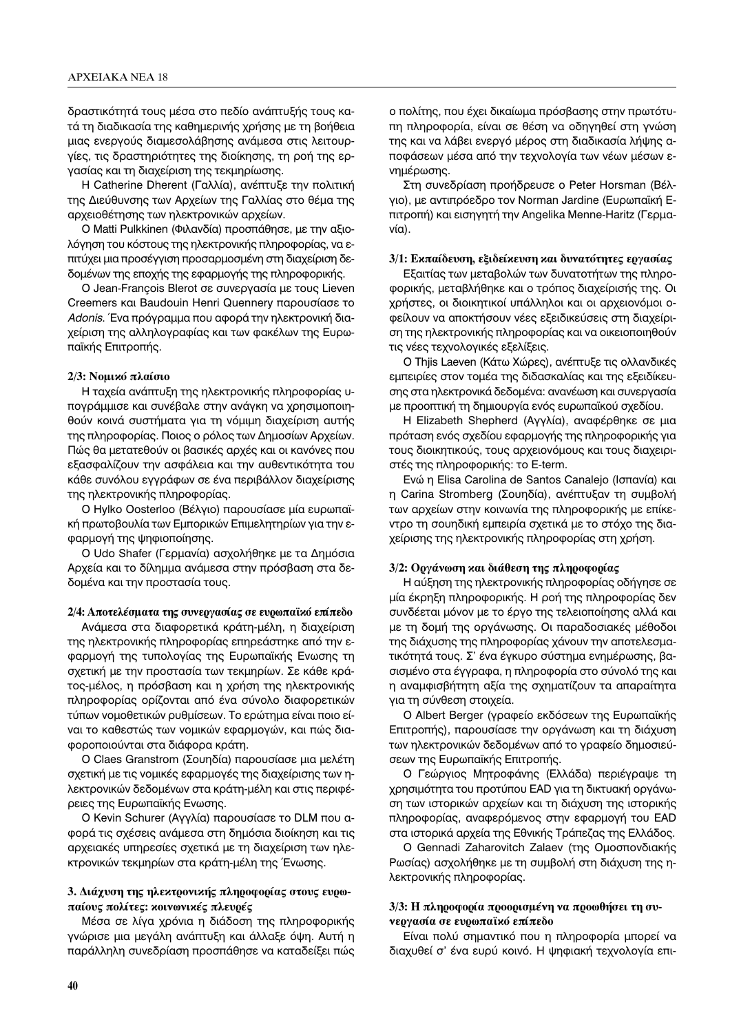δραστικότητά τους μέσα στο πεδίο ανάπτυξής τους κατά τη διαδικασία της καθημερινής χρήσης με τη βοήθεια μιας ενεργούς διαμεσολάβησης ανάμεσα στις λειτουργίες, τις δραστηριότητες της διοίκησης, τη ροή της εργασίας και τη διαχείριση της τεκμηρίωσης.

Η Catherine Dherent (Γαλλία), ανέπτυξε την πολιτική της Διεύθυνσης των Αρχείων της Γαλλίας στο θέμα της αρχειοθέτησης των ηλεκτρονικών αρχείων.

Ο Matti Pulkkinen (Φιλανδία) προσπάθησε, με την αξιολόγηση του κόστους της ηλεκτρονικής πληροφορίας, να επιτύχει μια προσέγγιση προσαρμοσμένη στη διαχείριση δεδομένων της εποχής της εφαρμογής της πληροφορικής.

Ο Jean-François Blerot σε συνεργασία με τους Lieven Creemers και Baudouin Henri Quennery παρουσίασε το *Adonis*. Ένα πρόγραμμα που αφορά την ηλεκτρονική διαχείριση της αλληλογραφίας και των φακέλων της Ευρωπαϊκής Επιτροπής.

#### 2/3: Νομικό πλαίσιο

Η ταχεία ανάπτυξη της ηλεκτρονικής πληροφορίας υπογράμμισε και συνέβαλε στην ανάγκη να χρησιμοποιηθούν κοινά συστήματα για τη νόμιμη διαχείριση αυτής της πληροφορίας. Ποιος ο ρόλος των Δημοσίων Αρχείων. Πώς θα μετατεθούν οι βασικές αρχές και οι κανόνες που εξασφαλίζουν την ασφάλεια και την αυθεντικότητα του κάθε συνόλου εγγράφων σε ένα περιβάλλον διαχείρισης της ηλεκτρονικής πληροφορίας.

Ο Hylko Oosterloo (Βέλγιο) παρουσίασε μία ευρωπαϊκή πρωτοβουλία των Εμπορικών Επιμελητηρίων για την εφαρμογή της ψηφιοποίησης.

Ο Udo Shafer (Γερμανία) ασχολήθηκε με τα Δημόσια Αρχεία και το δίλημμα ανάμεσα στην πρόσβαση στα δεδομένα και την προστασία τους.

#### 2/4: Αποτελέσματα της συνεργασίας σε ευρωπαϊκό επίπεδο

Ανάμεσα στα διαφορετικά κράτη-μέλη, η διαχείριση της ηλεκτρονικής πληροφορίας επηρεάστηκε από την εφαρμογή της τυπολογίας της Ευρωπαϊκής Ενωσης τη σχετική με την προστασία των τεκμηρίων. Σε κάθε κράτος-μέλος, η πρόσβαση και η χρήση της ηλεκτρονικής πληροφορίας ορίζονται από ένα σύνολο διαφορετικών τύπων νομοθετικών ρυθμίσεων. Το ερώτημα είναι ποιο είναι το καθεστώς των νομικών εφαρμογών, και πώς διαφοροποιούνται στα διάφορα κράτη.

Ο Claes Granstrom (Σουηδία) παρουσίασε μια μελέτη σχετική με τις νομικές εφαρμογές της διαχείρισης των ηλεκτρονικών δεδομένων στα κράτη-μέλη και στις περιφέρειες της Ευρωπαϊκής Ενωσης.

Ο Kevin Schurer (Αγγλία) παρουσίασε το DLM που αφορά τις σχέσεις ανάμεσα στη δημόσια διοίκηση και τις αρχειακές υπηρεσίες σχετικά με τη διαχείριση των ηλεκτρονικών τεκμηρίων στα κράτη-μέλη της Ένωσης.

### 3. Διάχυση της ηλεκτρονικής πληροφορίας στους ευρωπαίους πολίτες: κοινωνικές πλευρές

Μέσα σε λίγα χρόνια η διάδοση της πληροφορικής γνώρισε μια μεγάλη ανάπτυξη και άλλαξε όψη. Αυτή η παράλληλη συνεδρίαση προσπάθησε να καταδείξει πώς ο πολίτης, που έχει δικαίωμα πρόσβασης στην πρωτότυπη πληροφορία, είναι σε θέση να οδηγηθεί στη γνώση της και να λάβει ενεργό μέρος στη διαδικασία λήψης αποφάσεων μέσα από την τεχνολογία των νέων μέσων ενημέρωσης.

Στη συνεδρίαση προήδρευσε ο Peter Horsman (Βέλγιο), με αντιπρόεδρο τον Norman Jardine (Ευρωπαϊκή Επιτροπή) και εισηγητή την Angelika Menne-Haritz (Γερμανία).

#### 3/1: Εκπαίδευση, εξιδείκευση και δυνατότητες εργασίας

Εξαιτίας των μεταβολών των δυνατοτήτων της πληροφορικής, μεταβλήθηκε και ο τρόπος διαχείρισής της. Οι χρήστες, οι διοικητικοί υπάλληλοι και οι αρχειονόμοι οφείλουν να αποκτήσουν νέες εξειδικεύσεις στη διαχείριση της ηλεκτρονικής πληροφορίας και να οικειοποιηθούν τις νέες τεχνολογικές εξελίξεις.

Ο Thjis Laeven (Κάτω Χώρες), ανέπτυξε τις ολλανδικές εμπειρίες στον τομέα της διδασκαλίας και της εξειδίκευσης στα ηλεκτρονικά δεδομένα: ανανέωση και συνεργασία με προοπτική τη δημιουργία ενός ευρωπαϊκού σχεδίου.

Η Elizabeth Shepherd (Αγγλία), αναφέρθηκε σε μια πρόταση ενός σχεδίου εφαρμογής της πληροφορικής για τους διοικητικούς, τους αρχειονόμους και τους διαχειριστές της πληροφορικής: το E-term.

Ενώ η Elisa Carolina de Santos Canalejo (Ισπανία) και η Carina Stromberg (Σουηδία), ανέπτυξαν τη συμβολή των αρχείων στην κοινωνία της πληροφορικής με επίκεντρο τη σουηδική εμπειρία σχετικά με το στόχο της διαχείρισης της ηλεκτρονικής πληροφορίας στη χρήση.

#### 3/2: Οργάνωση και διάθεση της πληροφορίας

Η αύξηση της ηλεκτρονικής πληροφορίας οδήγησε σε μία έκρηξη πληροφορικής. Η ροή της πληροφορίας δεν συνδέεται μόνον με το έργο της τελειοποίησης αλλά και με τη δομή της οργάνωσης. Οι παραδοσιακές μέθοδοι της διάχυσης της πληροφορίας χάνουν την αποτελεσματικότητά τους. Σ' ένα έγκυρο σύστημα ενημέρωσης, βασισμένο στα έγγραφα, η πληροφορία στο σύνολό της και η αναμφισβήτητη αξία της σχηματίζουν τα απαραίτητα για τη σύνθεση στοιχεία.

Ο Albert Berger (γραφείο εκδόσεων της Ευρωπαϊκής Επιτροπής), παρουσίασε την οργάνωση και τη διάχυση των ηλεκτρονικών δεδομένων από το γραφείο δημοσιεύσεων της Ευρωπαϊκής Επιτροπής.

Ο Γεώργιος Μητροφάνης (Ελλάδα) περιέγραψε τη χρησιμότητα του προτύπου EAD για τη δικτυακή οργάνωση των ιστορικών αρχείων και τη διάχυση της ιστορικής πληροφορίας, αναφερόμενος στην εφαρμογή του EAD στα ιστορικά αρχεία της Εθνικής Τράπεζας της Ελλάδος.

Ο Gennadi Zaharovitch Zalaev (της Ομοσπονδιακής Ρωσίας) ασχολήθηκε με τη συμβολή στη διάχυση της ηλεκτρονικής πληροφορίας.

#### 3/3: Η πληροφορία προορισμένη να προωθήσει τη συνεργασία σε ευρωπαϊκό επίπεδο

Είναι πολύ σημαντικό που η πληροφορία μπορεί να διαχυθεί σ' ένα ευρύ κοινό. Η ψηφιακή τεχνολογία επι-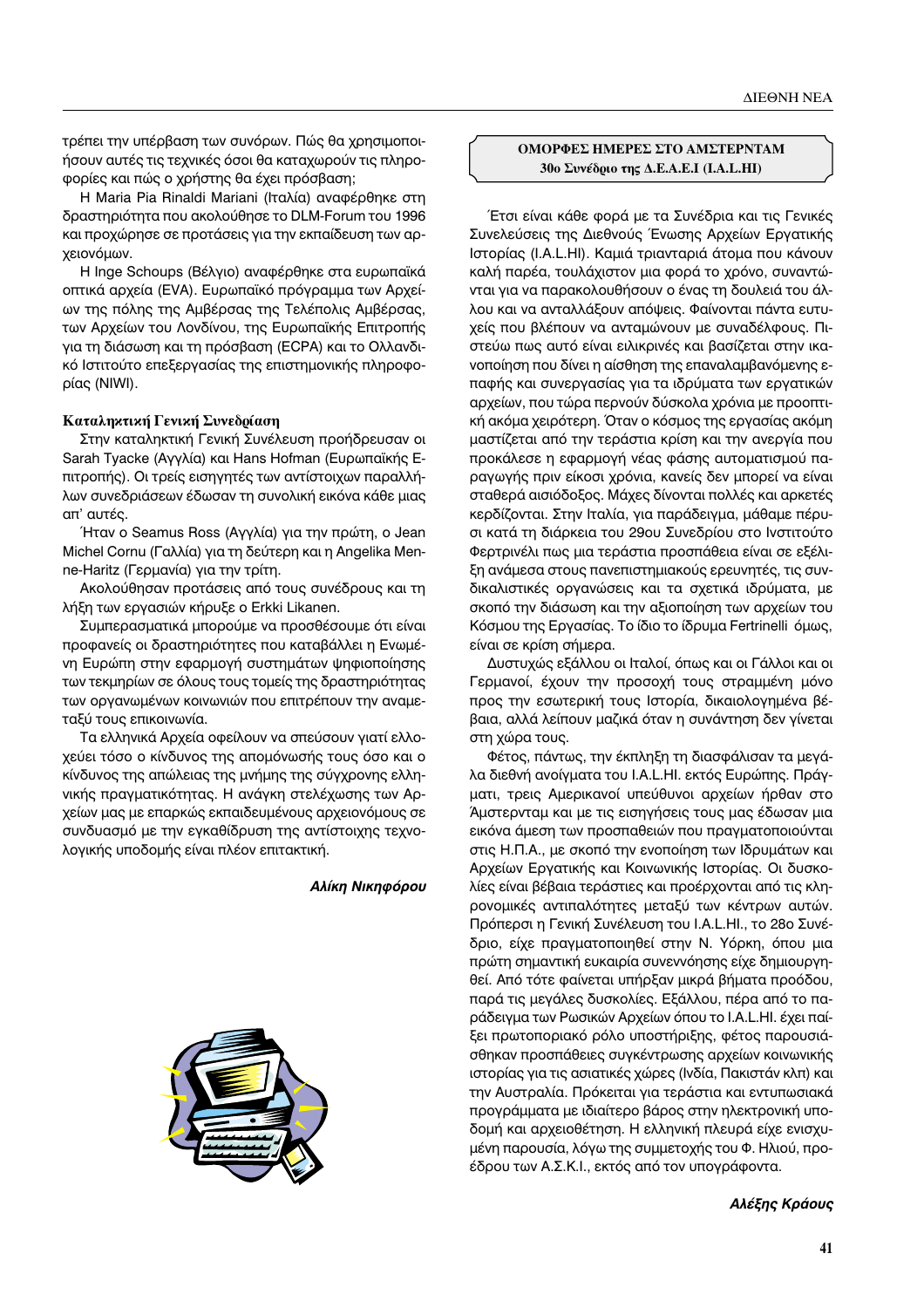τρέπει την υπέρβαση των συνόρων. Πώς θα χρησιμοποιήσουν αυτές τις τεχνικές όσοι θα καταχωρούν τις πληροφορίες και πώς ο χρήστης θα έχει πρόσβαση;

Η Maria Pia Rinaldi Mariani (Ιταλία) αναφέρθηκε στη δραστηριότητα που ακολούθησε το DLM-Forum του 1996 και προχώρησε σε προτάσεις για την εκπαίδευση των αρχειονόμων.

Η Inge Schoups (Βέλγιο) αναφέρθηκε στα ευρωπαϊκά οπτικά αρχεία (EVA). Ευρωπαϊκό πρόγραμμα των Αρχείων της πόλης της Αμβέρσας της Τελέπολις Αμβέρσας, των Αρχείων του Λονδίνου, της Ευρωπαϊκής Επιτροπής για τη διάσωση και τη πρόσβαση (ECPA) και το Ολλανδικό Ιστιτούτο επεξεργασίας της επιστημονικής πληροφορίας (NIWI).

**Καταληκτική Γενική Συνεδρίαση**

Στην καταληκτική Γενική Συνέλευση προήδρευσαν οι Sarah Tyacke (Αγγλία) και Hans Hofman (Ευρωπαϊκής Επιτροπής). Οι τρείς εισηγητές των αντίστοιχων παραλλήλων συνεδριάσεων έδωσαν τη συνολική εικόνα κάθε μιας απ' αυτές.

Ήταν ο Seamus Ross (Αγγλία) για την πρώτη, ο Jean Michel Cornu (Γαλλία) για τη δεύτερη και η Angelika Menne-Haritz (Γερμανία) για την τρίτη.

Ακολούθησαν προτάσεις από τους συνέδρους και τη λήξη των εργασιών κήρυξε ο Erkki Likanen.

Συμπερασματικά μπορούμε να προσθέσουμε ότι είναι προφανείς οι δραστηριότητες που καταβάλλει η Ενωμένη Ευρώπη στην εφαρμογή συστημάτων ψηφιοποίησης των τεκμηρίων σε όλους τους τομείς της δραστηριότητας των οργανωμένων κοινωνιών που επιτρέπουν την αναμεταξύ τους επικοινωνία.

Τα ελληνικά Αρχεία οφείλουν να σπεύσουν γιατί ελλοχεύει τόσο ο κίνδυνος της απομόνωσής τους όσο και ο κίνδυνος της απώλειας της μνήμης της σύγχρονης ελληνικής πραγματικότητας. Η ανάγκη στελέχωσης των Αρχείων μας με επαρκώς εκπαιδευμένους αρχειονόμους σε συνδυασμό με την εγκαθίδρυση της αντίστοιχης τεχνολογικής υποδομής είναι πλέον επιτακτική.

***Αλίκη Νικηφόρου***

## ΟΜΟΡΦΕΣ ΗΜΕΡΕΣ ΣΤΟ ΑΜΣΤΕΡΝΤΑΜ
### 30ο Συνέδριο της Δ.Ε.Α.Ε.Ι (I.A.L.HI)

Έτσι είναι κάθε φορά με τα Συνέδρια και τις Γενικές Συνελεύσεις της Διεθνούς Ένωσης Αρχείων Εργατικής Ιστορίας (I.A.L.HI). Καμιά τριανταριά άτομα που κάνουν καλή παρέα, τουλάχιστον μια φορά το χρόνο, συναντώνται για να παρακολουθήσουν ο ένας τη δουλειά του άλλου και να ανταλλάξουν απόψεις. Φαίνονται πάντα ευτυχείς που βλέπουν να ανταμώνουν με συναδέλφους. Πιστεύω πως αυτό είναι ειλικρινές και βασίζεται στην ικανοποίηση που δίνει η αίσθηση της επαναλαμβανόμενης επαφής και συνεργασίας για τα ιδρύματα των εργατικών αρχείων, που τώρα περνούν δύσκολα χρόνια με προοπτική ακόμα χειρότερη. Όταν ο κόσμος της εργασίας ακόμη μαστίζεται από την τεράστια κρίση και την ανεργία που προκάλεσε η εφαρμογή νέας φάσης αυτοματισμού παραγωγής πριν είκοσι χρόνια, κανείς δεν μπορεί να είναι σταθερά αισιόδοξος. Μάχες δίνονται πολλές και αρκετές κερδίζονται. Στην Ιταλία, για παράδειγμα, μάθαμε πέρυσι κατά τη διάρκεια του 29ου Συνεδρίου στο Ινστιτούτο Φερτρινέλι πως μια τεράστια προσπάθεια είναι σε εξέλιξη ανάμεσα στους πανεπιστημιακούς ερευνητές, τις συνδικαλιστικές οργανώσεις και τα σχετικά ιδρύματα, με σκοπό την διάσωση και την αξιοποίηση των αρχείων του Κόσμου της Εργασίας. Το ίδιο το ίδρυμα Fertrinelli όμως, είναι σε κρίση σήμερα.

Δυστυχώς εξάλλου οι Ιταλοί, όπως και οι Γάλλοι και οι Γερμανοί, έχουν την προσοχή τους στραμμένη μόνο προς την εσωτερική τους Ιστορία, δικαιολογημένα βέβαια, αλλά λείπουν μαζικά όταν η συνάντηση δεν γίνεται στη χώρα τους.

Φέτος, πάντως, την έκπληξη τη διασφάλισαν τα μεγάλα διεθνή ανοίγματα του I.A.L.HI. εκτός Ευρώπης. Πράγματι, τρεις Αμερικανοί υπεύθυνοι αρχείων ήρθαν στο Άμστερνταμ και με τις εισηγήσεις τους μας έδωσαν μια εικόνα άμεση των προσπαθειών που πραγματοποιούνται στις Η.Π.Α., με σκοπό την ενοποίηση των Ιδρυμάτων και Αρχείων Εργατικής και Κοινωνικής Ιστορίας. Οι δυσκολίες είναι βέβαια τεράστιες και προέρχονται από τις κληρονομικές αντιπαλότητες μεταξύ των κέντρων αυτών. Πρόπερσι η Γενική Συνέλευση του I.A.L.HI., το 28ο Συνέδριο, είχε πραγματοποιηθεί στην Ν. Υόρκη, όπου μια πρώτη σημαντική ευκαιρία συνεννόησης είχε δημιουργηθεί. Από τότε φαίνεται υπήρξαν μικρά βήματα προόδου, παρά τις μεγάλες δυσκολίες. Εξάλλου, πέρα από το παράδειγμα των Ρωσικών Αρχείων όπου το I.A.L.HI. έχει παίξει πρωτοποριακό ρόλο υποστήριξης, φέτος παρουσιάσθηκαν προσπάθειες συγκέντρωσης αρχείων κοινωνικής ιστορίας για τις ασιατικές χώρες (Ινδία, Πακιστάν κλπ) και την Αυστραλία. Πρόκειται για τεράστια και εντυπωσιακά προγράμματα με ιδιαίτερο βάρος στην ηλεκτρονική υποδομή και αρχειοθέτηση. Η ελληνική πλευρά είχε ενισχυμένη παρουσία, λόγω της συμμετοχής του Φ. Ηλιού, προέδρου των Α.Σ.Κ.Ι., εκτός από τον υπογράφοντα.

***Αλέξης Κράους***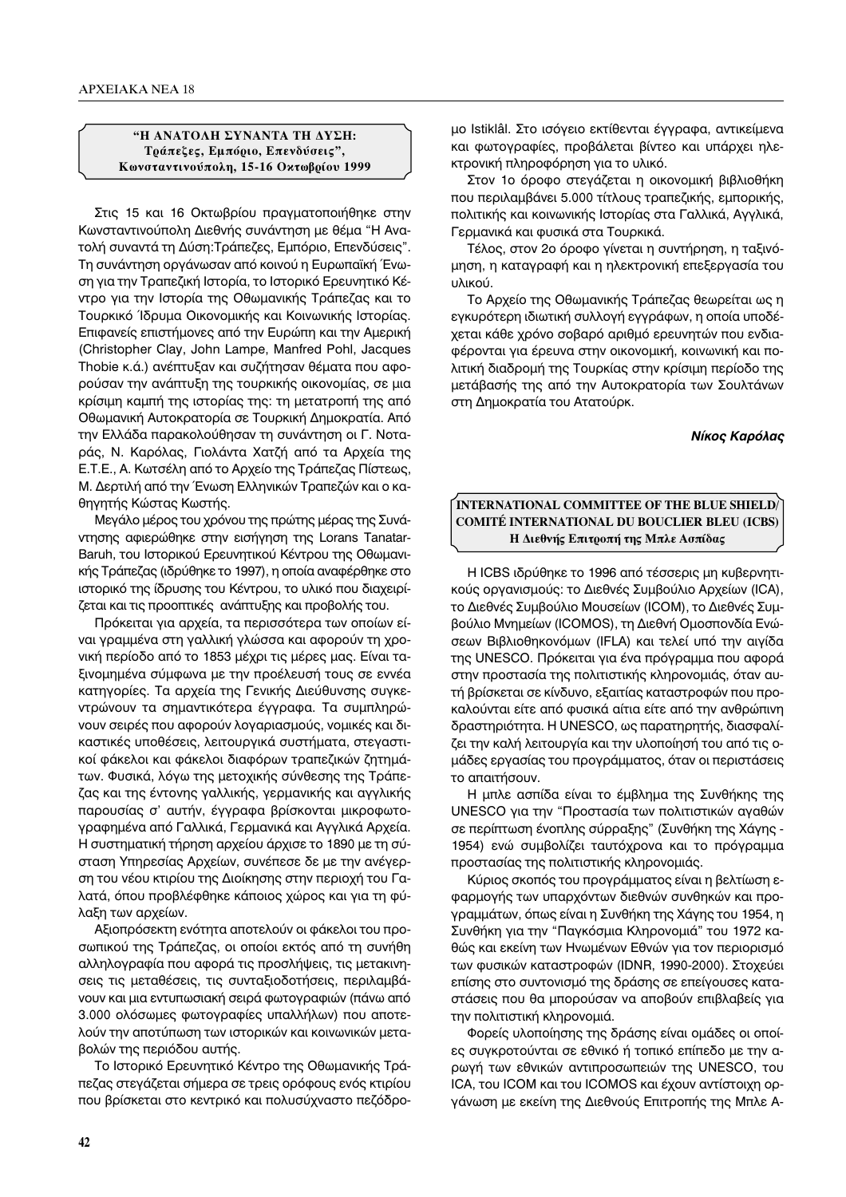### "Η ΑΝΑΤΟΛΗ ΣΥΝΑΝΤΑ ΤΗ ΔΥΣΗ: Τράπεζες, Εμπόριο, Επενδύσεις", Κωνσταντινούπολη, 15-16 Οκτωβρίου 1999

Στις 15 και 16 Οκτωβρίου πραγματοποιήθηκε στην Κωνσταντινούπολη Διεθνής συνάντηση με θέμα "Η Ανατολή συναντά τη Δύση:Τράπεζες, Εμπόριο, Επενδύσεις". Τη συνάντηση οργάνωσαν από κοινού η Ευρωπαϊκή Ένωση για την Τραπεζική Ιστορία, το Ιστορικό Ερευνητικό Κέντρο για την Ιστορία της Οθωμανικής Τράπεζας και το Τουρκικό Ίδρυμα Οικονομικής και Κοινωνικής Ιστορίας. Επιφανείς επιστήμονες από την Ευρώπη και την Αμερική (Christopher Clay, John Lampe, Manfred Pohl, Jacques Thobie κ.ά.) ανέπτυξαν και συζήτησαν θέματα που αφορούσαν την ανάπτυξη της τουρκικής οικονομίας, σε μια κρίσιμη καμπή της ιστορίας της: τη μετατροπή της από Οθωμανική Αυτοκρατορία σε Τουρκική Δημοκρατία. Από την Ελλάδα παρακολούθησαν τη συνάντηση οι Γ. Νοταράς, Ν. Καρόλας, Γιολάντα Χατζή από τα Αρχεία της Ε.Τ.Ε., Α. Κωτσέλη από το Αρχείο της Τράπεζας Πίστεως, Μ. Δερτιλή από την Ένωση Ελληνικών Τραπεζών και ο καθηγητής Κώστας Κωστής.

Μεγάλο μέρος του χρόνου της πρώτης μέρας της Συνάντησης αφιερώθηκε στην εισήγηση της Lorans Tanatar-Baruh, του Ιστορικού Ερευνητικού Κέντρου της Οθωμανικής Τράπεζας (ιδρύθηκε το 1997), η οποία αναφέρθηκε στο ιστορικό της ίδρυσης του Κέντρου, το υλικό που διαχειρίζεται και τις προοπτικές ανάπτυξης και προβολής του.

Πρόκειται για αρχεία, τα περισσότερα των οποίων είναι γραμμένα στη γαλλική γλώσσα και αφορούν τη χρονική περίοδο από το 1853 μέχρι τις μέρες μας. Είναι ταξινομημένα σύμφωνα με την προέλευσή τους σε εννέα κατηγορίες. Τα αρχεία της Γενικής Διεύθυνσης συγκεντρώνουν τα σημαντικότερα έγγραφα. Τα συμπληρώνουν σειρές που αφορούν λογαριασμούς, νομικές και δικαστικές υποθέσεις, λειτουργικά συστήματα, στεγαστικοί φάκελοι και φάκελοι διαφόρων τραπεζικών ζητημάτων. Φυσικά, λόγω της μετοχικής σύνθεσης της Τράπεζας και της έντονης γαλλικής, γερμανικής και αγγλικής παρουσίας σ' αυτήν, έγγραφα βρίσκονται μικροφωτογραφημένα από Γαλλικά, Γερμανικά και Αγγλικά Αρχεία. Η συστηματική τήρηση αρχείου άρχισε το 1890 με τη σύσταση Υπηρεσίας Αρχείων, συνέπεσε δε με την ανέγερση του νέου κτιρίου της Διοίκησης στην περιοχή του Γαλατά, όπου προβλέφθηκε κάποιος χώρος και για τη φύλαξη των αρχείων.

Αξιοπρόσεκτη ενότητα αποτελούν οι φάκελοι του προσωπικού της Τράπεζας, οι οποίοι εκτός από τη συνήθη αλληλογραφία που αφορά τις προσλήψεις, τις μετακινήσεις τις μεταθέσεις, τις συνταξιοδοτήσεις, περιλαμβάνουν και μια εντυπωσιακή σειρά φωτογραφιών (πάνω από 3.000 ολόσωμες φωτογραφίες υπαλλήλων) που αποτελούν την αποτύπωση των ιστορικών και κοινωνικών μεταβολών της περιόδου αυτής.

Το Ιστορικό Ερευνητικό Κέντρο της Οθωμανικής Τράπεζας στεγάζεται σήμερα σε τρεις ορόφους ενός κτιρίου που βρίσκεται στο κεντρικό και πολυσύχναστο πεζόδρομο Istiklâl. Στο ισόγειο εκτίθενται έγγραφα, αντικείμενα και φωτογραφίες, προβάλεται βίντεο και υπάρχει ηλεκτρονική πληροφόρηση για το υλικό.

Στον 1ο όροφο στεγάζεται η οικονομική βιβλιοθήκη που περιλαμβάνει 5.000 τίτλους τραπεζικής, εμπορικής, πολιτικής και κοινωνικής Ιστορίας στα Γαλλικά, Αγγλικά, Γερμανικά και φυσικά στα Τουρκικά.

Τέλος, στον 2ο όροφο γίνεται η συντήρηση, η ταξινόμηση, η καταγραφή και η ηλεκτρονική επεξεργασία του υλικού.

Το Αρχείο της Οθωμανικής Τράπεζας θεωρείται ως η εγκυρότερη ιδιωτική συλλογή εγγράφων, η οποία υποδέχεται κάθε χρόνο σοβαρό αριθμό ερευνητών που ενδιαφέρονται για έρευνα στην οικονομική, κοινωνική και πολιτική διαδρομή της Τουρκίας στην κρίσιμη περίοδο της μετάβασής της από την Αυτοκρατορία των Σουλτάνων στη Δημοκρατία του Ατατούρκ.

***Νίκος Καρόλας***

### INTERNATIONAL COMMITTEE OF THE BLUE SHIELD/ COMITÉ INTERNATIONAL DU BOUCLIER BLEU (ICBS) Η Διεθνής Επιτροπή της Μπλε Ασπίδας

Η ICBS ιδρύθηκε το 1996 από τέσσερις μη κυβερνητικούς οργανισμούς: το Διεθνές Συμβούλιο Αρχείων (ICA), το Διεθνές Συμβούλιο Μουσείων (ICOM), το Διεθνές Συμβούλιο Μνημείων (ICOMOS), τη Διεθνή Ομοσπονδία Ενώσεων Βιβλιοθηκονόμων (IFLA) και τελεί υπό την αιγίδα της UNESCO. Πρόκειται για ένα πρόγραμμα που αφορά στην προστασία της πολιτιστικής κληρονομιάς, όταν αυτή βρίσκεται σε κίνδυνο, εξαιτίας καταστροφών που προκαλούνται είτε από φυσικά αίτια είτε από την ανθρώπινη δραστηριότητα. Η UNESCO, ως παρατηρητής, διασφαλίζει την καλή λειτουργία και την υλοποίησή του από τις ομάδες εργασίας του προγράμματος, όταν οι περιστάσεις το απαιτήσουν.

Η μπλε ασπίδα είναι το έμβλημα της Συνθήκης της UNESCO για την "Προστασία των πολιτιστικών αγαθών σε περίπτωση ένοπλης σύρραξης" (Συνθήκη της Χάγης - 1954) ενώ συμβολίζει ταυτόχρονα και το πρόγραμμα προστασίας της πολιτιστικής κληρονομιάς.

Κύριος σκοπός του προγράμματος είναι η βελτίωση εφαρμογής των υπαρχόντων διεθνών συνθηκών και προγραμμάτων, όπως είναι η Συνθήκη της Χάγης του 1954, η Συνθήκη για την "Παγκόσμια Κληρονομιά" του 1972 καθώς και εκείνη των Ηνωμένων Εθνών για τον περιορισμό των φυσικών καταστροφών (IDNR, 1990-2000). Στοχεύει επίσης στο συντονισμό της δράσης σε επείγουσες καταστάσεις που θα μπορούσαν να αποβούν επιβλαβείς για την πολιτιστική κληρονομιά.

Φορείς υλοποίησης της δράσης είναι ομάδες οι οποίες συγκροτούνται σε εθνικό ή τοπικό επίπεδο με την αρωγή των εθνικών αντιπροσωπειών της UNESCO, του ICA, του ICOM και του ICOMOS και έχουν αντίστοιχη οργάνωση με εκείνη της Διεθνούς Επιτροπής της Μπλε Α-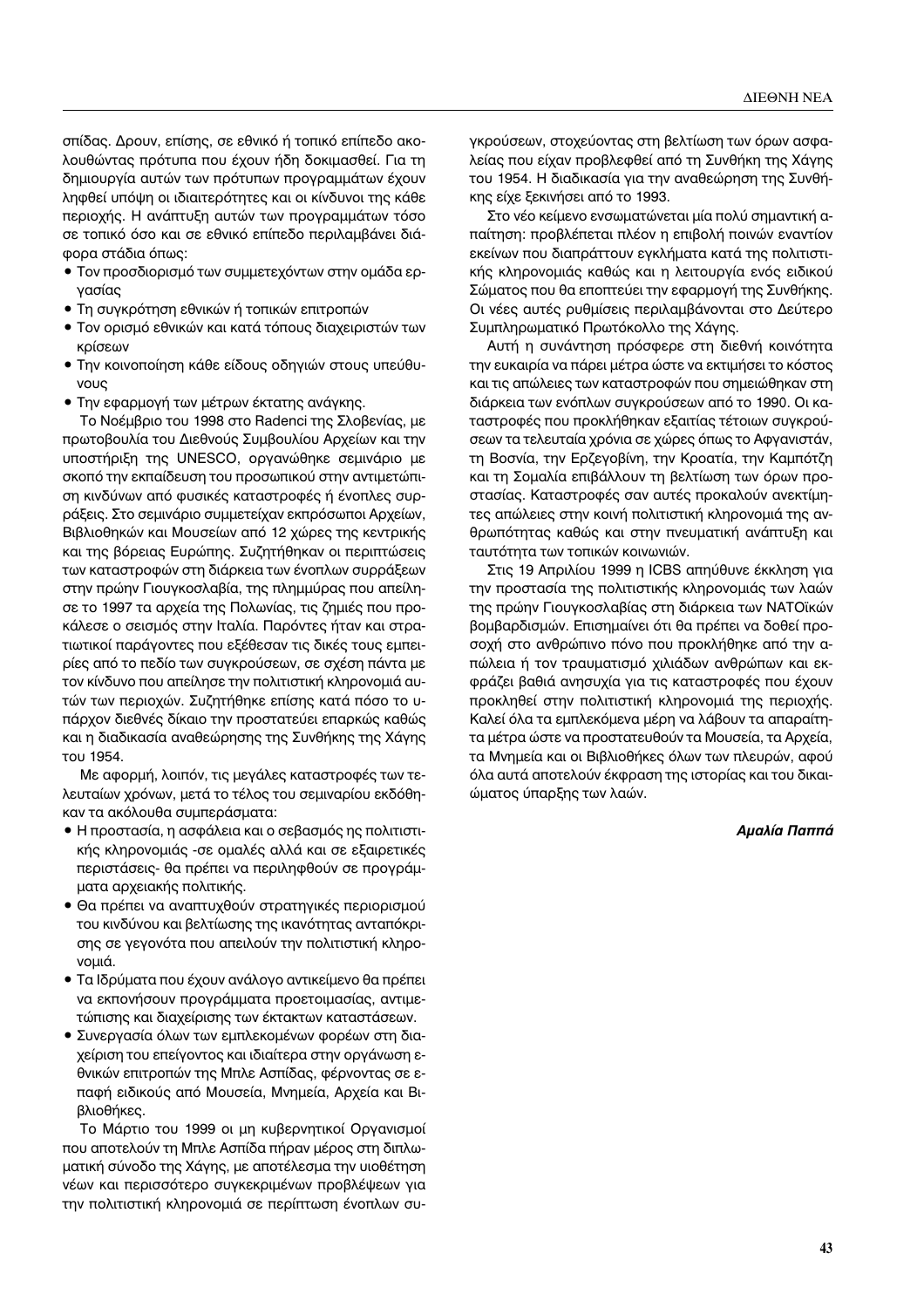σπίδας. Δρουν, επίσης, σε εθνικό ή τοπικό επίπεδο ακολουθώντας πρότυπα που έχουν ήδη δοκιμασθεί. Για τη δημιουργία αυτών των πρότυπων προγραμμάτων έχουν ληφθεί υπόψη οι ιδιαιτερότητες και οι κίνδυνοι της κάθε περιοχής. Η ανάπτυξη αυτών των προγραμμάτων τόσο σε τοπικό όσο και σε εθνικό επίπεδο περιλαμβάνει διάφορα στάδια όπως:

- Τον προσδιορισμό των συμμετεχόντων στην ομάδα εργασίας
- Τη συγκρότηση εθνικών ή τοπικών επιτροπών
- Τον ορισμό εθνικών και κατά τόπους διαχειριστών των κρίσεων
- Την κοινοποίηση κάθε είδους οδηγιών στους υπεύθυνους
- Την εφαρμογή των μέτρων έκτατης ανάγκης.

Το Νοέμβριο του 1998 στο Radenci της Σλοβενίας, με πρωτοβουλία του Διεθνούς Συμβουλίου Αρχείων και την υποστήριξη της UNESCO, οργανώθηκε σεμινάριο με σκοπό την εκπαίδευση του προσωπικού στην αντιμετώπιση κινδύνων από φυσικές καταστροφές ή ένοπλες συρράξεις. Στο σεμινάριο συμμετείχαν εκπρόσωποι Αρχείων, Βιβλιοθηκών και Μουσείων από 12 χώρες της κεντρικής και της βόρειας Ευρώπης. Συζητήθηκαν οι περιπτώσεις των καταστροφών στη διάρκεια των ένοπλων συρράξεων στην πρώην Γιουγκοσλαβία, της πλημμύρας που απείλησε το 1997 τα αρχεία της Πολωνίας, τις ζημιές που προκάλεσε ο σεισμός στην Ιταλία. Παρόντες ήταν και στρατιωτικοί παράγοντες που εξέθεσαν τις δικές τους εμπειρίες από το πεδίο των συγκρούσεων, σε σχέση πάντα με τον κίνδυνο που απείλησε την πολιτιστική κληρονομιά αυτών των περιοχών. Συζητήθηκε επίσης κατά πόσο το υπάρχον διεθνές δίκαιο την προστατεύει επαρκώς καθώς και η διαδικασία αναθεώρησης της Συνθήκης της Χάγης του 1954.

Με αφορμή, λοιπόν, τις μεγάλες καταστροφές των τελευταίων χρόνων, μετά το τέλος του σεμιναρίου εκδόθηκαν τα ακόλουθα συμπεράσματα:

- Η προστασία, η ασφάλεια και ο σεβασμός της πολιτιστικής κληρονομιάς -σε ομαλές αλλά και σε εξαιρετικές περιστάσεις- θα πρέπει να περιληφθούν σε προγράμματα αρχειακής πολιτικής.
- Θα πρέπει να αναπτυχθούν στρατηγικές περιορισμού του κινδύνου και βελτίωσης της ικανότητας ανταπόκρισης σε γεγονότα που απειλούν την πολιτιστική κληρονομιά.
- Τα Ιδρύματα που έχουν ανάλογο αντικείμενο θα πρέπει να εκπονήσουν προγράμματα προετοιμασίας, αντιμετώπισης και διαχείρισης των έκτακτων καταστάσεων.
- Συνεργασία όλων των εμπλεκομένων φορέων στη διαχείριση του επείγοντος και ιδιαίτερα στην οργάνωση εθνικών επιτροπών της Μπλε Ασπίδας, φέρνοντας σε επαφή ειδικούς από Μουσεία, Μνημεία, Αρχεία και Βιβλιοθήκες.

Το Μάρτιο του 1999 οι μη κυβερνητικοί Οργανισμοί που αποτελούν τη Μπλε Ασπίδα πήραν μέρος στη διπλωματική σύνοδο της Χάγης, με αποτέλεσμα την υιοθέτηση νέων και περισσότερο συγκεκριμένων προβλέψεων για την πολιτιστική κληρονομιά σε περίπτωση ένοπλων συγκρούσεων, στοχεύοντας στη βελτίωση των όρων ασφαλείας που είχαν προβλεφθεί από τη Συνθήκη της Χάγης του 1954. Η διαδικασία για την αναθεώρηση της Συνθήκης είχε ξεκινήσει από το 1993.

Στο νέο κείμενο ενσωματώνεται μία πολύ σημαντική απαίτηση: προβλέπεται πλέον η επιβολή ποινών εναντίον εκείνων που διαπράττουν εγκλήματα κατά της πολιτιστικής κληρονομιάς καθώς και η λειτουργία ενός ειδικού Σώματος που θα εποπτεύει την εφαρμογή της Συνθήκης. Οι νέες αυτές ρυθμίσεις περιλαμβάνονται στο Δεύτερο Συμπληρωματικό Πρωτόκολλο της Χάγης.

Αυτή η συνάντηση πρόσφερε στη διεθνή κοινότητα την ευκαιρία να πάρει μέτρα ώστε να εκτιμήσει το κόστος και τις απώλειες των καταστροφών που σημειώθηκαν στη διάρκεια των ένοπλων συγκρούσεων από το 1990. Οι καταστροφές που προκλήθηκαν εξαιτίας τέτοιων συγκρούσεων τα τελευταία χρόνια σε χώρες όπως το Αφγανιστάν, τη Βοσνία, την Ερζεγοβίνη, την Κροατία, την Καμπότζη και τη Σομαλία επιβάλλουν τη βελτίωση των όρων προστασίας. Καταστροφές σαν αυτές προκαλούν ανεκτίμητες απώλειες στην κοινή πολιτιστική κληρονομιά της ανθρωπότητας καθώς και στην πνευματική ανάπτυξη και ταυτότητα των τοπικών κοινωνιών.

Στις 19 Απριλίου 1999 η ICBS απηύθυνε έκκληση για την προστασία της πολιτιστικής κληρονομιάς των λαών της πρώην Γιουγκοσλαβίας στη διάρκεια των ΝΑΤΟϊκών βομβαρδισμών. Επισημαίνει ότι θα πρέπει να δοθεί προσοχή στο ανθρώπινο πόνο που προκλήθηκε από την απώλεια ή τον τραυματισμό χιλιάδων ανθρώπων και εκφράζει βαθιά ανησυχία για τις καταστροφές που έχουν προκληθεί στην πολιτιστική κληρονομιά της περιοχής. Καλεί όλα τα εμπλεκόμενα μέρη να λάβουν τα απαραίτητα μέτρα ώστε να προστατευθούν τα Μουσεία, τα Αρχεία, τα Μνημεία και οι Βιβλιοθήκες όλων των πλευρών, αφού όλα αυτά αποτελούν έκφραση της ιστορίας και του δικαιώματος ύπαρξης των λαών.

***Αμαλία Παππά***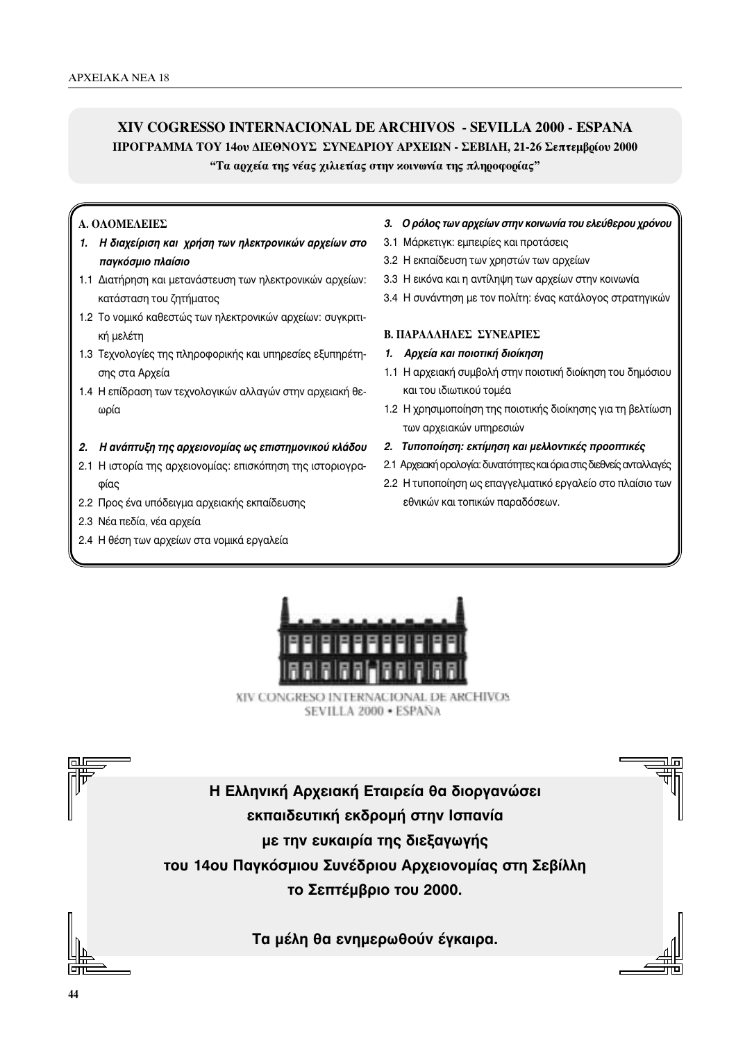## XIV COGRESSO INTERNACIONAL DE ARCHIVOS - SEVILLA 2000 - ESPANA

**ΠΡΟΓΡΑΜΜΑ ΤΟΥ 14ου ΔΙΕΘΝΟΥΣ ΣΥΝΕΔΡΙΟΥ ΑΡΧΕΙΩΝ - ΣΕΒΙΛΗ, 21-26 Σεπτεμβρίου 2000**

**"Τα αρχεία της νέας χιλιετίας στην κοινωνία της πληροφορίας"**

### Α. ΟΛΟΜΕΛΕΙΕΣ

***1. Η διαχείριση και χρήση των ηλεκτρονικών αρχείων στο παγκόσμιο πλαίσιο***

1.1 Διατήρηση και μετανάστευση των ηλεκτρονικών αρχείων: κατάσταση του ζητήματος

1.2 Το νομικό καθεστώς των ηλεκτρονικών αρχείων: συγκριτική μελέτη

1.3 Τεχνολογίες της πληροφορικής και υπηρεσίες εξυπηρέτησης στα Αρχεία

1.4 Η επίδραση των τεχνολογικών αλλαγών στην αρχειακή θεωρία

***2. Η ανάπτυξη της αρχειονομίας ως επιστημονικού κλάδου***

2.1 Η ιστορία της αρχειονομίας: επισκόπηση της ιστοριογραφίας

2.2 Προς ένα υπόδειγμα αρχειακής εκπαίδευσης

2.3 Νέα πεδία, νέα αρχεία

2.4 Η θέση των αρχείων στα νομικά εργαλεία

***3. Ο ρόλος των αρχείων στην κοινωνία του ελεύθερου χρόνου***

3.1 Μάρκετιγκ: εμπειρίες και προτάσεις

3.2 Η εκπαίδευση των χρηστών των αρχείων

3.3 Η εικόνα και η αντίληψη των αρχείων στην κοινωνία

3.4 Η συνάντηση με τον πολίτη: ένας κατάλογος στρατηγικών

### Β. ΠΑΡΑΛΛΗΛΕΣ ΣΥΝΕΔΡΙΕΣ

***1. Αρχεία και ποιοτική διοίκηση***

1.1 Η αρχειακή συμβολή στην ποιοτική διοίκηση του δημόσιου και του ιδιωτικού τομέα

1.2 Η χρησιμοποίηση της ποιοτικής διοίκησης για τη βελτίωση των αρχειακών υπηρεσιών

***2. Τυποποίηση: εκτίμηση και μελλοντικές προοπτικές***

2.1 Αρχειακή ορολογία: δυνατότητες και όρια στις διεθνείς ανταλλαγές

2.2 Η τυποποίηση ως επαγγελματικό εργαλείο στο πλαίσιο των εθνικών και τοπικών παραδόσεων.

XIV CONGRESO INTERNACIONAL DE ARCHIVOS
SEVILLA 2000 • ESPAÑA

**Η Ελληνική Αρχειακή Εταιρεία θα διοργανώσει εκπαιδευτική εκδρομή στην Ισπανία με την ευκαιρία της διεξαγωγής του 14ου Παγκόσμιου Συνέδριου Αρχειονομίας στη Σεβίλλη το Σεπτέμβριο του 2000.**

**Τα μέλη θα ενημερωθούν έγκαιρα.**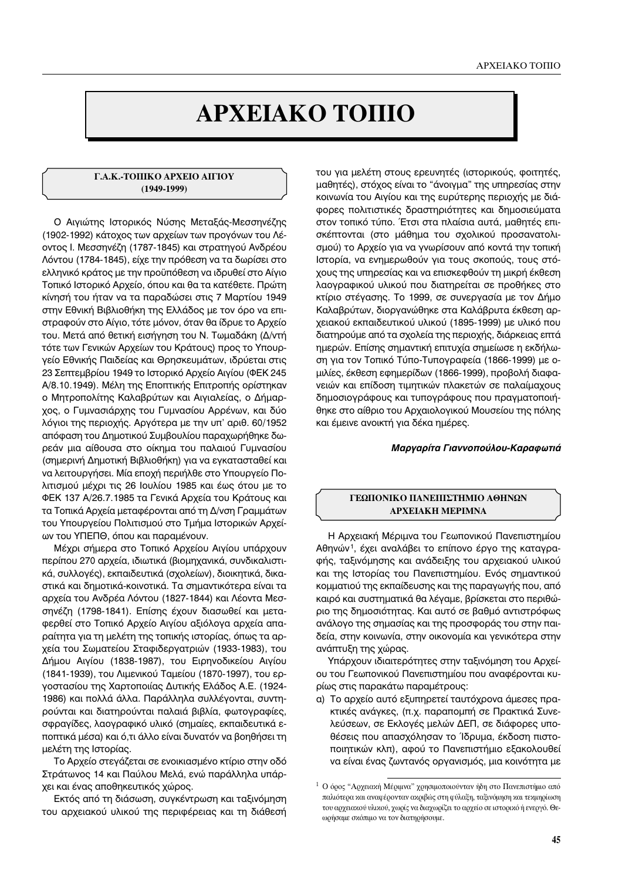# ΑΡΧΕΙΑΚΟ ΤΟΠΙΟ

## Γ.Α.Κ.-ΤΟΠΙΚΟ ΑΡΧΕΙΟ ΑΙΓΙΟΥ (1949-1999)

Ο Αιγιώτης Ιστορικός Νύσης Μεταξάς-Μεσσηνέζης (1902-1992) κάτοχος των αρχείων των προγόνων του Λέοντος Ι. Μεσσηνέζη (1787-1845) και στρατηγού Ανδρέου Λόντου (1784-1845), είχε την πρόθεση να τα δωρίσει στο ελληνικό κράτος με την προϋπόθεση να ιδρυθεί στο Αίγιο Τοπικό Ιστορικό Αρχείο, όπου και θα τα κατέθετε. Πρώτη κίνησή του ήταν να τα παραδώσει στις 7 Μαρτίου 1949 στην Εθνική Βιβλιοθήκη της Ελλάδος με τον όρο να επιστραφούν στο Αίγιο, τότε μόνον, όταν θα ίδρυε το Αρχείο του. Μετά από θετική εισήγηση του Ν. Τωμαδάκη (Δ/ντή τότε των Γενικών Αρχείων του Κράτους) προς το Υπουργείο Εθνικής Παιδείας και Θρησκευμάτων, ιδρύεται στις 23 Σεπτεμβρίου 1949 το Ιστορικό Αρχείο Αιγίου (ΦΕΚ 245 Α/8.10.1949). Μέλη της Εποπτικής Επιτροπής ορίστηκαν ο Μητροπολίτης Καλαβρύτων και Αιγιαλείας, ο Δήμαρχος, ο Γυμνασιάρχης του Γυμνασίου Αρρένων, και δύο λόγιοι της περιοχής. Αργότερα με την υπ' αριθ. 60/1952 απόφαση του Δημοτικού Συμβουλίου παραχωρήθηκε δωρεάν μια αίθουσα στο οίκημα του παλαιού Γυμνασίου (σημερινή Δημοτική Βιβλιοθήκη) για να εγκατασταθεί και να λειτουργήσει. Μία εποχή περιήλθε στο Υπουργείο Πολιτισμού μέχρι τις 26 Ιουλίου 1985 και έως ότου με το ΦΕΚ 137 Α/26.7.1985 τα Γενικά Αρχεία του Κράτους και τα Τοπικά Αρχεία μεταφέρονται από τη Δ/νση Γραμμάτων του Υπουργείου Πολιτισμού στο Τμήμα Ιστορικών Αρχείων του ΥΠΕΠΘ, όπου και παραμένουν.

Μέχρι σήμερα στο Τοπικό Αρχείο Αιγίου υπάρχουν περίπου 270 αρχεία, ιδιωτικά (βιομηχανικά, συνδικαλιστικά, συλλογές), εκπαιδευτικά (σχολείων), διοικητικά, δικαστικά και δημοτικά-κοινοτικά. Τα σημαντικότερα είναι τα αρχεία του Ανδρέα Λόντου (1827-1844) και Λέοντα Μεσσηνέζη (1798-1841). Επίσης έχουν διασωθεί και μεταφερθεί στο Τοπικό Αρχείο Αιγίου αξιόλογα αρχεία απαραίτητα για τη μελέτη της τοπικής ιστορίας, όπως τα αρχεία του Σωματείου Σταφιδεργατριών (1933-1983), του Δήμου Αιγίου (1838-1987), του Ειρηνοδικείου Αιγίου (1841-1939), του Λιμενικού Ταμείου (1870-1997), του εργοστασίου της Χαρτοποιίας Δυτικής Ελλάδος Α.Ε. (1924-1986) και πολλά άλλα. Παράλληλα συλλέγονται, συντηρούνται και διατηρούνται παλαιά βιβλία, φωτογραφίες, σφραγίδες, λαογραφικό υλικό (σημαίες, εκπαιδευτικά εποπτικά μέσα) και ό,τι άλλο είναι δυνατόν να βοηθήσει τη μελέτη της Ιστορίας.

Το Αρχείο στεγάζεται σε ενοικιασμένο κτίριο στην οδό Στράτωνος 14 και Παύλου Μελά, ενώ παράλληλα υπάρχει και ένας αποθηκευτικός χώρος.

Εκτός από τη διάσωση, συγκέντρωση και ταξινόμηση του αρχειακού υλικού της περιφέρειας και τη διάθεσή του για μελέτη στους ερευνητές (ιστορικούς, φοιτητές, μαθητές), στόχος είναι το "άνοιγμα" της υπηρεσίας στην κοινωνία του Αιγίου και της ευρύτερης περιοχής με διάφορες πολιτιστικές δραστηριότητες και δημοσιεύματα στον τοπικό τύπο. Έτσι στα πλαίσια αυτά, μαθητές επισκέπτονται (στο μάθημα του σχολικού προσανατολισμού) το Αρχείο για να γνωρίσουν από κοντά την τοπική Ιστορία, να ενημερωθούν για τους σκοπούς, τους στόχους της υπηρεσίας και να επισκεφθούν τη μικρή έκθεση λαογραφικού υλικού που διατηρείται σε προθήκες στο κτίριο στέγασης. Το 1999, σε συνεργασία με τον Δήμο Καλαβρύτων, διοργανώθηκε στα Καλάβρυτα έκθεση αρχειακού εκπαιδευτικού υλικού (1895-1999) με υλικό που διατηρούμε από τα σχολεία της περιοχής, διάρκειας επτά ημερών. Επίσης σημαντική επιτυχία σημείωσε η εκδήλωση για τον Τοπικό Τύπο-Τυπογραφεία (1866-1999) με ομιλίες, έκθεση εφημερίδων (1866-1999), προβολή διαφανειών και επίδοση τιμητικών πλακετών σε παλαίμαχους δημοσιογράφους και τυπογράφους που πραγματοποιήθηκε στο αίθριο του Αρχαιολογικού Μουσείου της πόλης και έμεινε ανοικτή για δέκα ημέρες.

***Μαργαρίτα Γιαννοπούλου-Καραφωτιά***

## ΓΕΩΠΟΝΙΚΟ ΠΑΝΕΠΙΣΤΗΜΙΟ ΑΘΗΝΩΝ ΑΡΧΕΙΑΚΗ ΜΕΡΙΜΝΑ

Η Αρχειακή Μέριμνα του Γεωπονικού Πανεπιστημίου Αθηνών[1], έχει αναλάβει το επίπονο έργο της καταγραφής, ταξινόμησης και ανάδειξης του αρχειακού υλικού και της Ιστορίας του Πανεπιστημίου. Ενός σημαντικού κομματιού της εκπαίδευσης και της παραγωγής που, από καιρό και συστηματικά θα λέγαμε, βρίσκεται στο περιθώριο της δημοσιότητας. Και αυτό σε βαθμό αντιστρόφως ανάλογο της σημασίας και της προσφοράς του στην παιδεία, στην κοινωνία, στην οικονομία και γενικότερα στην ανάπτυξη της χώρας.

Υπάρχουν ιδιαιτερότητες στην ταξινόμηση του Αρχείου του Γεωπονικού Πανεπιστημίου που αναφέρονται κυρίως στις παρακάτω παραμέτρους:

α) Το αρχείο αυτό εξυπηρετεί ταυτόχρονα άμεσες πρακτικές ανάγκες, (π.χ. παραπομπή σε Πρακτικά Συνελεύσεων, σε Εκλογές μελών ΔΕΠ, σε διάφορες υποθέσεις που απασχόλησαν το Ίδρυμα, έκδοση πιστοποιητικών κλπ) αφού το Πανεπιστήμιο εξακολουθεί να είναι ένας ζωντανός οργανισμός, μια κοινότητα με

---

[1] Ο όρος "Αρχειακή Μέριμνα" χρησιμοποιούνταν ήδη στο Πανεπιστήμιο από παλιότερα και αναφέρονταν ακριβώς στη φύλαξη, ταξινόμηση και τεκμηρίωση του αρχειακού υλικού, χωρίς να διαχωρίζει το αρχείο σε ιστορικό ή ενεργό. Θεωρήσαμε σκόπιμο να τον διατηρήσουμε.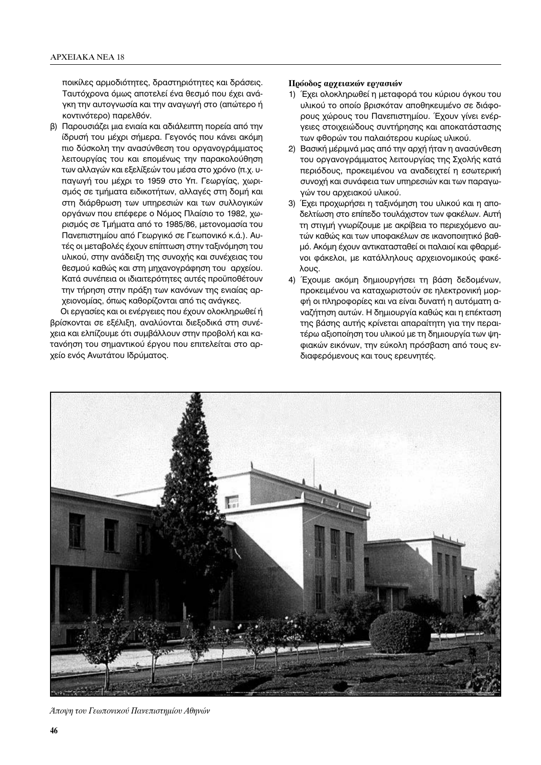ποικίλες αρμοδιότητες, δραστηριότητες και δράσεις. Ταυτόχρονα όμως αποτελεί ένα θεσμό που έχει ανάγκη την αυτογνωσία και την αναγωγή στο (απώτερο ή κοντινότερο) παρελθόν.

β) Παρουσιάζει μια ενιαία και αδιάλειπτη πορεία από την ίδρυσή του μέχρι σήμερα. Γεγονός που κάνει ακόμη πιο δύσκολη την ανασύνθεση του οργανογράμματος λειτουργίας του και επομένως την παρακολούθηση των αλλαγών και εξελίξεών του μέσα στο χρόνο (π.χ. υπαγωγή του μέχρι το 1959 στο Υπ. Γεωργίας, χωρισμός σε τμήματα ειδικοτήτων, αλλαγές στη δομή και στη διάρθρωση των υπηρεσιών και των συλλογικών οργάνων που επέφερε ο Νόμος Πλαίσιο το 1982, χωρισμός σε Τμήματα από το 1985/86, μετονομασία του Πανεπιστημίου από Γεωργικό σε Γεωπονικό κ.ά.). Αυτές οι μεταβολές έχουν επίπτωση στην ταξινόμηση του υλικού, στην ανάδειξη της συνοχής και συνέχειας του θεσμού καθώς και στη μηχανογράφηση του αρχείου. Κατά συνέπεια οι ιδιαιτερότητες αυτές προϋποθέτουν την τήρηση στην πράξη των κανόνων της ενιαίας αρχειονομίας, όπως καθορίζονται από τις ανάγκες.

Οι εργασίες και οι ενέργειες που έχουν ολοκληρωθεί ή βρίσκονται σε εξέλιξη, αναλύονται διεξοδικά στη συνέχεια και ελπίζουμε ότι συμβάλλουν στην προβολή και κατανόηση του σημαντικού έργου που επιτελείται στο αρχείο ενός Ανωτάτου Ιδρύματος.

**Πρόοδος αρχειακών εργασιών**

1) Έχει ολοκληρωθεί η μεταφορά του κύριου όγκου του υλικού το οποίο βρισκόταν αποθηκευμένο σε διάφορους χώρους του Πανεπιστημίου. Έχουν γίνει ενέργειες στοιχειώδους συντήρησης και αποκατάστασης των φθορών του παλαιότερου κυρίως υλικού.
2) Βασική μέριμνά μας από την αρχή ήταν η ανασύνθεση του οργανογράμματος λειτουργίας της Σχολής κατά περιόδους, προκειμένου να αναδειχτεί η εσωτερική συνοχή και συνάφεια των υπηρεσιών και των παραγωγών του αρχειακού υλικού.
3) Έχει προχωρήσει η ταξινόμηση του υλικού και η αποδελτίωση στο επίπεδο τουλάχιστον των φακέλων. Αυτή τη στιγμή γνωρίζουμε με ακρίβεια το περιεχόμενο αυτών καθώς και των υποφακέλων σε ικανοποιητικό βαθμό. Ακόμη έχουν αντικατασταθεί οι παλαιοί και φθαρμένοι φάκελοι, με κατάλληλους αρχειονομικούς φακέλους.
4) Έχουμε ακόμη δημιουργήσει τη βάση δεδομένων, προκειμένου να καταχωριστούν σε ηλεκτρονική μορφή οι πληροφορίες και να είναι δυνατή η αυτόματη αναζήτηση αυτών. Η δημιουργία καθώς και η επέκταση της βάσης αυτής κρίνεται απαραίτητη για την περαιτέρω αξιοποίηση του υλικού με τη δημιουργία των ψηφιακών εικόνων, την εύκολη πρόσβαση από τους ενδιαφερόμενους και τους ερευνητές.

*Άποψη του Γεωπονικού Πανεπιστημίου Αθηνών*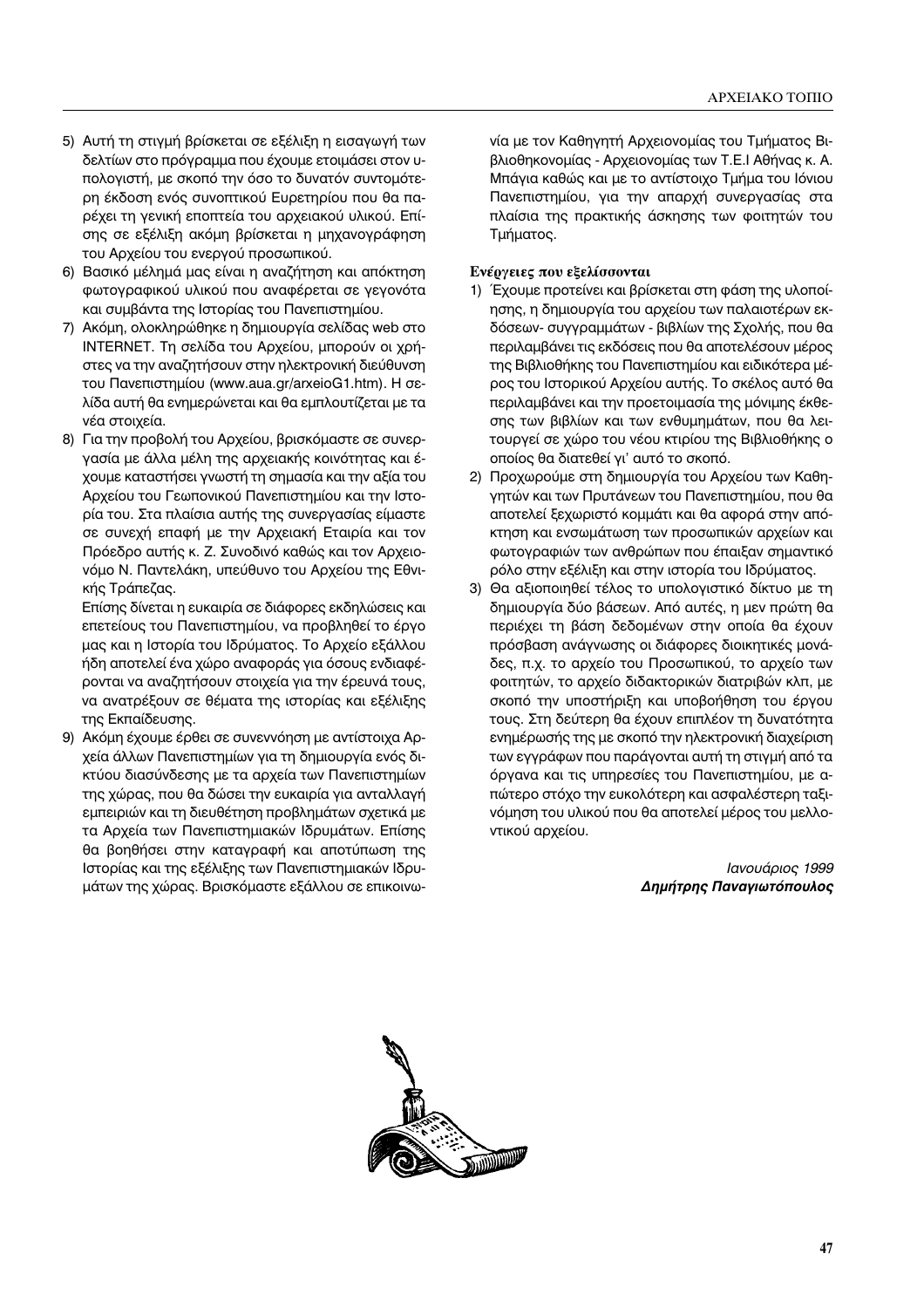5) Αυτή τη στιγμή βρίσκεται σε εξέλιξη η εισαγωγή των δελτίων στο πρόγραμμα που έχουμε ετοιμάσει στον υπολογιστή, με σκοπό την όσο το δυνατόν συντομότερη έκδοση ενός συνοπτικού Ευρετηρίου που θα παρέχει τη γενική εποπτεία του αρχειακού υλικού. Επίσης σε εξέλιξη ακόμη βρίσκεται η μηχανογράφηση του Αρχείου του ενεργού προσωπικού.
6) Βασικό μέλημά μας είναι η αναζήτηση και απόκτηση φωτογραφικού υλικού που αναφέρεται σε γεγονότα και συμβάντα της Ιστορίας του Πανεπιστημίου.
7) Ακόμη, ολοκληρώθηκε η δημιουργία σελίδας web στο INTERNET. Τη σελίδα του Αρχείου, μπορούν οι χρήστες να την αναζητήσουν στην ηλεκτρονική διεύθυνση του Πανεπιστημίου (www.aua.gr/arxeioG1.htm). Η σελίδα αυτή θα ενημερώνεται και θα εμπλουτίζεται με τα νέα στοιχεία.
8) Για την προβολή του Αρχείου, βρισκόμαστε σε συνεργασία με άλλα μέλη της αρχειακής κοινότητας και έχουμε καταστήσει γνωστή τη σημασία και την αξία του Αρχείου του Γεωπονικού Πανεπιστημίου και την Ιστορία του. Στα πλαίσια αυτής της συνεργασίας είμαστε σε συνεχή επαφή με την Αρχειακή Εταιρία και τον Πρόεδρο αυτής κ. Ζ. Συνοδινό καθώς και τον Αρχειονόμο Ν. Παντελάκη, υπεύθυνο του Αρχείου της Εθνικής Τράπεζας.

   Επίσης δίνεται η ευκαιρία σε διάφορες εκδηλώσεις και επετείους του Πανεπιστημίου, να προβληθεί το έργο μας και η Ιστορία του Ιδρύματος. Το Αρχείο εξάλλου ήδη αποτελεί ένα χώρο αναφοράς για όσους ενδιαφέρονται να αναζητήσουν στοιχεία για την έρευνά τους, να ανατρέξουν σε θέματα της ιστορίας και εξέλιξης της Εκπαίδευσης.
9) Ακόμη έχουμε έρθει σε συνεννόηση με αντίστοιχα Αρχεία άλλων Πανεπιστημίων για τη δημιουργία ενός δικτύου διασύνδεσης με τα αρχεία των Πανεπιστημίων της χώρας, που θα δώσει την ευκαιρία για ανταλλαγή εμπειριών και τη διευθέτηση προβλημάτων σχετικά με τα Αρχεία των Πανεπιστημιακών Ιδρυμάτων. Επίσης θα βοηθήσει στην καταγραφή και αποτύπωση της Ιστορίας και της εξέλιξης των Πανεπιστημιακών Ιδρυμάτων της χώρας. Βρισκόμαστε εξάλλου σε επικοινωνία με τον Καθηγητή Αρχειονομίας του Τμήματος Βιβλιοθηκονομίας - Αρχειονομίας των Τ.Ε.Ι Αθήνας κ. Α. Μπάγια καθώς και με το αντίστοιχο Τμήμα του Ιόνιου Πανεπιστημίου, για την απαρχή συνεργασίας στα πλαίσια της πρακτικής άσκησης των φοιτητών του Τμήματος.

**Ενέργειες που εξελίσσονται**

1) Έχουμε προτείνει και βρίσκεται στη φάση της υλοποίησης, η δημιουργία του αρχείου των παλαιοτέρων εκδόσεων- συγγραμμάτων - βιβλίων της Σχολής, που θα περιλαμβάνει τις εκδόσεις που θα αποτελέσουν μέρος της Βιβλιοθήκης του Πανεπιστημίου και ειδικότερα μέρος του Ιστορικού Αρχείου αυτής. Το σκέλος αυτό θα περιλαμβάνει και την προετοιμασία της μόνιμης έκθεσης των βιβλίων και των ενθυμημάτων, που θα λειτουργεί σε χώρο του νέου κτιρίου της Βιβλιοθήκης ο οποίος θα διατεθεί γι' αυτό το σκοπό.
2) Προχωρούμε στη δημιουργία του Αρχείου των Καθηγητών και των Πρυτάνεων του Πανεπιστημίου, που θα αποτελεί ξεχωριστό κομμάτι και θα αφορά στην απόκτηση και ενσωμάτωση των προσωπικών αρχείων και φωτογραφιών των ανθρώπων που έπαιξαν σημαντικό ρόλο στην εξέλιξη και στην ιστορία του Ιδρύματος.
3) Θα αξιοποιηθεί τέλος το υπολογιστικό δίκτυο με τη δημιουργία δύο βάσεων. Από αυτές, η μεν πρώτη θα περιέχει τη βάση δεδομένων στην οποία θα έχουν πρόσβαση ανάγνωσης οι διάφορες διοικητικές μονάδες, π.χ. το αρχείο του Προσωπικού, το αρχείο των φοιτητών, το αρχείο διδακτορικών διατριβών κλπ, με σκοπό την υποστήριξη και υποβοήθηση του έργου τους. Στη δεύτερη θα έχουν επιπλέον τη δυνατότητα ενημέρωσής της με σκοπό την ηλεκτρονική διαχείριση των εγγράφων που παράγονται αυτή τη στιγμή από τα όργανα και τις υπηρεσίες του Πανεπιστημίου, με απώτερο στόχο την ευκολότερη και ασφαλέστερη ταξινόμηση του υλικού που θα αποτελεί μέρος του μελλοντικού αρχείου.

*Ιανουάριος 1999*
***Δημήτρης Παναγιωτόπουλος***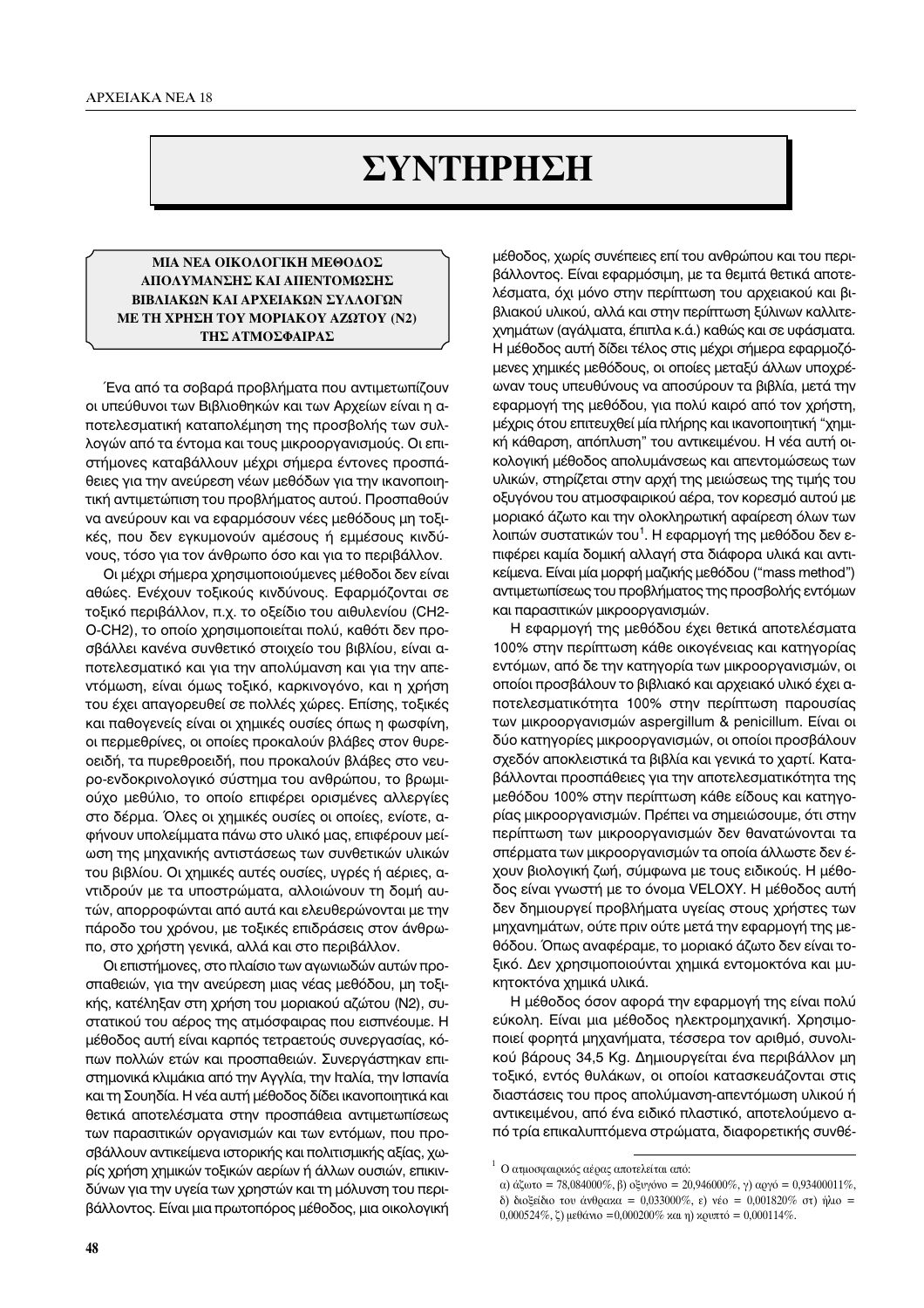# ΣΥΝΤΗΡΗΣΗ

## ΜΙΑ ΝΕΑ ΟΙΚΟΛΟΓΙΚΗ ΜΕΘΟΔΟΣ ΑΠΟΛΥΜΑΝΣΗΣ ΚΑΙ ΑΠΕΝΤΟΜΩΣΗΣ ΒΙΒΛΙΑΚΩΝ ΚΑΙ ΑΡΧΕΙΑΚΩΝ ΣΥΛΛΟΓΩΝ ΜΕ ΤΗ ΧΡΗΣΗ ΤΟΥ ΜΟΡΙΑΚΟΥ ΑΖΩΤΟΥ (N2) ΤΗΣ ΑΤΜΟΣΦΑΙΡΑΣ

Ένα από τα σοβαρά προβλήματα που αντιμετωπίζουν οι υπεύθυνοι των Βιβλιοθηκών και των Αρχείων είναι η αποτελεσματική καταπολέμηση της προσβολής των συλλογών από τα έντομα και τους μικροοργανισμούς. Οι επιστήμονες καταβάλλουν μέχρι σήμερα έντονες προσπάθειες για την ανεύρεση νέων μεθόδων για την ικανοποιητική αντιμετώπιση του προβλήματος αυτού. Προσπαθούν να ανεύρουν και να εφαρμόσουν νέες μεθόδους μη τοξικές, που δεν εγκυμονούν αμέσους ή εμμέσους κινδύνους, τόσο για τον άνθρωπο όσο και για το περιβάλλον.

Οι μέχρι σήμερα χρησιμοποιούμενες μέθοδοι δεν είναι αθώες. Ενέχουν τοξικούς κινδύνους. Εφαρμόζονται σε τοξικό περιβάλλον, π.χ. το οξείδιο του αιθυλενίου (CH2-O-CH2), το οποίο χρησιμοποιείται πολύ, καθότι δεν προσβάλλει κανένα συνθετικό στοιχείο του βιβλίου, είναι αποτελεσματικό και για την απολύμανση και για την απεντόμωση, είναι όμως τοξικό, καρκινογόνο, και η χρήση του έχει απαγορευθεί σε πολλές χώρες. Επίσης, τοξικές και παθογενείς είναι οι χημικές ουσίες όπως η φωσφίνη, οι περμεθρίνες, οι οποίες προκαλούν βλάβες στον θυρεοειδή, τα πυρεθροειδή, που προκαλούν βλάβες στο νευρο-ενδοκρινολογικό σύστημα του ανθρώπου, το βρωμιούχο μεθύλιο, το οποίο επιφέρει ορισμένες αλλεργίες στο δέρμα. Όλες οι χημικές ουσίες οι οποίες, ενίοτε, αφήνουν υπολείμματα πάνω στο υλικό μας, επιφέρουν μείωση της μηχανικής αντιστάσεως των συνθετικών υλικών του βιβλίου. Οι χημικές αυτές ουσίες, υγρές ή αέριες, αντιδρούν με τα υποστρώματα, αλλοιώνουν τη δομή αυτών, απορροφώνται από αυτά και ελευθερώνονται με την πάροδο του χρόνου, με τοξικές επιδράσεις στον άνθρωπο, στο χρήστη γενικά, αλλά και στο περιβάλλον.

Οι επιστήμονες, στο πλαίσιο των αγωνιωδών αυτών προσπαθειών, για την ανεύρεση μιας νέας μεθόδου, μη τοξικής, κατέληξαν στη χρήση του μοριακού αζώτου (N2), συστατικού του αέρος της ατμόσφαιρας που εισπνέουμε. Η μέθοδος αυτή είναι καρπός τετραετούς συνεργασίας, κόπων πολλών ετών και προσπαθειών. Συνεργάστηκαν επιστημονικά κλιμάκια από την Αγγλία, την Ιταλία, την Ισπανία και τη Σουηδία. Η νέα αυτή μέθοδος δίδει ικανοποιητικά και θετικά αποτελέσματα στην προσπάθεια αντιμετωπίσεως των παρασιτικών οργανισμών και των εντόμων, που προσβάλλουν αντικείμενα ιστορικής και πολιτισμικής αξίας, χωρίς χρήση χημικών τοξικών αερίων ή άλλων ουσιών, επικινδύνων για την υγεία των χρηστών και τη μόλυνση του περιβάλλοντος. Είναι μια πρωτοπόρος μέθοδος, μια οικολογική μέθοδος, χωρίς συνέπειες επί του ανθρώπου και του περιβάλλοντος. Είναι εφαρμόσιμη, με τα θεμιτά θετικά αποτελέσματα, όχι μόνο στην περίπτωση του αρχειακού και βιβλιακού υλικού, αλλά και στην περίπτωση ξύλινων καλλιτεχνημάτων (αγάλματα, έπιπλα κ.ά.) καθώς και σε υφάσματα. Η μέθοδος αυτή δίδει τέλος στις μέχρι σήμερα εφαρμοζόμενες χημικές μεθόδους, οι οποίες μεταξύ άλλων υποχρέωναν τους υπευθύνους να αποσύρουν τα βιβλία, μετά την εφαρμογή της μεθόδου, για πολύ καιρό από τον χρήστη, μέχρις ότου επιτευχθεί μία πλήρης και ικανοποιητική "χημική κάθαρση, απόπλυση" του αντικειμένου. Η νέα αυτή οικολογική μέθοδος απολυμάνσεως και απεντομώσεως των υλικών, στηρίζεται στην αρχή της μειώσεως της τιμής του οξυγόνου του ατμοσφαιρικού αέρα, τον κορεσμό αυτού με μοριακό άζωτο και την ολοκληρωτική αφαίρεση όλων των λοιπών συστατικών του[1]. Η εφαρμογή της μεθόδου δεν επιφέρει καμία δομική αλλαγή στα διάφορα υλικά και αντικείμενα. Είναι μία μορφή μαζικής μεθόδου ("mass method") αντιμετωπίσεως του προβλήματος της προσβολής εντόμων και παρασιτικών μικροοργανισμών.

Η εφαρμογή της μεθόδου έχει θετικά αποτελέσματα 100% στην περίπτωση κάθε οικογένειας και κατηγορίας εντόμων, από δε την κατηγορία των μικροοργανισμών, οι οποίοι προσβάλουν το βιβλιακό και αρχειακό υλικό έχει αποτελεσματικότητα 100% στην περίπτωση παρουσίας των μικροοργανισμών aspergillum & penicillum. Είναι οι δύο κατηγορίες μικροοργανισμών, οι οποίοι προσβάλουν σχεδόν αποκλειστικά τα βιβλία και γενικά το χαρτί. Καταβάλλονται προσπάθειες για την αποτελεσματικότητα της μεθόδου 100% στην περίπτωση κάθε είδους και κατηγορίας μικροοργανισμών. Πρέπει να σημειώσουμε, ότι στην περίπτωση των μικροοργανισμών δεν θανατώνονται τα σπέρματα των μικροοργανισμών τα οποία άλλωστε δεν έχουν βιολογική ζωή, σύμφωνα με τους ειδικούς. Η μέθοδος είναι γνωστή με το όνομα VELOXY. Η μέθοδος αυτή δεν δημιουργεί προβλήματα υγείας στους χρήστες των μηχανημάτων, ούτε πριν ούτε μετά την εφαρμογή της μεθόδου. Όπως αναφέραμε, το μοριακό άζωτο δεν είναι τοξικό. Δεν χρησιμοποιούνται χημικά εντομοκτόνα και μυκητοκτόνα χημικά υλικά.

Η μέθοδος όσον αφορά την εφαρμογή της είναι πολύ εύκολη. Είναι μια μέθοδος ηλεκτρομηχανική. Χρησιμοποιεί φορητά μηχανήματα, τέσσερα τον αριθμό, συνολικού βάρους 34,5 Kg. Δημιουργείται ένα περιβάλλον μη τοξικό, εντός θυλάκων, οι οποίοι κατασκευάζονται στις διαστάσεις του προς απολύμανση-απεντόμωση υλικού ή αντικειμένου, από ένα ειδικό πλαστικό, αποτελούμενο από τρία επικαλυπτόμενα στρώματα, διαφορετικής συνθέ-

---

[1] Ο ατμοσφαιρικός αέρας αποτελείται από:
α) άζωτο = 78,084000%, β) οξυγόνο = 20,946000%, γ) αργό = 0,93400011%, δ) διοξείδιο του άνθρακα = 0,033000%, ε) νέο = 0,001820% στ) ήλιο = 0,000524%, ζ) μεθάνιο =0,000200% και η) κρυπτό = 0,000114%.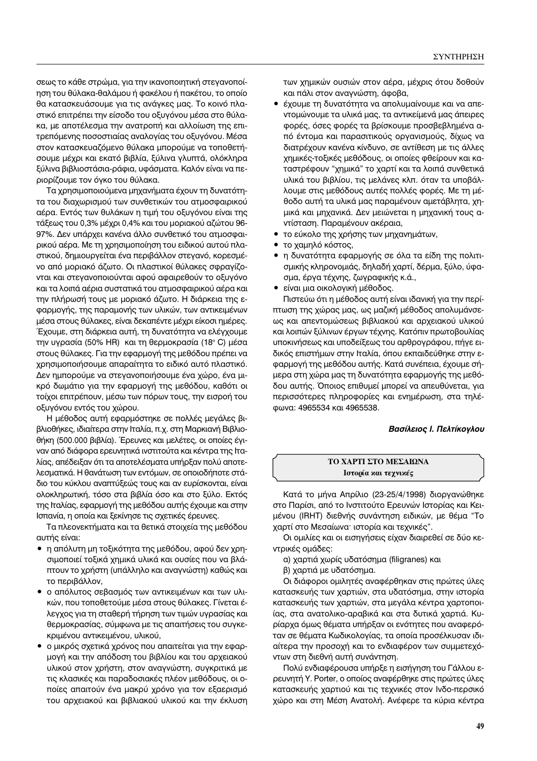σεως το κάθε στρώμα, για την ικανοποιητική στεγανοποίηση του θύλακα-θαλάμου ή φακέλου ή πακέτου, το οποίο θα κατασκευάσουμε για τις ανάγκες μας. Το κοινό πλαστικό επιτρέπει την είσοδο του οξυγόνου μέσα στο θύλακα, με αποτέλεσμα την ανατροπή και αλλοίωση της επιτρεπόμενης ποσοστιαίας αναλογίας του οξυγόνου. Μέσα στον κατασκευαζόμενο θύλακα μπορούμε να τοποθετήσουμε μέχρι και εκατό βιβλία, ξύλινα γλυπτά, ολόκληρα ξύλινα βιβλιοστάσια-ράφια, υφάσματα. Καλόν είναι να περιορίζουμε τον όγκο του θύλακα.

Τα χρησιμοποιούμενα μηχανήματα έχουν τη δυνατότητα του διαχωρισμού των συνθετικών του ατμοσφαιρικού αέρα. Εντός των θυλάκων η τιμή του οξυγόνου είναι της τάξεως του 0,3% μέχρι 0,4% και του μοριακού αζώτου 96-97%. Δεν υπάρχει κανένα άλλο συνθετικό του ατμοσφαιρικού αέρα. Με τη χρησιμοποίηση του ειδικού αυτού πλαστικού, δημιουργείται ένα περιβάλλον στεγανό, κορεσμένο από μοριακό άζωτο. Οι πλαστικοί θύλακες σφραγίζονται και στεγανοποιούνται αφού αφαιρεθούν το οξυγόνο και τα λοιπά αέρια συστατικά του ατμοσφαιρικού αέρα και την πλήρωσή τους με μοριακό άζωτο. Η διάρκεια της εφαρμογής, της παραμονής των υλικών, των αντικειμένων μέσα στους θύλακες, είναι δεκαπέντε μέχρι είκοσι ημέρες. Έχουμε, στη διάρκεια αυτή, τη δυνατότητα να ελέγχουμε την υγρασία (50% HR) και τη θερμοκρασία (18° C) μέσα στους θύλακες. Για την εφαρμογή της μεθόδου πρέπει να χρησιμοποιήσουμε απαραίτητα το ειδικό αυτό πλαστικό. Δεν ημπορούμε να στεγανοποιήσουμε ένα χώρο, ένα μικρό δωμάτιο για την εφαρμογή της μεθόδου, καθότι οι τοίχοι επιτρέπουν, μέσω των πόρων τους, την εισροή του οξυγόνου εντός του χώρου.

Η μέθοδος αυτή εφαρμόστηκε σε πολλές μεγάλες βιβλιοθήκες, ιδιαίτερα στην Ιταλία, π.χ. στη Μαρκιανή Βιβλιοθήκη (500.000 βιβλία). Έρευνες και μελέτες, οι οποίες έγιναν από διάφορα ερευνητικά ινστιτούτα και κέντρα της Ιταλίας, απέδειξαν ότι τα αποτελέσματα υπήρξαν πολύ αποτελεσματικά. Η θανάτωση των εντόμων, σε οποιοδήποτε στάδιο του κύκλου αναπτύξεώς τους και αν ευρίσκονται, είναι ολοκληρωτική, τόσο στα βιβλία όσο και στο ξύλο. Εκτός της Ιταλίας, εφαρμογή της μεθόδου αυτής έχουμε και στην Ισπανία, η οποία και ξεκίνησε τις σχετικές έρευνες.

Τα πλεονεκτήματα και τα θετικά στοιχεία της μεθόδου αυτής είναι:

- η απόλυτη μη τοξικότητα της μεθόδου, αφού δεν χρησιμοποιεί τοξικά χημικά υλικά και ουσίες που να βλάπτουν το χρήστη (υπάλληλο και αναγνώστη) καθώς και το περιβάλλον,
- ο απόλυτος σεβασμός των αντικειμένων και των υλικών, που τοποθετούμε μέσα στους θύλακες. Γίνεται έλεγχος για τη σταθερή τήρηση των τιμών υγρασίας και θερμοκρασίας, σύμφωνα με τις απαιτήσεις του συγκεκριμένου αντικειμένου, υλικού,
- ο μικρός σχετικά χρόνος που απαιτείται για την εφαρμογή και την απόδοση του βιβλίου και του αρχειακού υλικού στον χρήστη, στον αναγνώστη, συγκριτικά με τις κλασικές και παραδοσιακές πλέον μεθόδους, οι οποίες απαιτούν ένα μακρύ χρόνο για τον εξαερισμό του αρχειακού και βιβλιακού υλικού και την έκλυση των χημικών ουσιών στον αέρα, μέχρις ότου δοθούν και πάλι στον αναγνώστη, άφοβα,
- έχουμε τη δυνατότητα να απολυμαίνουμε και να απεντομώνουμε τα υλικά μας, τα αντικείμενά μας άπειρες φορές, όσες φορές τα βρίσκουμε προσβεβλημένα από έντομα και παρασιτικούς οργανισμούς, δίχως να διατρέχουν κανένα κίνδυνο, σε αντίθεση με τις άλλες χημικές-τοξικές μεθόδους, οι οποίες φθείρουν και καταστρέφουν "χημικά" το χαρτί και τα λοιπά συνθετικά υλικά του βιβλίου, τις μελάνες κλπ. όταν τα υποβάλλουμε στις μεθόδους αυτές πολλές φορές. Με τη μέθοδο αυτή τα υλικά μας παραμένουν αμετάβλητα, χημικά και μηχανικά. Δεν μειώνεται η μηχανική τους αντίσταση. Παραμένουν ακέραια,
- το εύκολο της χρήσης των μηχανημάτων,
- το χαμηλό κόστος,
- η δυνατότητα εφαρμογής σε όλα τα είδη της πολιτισμικής κληρονομιάς, δηλαδή χαρτί, δέρμα, ξύλο, ύφασμα, έργα τέχνης, ζωγραφικής κ.ά.,
- είναι μια οικολογική μέθοδος.

Πιστεύω ότι η μέθοδος αυτή είναι ιδανική για την περίπτωση της χώρας μας, ως μαζική μέθοδος απολυμάνσεως και απεντομώσεως βιβλιακού και αρχειακού υλικού και λοιπών ξύλινων έργων τέχνης. Κατόπιν πρωτοβουλίας υποκινήσεως και υποδείξεως του αρθρογράφου, πήγε ειδικός επιστήμων στην Ιταλία, όπου εκπαιδεύθηκε στην εφαρμογή της μεθόδου αυτής. Κατά συνέπεια, έχουμε σήμερα στη χώρα μας τη δυνατότητα εφαρμογής της μεθόδου αυτής. Όποιος επιθυμεί μπορεί να απευθύνεται, για περισσότερες πληροφορίες και ενημέρωση, στα τηλέφωνα: 4965534 και 4965538.

***Βασίλειος Ι. Πελτίκογλου***

## ΤΟ ΧΑΡΤΙ ΣΤΟ ΜΕΣΑΙΩΝΑ
### *Ιστορία και τεχνικές*

Κατά το μήνα Απρίλιο (23-25/4/1998) διοργανώθηκε στο Παρίσι, από το Ινστιτούτο Ερευνών Ιστορίας και Κειμένου (IRHT) διεθνής συνάντηση ειδικών, με θέμα "Το χαρτί στο Μεσαίωνα· ιστορία και τεχνικές".

Οι ομιλίες και οι εισηγήσεις είχαν διαιρεθεί σε δύο κεντρικές ομάδες:

α) χαρτιά χωρίς υδατόσημα (filigranes) και

β) χαρτιά με υδατόσημα.

Οι διάφοροι ομιλητές αναφέρθηκαν στις πρώτες ύλες κατασκευής των χαρτιών, στα υδατόσημα, στην ιστορία κατασκευής των χαρτιών, στα μεγάλα κέντρα χαρτοποιίας, στα ανατολικο-αραβικά και στα δυτικά χαρτιά. Κυρίαρχα όμως θέματα υπήρξαν οι ενότητες που αναφερόταν σε θέματα Κωδικολογίας, τα οποία προσέλκυσαν ιδιαίτερα την προσοχή και το ενδιαφέρον των συμμετεχόντων στη διεθνή αυτή συνάντηση.

Πολύ ενδιαφέρουσα υπήρξε η εισήγηση του Γάλλου ερευνητή Y. Porter, ο οποίος αναφέρθηκε στις πρώτες ύλες κατασκευής χαρτιού και τις τεχνικές στον Ινδο-περσικό χώρο και στη Μέση Ανατολή. Ανέφερε τα κύρια κέντρα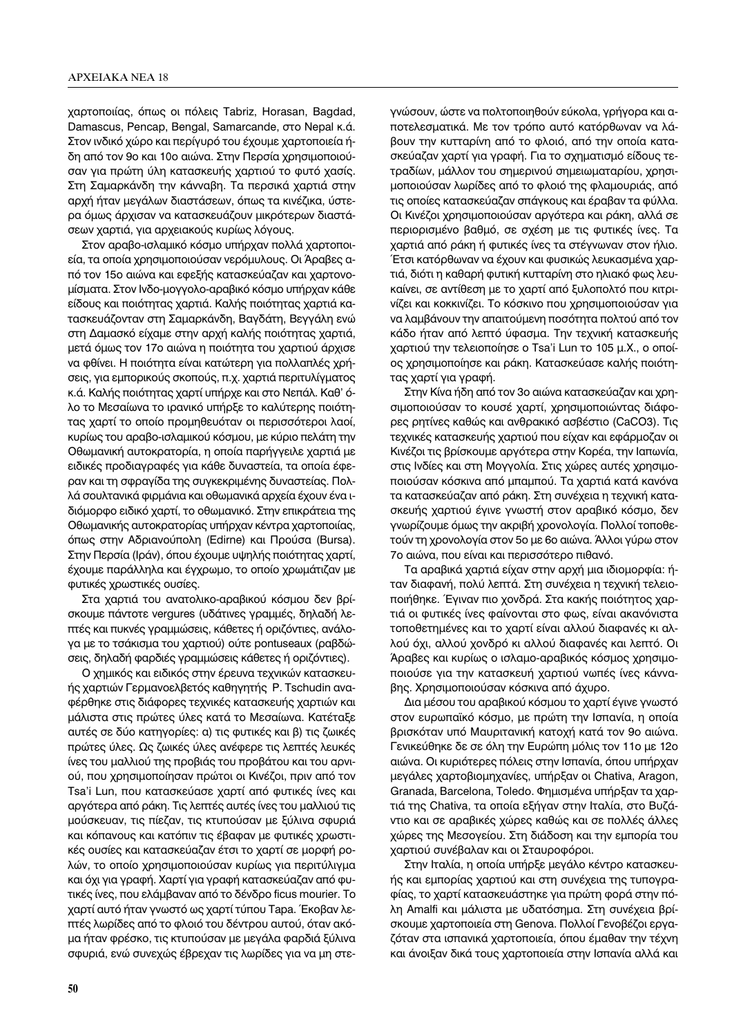χαρτοποιίας, όπως οι πόλεις Tabriz, Horasan, Bagdad, Damascus, Pencap, Bengal, Samarcande, στο Nepal κ.ά. Στον ινδικό χώρο και περίγυρό του έχουμε χαρτοποιεία ήδη από τον 9ο και 10ο αιώνα. Στην Περσία χρησιμοποιούσαν για πρώτη ύλη κατασκευής χαρτιού το φυτό χασίς. Στη Σαμαρκάνδη την κάνναβη. Τα περσικά χαρτιά στην αρχή ήταν μεγάλων διαστάσεων, όπως τα κινέζικα, ύστερα όμως άρχισαν να κατασκευάζουν μικρότερων διαστάσεων χαρτιά, για αρχειακούς κυρίως λόγους.

Στον αραβο-ισλαμικό κόσμο υπήρχαν πολλά χαρτοποιεία, τα οποία χρησιμοποιούσαν νερόμυλους. Οι Άραβες από τον 15ο αιώνα και εφεξής κατασκεύαζαν και χαρτονομίσματα. Στον Ινδο-μογγολο-αραβικό κόσμο υπήρχαν κάθε είδους και ποιότητας χαρτιά. Καλής ποιότητας χαρτιά κατασκευάζονταν στη Σαμαρκάνδη, Βαγδάτη, Βεγγάλη ενώ στη Δαμασκό είχαμε στην αρχή καλής ποιότητας χαρτιά, μετά όμως τον 17ο αιώνα η ποιότητα του χαρτιού άρχισε να φθίνει. Η ποιότητα είναι κατώτερη για πολλαπλές χρήσεις, για εμπορικούς σκοπούς, π.χ. χαρτιά περιτυλίγματος κ.ά. Καλής ποιότητας χαρτί υπήρχε και στο Νεπάλ. Καθ' όλο το Μεσαίωνα το ιρανικό υπήρξε το καλύτερης ποιότητας χαρτί το οποίο προμηθευόταν οι περισσότεροι λαοί, κυρίως του αραβο-ισλαμικού κόσμου, με κύριο πελάτη την Οθωμανική αυτοκρατορία, η οποία παρήγγειλε χαρτιά με ειδικές προδιαγραφές για κάθε δυναστεία, τα οποία έφεραν και τη σφραγίδα της συγκεκριμένης δυναστείας. Πολλά σουλτανικά φιρμάνια και οθωμανικά αρχεία έχουν ένα ιδιόμορφο ειδικό χαρτί, το οθωμανικό. Στην επικράτεια της Οθωμανικής αυτοκρατορίας υπήρχαν κέντρα χαρτοποιίας, όπως στην Αδριανούπολη (Edirne) και Προύσα (Bursa). Στην Περσία (Ιράν), όπου έχουμε υψηλής ποιότητας χαρτί, έχουμε παράλληλα και έγχρωμο, το οποίο χρωμάτιζαν με φυτικές χρωστικές ουσίες.

Στα χαρτιά του ανατολικο-αραβικού κόσμου δεν βρίσκουμε πάντοτε vergures (υδάτινες γραμμές, δηλαδή λεπτές και πυκνές γραμμώσεις, κάθετες ή οριζόντιες, ανάλογα με το τσάκισμα του χαρτιού) ούτε pontuseaux (ραβδώσεις, δηλαδή φαρδιές γραμμώσεις κάθετες ή οριζόντιες).

Ο χημικός και ειδικός στην έρευνα τεχνικών κατασκευής χαρτιών Γερμανοελβετός καθηγητής P. Tschudin αναφέρθηκε στις διάφορες τεχνικές κατασκευής χαρτιών και μάλιστα στις πρώτες ύλες κατά το Μεσαίωνα. Κατέταξε αυτές σε δύο κατηγορίες: α) τις φυτικές και β) τις ζωικές πρώτες ύλες. Ως ζωικές ύλες ανέφερε τις λεπτές λευκές ίνες του μαλλιού της προβιάς του προβάτου και του αρνιού, που χρησιμοποίησαν πρώτοι οι Κινέζοι, πριν από τον Tsa'i Lun, που κατασκεύασε χαρτί από φυτικές ίνες και αργότερα από ράκη. Τις λεπτές αυτές ίνες του μαλλιού τις μούσκευαν, τις πίεζαν, τις κτυπούσαν με ξύλινα σφυριά και κόπανους και κατόπιν τις έβαφαν με φυτικές χρωστικές ουσίες και κατασκεύαζαν έτσι το χαρτί σε μορφή ρολών, το οποίο χρησιμοποιούσαν κυρίως για περιτύλιγμα και όχι για γραφή. Χαρτί για γραφή κατασκεύαζαν από φυτικές ίνες, που ελάμβαναν από το δένδρο ficus mourier. Το χαρτί αυτό ήταν γνωστό ως χαρτί τύπου Tapa. Έκοβαν λεπτές λωρίδες από το φλοιό του δέντρου αυτού, όταν ακόμα ήταν φρέσκο, τις κτυπούσαν με μεγάλα φαρδιά ξύλινα σφυριά, ενώ συνεχώς έβρεχαν τις λωρίδες για να μη στεγνώσουν, ώστε να πολτοποιηθούν εύκολα, γρήγορα και αποτελεσματικά. Με τον τρόπο αυτό κατόρθωναν να λάβουν την κυτταρίνη από το φλοιό, από την οποία κατασκεύαζαν χαρτί για γραφή. Για το σχηματισμό είδους τετραδίων, μάλλον του σημερινού σημειωματαρίου, χρησιμοποιούσαν λωρίδες από το φλοιό της φλαμουριάς, από τις οποίες κατασκεύαζαν σπάγκους και έραβαν τα φύλλα. Οι Κινέζοι χρησιμοποιούσαν αργότερα και ράκη, αλλά σε περιορισμένο βαθμό, σε σχέση με τις φυτικές ίνες. Τα χαρτιά από ράκη ή φυτικές ίνες τα στέγνωναν στον ήλιο. Έτσι κατόρθωναν να έχουν και φυσικώς λευκασμένα χαρτιά, διότι η καθαρή φυτική κυτταρίνη στο ηλιακό φως λευκαίνει, σε αντίθεση με το χαρτί από ξυλοπολτό που κιτρινίζει και κοκκινίζει. Το κόσκινο που χρησιμοποιούσαν για να λαμβάνουν την απαιτούμενη ποσότητα πολτού από τον κάδο ήταν από λεπτό ύφασμα. Την τεχνική κατασκευής χαρτιού την τελειοποίησε ο Tsa'i Lun το 105 μ.Χ., ο οποίος χρησιμοποίησε και ράκη. Κατασκεύασε καλής ποιότητας χαρτί για γραφή.

Στην Κίνα ήδη από τον 3ο αιώνα κατασκεύαζαν και χρησιμοποιούσαν το κουσέ χαρτί, χρησιμοποιώντας διάφορες ρητίνες καθώς και ανθρακικό ασβέστιο ($CaCO_3$). Τις τεχνικές κατασκευής χαρτιού που είχαν και εφάρμοζαν οι Κινέζοι τις βρίσκουμε αργότερα στην Κορέα, την Ιαπωνία, στις Ινδίες και στη Μογγολία. Στις χώρες αυτές χρησιμοποιούσαν κόσκινα από μπαμπού. Τα χαρτιά κατά κανόνα τα κατασκεύαζαν από ράκη. Στη συνέχεια η τεχνική κατασκευής χαρτιού έγινε γνωστή στον αραβικό κόσμο, δεν γνωρίζουμε όμως την ακριβή χρονολογία. Πολλοί τοποθετούν τη χρονολογία στον 5ο με 6ο αιώνα. Άλλοι γύρω στον 7ο αιώνα, που είναι και περισσότερο πιθανό.

Τα αραβικά χαρτιά είχαν στην αρχή μια ιδιομορφία: ήταν διαφανή, πολύ λεπτά. Στη συνέχεια η τεχνική τελειοποιήθηκε. Έγιναν πιο χονδρά. Στα κακής ποιότητας χαρτιά οι φυτικές ίνες φαίνονται στο φως, είναι ακανόνιστα τοποθετημένες και το χαρτί είναι αλλού διαφανές κι αλλού όχι, αλλού χονδρό κι αλλού διαφανές και λεπτό. Οι Άραβες και κυρίως ο ισλαμο-αραβικός κόσμος χρησιμοποιούσε για την κατασκευή χαρτιού νωπές ίνες κάνναβης. Χρησιμοποιούσαν κόσκινα από άχυρο.

Δια μέσου του αραβικού κόσμου το χαρτί έγινε γνωστό στον ευρωπαϊκό κόσμο, με πρώτη την Ισπανία, η οποία βρισκόταν υπό Μαυριτανική κατοχή κατά τον 9ο αιώνα. Γενικεύθηκε δε σε όλη την Ευρώπη μόλις τον 11ο με 12ο αιώνα. Οι κυριότερες πόλεις στην Ισπανία, όπου υπήρχαν μεγάλες χαρτοβιομηχανίες, υπήρξαν οι Chativa, Aragon, Granada, Barcelona, Toledo. Φημισμένα υπήρξαν τα χαρτιά της Chativa, τα οποία εξήγαν στην Ιταλία, στο Βυζάντιο και σε αραβικές χώρες καθώς και σε πολλές άλλες χώρες της Μεσογείου. Στη διάδοση και την εμπορία του χαρτιού συνέβαλαν και οι Σταυροφόροι.

Στην Ιταλία, η οποία υπήρξε μεγάλο κέντρο κατασκευής και εμπορίας χαρτιού και στη συνέχεια της τυπογραφίας, το χαρτί κατασκευάστηκε για πρώτη φορά στην πόλη Amalfi και μάλιστα με υδατόσημα. Στη συνέχεια βρίσκουμε χαρτοποιεία στη Genova. Πολλοί Γενοβέζοι εργαζόταν στα ισπανικά χαρτοποιεία, όπου έμαθαν την τέχνη και άνοιξαν δικά τους χαρτοποιεία στην Ισπανία αλλά και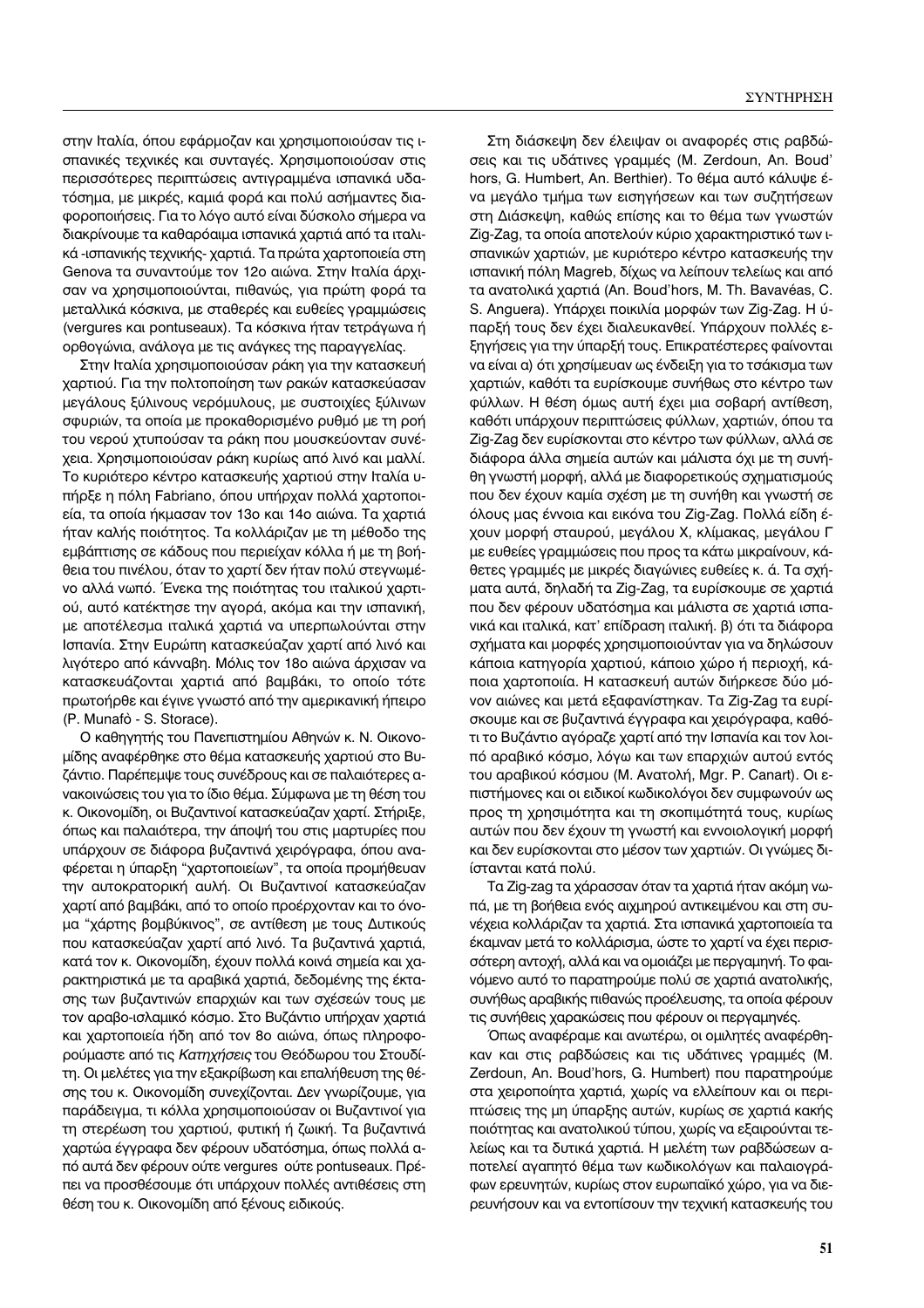στην Ιταλία, όπου εφάρμοζαν και χρησιμοποιούσαν τις ισπανικές τεχνικές και συνταγές. Χρησιμοποιούσαν στις περισσότερες περιπτώσεις αντιγραμμένα ισπανικά υδατόσημα, με μικρές, καμιά φορά και πολύ ασήμαντες διαφοροποιήσεις. Για το λόγο αυτό είναι δύσκολο σήμερα να διακρίνουμε τα καθαρόαιμα ισπανικά χαρτιά από τα ιταλικά -ισπανικής τεχνικής- χαρτιά. Τα πρώτα χαρτοποιεία στη Genova τα συναντούμε τον 12ο αιώνα. Στην Ιταλία άρχισαν να χρησιμοποιούνται, πιθανώς, για πρώτη φορά τα μεταλλικά κόσκινα, με σταθερές και ευθείες γραμμώσεις (vergures και pontuseaux). Τα κόσκινα ήταν τετράγωνα ή ορθογώνια, ανάλογα με τις ανάγκες της παραγγελίας.

Στην Ιταλία χρησιμοποιούσαν ράκη για την κατασκευή χαρτιού. Για την πολτοποίηση των ρακών κατασκεύασαν μεγάλους ξύλινους νερόμυλους, με συστοιχίες ξύλινων σφυριών, τα οποία με προκαθορισμένο ρυθμό με τη ροή του νερού χτυπούσαν τα ράκη που μουσκεύονταν συνέχεια. Χρησιμοποιούσαν ράκη κυρίως από λινό και μαλλί. Το κυριότερο κέντρο κατασκευής χαρτιού στην Ιταλία υπήρξε η πόλη Fabriano, όπου υπήρχαν πολλά χαρτοποιεία, τα οποία ήκμασαν τον 13ο και 14ο αιώνα. Τα χαρτιά ήταν καλής ποιότητος. Τα κολλάριζαν με τη μέθοδο της εμβάπτισης σε κάδους που περιείχαν κόλλα ή με τη βοήθεια του πινέλου, όταν το χαρτί δεν ήταν πολύ στεγνωμένο αλλά νωπό. Ένεκα της ποιότητας του ιταλικού χαρτιού, αυτό κατέκτησε την αγορά, ακόμα και την ισπανική, με αποτέλεσμα ιταλικά χαρτιά να υπερπωλούνται στην Ισπανία. Στην Ευρώπη κατασκεύαζαν χαρτί από λινό και λιγότερο από κάνναβη. Μόλις τον 18ο αιώνα άρχισαν να κατασκευάζονται χαρτιά από βαμβάκι, το οποίο τότε πρωτοήρθε και έγινε γνωστό από την αμερικανική ήπειρο (P. Munafò - S. Storace).

Ο καθηγητής του Πανεπιστημίου Αθηνών κ. Ν. Οικονομίδης αναφέρθηκε στο θέμα κατασκευής χαρτιού στο Βυζάντιο. Παρέπεμψε τους συνέδρους και σε παλαιότερες ανακοινώσεις του για το ίδιο θέμα. Σύμφωνα με τη θέση του κ. Οικονομίδη, οι Βυζαντινοί κατασκεύαζαν χαρτί. Στήριξε, όπως και παλαιότερα, την άποψή του στις μαρτυρίες που υπάρχουν σε διάφορα βυζαντινά χειρόγραφα, όπου αναφέρεται η ύπαρξη "χαρτοποιείων", τα οποία προμήθευαν την αυτοκρατορική αυλή. Οι Βυζαντινοί κατασκεύαζαν χαρτί από βαμβάκι, από το οποίο προέρχονταν και το όνομα "χάρτης βομβύκινος", σε αντίθεση με τους Δυτικούς που κατασκεύαζαν χαρτί από λινό. Τα βυζαντινά χαρτιά, κατά τον κ. Οικονομίδη, έχουν πολλά κοινά σημεία και χαρακτηριστικά με τα αραβικά χαρτιά, δεδομένης της έκτασης των βυζαντινών επαρχιών και των σχέσεών τους με τον αραβο-ισλαμικό κόσμο. Στο Βυζάντιο υπήρχαν χαρτιά και χαρτοποιεία ήδη από τον 8ο αιώνα, όπως πληροφορούμαστε από τις *Κατηχήσεις* του Θεόδωρου του Στουδίτη. Οι μελέτες για την εξακρίβωση και επαλήθευση της θέσης του κ. Οικονομίδη συνεχίζονται. Δεν γνωρίζουμε, για παράδειγμα, τι κόλλα χρησιμοποιούσαν οι Βυζαντινοί για τη στερέωση του χαρτιού, φυτική ή ζωική. Τα βυζαντινά χαρτώα έγγραφα δεν φέρουν υδατόσημα, όπως πολλά από αυτά δεν φέρουν ούτε vergures ούτε pontuseaux. Πρέπει να προσθέσουμε ότι υπάρχουν πολλές αντιθέσεις στη θέση του κ. Οικονομίδη από ξένους ειδικούς.

Στη διάσκεψη δεν έλειψαν οι αναφορές στις ραβδώσεις και τις υδάτινες γραμμές (M. Zerdoun, An. Boud' hors, G. Humbert, An. Berthier). Το θέμα αυτό κάλυψε ένα μεγάλο τμήμα των εισηγήσεων και των συζητήσεων στη Διάσκεψη, καθώς επίσης και το θέμα των γνωστών Zig-Zag, τα οποία αποτελούν κύριο χαρακτηριστικό των ισπανικών χαρτιών, με κυριότερο κέντρο κατασκευής την ισπανική πόλη Magreb, δίχως να λείπουν τελείως και από τα ανατολικά χαρτιά (An. Boud'hors, M. Th. Bavavéas, C. S. Anguera). Υπάρχει ποικιλία μορφών των Zig-Zag. Η ύπαρξή τους δεν έχει διαλευκανθεί. Υπάρχουν πολλές εξηγήσεις για την ύπαρξή τους. Επικρατέστερες φαίνονται να είναι α) ότι χρήσιμευαν ως ένδειξη για το τσάκισμα των χαρτιών, καθότι τα ευρίσκουμε συνήθως στο κέντρο των φύλλων. Η θέση όμως αυτή έχει μια σοβαρή αντίθεση, καθότι υπάρχουν περιπτώσεις φύλλων, χαρτιών, όπου τα Zig-Zag δεν ευρίσκονται στο κέντρο των φύλλων, αλλά σε διάφορα άλλα σημεία αυτών και μάλιστα όχι με τη συνήθη γνωστή μορφή, αλλά με διαφορετικούς σχηματισμούς που δεν έχουν καμία σχέση με τη συνήθη και γνωστή σε όλους μας έννοια και εικόνα του Zig-Zag. Πολλά είδη έχουν μορφή σταυρού, μεγάλου Χ, κλίμακας, μεγάλου Γ με ευθείες γραμμώσεις που προς τα κάτω μικραίνουν, κάθετες γραμμές με μικρές διαγώνιες ευθείες κ. ά. Τα σχήματα αυτά, δηλαδή τα Zig-Zag, τα ευρίσκουμε σε χαρτιά που δεν φέρουν υδατόσημα και μάλιστα σε χαρτιά ισπανικά και ιταλικά, κατ' επίδραση ιταλική. β) ότι τα διάφορα σχήματα και μορφές χρησιμοποιούνταν για να δηλώσουν κάποια κατηγορία χαρτιού, κάποιο χώρο ή περιοχή, κάποια χαρτοποιία. Η κατασκευή αυτών διήρκεσε δύο μόνον αιώνες και μετά εξαφανίστηκαν. Τα Zig-Zag τα ευρίσκουμε και σε βυζαντινά έγγραφα και χειρόγραφα, καθότι το Βυζάντιο αγόραζε χαρτί από την Ισπανία και τον λοιπό αραβικό κόσμο, λόγω και των επαρχιών αυτού εντός του αραβικού κόσμου (Μ. Ανατολή, Mgr. P. Canart). Οι επιστήμονες και οι ειδικοί κωδικολόγοι δεν συμφωνούν ως προς τη χρησιμότητα και τη σκοπιμότητά τους, κυρίως αυτών που δεν έχουν τη γνωστή και εννοιολογική μορφή και δεν ευρίσκονται στο μέσον των χαρτιών. Οι γνώμες διίστανται κατά πολύ.

Τα Zig-zag τα χάρασσαν όταν τα χαρτιά ήταν ακόμη νωπά, με τη βοήθεια ενός αιχμηρού αντικειμένου και στη συνέχεια κολλάριζαν τα χαρτιά. Στα ισπανικά χαρτοποιεία τα έκαμναν μετά το κολλάρισμα, ώστε το χαρτί να έχει περισσότερη αντοχή, αλλά και να ομοιάζει με περγαμηνή. Το φαινόμενο αυτό το παρατηρούμε πολύ σε χαρτιά ανατολικής, συνήθως αραβικής πιθανώς προέλευσης, τα οποία φέρουν τις συνήθεις χαρακώσεις που φέρουν οι περγαμηνές.

Όπως αναφέραμε και ανωτέρω, οι ομιλητές αναφέρθηκαν και στις ραβδώσεις και τις υδάτινες γραμμές (M. Zerdoun, An. Boud'hors, G. Humbert) που παρατηρούμε στα χειροποίητα χαρτιά, χωρίς να ελλείπουν και οι περιπτώσεις της μη ύπαρξης αυτών, κυρίως σε χαρτιά κακής ποιότητας και ανατολικού τύπου, χωρίς να εξαιρούνται τελείως και τα δυτικά χαρτιά. Η μελέτη των ραβδώσεων αποτελεί αγαπητό θέμα των κωδικολόγων και παλαιογράφων ερευνητών, κυρίως στον ευρωπαϊκό χώρο, για να διερευνήσουν και να εντοπίσουν την τεχνική κατασκευής του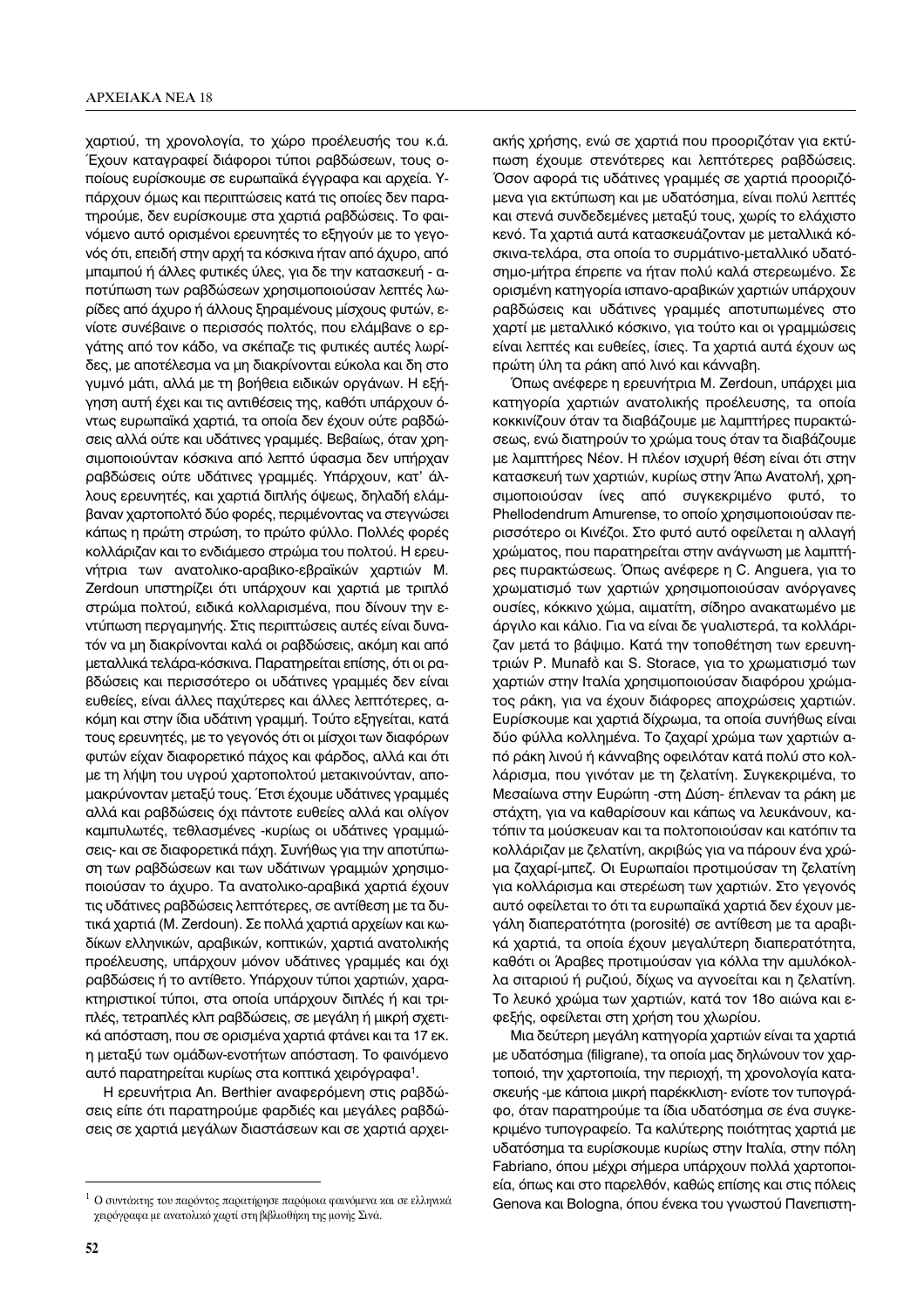χαρτιού, τη χρονολογία, το χώρο προέλευσής του κ.ά. Έχουν καταγραφεί διάφοροι τύποι ραβδώσεων, τους οποίους ευρίσκουμε σε ευρωπαϊκά έγγραφα και αρχεία. Υπάρχουν όμως και περιπτώσεις κατά τις οποίες δεν παρατηρούμε, δεν ευρίσκουμε στα χαρτιά ραβδώσεις. Το φαινόμενο αυτό ορισμένοι ερευνητές το εξηγούν με το γεγονός ότι, επειδή στην αρχή τα κόσκινα ήταν από άχυρο, από μπαμπού ή άλλες φυτικές ύλες, για δε την κατασκευή - αποτύπωση των ραβδώσεων χρησιμοποιούσαν λεπτές λωρίδες από άχυρο ή άλλους ξηραμένους μίσχους φυτών, ενίοτε συνέβαινε ο περισσός πολτός, που ελάμβανε ο εργάτης από τον κάδο, να σκέπαζε τις φυτικές αυτές λωρίδες, με αποτέλεσμα να μη διακρίνονται εύκολα και δη στο γυμνό μάτι, αλλά με τη βοήθεια ειδικών οργάνων. Η εξήγηση αυτή έχει και τις αντιθέσεις της, καθότι υπάρχουν όντως ευρωπαϊκά χαρτιά, τα οποία δεν έχουν ούτε ραβδώσεις αλλά ούτε και υδάτινες γραμμές. Βεβαίως, όταν χρησιμοποιούνταν κόσκινα από λεπτό ύφασμα δεν υπήρχαν ραβδώσεις ούτε υδάτινες γραμμές. Υπάρχουν, κατ' άλλους ερευνητές, και χαρτιά διπλής όψεως, δηλαδή ελάμβαναν χαρτοπολτό δύο φορές, περιμένοντας να στεγνώσει κάπως η πρώτη στρώση, το πρώτο φύλλο. Πολλές φορές κολλάριζαν και το ενδιάμεσο στρώμα του πολτού. Η ερευνήτρια των ανατολικο-αραβικο-εβραϊκών χαρτιών M. Zerdoun υποστηρίζει ότι υπάρχουν και χαρτιά με τριπλό στρώμα πολτού, ειδικά κολλαρισμένα, που δίνουν την εντύπωση περγαμηνής. Στις περιπτώσεις αυτές είναι δυνατόν να μη διακρίνονται καλά οι ραβδώσεις, ακόμη και από μεταλλικά τελάρα-κόσκινα. Παρατηρείται επίσης, ότι οι ραβδώσεις και περισσότερο οι υδάτινες γραμμές δεν είναι ευθείες, είναι άλλες παχύτερες και άλλες λεπτότερες, ακόμη και στην ίδια υδάτινη γραμμή. Τούτο εξηγείται, κατά τους ερευνητές, με το γεγονός ότι οι μίσχοι των διαφόρων φυτών είχαν διαφορετικό πάχος και φάρδος, αλλά και ότι με τη λήψη του υγρού χαρτοπολτού μετακινούνταν, απομακρύνονταν μεταξύ τους. Έτσι έχουμε υδάτινες γραμμές αλλά και ραβδώσεις όχι πάντοτε ευθείες αλλά και ολίγον καμπυλωτές, τεθλασμένες -κυρίως οι υδάτινες γραμμώσεις- και σε διαφορετικά πάχη. Συνήθως για την αποτύπωση των ραβδώσεων και των υδάτινων γραμμών χρησιμοποιούσαν το άχυρο. Τα ανατολικο-αραβικά χαρτιά έχουν τις υδάτινες ραβδώσεις λεπτότερες, σε αντίθεση με τα δυτικά χαρτιά (M. Zerdoun). Σε πολλά χαρτιά αρχείων και κωδίκων ελληνικών, αραβικών, κοπτικών, χαρτιά ανατολικής προέλευσης, υπάρχουν μόνον υδάτινες γραμμές και όχι ραβδώσεις ή το αντίθετο. Υπάρχουν τύποι χαρτιών, χαρακτηριστικοί τύποι, στα οποία υπάρχουν διπλές ή και τριπλές, τετραπλές κλπ ραβδώσεις, σε μεγάλη ή μικρή σχετικά απόσταση, που σε ορισμένα χαρτιά φτάνει και τα 17 εκ. η μεταξύ των ομάδων-ενοτήτων απόσταση. Το φαινόμενο αυτό παρατηρείται κυρίως στα κοπτικά χειρόγραφα[1].

Η ερευνήτρια An. Berthier αναφερόμενη στις ραβδώσεις είπε ότι παρατηρούμε φαρδιές και μεγάλες ραβδώσεις σε χαρτιά μεγάλων διαστάσεων και σε χαρτιά αρχειακής χρήσης, ενώ σε χαρτιά που προοριζόταν για εκτύπωση έχουμε στενότερες και λεπτότερες ραβδώσεις. Όσον αφορά τις υδάτινες γραμμές σε χαρτιά προοριζόμενα για εκτύπωση και με υδατόσημα, είναι πολύ λεπτές και στενά συνδεδεμένες μεταξύ τους, χωρίς το ελάχιστο κενό. Τα χαρτιά αυτά κατασκευάζονταν με μεταλλικά κόσκινα-τελάρα, στα οποία το συρμάτινο-μεταλλικό υδατόσημο-μήτρα έπρεπε να ήταν πολύ καλά στερεωμένο. Σε ορισμένη κατηγορία ισπανο-αραβικών χαρτιών υπάρχουν ραβδώσεις και υδάτινες γραμμές αποτυπωμένες στο χαρτί με μεταλλικό κόσκινο, για τούτο και οι γραμμώσεις είναι λεπτές και ευθείες, ίσιες. Τα χαρτιά αυτά έχουν ως πρώτη ύλη τα ράκη από λινό και κάνναβη.

Όπως ανέφερε η ερευνήτρια M. Zerdoun, υπάρχει μια κατηγορία χαρτιών ανατολικής προέλευσης, τα οποία κοκκινίζουν όταν τα διαβάζουμε με λαμπτήρες πυρακτώσεως, ενώ διατηρούν το χρώμα τους όταν τα διαβάζουμε με λαμπτήρες Νέον. Η πλέον ισχυρή θέση είναι ότι στην κατασκευή των χαρτιών, κυρίως στην Άπω Ανατολή, χρησιμοποιούσαν ίνες από συγκεκριμένο φυτό, το Phellodendrum Amurense, το οποίο χρησιμοποιούσαν περισσότερο οι Κινέζοι. Στο φυτό αυτό οφείλεται η αλλαγή χρώματος, που παρατηρείται στην ανάγνωση με λαμπτήρες πυρακτώσεως. Όπως ανέφερε η C. Anguera, για το χρωματισμό των χαρτιών χρησιμοποιούσαν ανόργανες ουσίες, κόκκινο χώμα, αιματίτη, σίδηρο ανακατωμένο με άργιλο και κάλιο. Για να είναι δε γυαλιστερά, τα κολλάριζαν μετά το βάψιμο. Κατά την τοποθέτηση των ερευνητριών P. Munafò και S. Storace, για το χρωματισμό των χαρτιών στην Ιταλία χρησιμοποιούσαν διαφόρου χρώματος ράκη, για να έχουν διάφορες αποχρώσεις χαρτιών. Ευρίσκουμε και χαρτιά δίχρωμα, τα οποία συνήθως είναι δύο φύλλα κολλημένα. Το ζαχαρί χρώμα των χαρτιών από ράκη λινού ή κάνναβης οφειλόταν κατά πολύ στο κολλάρισμα, που γινόταν με τη ζελατίνη. Συγκεκριμένα, το Μεσαίωνα στην Ευρώπη -στη Δύση- έπλεναν τα ράκη με στάχτη, για να καθαρίσουν και κάπως να λευκάνουν, κατόπιν τα μούσκευαν και τα πολτοποιούσαν και κατόπιν τα κολλάριζαν με ζελατίνη, ακριβώς για να πάρουν ένα χρώμα ζαχαρί-μπεζ. Οι Ευρωπαίοι προτιμούσαν τη ζελατίνη για κολλάρισμα και στερέωση των χαρτιών. Στο γεγονός αυτό οφείλεται το ότι τα ευρωπαϊκά χαρτιά δεν έχουν μεγάλη διαπερατότητα (porosité) σε αντίθεση με τα αραβικά χαρτιά, τα οποία έχουν μεγαλύτερη διαπερατότητα, καθότι οι Άραβες προτιμούσαν για κόλλα την αμυλόκολλα σιταριού ή ρυζιού, δίχως να αγνοείται και η ζελατίνη. Το λευκό χρώμα των χαρτιών, κατά τον 18ο αιώνα και εφεξής, οφείλεται στη χρήση του χλωρίου.

Μια δεύτερη μεγάλη κατηγορία χαρτιών είναι τα χαρτιά με υδατόσημα (filigrane), τα οποία μας δηλώνουν τον χαρτοποιό, την χαρτοποιία, την περιοχή, τη χρονολογία κατασκευής -με κάποια μικρή παρέκκλιση- ενίοτε τον τυπογράφο, όταν παρατηρούμε τα ίδια υδατόσημα σε ένα συγκεκριμένο τυπογραφείο. Τα καλύτερης ποιότητας χαρτιά με υδατόσημα τα ευρίσκουμε κυρίως στην Ιταλία, στην πόλη Fabriano, όπου μέχρι σήμερα υπάρχουν πολλά χαρτοποιεία, όπως και στο παρελθόν, καθώς επίσης και στις πόλεις Genova και Bologna, όπου ένεκα του γνωστού Πανεπιστη-

[1] Ο συντάκτης του παρόντος παρατήρησε παρόμοια φαινόμενα και σε ελληνικά χειρόγραφα με ανατολικό χαρτί στη βιβλιοθήκη της μονής Σινά.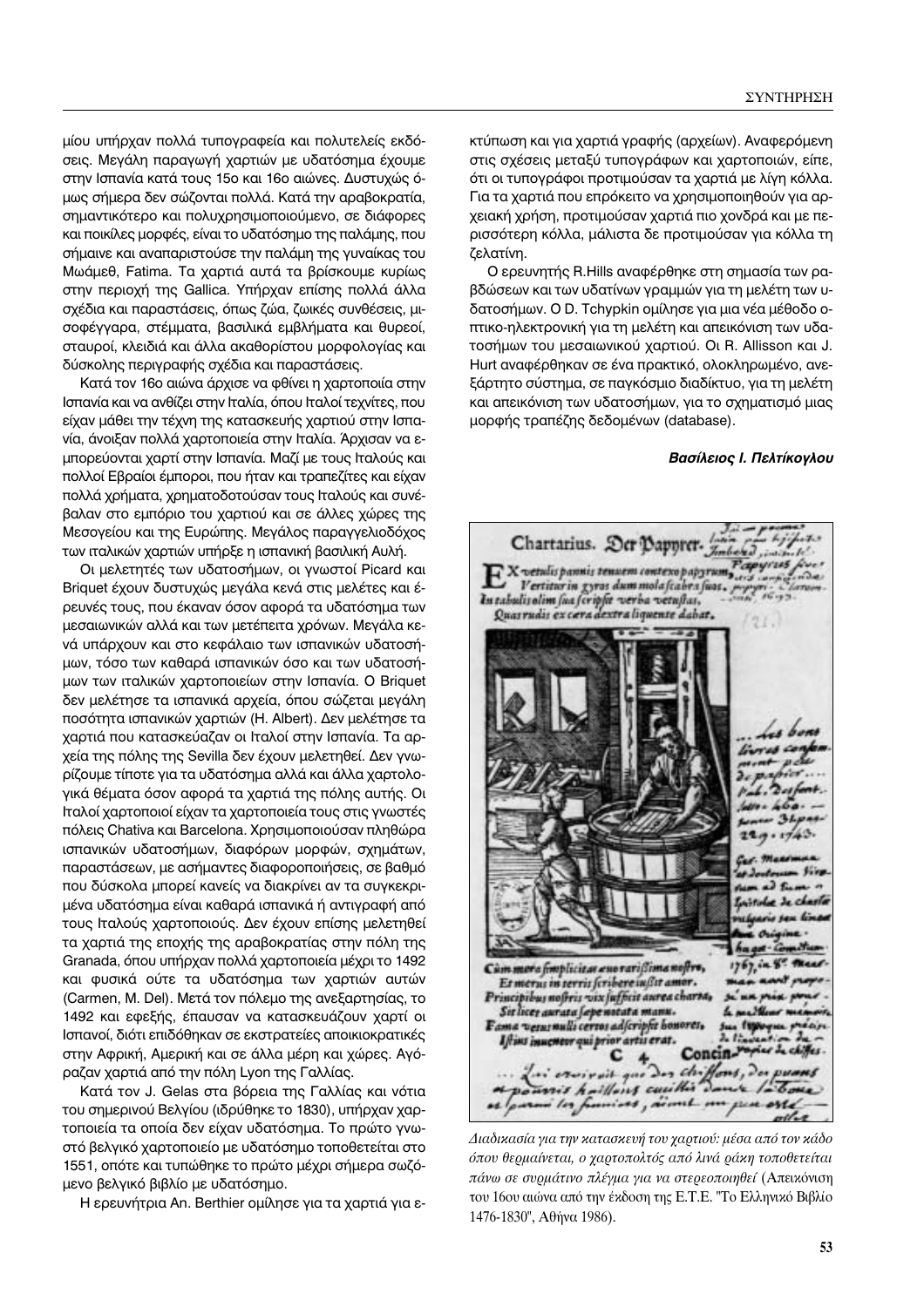μίου υπήρχαν πολλά τυπογραφεία και πολυτελείς εκδόσεις. Μεγάλη παραγωγή χαρτιών με υδατόσημα έχουμε στην Ισπανία κατά τους 15ο και 16ο αιώνες. Δυστυχώς όμως σήμερα δεν σώζονται πολλά. Κατά την αραβοκρατία, σημαντικότερο και πολυχρησιμοποιούμενο, σε διάφορες και ποικίλες μορφές, είναι το υδατόσημο της παλάμης, που σήμαινε και αναπαριστούσε την παλάμη της γυναίκας του Μωάμεθ, Fatima. Τα χαρτιά αυτά τα βρίσκουμε κυρίως στην περιοχή της Gallica. Υπήρχαν επίσης πολλά άλλα σχέδια και παραστάσεις, όπως ζώα, ζωικές συνθέσεις, μισοφέγγαρα, στέμματα, βασιλικά εμβλήματα και θυρεοί, σταυροί, κλειδιά και άλλα ακαθορίστου μορφολογίας και δύσκολης περιγραφής σχέδια και παραστάσεις.

Κατά τον 16ο αιώνα άρχισε να φθίνει η χαρτοποιία στην Ισπανία και να ανθίζει στην Ιταλία, όπου Ιταλοί τεχνίτες, που είχαν μάθει την τέχνη της κατασκευής χαρτιού στην Ισπανία, άνοιξαν πολλά χαρτοποιεία στην Ιταλία. Άρχισαν να εμπορεύονται χαρτί στην Ισπανία. Μαζί με τους Ιταλούς και πολλοί Εβραίοι έμποροι, που ήταν και τραπεζίτες και είχαν πολλά χρήματα, χρηματοδοτούσαν τους Ιταλούς και συνέβαλαν στο εμπόριο του χαρτιού και σε άλλες χώρες της Μεσογείου και της Ευρώπης. Μεγάλος παραγγελιοδόχος των ιταλικών χαρτιών υπήρξε η ισπανική βασιλική Αυλή.

Οι μελετητές των υδατοσήμων, οι γνωστοί Picard και Briquet έχουν δυστυχώς μεγάλα κενά στις μελέτες και έρευνές τους, που έκαναν όσον αφορά τα υδατόσημα των μεσαιωνικών αλλά και των μετέπειτα χρόνων. Μεγάλα κενά υπάρχουν και στο κεφάλαιο των ισπανικών υδατοσήμων, τόσο των καθαρά ισπανικών όσο και των υδατοσήμων των ιταλικών χαρτοποιείων στην Ισπανία. Ο Briquet δεν μελέτησε τα ισπανικά αρχεία, όπου σώζεται μεγάλη ποσότητα ισπανικών χαρτιών (H. Albert). Δεν μελέτησε τα χαρτιά που κατασκεύαζαν οι Ιταλοί στην Ισπανία. Τα αρχεία της πόλης της Sevilla δεν έχουν μελετηθεί. Δεν γνωρίζουμε τίποτε για τα υδατόσημα αλλά και άλλα χαρτολογικά θέματα όσον αφορά τα χαρτιά της πόλης αυτής. Οι Ιταλοί χαρτοποιοί είχαν τα χαρτοποιεία τους στις γνωστές πόλεις Chativa και Barcelona. Χρησιμοποιούσαν πληθώρα ισπανικών υδατοσήμων, διαφόρων μορφών, σχημάτων, παραστάσεων, με ασήμαντες διαφοροποιήσεις, σε βαθμό που δύσκολα μπορεί κανείς να διακρίνει αν τα συγκεκριμένα υδατόσημα είναι καθαρά ισπανικά ή αντιγραφή από τους Ιταλούς χαρτοποιούς. Δεν έχουν επίσης μελετηθεί τα χαρτιά της εποχής της αραβοκρατίας στην πόλη της Granada, όπου υπήρχαν πολλά χαρτοποιεία μέχρι το 1492 και φυσικά ούτε τα υδατόσημα των χαρτιών αυτών (Carmen, M. Del). Μετά τον πόλεμο της ανεξαρτησίας, το 1492 και εφεξής, έπαυσαν να κατασκευάζουν χαρτί οι Ισπανοί, διότι επιδόθηκαν σε εκστρατείες αποικιοκρατικές στην Αφρική, Αμερική και σε άλλα μέρη και χώρες. Αγόραζαν χαρτιά από την πόλη Lyon της Γαλλίας.

Κατά τον J. Gelas στα βόρεια της Γαλλίας και νότια του σημερινού Βελγίου (ιδρύθηκε το 1830), υπήρχαν χαρτοποιεία τα οποία δεν είχαν υδατόσημα. Το πρώτο γνωστό βελγικό χαρτοποιείο με υδατόσημο τοποθετείται στο 1551, οπότε και τυπώθηκε το πρώτο μέχρι σήμερα σωζόμενο βελγικό βιβλίο με υδατόσημο.

Η ερευνήτρια An. Berthier ομίλησε για τα χαρτιά για εκτύπωση και για χαρτιά γραφής (αρχείων). Αναφερόμενη στις σχέσεις μεταξύ τυπογράφων και χαρτοποιών, είπε, ότι οι τυπογράφοι προτιμούσαν τα χαρτιά με λίγη κόλλα. Για τα χαρτιά που επρόκειτο να χρησιμοποιηθούν για αρχειακή χρήση, προτιμούσαν χαρτιά πιο χονδρά και με περισσότερη κόλλα, μάλιστα δε προτιμούσαν για κόλλα τη ζελατίνη.

Ο ερευνητής R.Hills αναφέρθηκε στη σημασία των ραβδώσεων και των υδατίνων γραμμών για τη μελέτη των υδατοσήμων. Ο D. Tchypkin ομίλησε για μια νέα μέθοδο οπτικο-ηλεκτρονική για τη μελέτη και απεικόνιση των υδατοσήμων του μεσαιωνικού χαρτιού. Οι R. Allisson και J. Hurt αναφέρθηκαν σε ένα πρακτικό, ολοκληρωμένο, ανεξάρτητο σύστημα, σε παγκόσμιο διαδίκτυο, για τη μελέτη και απεικόνιση των υδατοσήμων, για το σχηματισμό μιας μορφής τράπεζης δεδομένων (database).

***Βασίλειος Ι. Πελτίκογλου***

*Διαδικασία για την κατασκευή του χαρτιού: μέσα από τον κάδο όπου θερμαίνεται, ο χαρτοπολτός από λινά ράκη τοποθετείται πάνω σε συρμάτινο πλέγμα για να στερεοποιηθεί* (Απεικόνιση του 16ου αιώνα από την έκδοση της Ε.Τ.Ε. "Το Ελληνικό Βιβλίο 1476-1830", Αθήνα 1986).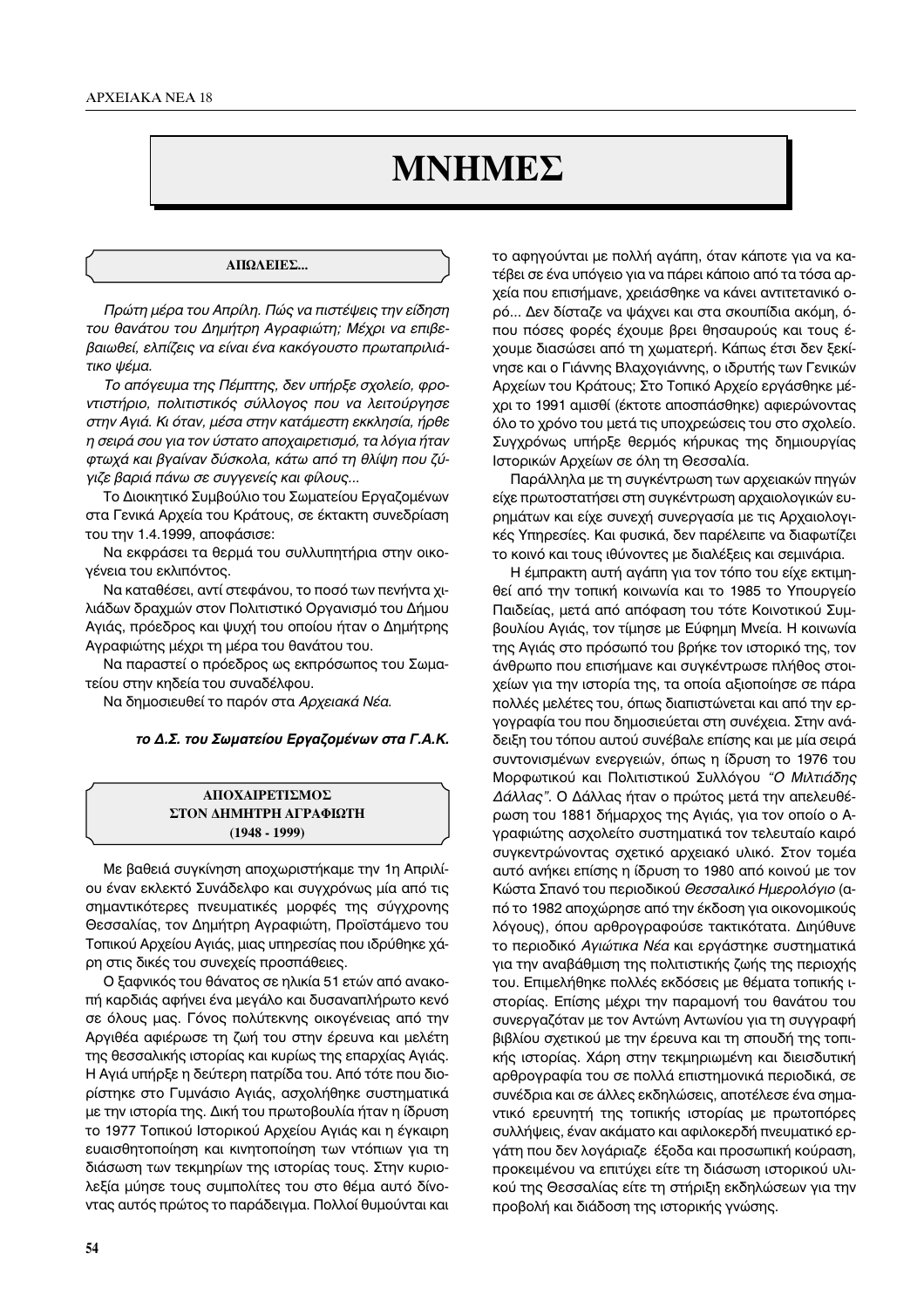# ΜΝΗΜΕΣ

## ΑΠΩΛΕΙΕΣ...

*Πρώτη μέρα του Απρίλη. Πώς να πιστέψεις την είδηση του θανάτου του Δημήτρη Αγραφιώτη; Μέχρι να επιβεβαιωθεί, ελπίζεις να είναι ένα κακόγουστο πρωταπριλιάτικο ψέμα.*

*Το απόγευμα της Πέμπτης, δεν υπήρξε σχολείο, φροντιστήριο, πολιτιστικός σύλλογος που να λειτούργησε στην Αγιά. Κι όταν, μέσα στην κατάμεστη εκκλησία, ήρθε η σειρά σου για τον ύστατο αποχαιρετισμό, τα λόγια ήταν φτωχά και βγαίναν δύσκολα, κάτω από τη θλίψη που ζύγιζε βαριά πάνω σε συγγενείς και φίλους...*

Το Διοικητικό Συμβούλιο του Σωματείου Εργαζομένων στα Γενικά Αρχεία του Κράτους, σε έκτακτη συνεδρίαση του την 1.4.1999, αποφάσισε:

Να εκφράσει τα θερμά του συλλυπητήρια στην οικογένεια του εκλιπόντος.

Να καταθέσει, αντί στεφάνου, το ποσό των πενήντα χιλιάδων δραχμών στον Πολιτιστικό Οργανισμό του Δήμου Αγιάς, πρόεδρος και ψυχή του οποίου ήταν ο Δημήτρης Αγραφιώτης μέχρι τη μέρα του θανάτου του.

Να παραστεί ο πρόεδρος ως εκπρόσωπος του Σωματείου στην κηδεία του συναδέλφου.

Να δημοσιευθεί το παρόν στα *Αρχειακά Νέα.*

***το Δ.Σ. του Σωματείου Εργαζομένων στα Γ.Α.Κ.***

## ΑΠΟΧΑΙΡΕΤΙΣΜΟΣ ΣΤΟΝ ΔΗΜΗΤΡΗ ΑΓΡΑΦΙΩΤΗ (1948 - 1999)

Με βαθειά συγκίνηση αποχωριστήκαμε την 1η Απριλίου έναν εκλεκτό Συνάδελφο και συγχρόνως μία από τις σημαντικότερες πνευματικές μορφές της σύγχρονης Θεσσαλίας, τον Δημήτρη Αγραφιώτη, Προϊστάμενο του Τοπικού Αρχείου Αγιάς, μιας υπηρεσίας που ιδρύθηκε χάρη στις δικές του συνεχείς προσπάθειες.

Ο ξαφνικός του θάνατος σε ηλικία 51 ετών από ανακοπή καρδιάς αφήνει ένα μεγάλο και δυσαναπλήρωτο κενό σε όλους μας. Γόνος πολύτεκνης οικογένειας από την Αργιθέα αφιέρωσε τη ζωή του στην έρευνα και μελέτη της θεσσαλικής ιστορίας και κυρίως της επαρχίας Αγιάς. Η Αγιά υπήρξε η δεύτερη πατρίδα του. Από τότε που διορίστηκε στο Γυμνάσιο Αγιάς, ασχολήθηκε συστηματικά με την ιστορία της. Δική του πρωτοβουλία ήταν η ίδρυση το 1977 Τοπικού Ιστορικού Αρχείου Αγιάς και η έγκαιρη ευαισθητοποίηση και κινητοποίηση των ντόπιων για τη διάσωση των τεκμηρίων της ιστορίας τους. Στην κυριολεξία μύησε τους συμπολίτες του στο θέμα αυτό δίνοντας αυτός πρώτος το παράδειγμα. Πολλοί θυμούνται και το αφηγούνται με πολλή αγάπη, όταν κάποτε για να κατέβει σε ένα υπόγειο για να πάρει κάποιο από τα τόσα αρχεία που επισήμανε, χρειάσθηκε να κάνει αντιτετανικό ορό... Δεν δίσταζε να ψάχνει και στα σκουπίδια ακόμη, όπου πόσες φορές έχουμε βρει θησαυρούς και τους έχουμε διασώσει από τη χωματερή. Κάπως έτσι δεν ξεκίνησε και ο Γιάννης Βλαχογιάννης, ο ιδρυτής των Γενικών Αρχείων του Κράτους; Στο Τοπικό Αρχείο εργάσθηκε μέχρι το 1991 αμισθί (έκτοτε αποσπάσθηκε) αφιερώνοντας όλο το χρόνο του μετά τις υποχρεώσεις του στο σχολείο. Συγχρόνως υπήρξε θερμός κήρυκας της δημιουργίας Ιστορικών Αρχείων σε όλη τη Θεσσαλία.

Παράλληλα με τη συγκέντρωση των αρχειακών πηγών είχε πρωτοστατήσει στη συγκέντρωση αρχαιολογικών ευρημάτων και είχε συνεχή συνεργασία με τις Αρχαιολογικές Υπηρεσίες. Και φυσικά, δεν παρέλειπε να διαφωτίζει το κοινό και τους ιθύνοντες με διαλέξεις και σεμινάρια.

Η έμπρακτη αυτή αγάπη για τον τόπο του είχε εκτιμηθεί από την τοπική κοινωνία και το 1985 το Υπουργείο Παιδείας, μετά από απόφαση του τότε Κοινοτικού Συμβουλίου Αγιάς, τον τίμησε με Εύφημη Μνεία. Η κοινωνία της Αγιάς στο πρόσωπό του βρήκε τον ιστορικό της, τον άνθρωπο που επισήμανε και συγκέντρωσε πλήθος στοιχείων για την ιστορία της, τα οποία αξιοποίησε σε πάρα πολλές μελέτες του, όπως διαπιστώνεται και από την εργογραφία του που δημοσιεύεται στη συνέχεια. Στην ανάδειξη του τόπου αυτού συνέβαλε επίσης και με μία σειρά συντονισμένων ενεργειών, όπως η ίδρυση το 1976 του Μορφωτικού και Πολιτιστικού Συλλόγου *"Ο Μιλτιάδης Δάλλας"*. Ο Δάλλας ήταν ο πρώτος μετά την απελευθέρωση του 1881 δήμαρχος της Αγιάς, για τον οποίο ο Αγραφιώτης ασχολείτο συστηματικά τον τελευταίο καιρό συγκεντρώνοντας σχετικό αρχειακό υλικό. Στον τομέα αυτό ανήκει επίσης η ίδρυση το 1980 από κοινού με τον Κώστα Σπανό του περιοδικού *Θεσσαλικό Ημερολόγιο* (από το 1982 αποχώρησε από την έκδοση για οικονομικούς λόγους), όπου αρθρογραφούσε τακτικότατα. Διηύθυνε το περιοδικό *Αγιώτικα Νέα* και εργάστηκε συστηματικά για την αναβάθμιση της πολιτιστικής ζωής της περιοχής του. Επιμελήθηκε πολλές εκδόσεις με θέματα τοπικής ιστορίας. Επίσης μέχρι την παραμονή του θανάτου του συνεργαζόταν με τον Αντώνη Αντωνίου για τη συγγραφή βιβλίου σχετικού με την έρευνα και τη σπουδή της τοπικής ιστορίας. Χάρη στην τεκμηριωμένη και διεισδυτική αρθρογραφία του σε πολλά επιστημονικά περιοδικά, σε συνέδρια και σε άλλες εκδηλώσεις, αποτέλεσε ένα σημαντικό ερευνητή της τοπικής ιστορίας με πρωτοπόρες συλλήψεις, έναν ακάματο και αφιλοκερδή πνευματικό εργάτη που δεν λογάριαζε έξοδα και προσωπική κούραση, προκειμένου να επιτύχει είτε τη διάσωση ιστορικού υλικού της Θεσσαλίας είτε τη στήριξη εκδηλώσεων για την προβολή και διάδοση της ιστορικής γνώσης.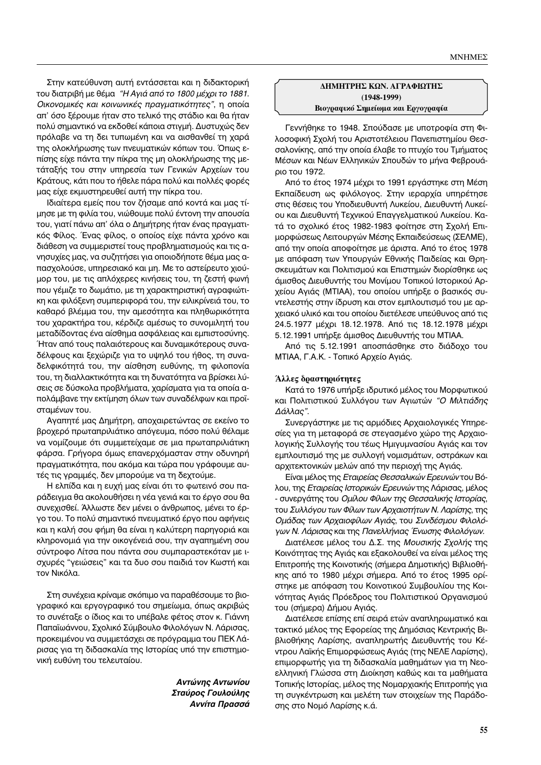Στην κατεύθυνση αυτή εντάσσεται και η διδακτορική του διατριβή με θέμα *"Η Αγιά από το 1800 μέχρι το 1881. Οικονομικές και κοινωνικές πραγματικότητες"*, η οποία απ' όσο ξέρουμε ήταν στο τελικό της στάδιο και θα ήταν πολύ σημαντικό να εκδοθεί κάποια στιγμή. Δυστυχώς δεν πρόλαβε να τη δει τυπωμένη και να αισθανθεί τη χαρά της ολοκλήρωσης των πνευματικών κόπων του. Όπως επίσης είχε πάντα την πίκρα της μη ολοκλήρωσης της μετάταξής του στην υπηρεσία των Γενικών Αρχείων του Κράτους, κάτι που το ήθελε πάρα πολύ και πολλές φορές μας είχε εκμυστηρευθεί αυτή την πίκρα του.

Ιδιαίτερα εμείς που τον ζήσαμε από κοντά και μας τίμησε με τη φιλία του, νιώθουμε πολύ έντονη την απουσία του, γιατί πάνω απ' όλα ο Δημήτρης ήταν ένας πραγματικός Φίλος. Ένας φίλος, ο οποίος είχε πάντα χρόνο και διάθεση να συμμεριστεί τους προβληματισμούς και τις ανησυχίες μας, να συζητήσει για οποιοδήποτε θέμα μας απασχολούσε, υπηρεσιακό και μη. Με το αστείρευτο χιούμορ του, με τις απλόχερες κινήσεις του, τη ζεστή φωνή που γέμιζε το δωμάτιο, με τη χαρακτηριστική αγραφιώτικη και φιλόξενη συμπεριφορά του, την ειλικρίνειά του, το καθαρό βλέμμα του, την αμεσότητα και πληθωρικότητα του χαρακτήρα του, κέρδιζε αμέσως το συνομιλητή του μεταδίδοντας ένα αίσθημα ασφάλειας και εμπιστοσύνης. Ήταν από τους παλαιότερους και δυναμικότερους συναδέλφους και ξεχώριζε για το υψηλό του ήθος, τη συναδελφικότητά του, την αίσθηση ευθύνης, τη φιλοπονία του, τη διαλλακτικότητα και τη δυνατότητα να βρίσκει λύσεις σε δύσκολα προβλήματα, χαρίσματα για τα οποία απολάμβανε την εκτίμηση όλων των συναδέλφων και προϊσταμένων του.

Αγαπητέ μας Δημήτρη, αποχαιρετώντας σε εκείνο το βροχερό πρωταπριλιάτικο απόγευμα, πόσο πολύ θέλαμε να νομίζουμε ότι συμμετείχαμε σε μια πρωταπριλιάτικη φάρσα. Γρήγορα όμως επανερχόμασταν στην οδυνηρή πραγματικότητα, που ακόμα και τώρα που γράφουμε αυτές τις γραμμές, δεν μπορούμε να τη δεχτούμε.

Η ελπίδα και η ευχή μας είναι ότι το φωτεινό σου παράδειγμα θα ακολουθήσει η νέα γενιά και το έργο σου θα συνεχισθεί. Άλλωστε δεν μένει ο άνθρωπος, μένει το έργο του. Το πολύ σημαντικό πνευματικό έργο που αφήνεις και η καλή σου φήμη θα είναι η καλύτερη παρηγοριά και κληρονομιά για την οικογένειά σου, την αγαπημένη σου σύντροφο Λίτσα που πάντα σου συμπαραστεκόταν με ισχυρές "γειώσεις" και τα δυο σου παιδιά τον Κωστή και τον Νικόλα.

Στη συνέχεια κρίναμε σκόπιμο να παραθέσουμε το βιογραφικό και εργογραφικό του σημείωμα, όπως ακριβώς το συνέταξε ο ίδιος και το υπέβαλε φέτος στον κ. Γιάννη Παπαϊωάννου, Σχολικό Σύμβουλο Φιλολόγων Ν. Λάρισας, προκειμένου να συμμετάσχει σε πρόγραμμα του ΠΕΚ Λάρισας για τη διδασκαλία της Ιστορίας υπό την επιστημονική ευθύνη του τελευταίου.

***Αντώνης Αντωνίου***
***Σταύρος Γουλούλης***
***Αννίτα Πρασσά***

**ΔΗΜΗΤΡΗΣ ΚΩΝ. ΑΓΡΑΦΙΩΤΗΣ**
**(1948-1999)**
**Βιογραφικό Σημείωμα και Εργογραφία**

Γεννήθηκε το 1948. Σπούδασε με υποτροφία στη Φιλοσοφική Σχολή του Αριστοτέλειου Πανεπιστημίου Θεσσαλονίκης, από την οποία έλαβε το πτυχίο του Τμήματος Μέσων και Νέων Ελληνικών Σπουδών το μήνα Φεβρουάριο του 1972.

Από το έτος 1974 μέχρι το 1991 εργάστηκε στη Μέση Εκπαίδευση ως φιλόλογος. Στην ιεραρχία υπηρέτησε στις θέσεις του Υποδιευθυντή Λυκείου, Διευθυντή Λυκείου και Διευθυντή Τεχνικού Επαγγελματικού Λυκείου. Κατά το σχολικό έτος 1982-1983 φοίτησε στη Σχολή Επιμορφώσεως Λειτουργών Μέσης Εκπαιδεύσεως (ΣΕΛΜΕ), από την οποία αποφοίτησε με άριστα. Από το έτος 1978 με απόφαση των Υπουργών Εθνικής Παιδείας και Θρησκευμάτων και Πολιτισμού και Επιστημών διορίσθηκε ως άμισθος Διευθυντής του Μονίμου Τοπικού Ιστορικού Αρχείου Αγιάς (ΜΤΙΑΑ), του οποίου υπήρξε ο βασικός συντελεστής στην ίδρυση και στον εμπλουτισμό του με αρχειακό υλικό και του οποίου διετέλεσε υπεύθυνος από τις 24.5.1977 μέχρι 18.12.1978. Από τις 18.12.1978 μέχρι 5.12.1991 υπήρξε άμισθος Διευθυντής του ΜΤΙΑΑ.

Από τις 5.12.1991 αποσπάσθηκε στο διάδοχο του ΜΤΙΑΑ, Γ.Α.Κ. - Τοπικό Αρχείο Αγιάς.

**Άλλες δραστηριότητες**

Κατά το 1976 υπήρξε ιδρυτικό μέλος του Μορφωτικού και Πολιτιστικού Συλλόγου των Αγιωτών *"Ο Μιλτιάδης Δάλλας"*.

Συνεργάστηκε με τις αρμόδιες Αρχαιολογικές Υπηρεσίες για τη μεταφορά σε στεγασμένο χώρο της Αρχαιολογικής Συλλογής του τέως Ημιγυμνασίου Αγιάς και τον εμπλουτισμό της με συλλογή νομισμάτων, οστράκων και αρχιτεκτονικών μελών από την περιοχή της Αγιάς.

Είναι μέλος της *Εταιρείας Θεσσαλικών Ερευνών* του Βόλου, της *Εταιρείας Ιστορικών Ερευνών* της Λάρισας, μέλος - συνεργάτης του *Ομίλου Φίλων της Θεσσαλικής Ιστορίας*, του *Συλλόγου των Φίλων των Αρχαιοτήτων Ν. Λαρίσης*, της *Ομάδας των Αρχαιοφίλων Αγιάς*, του *Συνδέσμου Φιλολόγων Ν. Λάρισας* και της *Πανελλήνιας Ένωσης Φιλολόγων*.

Διατέλεσε μέλος του Δ.Σ. της *Μουσικής Σχολής* της Κοινότητας της Αγιάς και εξακολουθεί να είναι μέλος της Επιτροπής της Κοινοτικής (σήμερα Δημοτικής) Βιβλιοθήκης από το 1980 μέχρι σήμερα. Από το έτος 1995 ορίστηκε με απόφαση του Κοινοτικού Συμβουλίου της Κοινότητας Αγιάς Πρόεδρος του Πολιτιστικού Οργανισμού του (σήμερα) Δήμου Αγιάς.

Διατέλεσε επίσης επί σειρά ετών αναπληρωματικό και τακτικό μέλος της Εφορείας της Δημόσιας Κεντρικής Βιβλιοθήκης Λαρίσης, αναπληρωτής Διευθυντής του Κέντρου Λαϊκής Επιμορφώσεως Αγιάς (της ΝΕΛΕ Λαρίσης), επιμορφωτής για τη διδασκαλία μαθημάτων για τη Νεοελληνική Γλώσσα στη Διοίκηση καθώς και τα μαθήματα Τοπικής Ιστορίας, μέλος της Νομαρχιακής Επιτροπής για τη συγκέντρωση και μελέτη των στοιχείων της Παράδοσης στο Νομό Λαρίσης κ.ά.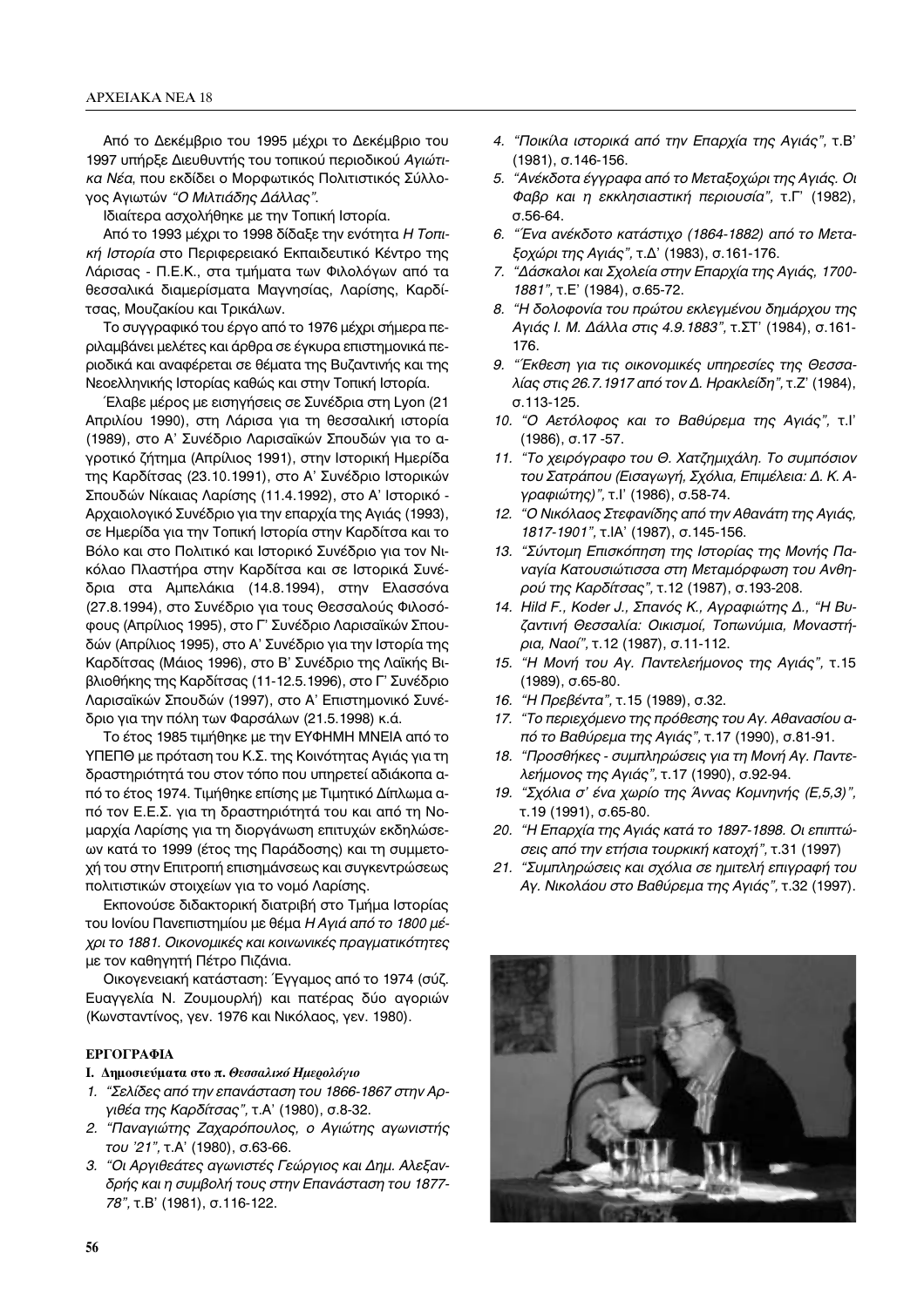Από το Δεκέμβριο του 1995 μέχρι το Δεκέμβριο του 1997 υπήρξε Διευθυντής του τοπικού περιοδικού *Αγιώτικα Νέα*, που εκδίδει ο Μορφωτικός Πολιτιστικός Σύλλογος Αγιωτών *"Ο Μιλτιάδης Δάλλας"*.

Ιδιαίτερα ασχολήθηκε με την Τοπική Ιστορία.

Από το 1993 μέχρι το 1998 δίδαξε την ενότητα *Η Τοπική Ιστορία* στο Περιφερειακό Εκπαιδευτικό Κέντρο της Λάρισας - Π.Ε.Κ., στα τμήματα των Φιλολόγων από τα θεσσαλικά διαμερίσματα Μαγνησίας, Λαρίσης, Καρδίτσας, Μουζακίου και Τρικάλων.

Το συγγραφικό του έργο από το 1976 μέχρι σήμερα περιλαμβάνει μελέτες και άρθρα σε έγκυρα επιστημονικά περιοδικά και αναφέρεται σε θέματα της Βυζαντινής και της Νεοελληνικής Ιστορίας καθώς και στην Τοπική Ιστορία.

Έλαβε μέρος με εισηγήσεις σε Συνέδρια στη Lyon (21 Απριλίου 1990), στη Λάρισα για τη θεσσαλική ιστορία (1989), στο Α' Συνέδριο Λαρισαϊκών Σπουδών για το αγροτικό ζήτημα (Απρίλιος 1991), στην Ιστορική Ημερίδα της Καρδίτσας (23.10.1991), στο Α' Συνέδριο Ιστορικών Σπουδών Νίκαιας Λαρίσης (11.4.1992), στο Α' Ιστορικό - Αρχαιολογικό Συνέδριο για την επαρχία της Αγιάς (1993), σε Ημερίδα για την Τοπική Ιστορία στην Καρδίτσα και το Βόλο και στο Πολιτικό και Ιστορικό Συνέδριο για τον Νικόλαο Πλαστήρα στην Καρδίτσα και σε Ιστορικά Συνέδρια στα Αμπελάκια (14.8.1994), στην Ελασσόνα (27.8.1994), στο Συνέδριο για τους Θεσσαλούς Φιλοσόφους (Απρίλιος 1995), στο Γ' Συνέδριο Λαρισαϊκών Σπουδών (Απρίλιος 1995), στο Α' Συνέδριο για την Ιστορία της Καρδίτσας (Μάιος 1996), στο Β' Συνέδριο της Λαϊκής Βιβλιοθήκης της Καρδίτσας (11-12.5.1996), στο Γ' Συνέδριο Λαρισαϊκών Σπουδών (1997), στο Α' Επιστημονικό Συνέδριο για την πόλη των Φαρσάλων (21.5.1998) κ.ά.

Το έτος 1985 τιμήθηκε με την ΕΥΦΗΜΗ ΜΝΕΙΑ από το ΥΠΕΠΘ με πρόταση του Κ.Σ. της Κοινότητας Αγιάς για τη δραστηριότητά του στον τόπο που υπηρετεί αδιάκοπα από το έτος 1974. Τιμήθηκε επίσης με Τιμητικό Δίπλωμα από τον Ε.Ε.Σ. για τη δραστηριότητά του και από τη Νομαρχία Λαρίσης για τη διοργάνωση επιτυχών εκδηλώσεων κατά το 1999 (έτος της Παράδοσης) και τη συμμετοχή του στην Επιτροπή επισημάνσεως και συγκεντρώσεως πολιτιστικών στοιχείων για το νομό Λαρίσης.

Εκπονούσε διδακτορική διατριβή στο Τμήμα Ιστορίας του Ιονίου Πανεπιστημίου με θέμα *Η Αγιά από το 1800 μέχρι το 1881. Οικονομικές και κοινωνικές πραγματικότητες* με τον καθηγητή Πέτρο Πιζάνια.

Οικογενειακή κατάσταση: Έγγαμος από το 1974 (σύζ. Ευαγγελία Ν. Ζουμουρλή) και πατέρας δύο αγοριών (Κωνσταντίνος, γεν. 1976 και Νικόλαος, γεν. 1980).

## ΕΡΓΟΓΡΑΦΙΑ

### Ι. Δημοσιεύματα στο π. *Θεσσαλικό Ημερολόγιο*

1. *"Σελίδες από την επανάσταση του 1866-1867 στην Αργιθέα της Καρδίτσας"*, τ.Α' (1980), σ.8-32.
2. *"Παναγιώτης Ζαχαρόπουλος, ο Αγιώτης αγωνιστής του '21"*, τ.Α' (1980), σ.63-66.
3. *"Οι Αργιθεάτες αγωνιστές Γεώργιος και Δημ. Αλεξανδρής και η συμβολή τους στην Επανάσταση του 1877-78"*, τ.Β' (1981), σ.116-122.
4. *"Ποικίλα ιστορικά από την Επαρχία της Αγιάς"*, τ.Β' (1981), σ.146-156.
5. *"Ανέκδοτα έγγραφα από το Μεταξοχώρι της Αγιάς. Οι Φαβρ και η εκκλησιαστική περιουσία"*, τ.Γ' (1982), σ.56-64.
6. *"Ένα ανέκδοτο κατάστιχο (1864-1882) από το Μεταξοχώρι της Αγιάς"*, τ.Δ' (1983), σ.161-176.
7. *"Δάσκαλοι και Σχολεία στην Επαρχία της Αγιάς, 1700-1881"*, τ.Ε' (1984), σ.65-72.
8. *"Η δολοφονία του πρώτου εκλεγμένου δημάρχου της Αγιάς Ι. Μ. Δάλλα στις 4.9.1883"*, τ.ΣΤ' (1984), σ.161-176.
9. *"Έκθεση για τις οικονομικές υπηρεσίες της Θεσσαλίας στις 26.7.1917 από τον Δ. Ηρακλείδη"*, τ.Ζ' (1984), σ.113-125.
10. *"Ο Αετόλοφος και το Βαθύρεμα της Αγιάς"*, τ.Ι' (1986), σ.17 -57.
11. *"Το χειρόγραφο του Θ. Χατζημιχάλη. Το συμπόσιον του Σατράπου (Εισαγωγή, Σχόλια, Επιμέλεια: Δ. Κ. Αγραφιώτης)"*, τ.Ι' (1986), σ.58-74.
12. *"Ο Νικόλαος Στεφανίδης από την Αθανάτη της Αγιάς, 1817-1901"*, τ.ΙΑ' (1987), σ.145-156.
13. *"Σύντομη Επισκόπηση της Ιστορίας της Μονής Παναγία Κατουσιώτισσα στη Μεταμόρφωση του Ανθηρού της Καρδίτσας"*, τ.12 (1987), σ.193-208.
14. *Hild F., Koder J., Σπανός Κ., Αγραφιώτης Δ., "Η Βυζαντινή Θεσσαλία: Οικισμοί, Τοπωνύμια, Μοναστήρια, Ναοί"*, τ.12 (1987), σ.11-112.
15. *"Η Μονή του Αγ. Παντελεήμονος της Αγιάς"*, τ.15 (1989), σ.65-80.
16. *"Η Πρεβέντα"*, τ.15 (1989), σ.32.
17. *"Το περιεχόμενο της πρόθεσης του Αγ. Αθανασίου από το Βαθύρεμα της Αγιάς"*, τ.17 (1990), σ.81-91.
18. *"Προσθήκες - συμπληρώσεις για τη Μονή Αγ. Παντελεήμονος της Αγιάς"*, τ.17 (1990), σ.92-94.
19. *"Σχόλια σ' ένα χωρίο της Άννας Κομνηνής (Ε,5,3)"*, τ.19 (1991), σ.65-80.
20. *"Η Επαρχία της Αγιάς κατά το 1897-1898. Οι επιπτώσεις από την ετήσια τουρκική κατοχή"*, τ.31 (1997)
21. *"Συμπληρώσεις και σχόλια σε ημιτελή επιγραφή του Αγ. Νικολάου στο Βαθύρεμα της Αγιάς"*, τ.32 (1997).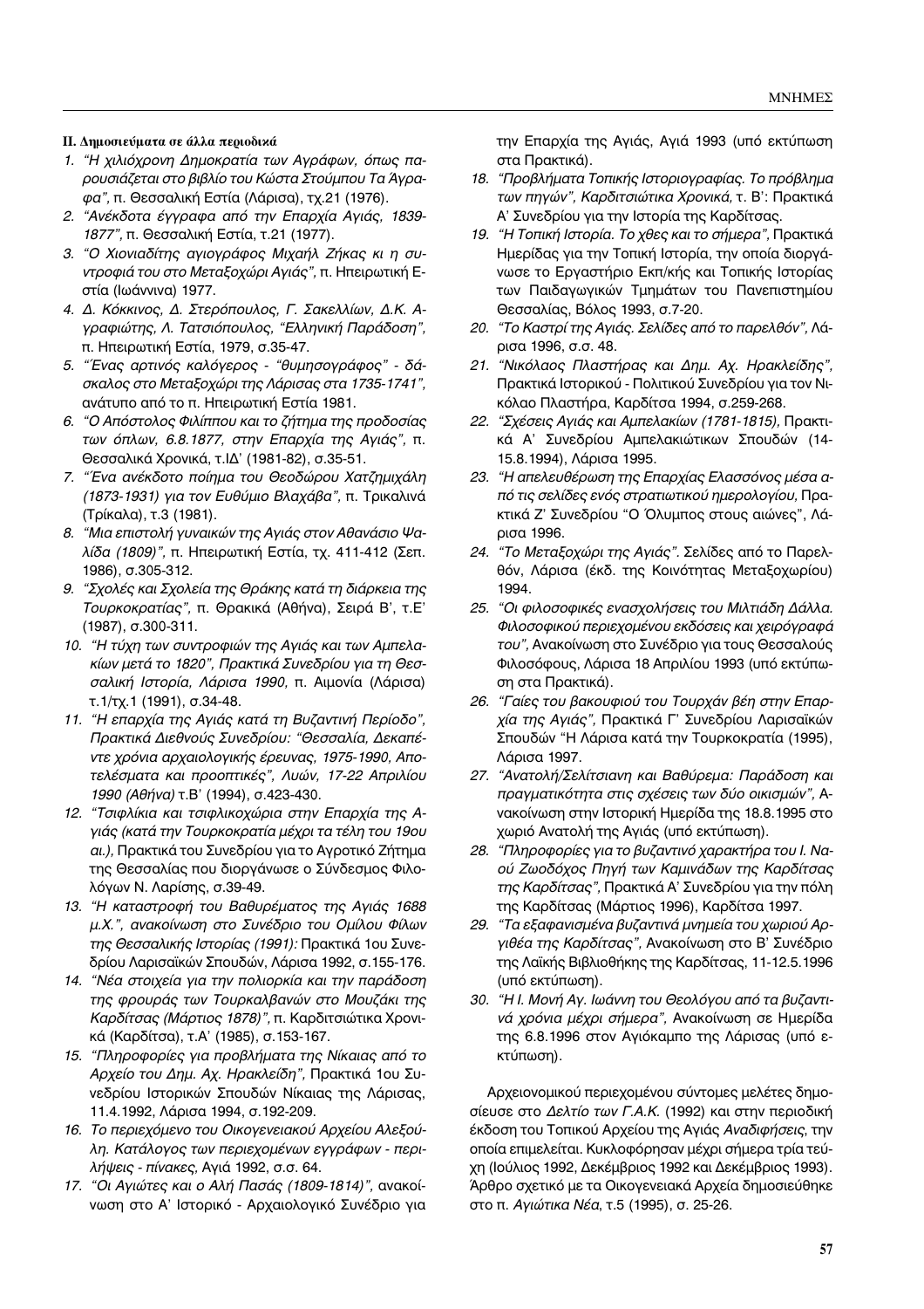**ΙΙ. Δημοσιεύματα σε άλλα περιοδικά**

1. *"Η χιλιόχρονη Δημοκρατία των Αγράφων, όπως παρουσιάζεται στο βιβλίο του Κώστα Στούμπου Τα Άγραφα"*, π. Θεσσαλική Εστία (Λάρισα), τχ.21 (1976).
2. *"Ανέκδοτα έγγραφα από την Επαρχία Αγιάς, 1839-1877"*, π. Θεσσαλική Εστία, τ.21 (1977).
3. *"Ο Χιονιαδίτης αγιογράφος Μιχαήλ Ζήκας κι η συντροφιά του στο Μεταξοχώρι Αγιάς"*, π. Ηπειρωτική Εστία (Ιωάννινα) 1977.
4. *Δ. Κόκκινος, Δ. Στερόπουλος, Γ. Σακελλίων, Δ.Κ. Αγραφιώτης, Λ. Τατσιόπουλος, "Ελληνική Παράδοση"*, π. Ηπειρωτική Εστία, 1979, σ.35-47.
5. *"Ένας αρτινός καλόγερος - "θυμησογράφος" - δάσκαλος στο Μεταξοχώρι της Λάρισας στα 1735-1741"*, ανάτυπο από το π. Ηπειρωτική Εστία 1981.
6. *"Ο Απόστολος Φιλίππου και το ζήτημα της προδοσίας των όπλων, 6.8.1877, στην Επαρχία της Αγιάς"*, π. Θεσσαλικά Χρονικά, τ.ΙΔ' (1981-82), σ.35-51.
7. *"Ένα ανέκδοτο ποίημα του Θεοδώρου Χατζημιχάλη (1873-1931) για τον Ευθύμιο Βλαχάβα"*, π. Τρικαλινά (Τρίκαλα), τ.3 (1981).
8. *"Μια επιστολή γυναικών της Αγιάς στον Αθανάσιο Ψαλίδα (1809)"*, π. Ηπειρωτική Εστία, τχ. 411-412 (Σεπ. 1986), σ.305-312.
9. *"Σχολές και Σχολεία της Θράκης κατά τη διάρκεια της Τουρκοκρατίας"*, π. Θρακικά (Αθήνα), Σειρά Β', τ.Ε' (1987), σ.300-311.
10. *"Η τύχη των συντροφιών της Αγιάς και των Αμπελακίων μετά το 1820", Πρακτικά Συνεδρίου για τη Θεσσαλική Ιστορία, Λάρισα 1990*, π. Αιμονία (Λάρισα) τ.1/τχ.1 (1991), σ.34-48.
11. *"Η επαρχία της Αγιάς κατά τη Βυζαντινή Περίοδο", Πρακτικά Διεθνούς Συνεδρίου: "Θεσσαλία, Δεκαπέντε χρόνια αρχαιολογικής έρευνας, 1975-1990, Αποτελέσματα και προοπτικές", Λυών, 17-22 Απριλίου 1990 (Αθήνα)* τ.Β' (1994), σ.423-430.
12. *"Τσιφλίκια και τσιφλικοχώρια στην Επαρχία της Αγιάς (κατά την Τουρκοκρατία μέχρι τα τέλη του 19ου αι.)*, Πρακτικά του Συνεδρίου για το Αγροτικό Ζήτημα της Θεσσαλίας που διοργάνωσε ο Σύνδεσμος Φιλολόγων Ν. Λαρίσης, σ.39-49.
13. *"Η καταστροφή του Βαθυρέματος της Αγιάς 1688 μ.Χ.", ανακοίνωση στο Συνέδριο του Ομίλου Φίλων της Θεσσαλικής Ιστορίας (1991):* Πρακτικά 1ου Συνεδρίου Λαρισαϊκών Σπουδών, Λάρισα 1992, σ.155-176.
14. *"Νέα στοιχεία για την πολιορκία και την παράδοση της φρουράς των Τουρκαλβανών στο Μουζάκι της Καρδίτσας (Μάρτιος 1878)"*, π. Καρδιτσιώτικα Χρονικά (Καρδίτσα), τ.Α' (1985), σ.153-167.
15. *"Πληροφορίες για προβλήματα της Νίκαιας από το Αρχείο του Δημ. Αχ. Ηρακλείδη"*, Πρακτικά 1ου Συνεδρίου Ιστορικών Σπουδών Νίκαιας της Λάρισας, 11.4.1992, Λάρισα 1994, σ.192-209.
16. *Το περιεχόμενο του Οικογενειακού Αρχείου Αλεξούλη. Κατάλογος των περιεχομένων εγγράφων - περιλήψεις - πίνακες*, Αγιά 1992, σ.σ. 64.
17. *"Οι Αγιώτες και ο Αλή Πασάς (1809-1814)"*, ανακοίνωση στο Α' Ιστορικό - Αρχαιολογικό Συνέδριο για την Επαρχία της Αγιάς, Αγιά 1993 (υπό εκτύπωση στα Πρακτικά).
18. *"Προβλήματα Τοπικής Ιστοριογραφίας. Το πρόβλημα των πηγών", Καρδιτσιώτικα Χρονικά*, τ. Β': Πρακτικά Α' Συνεδρίου για την Ιστορία της Καρδίτσας.
19. *"Η Τοπική Ιστορία. Το χθες και το σήμερα"*, Πρακτικά Ημερίδας για την Τοπική Ιστορία, την οποία διοργάνωσε το Εργαστήριο Εκπ/κής και Τοπικής Ιστορίας των Παιδαγωγικών Τμημάτων του Πανεπιστημίου Θεσσαλίας, Βόλος 1993, σ.7-20.
20. *"Το Καστρί της Αγιάς. Σελίδες από το παρελθόν"*, Λάρισα 1996, σ.σ. 48.
21. *"Νικόλαος Πλαστήρας και Δημ. Αχ. Ηρακλείδης"*, Πρακτικά Ιστορικού - Πολιτικού Συνεδρίου για τον Νικόλαο Πλαστήρα, Καρδίτσα 1994, σ.259-268.
22. *"Σχέσεις Αγιάς και Αμπελακίων (1781-1815)*, Πρακτικά Α' Συνεδρίου Αμπελακιώτικων Σπουδών (14-15.8.1994), Λάρισα 1995.
23. *"Η απελευθέρωση της Επαρχίας Ελασσόνος μέσα από τις σελίδες ενός στρατιωτικού ημερολογίου*, Πρακτικά Ζ' Συνεδρίου "Ο Όλυμπος στους αιώνες", Λάρισα 1996.
24. *"Το Μεταξοχώρι της Αγιάς"*. Σελίδες από το Παρελθόν, Λάρισα (έκδ. της Κοινότητας Μεταξοχωρίου) 1994.
25. *"Οι φιλοσοφικές ενασχολήσεις του Μιλτιάδη Δάλλα. Φιλοσοφικού περιεχομένου εκδόσεις και χειρόγραφά του"*, Ανακοίνωση στο Συνέδριο για τους Θεσσαλούς Φιλοσόφους, Λάρισα 18 Απριλίου 1993 (υπό εκτύπωση στα Πρακτικά).
26. *"Γαίες του βακουφιού του Τουρχάν βέη στην Επαρχία της Αγιάς"*, Πρακτικά Γ' Συνεδρίου Λαρισαϊκών Σπουδών "Η Λάρισα κατά την Τουρκοκρατία (1995), Λάρισα 1997.
27. *"Ανατολή/Σελίτσιανη και Βαθύρεμα: Παράδοση και πραγματικότητα στις σχέσεις των δύο οικισμών"*, Ανακοίνωση στην Ιστορική Ημερίδα της 18.8.1995 στο χωριό Ανατολή της Αγιάς (υπό εκτύπωση).
28. *"Πληροφορίες για το βυζαντινό χαρακτήρα του Ι. Ναού Ζωοδόχος Πηγή των Καμινάδων της Καρδίτσας της Καρδίτσας"*, Πρακτικά Α' Συνεδρίου για την πόλη της Καρδίτσας (Μάρτιος 1996), Καρδίτσα 1997.
29. *"Τα εξαφανισμένα βυζαντινά μνημεία του χωριού Αργιθέα της Καρδίτσας"*, Ανακοίνωση στο Β' Συνέδριο της Λαϊκής Βιβλιοθήκης της Καρδίτσας, 11-12.5.1996 (υπό εκτύπωση).
30. *"Η Ι. Μονή Αγ. Ιωάννη του Θεολόγου από τα βυζαντινά χρόνια μέχρι σήμερα"*, Ανακοίνωση σε Ημερίδα της 6.8.1996 στον Αγιόκαμπο της Λάρισας (υπό εκτύπωση).

Αρχειονομικού περιεχομένου σύντομες μελέτες δημοσίευσε στο *Δελτίο των Γ.Α.Κ.* (1992) και στην περιοδική έκδοση του Τοπικού Αρχείου της Αγιάς *Αναδιφήσεις*, την οποία επιμελείται. Κυκλοφόρησαν μέχρι σήμερα τρία τεύχη (Ιούλιος 1992, Δεκέμβριος 1992 και Δεκέμβριος 1993). Άρθρο σχετικό με τα Οικογενειακά Αρχεία δημοσιεύθηκε στο π. *Αγιώτικα Νέα*, τ.5 (1995), σ. 25-26.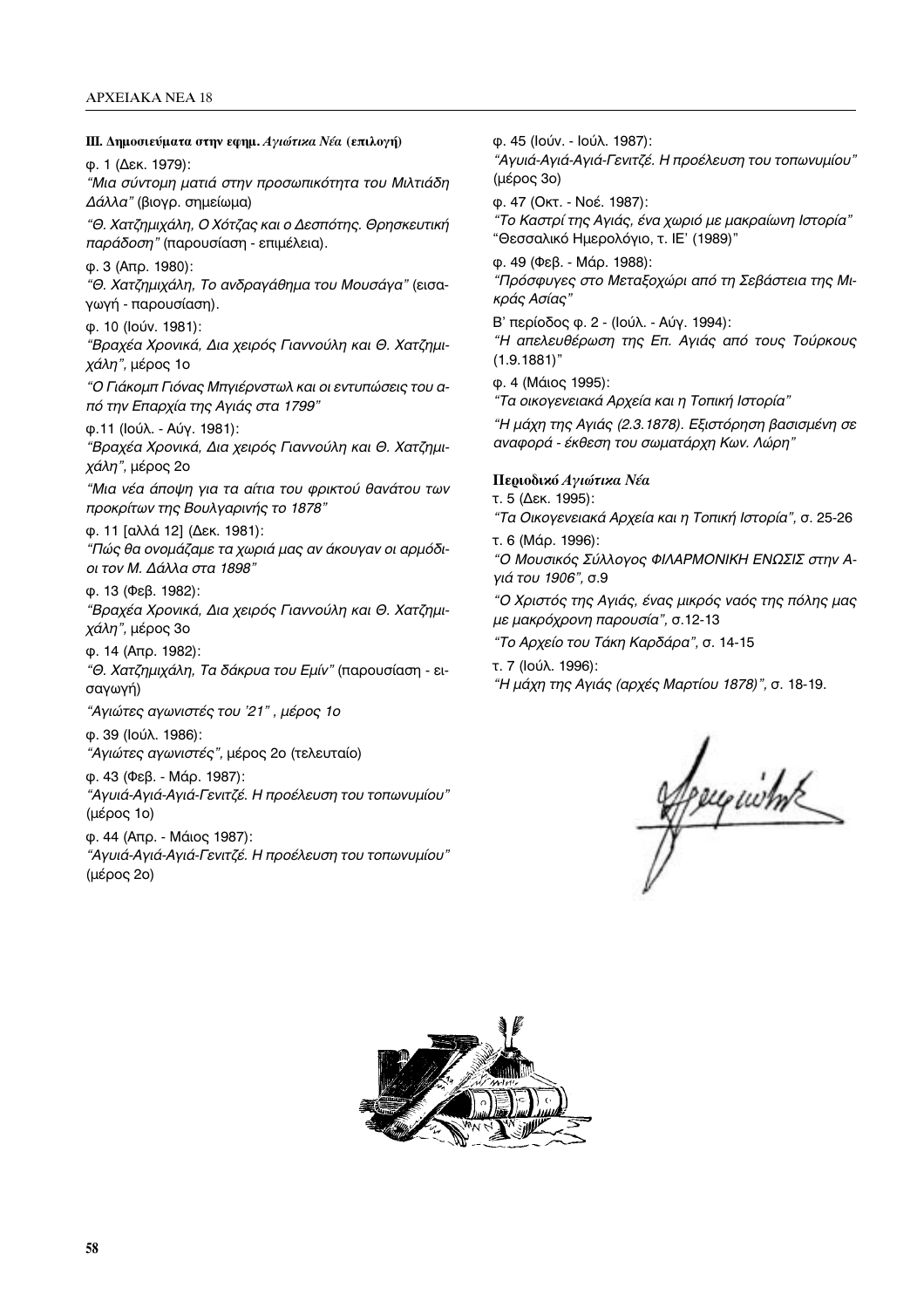### III. Δημοσιεύματα στην εφημ. *Αγιώτικα Νέα* (επιλογή)

φ. 1 (Δεκ. 1979):

*"Μια σύντομη ματιά στην προσωπικότητα του Μιλτιάδη Δάλλα"* (βιογρ. σημείωμα)

*"Θ. Χατζημιχάλη, Ο Χότζας και ο Δεσπότης. Θρησκευτική παράδοση"* (παρουσίαση - επιμέλεια).

φ. 3 (Απρ. 1980):

*"Θ. Χατζημιχάλη, Το ανδραγάθημα του Μουσάγα"* (εισαγωγή - παρουσίαση).

φ. 10 (Ιούν. 1981):

*"Βραχέα Χρονικά, Δια χειρός Γιαννούλη και Θ. Χατζημιχάλη"*, μέρος 1ο

*"Ο Γιάκομπ Γιόνας Μπγιέρνστωλ και οι εντυπώσεις του από την Επαρχία της Αγιάς στα 1799"*

φ.11 (Ιούλ. - Αύγ. 1981):

*"Βραχέα Χρονικά, Δια χειρός Γιαννούλη και Θ. Χατζημιχάλη"*, μέρος 2ο

*"Μια νέα άποψη για τα αίτια του φρικτού θανάτου των προκρίτων της Βουλγαρινής το 1878"*

φ. 11 [αλλά 12] (Δεκ. 1981):

*"Πώς θα ονομάζαμε τα χωριά μας αν άκουγαν οι αρμόδιοι τον Μ. Δάλλα στα 1898"*

φ. 13 (Φεβ. 1982):

*"Βραχέα Χρονικά, Δια χειρός Γιαννούλη και Θ. Χατζημιχάλη"*, μέρος 3ο

φ. 14 (Απρ. 1982):

*"Θ. Χατζημιχάλη, Τα δάκρυα του Εμίν"* (παρουσίαση - εισαγωγή)

*"Αγιώτες αγωνιστές του '21" , μέρος 1ο*

φ. 39 (Ιούλ. 1986):

*"Αγιώτες αγωνιστές"*, μέρος 2ο (τελευταίο)

φ. 43 (Φεβ. - Μάρ. 1987):

*"Αγυιά-Αγιά-Αγιά-Γενιτζέ. Η προέλευση του τοπωνυμίου"* (μέρος 1ο)

φ. 44 (Απρ. - Μάιος 1987):

*"Αγυιά-Αγιά-Αγιά-Γενιτζέ. Η προέλευση του τοπωνυμίου"* (μέρος 2ο)

φ. 45 (Ιούν. - Ιούλ. 1987):

*"Αγυιά-Αγιά-Αγιά-Γενιτζέ. Η προέλευση του τοπωνυμίου"* (μέρος 3ο)

φ. 47 (Οκτ. - Νοέ. 1987):

*"Το Καστρί της Αγιάς, ένα χωριό με μακραίωνη Ιστορία"* "Θεσσαλικό Ημερολόγιο, τ. ΙΕ' (1989)"

φ. 49 (Φεβ. - Μάρ. 1988):

*"Πρόσφυγες στο Μεταξοχώρι από τη Σεβάστεια της Μικράς Ασίας"*

Β' περίοδος φ. 2 - (Ιούλ. - Αύγ. 1994):

*"Η απελευθέρωση της Επ. Αγιάς από τους Τούρκους (1.9.1881)"*

φ. 4 (Μάιος 1995):

*"Τα οικογενειακά Αρχεία και η Τοπική Ιστορία"*

*"Η μάχη της Αγιάς (2.3.1878). Εξιστόρηση βασισμένη σε αναφορά - έκθεση του σωματάρχη Κων. Λώρη"*

### Περιοδικό *Αγιώτικα Νέα*

τ. 5 (Δεκ. 1995):

*"Τα Οικογενειακά Αρχεία και η Τοπική Ιστορία"*, σ. 25-26

τ. 6 (Μάρ. 1996):

*"Ο Μουσικός Σύλλογος ΦΙΛΑΡΜΟΝΙΚΗ ΕΝΩΣΙΣ στην Αγιά του 1906"*, σ.9

*"Ο Χριστός της Αγιάς, ένας μικρός ναός της πόλης μας με μακρόχρονη παρουσία"*, σ.12-13

*"Το Αρχείο του Τάκη Καρδάρα"*, σ. 14-15

τ. 7 (Ιούλ. 1996):

*"Η μάχη της Αγιάς (αρχές Μαρτίου 1878)"*, σ. 18-19.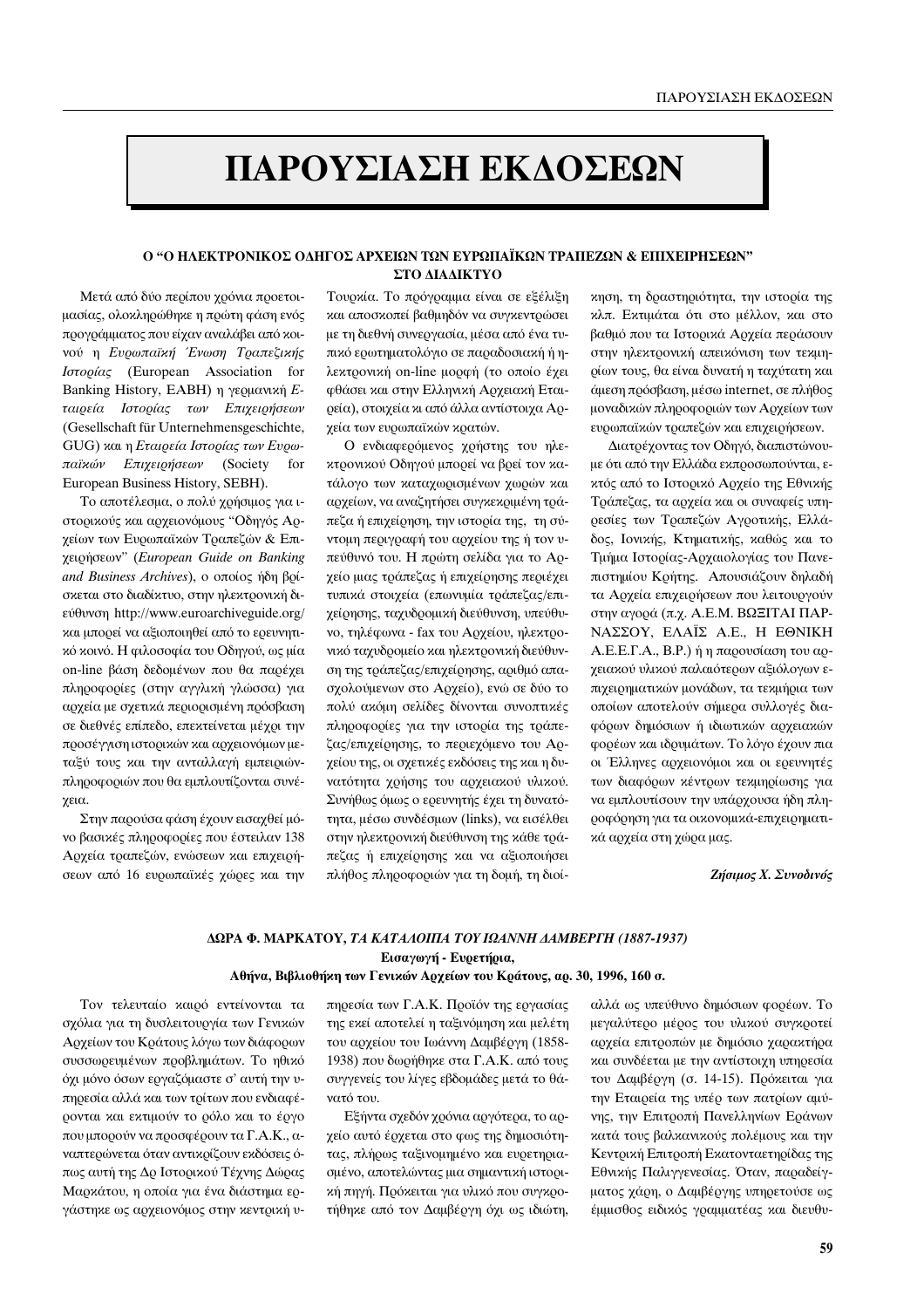# ΠΑΡΟΥΣΙΑΣΗ ΕΚΔΟΣΕΩΝ

### Ο "Ο ΗΛΕΚΤΡΟΝΙΚΟΣ ΟΔΗΓΟΣ ΑΡΧΕΙΩΝ ΤΩΝ ΕΥΡΩΠΑΪΚΩΝ ΤΡΑΠΕΖΩΝ & ΕΠΙΧΕΙΡΗΣΕΩΝ" ΣΤΟ ΔΙΑΔΙΚΤΥΟ

Μετά από δύο περίπου χρόνια προετοιμασίας, ολοκληρώθηκε η πρώτη φάση ενός προγράμματος που είχαν αναλάβει από κοινού η *Ευρωπαϊκή Ένωση Τραπεζικής Ιστορίας* (European Association for Banking History, EABH) η γερμανική *Εταιρεία Ιστορίας των Επιχειρήσεων* (Gesellschaft für Unternehmensgeschichte, GUG) και η *Εταιρεία Ιστορίας των Ευρωπαϊκών Επιχειρήσεων* (Society for European Business History, SEBH).

Το αποτέλεσμα, ο πολύ χρήσιμος για ιστορικούς και αρχειονόμους "Οδηγός Αρχείων των Ευρωπαϊκών Τραπεζών & Επιχειρήσεων" (*European Guide on Banking and Business Archives*), ο οποίος ήδη βρίσκεται στο διαδίκτυο, στην ηλεκτρονική διεύθυνση http://www.euroarchiveguide.org/ και μπορεί να αξιοποιηθεί από το ερευνητικό κοινό. Η φιλοσοφία του Οδηγού, ως μία on-line βάση δεδομένων που θα παρέχει πληροφορίες (στην αγγλική γλώσσα) για αρχεία με σχετικά περιορισμένη πρόσβαση σε διεθνές επίπεδο, επεκτείνεται μέχρι την προσέγγιση ιστορικών και αρχειονόμων μεταξύ τους και την ανταλλαγή εμπειριών-πληροφοριών που θα εμπλουτίζονται συνέχεια.

Στην παρούσα φάση έχουν εισαχθεί μόνο βασικές πληροφορίες που έστειλαν 138 Αρχεία τραπεζών, ενώσεων και επιχειρήσεων από 16 ευρωπαϊκές χώρες και την Τουρκία. Το πρόγραμμα είναι σε εξέλιξη και αποσκοπεί βαθμηδόν να συγκεντρώσει με τη διεθνή συνεργασία, μέσα από ένα τυπικό ερωτηματολόγιο σε παραδοσιακή ή ηλεκτρονική on-line μορφή (το οποίο έχει φθάσει και στην Ελληνική Αρχειακή Εταιρεία), στοιχεία κι από άλλα αντίστοιχα Αρχεία των ευρωπαϊκών κρατών.

Ο ενδιαφερόμενος χρήστης του ηλεκτρονικού Οδηγού μπορεί να βρεί τον κατάλογο των καταχωρισμένων χωρών και αρχείων, να αναζητήσει συγκεκριμένη τράπεζα ή επιχείρηση, την ιστορία της, τη σύντομη περιγραφή του αρχείου της ή τον υπεύθυνό του. Η πρώτη σελίδα για το Αρχείο μιας τράπεζας ή επιχείρησης περιέχει τυπικά στοιχεία (επωνυμία τράπεζας/επιχείρησης, ταχυδρομική διεύθυνση, υπεύθυνο, τηλέφωνα - fax του Αρχείου, ηλεκτρονικό ταχυδρομείο και ηλεκτρονική διεύθυνση της τράπεζας/επιχείρησης, αριθμό απασχολούμενων στο Αρχείο), ενώ σε δύο το πολύ ακόμη σελίδες δίνονται συνοπτικές πληροφορίες για την ιστορία της τράπεζας/επιχείρησης, το περιεχόμενο του Αρχείου της, οι σχετικές εκδόσεις της και η δυνατότητα χρήσης του αρχειακού υλικού. Συνήθως όμως ο ερευνητής έχει τη δυνατότητα, μέσω συνδέσμων (links), να εισέλθει στην ηλεκτρονική διεύθυνση της κάθε τράπεζας ή επιχείρησης και να αξιοποιήσει πλήθος πληροφοριών για τη δομή, τη διοίκηση, τη δραστηριότητα, την ιστορία της κλπ. Εκτιμάται ότι στο μέλλον, και στο βαθμό που τα Ιστορικά Αρχεία περάσουν στην ηλεκτρονική απεικόνιση των τεκμηρίων τους, θα είναι δυνατή η ταχύτατη και άμεση πρόσβαση, μέσω internet, σε πλήθος μοναδικών πληροφοριών των Αρχείων των ευρωπαϊκών τραπεζών και επιχειρήσεων.

Διατρέχοντας τον Οδηγό, διαπιστώνουμε ότι από την Ελλάδα εκπροσωπούνται, εκτός από το Ιστορικό Αρχείο της Εθνικής Τράπεζας, τα αρχεία και οι συναφείς υπηρεσίες των Τραπεζών Αγροτικής, Ελλάδος, Ιονικής, Κτηματικής, καθώς και το Τμήμα Ιστορίας-Αρχαιολογίας του Πανεπιστημίου Κρήτης. Απουσιάζουν δηλαδή τα Αρχεία επιχειρήσεων που λειτουργούν στην αγορά (π.χ. Α.Ε.Μ. ΒΩΞΙΤΑΙ ΠΑΡΝΑΣΣΟΥ, ΕΛΑΪΣ Α.Ε., Η ΕΘΝΙΚΗ Α.Ε.Ε.Γ.Α., Β.Ρ.) ή η παρουσίαση του αρχειακού υλικού παλαιότερων αξιόλογων επιχειρηματικών μονάδων, τα τεκμήρια των οποίων αποτελούν σήμερα συλλογές διαφόρων δημόσιων ή ιδιωτικών αρχειακών φορέων και ιδρυμάτων. Το λόγο έχουν πια οι Έλληνες αρχειονόμοι και οι ερευνητές των διαφόρων κέντρων τεκμηρίωσης για να εμπλουτίσουν την υπάρχουσα ήδη πληροφόρηση για τα οικονομικά-επιχειρηματικά αρχεία στη χώρα μας.

***Ζήσιμος Χ. Συνοδινός***

### ΔΩΡΑ Φ. ΜΑΡΚΑΤΟΥ, *ΤΑ ΚΑΤΑΛΟΙΠΑ ΤΟΥ ΙΩΑΝΝΗ ΔΑΜΒΕΡΓΗ (1887-1937)*
**Εισαγωγή - Ευρετήρια,**
**Αθήνα, Βιβλιοθήκη των Γενικών Αρχείων του Κράτους, αρ. 30, 1996, 160 σ.**

Τον τελευταίο καιρό εντείνονται τα σχόλια για τη δυσλειτουργία των Γενικών Αρχείων του Κράτους λόγω των διάφορων συσσωρευμένων προβλημάτων. Το ηθικό όχι μόνο όσων εργαζόμαστε σ' αυτή την υπηρεσία αλλά και των τρίτων που ενδιαφέρονται και εκτιμούν το ρόλο και το έργο που μπορούν να προσφέρουν τα Γ.Α.Κ., αναπτερώνεται όταν αντικρίζουν εκδόσεις όπως αυτή της Δρ Ιστορικού Τέχνης Δώρας Μαρκάτου, η οποία για ένα διάστημα εργάστηκε ως αρχειονόμος στην κεντρική υπηρεσία των Γ.Α.Κ. Προϊόν της εργασίας της εκεί αποτελεί η ταξινόμηση και μελέτη του αρχείου του Ιωάννη Δαμβέργη (1858-1938) που δωρήθηκε στα Γ.Α.Κ. από τους συγγενείς του λίγες εβδομάδες μετά το θάνατό του.

Εξήντα σχεδόν χρόνια αργότερα, το αρχείο αυτό έρχεται στο φως της δημοσιότητας, πλήρως ταξινομημένο και ευρετηριασμένο, αποτελώντας μια σημαντική ιστορική πηγή. Πρόκειται για υλικό που συγκροτήθηκε από τον Δαμβέργη όχι ως ιδιώτη, αλλά ως υπεύθυνο δημόσιων φορέων. Το μεγαλύτερο μέρος του υλικού συγκροτεί αρχεία επιτροπών με δημόσιο χαρακτήρα και συνδέεται με την αντίστοιχη υπηρεσία του Δαμβέργη (σ. 14-15). Πρόκειται για την Εταιρεία της υπέρ των πατρίων αμύνης, την Επιτροπή Πανελληνίων Εράνων κατά τους βαλκανικούς πολέμους και την Κεντρική Επιτροπή Εκατονταετηρίδας της Εθνικής Παλιγγενεσίας. Όταν, παραδείγματος χάρη, ο Δαμβέργης υπηρετούσε ως έμμισθος ειδικός γραμματέας και διευθυ-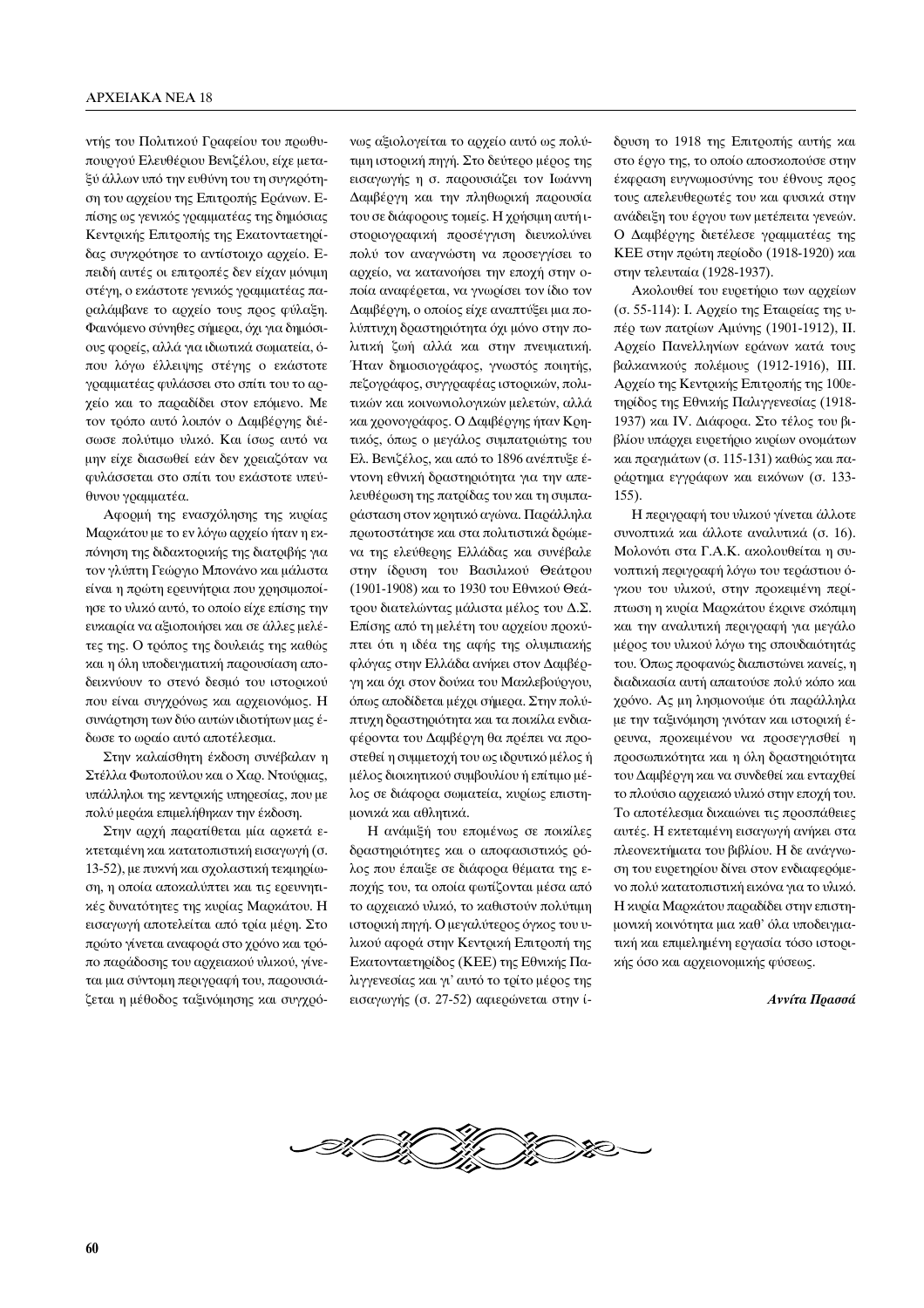ντής του Πολιτικού Γραφείου του πρωθυπουργού Ελευθέριου Βενιζέλου, είχε μεταξύ άλλων υπό την ευθύνη του τη συγκρότηση του αρχείου της Επιτροπής Εράνων. Επίσης ως γενικός γραμματέας της δημόσιας Κεντρικής Επιτροπής της Εκατονταετηρίδας συγκρότησε το αντίστοιχο αρχείο. Επειδή αυτές οι επιτροπές δεν είχαν μόνιμη στέγη, ο εκάστοτε γενικός γραμματέας παραλάμβανε το αρχείο τους προς φύλαξη. Φαινόμενο σύνηθες σήμερα, όχι για δημόσιους φορείς, αλλά για ιδιωτικά σωματεία, όπου λόγω έλλειψης στέγης ο εκάστοτε γραμματέας φυλάσσει στο σπίτι του το αρχείο και το παραδίδει στον επόμενο. Με τον τρόπο αυτό λοιπόν ο Δαμβέργης διέσωσε πολύτιμο υλικό. Και ίσως αυτό να μην είχε διασωθεί εάν δεν χρειαζόταν να φυλάσσεται στο σπίτι του εκάστοτε υπεύθυνου γραμματέα.

Αφορμή της ενασχόλησης της κυρίας Μαρκάτου με το εν λόγω αρχείο ήταν η εκπόνηση της διδακτορικής της διατριβής για τον γλύπτη Γεώργιο Μπονάνο και μάλιστα είναι η πρώτη ερευνήτρια που χρησιμοποίησε το υλικό αυτό, το οποίο είχε επίσης την ευκαιρία να αξιοποιήσει και σε άλλες μελέτες της. Ο τρόπος της δουλειάς της καθώς και η όλη υποδειγματική παρουσίαση αποδεικνύουν το στενό δεσμό του ιστορικού που είναι συγχρόνως και αρχειονόμος. Η συνάρτηση των δύο αυτών ιδιοτήτων μας έδωσε το ωραίο αυτό αποτέλεσμα.

Στην καλαίσθητη έκδοση συνέβαλαν η Στέλλα Φωτοπούλου και ο Χαρ. Ντούμας, υπάλληλοι της κεντρικής υπηρεσίας, που με πολύ μεράκι επιμελήθηκαν την έκδοση.

Στην αρχή παρατίθεται μία αρκετά εκτεταμένη και κατατοπιστική εισαγωγή (σ. 13-52), με πυκνή και σχολαστική τεκμηρίωση, η οποία αποκαλύπτει και τις ερευνητικές δυνατότητες της κυρίας Μαρκάτου. Η εισαγωγή αποτελείται από τρία μέρη. Στο πρώτο γίνεται αναφορά στο χρόνο και τρόπο παράδοσης του αρχειακού υλικού, γίνεται μια σύντομη περιγραφή του, παρουσιάζεται η μέθοδος ταξινόμησης και συγχρόνως αξιολογείται το αρχείο αυτό ως πολύτιμη ιστορική πηγή. Στο δεύτερο μέρος της εισαγωγής η σ. παρουσιάζει τον Ιωάννη Δαμβέργη και την πληθωρική παρουσία του σε διάφορους τομείς. Η χρήσιμη αυτή ιστοριογραφική προσέγγιση διευκολύνει πολύ τον αναγνώστη να προσεγγίσει το αρχείο, να κατανοήσει την εποχή στην οποία αναφέρεται, να γνωρίσει τον ίδιο τον Δαμβέργη, ο οποίος είχε αναπτύξει μια πολύπτυχη δραστηριότητα όχι μόνο στην πολιτική ζωή αλλά και στην πνευματική. Ήταν δημοσιογράφος, γνωστός ποιητής, πεζογράφος, συγγραφέας ιστορικών, πολιτικών και κοινωνιολογικών μελετών, αλλά και χρονογράφος. Ο Δαμβέργης ήταν Κρητικός, όπως ο μεγάλος συμπατριώτης του Ελ. Βενιζέλος, και από το 1896 ανέπτυξε έντονη εθνική δραστηριότητα για την απελευθέρωση της πατρίδας του και τη συμπαράσταση στον κρητικό αγώνα. Παράλληλα πρωτοστάτησε και στα πολιτιστικά δρώμενα της ελεύθερης Ελλάδας και συνέβαλε στην ίδρυση του Βασιλικού Θεάτρου (1901-1908) και το 1930 του Εθνικού Θεάτρου διατελώντας μάλιστα μέλος του Δ.Σ. Επίσης από τη μελέτη του αρχείου προκύπτει ότι η ιδέα της αφής της ολυμπιακής φλόγας στην Ελλάδα ανήκει στον Δαμβέργη και όχι στον δούκα του Μακλεβούργου, όπως αποδίδεται μέχρι σήμερα. Στην πολύπτυχη δραστηριότητα και τα ποικίλα ενδιαφέροντα του Δαμβέργη θα πρέπει να προστεθεί η συμμετοχή του ως ιδρυτικό μέλος ή μέλος διοικητικού συμβουλίου ή επίτιμο μέλος σε διάφορα σωματεία, κυρίως επιστημονικά και αθλητικά.

Η ανάμιξή του επομένως σε ποικίλες δραστηριότητες και ο αποφασιστικός ρόλος που έπαιξε σε διάφορα θέματα της εποχής του, τα οποία φωτίζονται μέσα από το αρχειακό υλικό, το καθιστούν πολύτιμη ιστορική πηγή. Ο μεγαλύτερος όγκος του υλικού αφορά στην Κεντρική Επιτροπή της Εκατονταετηρίδος (ΚΕΕ) της Εθνικής Παλιγγενεσίας και γι' αυτό το τρίτο μέρος της εισαγωγής (σ. 27-52) αφιερώνεται στην ίδρυση το 1918 της Επιτροπής αυτής και στο έργο της, το οποίο αποσκοπούσε στην έκφραση ευγνωμοσύνης του έθνους προς τους απελευθερωτές του και φυσικά στην ανάδειξη του έργου των μετέπειτα γενεών. Ο Δαμβέργης διετέλεσε γραμματέας της ΚΕΕ στην πρώτη περίοδο (1918-1920) και στην τελευταία (1928-1937).

Ακολουθεί του ευρετήριο των αρχείων (σ. 55-114): Ι. Αρχείο της Εταιρείας της υπέρ των πατρίων Αμύνης (1901-1912), ΙΙ. Αρχείο Πανελληνίων εράνων κατά τους βαλκανικούς πολέμους (1912-1916), ΙΙΙ. Αρχείο της Κεντρικής Επιτροπής της 100ετηρίδος της Εθνικής Παλιγγενεσίας (1918-1937) και IV. Διάφορα. Στο τέλος του βιβλίου υπάρχει ευρετήριο κυρίων ονομάτων και πραγμάτων (σ. 115-131) καθώς και παράρτημα εγγράφων και εικόνων (σ. 133-155).

Η περιγραφή του υλικού γίνεται άλλοτε συνοπτικά και άλλοτε αναλυτικά (σ. 16). Μολονότι στα Γ.Α.Κ. ακολουθείται η συνοπτική περιγραφή λόγω του τεράστιου όγκου του υλικού, στην προκειμένη περίπτωση η κυρία Μαρκάτου έκρινε σκόπιμη και την αναλυτική περιγραφή για μεγάλο μέρος του υλικού λόγω της σπουδαιότητάς του. Όπως προφανώς διαπιστώνει κανείς, η διαδικασία αυτή απαιτούσε πολύ κόπο και χρόνο. Ας μη λησμονούμε ότι παράλληλα με την ταξινόμηση γινόταν και ιστορική έρευνα, προκειμένου να προσεγγισθεί η προσωπικότητα και η όλη δραστηριότητα του Δαμβέργη και να συνδεθεί και ενταχθεί το πλούσιο αρχειακό υλικό στην εποχή του. Το αποτέλεσμα δικαιώνει τις προσπάθειες αυτές. Η εκτεταμένη εισαγωγή ανήκει στα πλεονεκτήματα του βιβλίου. Η δε ανάγνωση του ευρετηρίου δίνει στον ενδιαφερόμενο πολύ κατατοπιστική εικόνα για το υλικό. Η κυρία Μαρκάτου παραδίδει στην επιστημονική κοινότητα μια καθ' όλα υποδειγματική και επιμελημένη εργασία τόσο ιστορικής όσο και αρχειονομικής φύσεως.

***Αννίτα Πρασσά***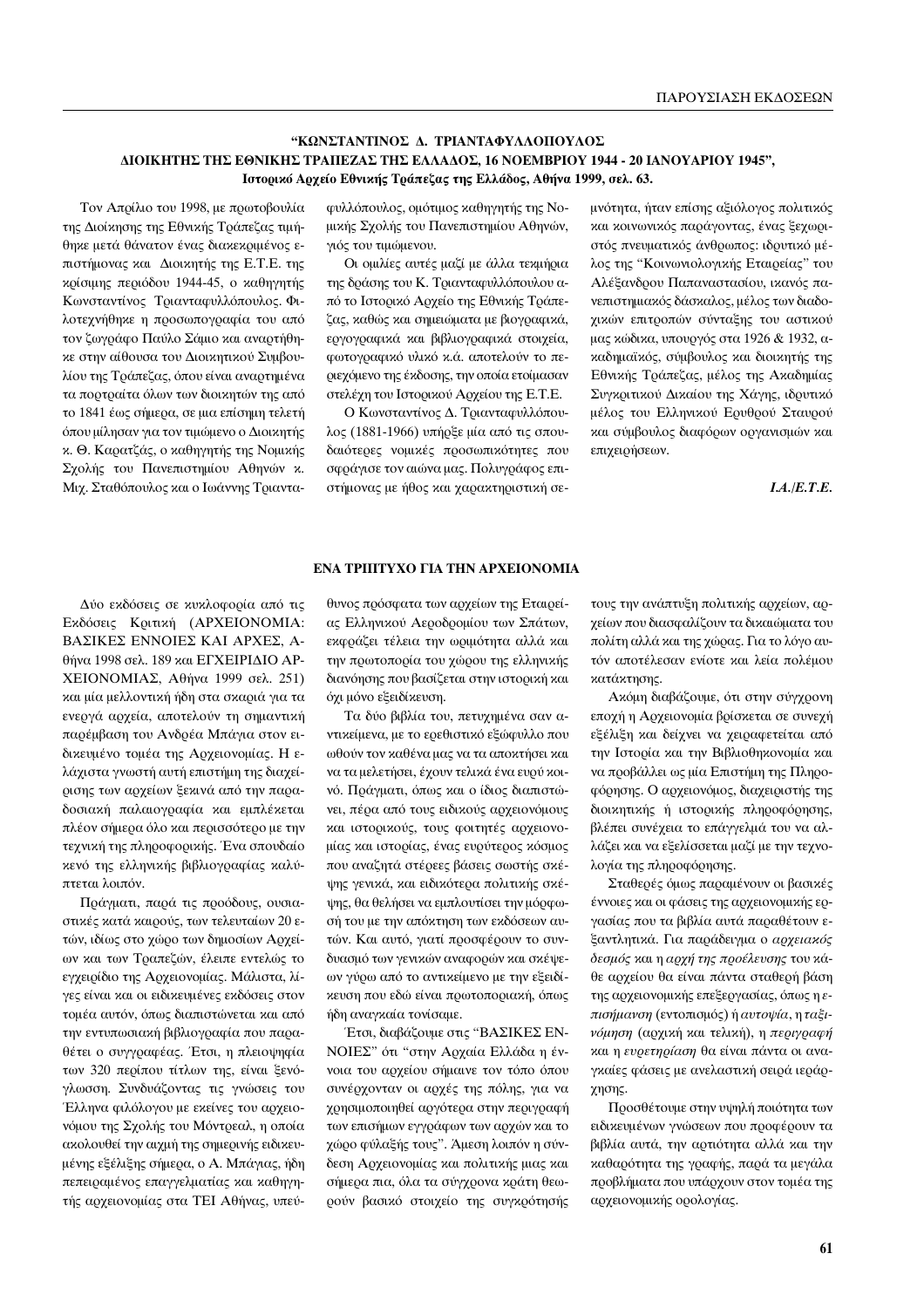### "ΚΩΝΣΤΑΝΤΙΝΟΣ Δ. ΤΡΙΑΝΤΑΦΥΛΛΟΠΟΥΛΟΣ ΔΙΟΙΚΗΤΗΣ ΤΗΣ ΕΘΝΙΚΗΣ ΤΡΑΠΕΖΑΣ ΤΗΣ ΕΛΛΑΔΟΣ, 16 ΝΟΕΜΒΡΙΟΥ 1944 - 20 ΙΑΝΟΥΑΡΙΟΥ 1945", Ιστορικό Αρχείο Εθνικής Τράπεζας της Ελλάδος, Αθήνα 1999, σελ. 63.

Τον Απρίλιο του 1998, με πρωτοβουλία της Διοίκησης της Εθνικής Τράπεζας τιμήθηκε μετά θάνατον ένας διακεκριμένος επιστήμονας και Διοικητής της Ε.Τ.Ε. της κρίσιμης περιόδου 1944-45, ο καθηγητής Κωνσταντίνος Τριανταφυλλόπουλος. Φιλοτεχνήθηκε η προσωπογραφία του από τον ζωγράφο Παύλο Σάμιο και αναρτήθηκε στην αίθουσα του Διοικητικού Συμβουλίου της Τράπεζας, όπου είναι αναρτημένα τα πορτραίτα όλων των διοικητών της από το 1841 έως σήμερα, σε μια επίσημη τελετή όπου μίλησαν για τον τιμώμενο ο Διοικητής κ. Θ. Καρατζάς, ο καθηγητής της Νομικής Σχολής του Πανεπιστημίου Αθηνών κ. Μιχ. Σταθόπουλος και ο Ιωάννης Τριανταφυλλόπουλος, ομότιμος καθηγητής της Νομικής Σχολής του Πανεπιστημίου Αθηνών, γιός του τιμώμενου.

Οι ομιλίες αυτές μαζί με άλλα τεκμήρια της δράσης του Κ. Τριανταφυλλόπουλου από το Ιστορικό Αρχείο της Εθνικής Τράπεζας, καθώς και σημειώματα με βιογραφικά, εργογραφικά και βιβλιογραφικά στοιχεία, φωτογραφικό υλικό κ.ά. αποτελούν το περιεχόμενο της έκδοσης, την οποία ετοίμασαν στελέχη του Ιστορικού Αρχείου της Ε.Τ.Ε.

Ο Κωνσταντίνος Δ. Τριανταφυλλόπουλος (1881-1966) υπήρξε μία από τις σπουδαιότερες νομικές προσωπικότητες που σφράγισε τον αιώνα μας. Πολυγράφος επιστήμονας με ήθος και χαρακτηριστική σεμνότητα, ήταν επίσης αξιόλογος πολιτικός και κοινωνικός παράγοντας, ένας ξεχωριστός πνευματικός άνθρωπος: ιδρυτικό μέλος της "Κοινωνιολογικής Εταιρείας" του Αλέξανδρου Παπαναστασίου, ικανός πανεπιστημιακός δάσκαλος, μέλος των διαδοχικών επιτροπών σύνταξης του αστικού μας κώδικα, υπουργός στα 1926 & 1932, ακαδημαϊκός, σύμβουλος και διοικητής της Εθνικής Τράπεζας, μέλος της Ακαδημίας Συγκριτικού Δικαίου της Χάγης, ιδρυτικό μέλος του Ελληνικού Ερυθρού Σταυρού και σύμβουλος διαφόρων οργανισμών και επιχειρήσεων.

***Ι.Α./Ε.Τ.Ε.***

### ΕΝΑ ΤΡΙΠΤΥΧΟ ΓΙΑ ΤΗΝ ΑΡΧΕΙΟΝΟΜΙΑ

Δύο εκδόσεις σε κυκλοφορία από τις Εκδόσεις Κριτική (ΑΡΧΕΙΟΝΟΜΙΑ: ΒΑΣΙΚΕΣ ΕΝΝΟΙΕΣ ΚΑΙ ΑΡΧΕΣ, Αθήνα 1998 σελ. 189 και ΕΓΧΕΙΡΙΔΙΟ ΑΡΧΕΙΟΝΟΜΙΑΣ, Αθήνα 1999 σελ. 251) και μία μελλοντική ήδη στα σκαριά για τα ενεργά αρχεία, αποτελούν τη σημαντική παρέμβαση του Ανδρέα Μπάγια στον ειδικευμένο τομέα της Αρχειονομίας. Η ελάχιστα γνωστή αυτή επιστήμη της διαχείρισης των αρχείων ξεκινά από την παραδοσιακή παλαιογραφία και εμπλέκεται πλέον σήμερα όλο και περισσότερο με την τεχνική της πληροφορικής. Ένα σπουδαίο κενό της ελληνικής βιβλιογραφίας καλύπτεται λοιπόν.

Πράγματι, παρά τις προόδους, ουσιαστικές κατά καιρούς, των τελευταίων 20 ετών, ιδίως στο χώρο των δημοσίων Αρχείων και των Τραπεζών, έλειπε εντελώς το εγχειρίδιο της Αρχειονομίας. Μάλιστα, λίγες είναι και οι ειδικευμένες εκδόσεις στον τομέα αυτόν, όπως διαπιστώνεται και από την εντυπωσιακή βιβλιογραφία που παραθέτει ο συγγραφέας. Έτσι, η πλειοψηφία των 320 περίπου τίτλων της, είναι ξενόγλωσση. Συνδυάζοντας τις γνώσεις του Έλληνα φιλόλογου με εκείνες του αρχειονόμου της Σχολής του Μόντρεαλ, η οποία ακολουθεί την αιχμή της σημερινής ειδικευμένης εξέλιξης σήμερα, ο Α. Μπάγιας, ήδη πεπειραμένος επαγγελματίας και καθηγητής αρχειονομίας στα ΤΕΙ Αθήνας, υπεύθυνος πρόσφατα των αρχείων της Εταιρείας Ελληνικού Αεροδρομίου των Σπάτων, εκφράζει τέλεια την ωριμότητα αλλά και την πρωτοπορία του χώρου της ελληνικής διανόησης που βασίζεται στην ιστορική και όχι μόνο εξειδίκευση.

Τα δύο βιβλία του, πετυχημένα σαν αντικείμενα, με το ερεθιστικό εξώφυλλο που ωθούν τον καθένα μας να τα αποκτήσει και να τα μελετήσει, έχουν τελικά ένα ευρύ κοινό. Πράγματι, όπως και ο ίδιος διαπιστώνει, πέρα από τους ειδικούς αρχειονόμους και ιστορικούς, τους φοιτητές αρχειονομίας και ιστορίας, ένας ευρύτερος κόσμος που αναζητά στέρεες βάσεις σωστής σκέψης γενικά, και ειδικότερα πολιτικής σκέψης, θα θελήσει να εμπλουτίσει την μόρφωσή του με την απόκτηση των εκδόσεων αυτών. Και αυτό, γιατί προσφέρουν το συνδυασμό των γενικών αναφορών και σκέψεων γύρω από το αντικείμενο με την εξειδίκευση που εδώ είναι πρωτοποριακή, όπως ήδη αναγκαία τονίσαμε.

Έτσι, διαβάζουμε στις "ΒΑΣΙΚΕΣ ΕΝΝΟΙΕΣ" ότι "στην Αρχαία Ελλάδα η έννοια του αρχείου σήμαινε τον τόπο όπου συνέρχονταν οι αρχές της πόλης, για να χρησιμοποιηθεί αργότερα στην περιγραφή των επισήμων εγγράφων των αρχών και το χώρο φύλαξής τους". Άμεση λοιπόν η σύνδεση Αρχειονομίας και πολιτικής μιας και σήμερα πια, όλα τα σύγχρονα κράτη θεωρούν βασικό στοιχείο της συγκρότησής τους την ανάπτυξη πολιτικής αρχείων, αρχείων που διασφαλίζουν τα δικαιώματα του πολίτη αλλά και της χώρας. Για το λόγο αυτόν αποτέλεσαν ενίοτε και λεία πολέμου κατάκτησης.

Ακόμη διαβάζουμε, ότι στην σύγχρονη εποχή η Αρχειονομία βρίσκεται σε συνεχή εξέλιξη και δείχνει να χειραφετείται από την Ιστορία και την Βιβλιοθηκονομία και να προβάλλει ως μία Επιστήμη της Πληροφόρησης. Ο αρχειονόμος, διαχειριστής της διοικητικής ή ιστορικής πληροφόρησης, βλέπει συνέχεια το επάγγελμά του να αλλάζει και να εξελίσσεται μαζί με την τεχνολογία της πληροφόρησης.

Σταθερές όμως παραμένουν οι βασικές έννοιες και οι φάσεις της αρχειονομικής εργασίας που τα βιβλία αυτά παραθέτουν εξαντλητικά. Για παράδειγμα ο *αρχειακός δεσμός* και η *αρχή της προέλευσης* του κάθε αρχείου θα είναι πάντα σταθερή βάση της αρχειονομικής επεξεργασίας, όπως η *επισήμανση* (εντοπισμός) ή *αυτοψία*, η *ταξινόμηση* (αρχική και τελική), η *περιγραφή* και η *ευρετηρίαση* θα είναι πάντα οι αναγκαίες φάσεις με ανελαστική σειρά ιεράρχησης.

Προσθέτουμε στην υψηλή ποιότητα των ειδικευμένων γνώσεων που προφέρουν τα βιβλία αυτά, την αρτιότητα αλλά και την καθαρότητα της γραφής, παρά τα μεγάλα προβλήματα που υπάρχουν στον τομέα της αρχειονομικής ορολογίας.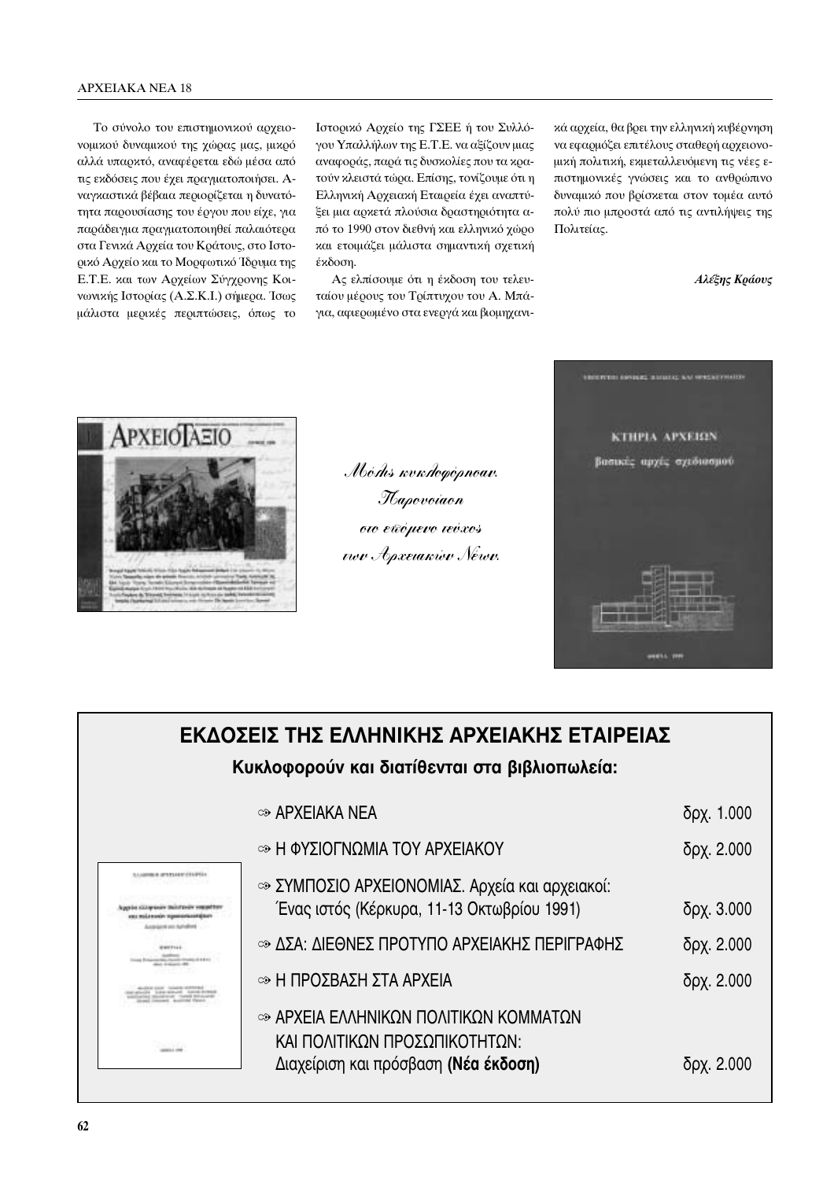Το σύνολο του επιστημονικού αρχειονομικού δυναμικού της χώρας μας, μικρό αλλά υπαρκτό, αναφέρεται εδώ μέσα από τις εκδόσεις που έχει πραγματοποιήσει. Αναγκαστικά βέβαια περιορίζεται η δυνατότητα παρουσίασης του έργου που είχε, για παράδειγμα πραγματοποιηθεί παλαιότερα στα Γενικά Αρχεία του Κράτους, στο Ιστορικό Αρχείο και το Μορφωτικό Ίδρυμα της Ε.Τ.Ε. και των Αρχείων Σύγχρονης Κοινωνικής Ιστορίας (Α.Σ.Κ.Ι.) σήμερα. Ίσως μάλιστα μερικές περιπτώσεις, όπως το Ιστορικό Αρχείο της ΓΣΕΕ ή του Συλλόγου Υπαλλήλων της Ε.Τ.Ε. να αξίζουν μιας αναφοράς, παρά τις δυσκολίες που τα κρατούν κλειστά τώρα. Επίσης, τονίζουμε ότι η Ελληνική Αρχειακή Εταιρεία έχει αναπτύξει μια αρκετά πλούσια δραστηριότητα από το 1990 στον διεθνή και ελληνικό χώρο και ετοιμάζει μάλιστα σημαντική σχετική έκδοση.

Ας ελπίσουμε ότι η έκδοση του τελευταίου μέρους του Τρίπτυχου του Α. Μπάγια, αφιερωμένο στα ενεργά και βιομηχανικά αρχεία, θα βρει την ελληνική κυβέρνηση να εφαρμόζει επιτέλους σταθερή αρχειονομική πολιτική, εκμεταλλευόμενη τις νέες επιστημονικές γνώσεις και το ανθρώπινο δυναμικό που βρίσκεται στον τομέα αυτό πολύ πιο μπροστά από τις αντιλήψεις της Πολιτείας.

***Αλέξης Κράους***

*Μόλις κυκλοφόρησαν.*
*Παρουσίαση*
*στο επόμενο τεύχος*
*των Αρχειακών Νέων.*

## ΕΚΔΟΣΕΙΣ ΤΗΣ ΕΛΛΗΝΙΚΗΣ ΑΡΧΕΙΑΚΗΣ ΕΤΑΙΡΕΙΑΣ

**Κυκλοφορούν και διατίθενται στα βιβλιοπωλεία:**

| | |
|---|---|
| ⇾ ΑΡΧΕΙΑΚΑ ΝΕΑ | δρχ. 1.000 |
| ⇾ Η ΦΥΣΙΟΓΝΩΜΙΑ ΤΟΥ ΑΡΧΕΙΑΚΟΥ | δρχ. 2.000 |
| ⇾ ΣΥΜΠΟΣΙΟ ΑΡΧΕΙΟΝΟΜΙΑΣ. Αρχεία και αρχειακοί: Ένας ιστός (Κέρκυρα, 11-13 Οκτωβρίου 1991) | δρχ. 3.000 |
| ⇾ ΔΣΑ: ΔΙΕΘΝΕΣ ΠΡΟΤΥΠΟ ΑΡΧΕΙΑΚΗΣ ΠΕΡΙΓΡΑΦΗΣ | δρχ. 2.000 |
| ⇾ Η ΠΡΟΣΒΑΣΗ ΣΤΑ ΑΡΧΕΙΑ | δρχ. 2.000 |
| ⇾ ΑΡΧΕΙΑ ΕΛΛΗΝΙΚΩΝ ΠΟΛΙΤΙΚΩΝ ΚΟΜΜΑΤΩΝ ΚΑΙ ΠΟΛΙΤΙΚΩΝ ΠΡΟΣΩΠΙΚΟΤΗΤΩΝ: Διαχείριση και πρόσβαση **(Νέα έκδοση)** | δρχ. 2.000 |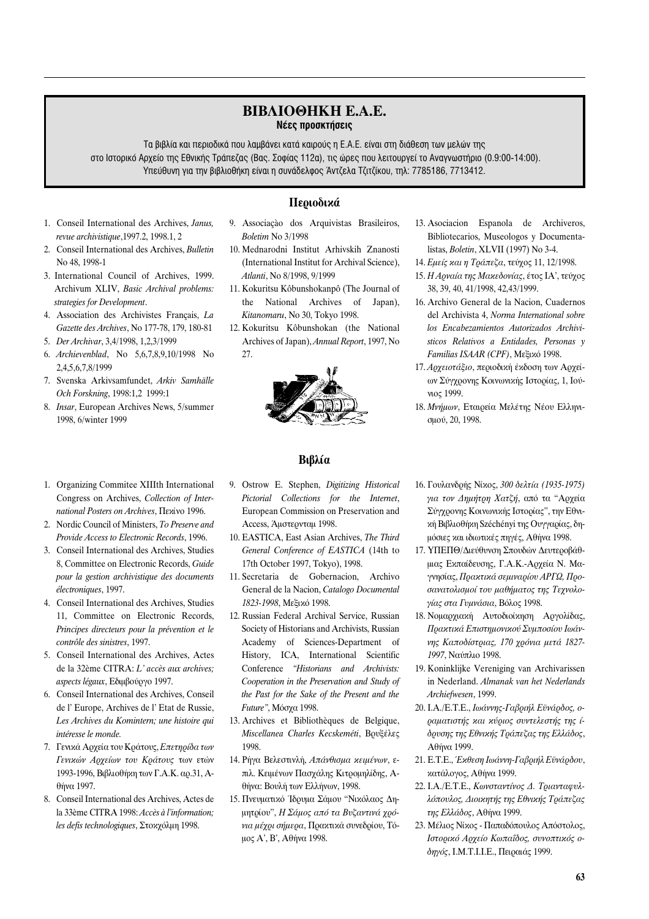# ΒΙΒΛΙΟΘΗΚΗ Ε.Α.Ε.

**Νέες προσκτήσεις**

Τα βιβλία και περιοδικά που λαμβάνει κατά καιρούς η Ε.Α.Ε. είναι στη διάθεση των μελών της στο Ιστορικό Αρχείο της Εθνικής Τράπεζας (Βας. Σοφίας 112α), τις ώρες που λειτουργεί το Αναγνωστήριο (0.9:00-14:00). Υπεύθυνη για την βιβλιοθήκη είναι η συνάδελφος Άντζελα Τζιτζίκου, τηλ: 7785186, 7713412.

## Περιοδικά

1. Conseil International des Archives, *Janus, revue archivistique*,1997.2, 1998.1, 2
2. Conseil International des Archives, *Bulletin* No 48, 1998-1
3. International Council of Archives, 1999. Archivum XLIV, *Basic Archival problems: strategies for Development*.
4. Association des Archivistes Français, *La Gazette des Archives*, No 177-78, 179, 180-81
5. *Der Archivar*, 3,4/1998, 1,2,3/1999
6. *Archievenblad*, No 5,6,7,8,9,10/1998 No 2,4,5,6,7,8/1999
7. Svenska Arkivsamfundet, *Arkiv Samhälle Och Forskning*, 1998:1,2 1999:1
8. *Insar*, European Archives News, 5/summer 1998, 6/winter 1999
9. Associaçào dos Arquivistas Brasileiros, *Boletim* No 3/1998
10. Mednarodni Institut Arhivskih Znanosti (International Institut for Archival Science), *Atlanti*, No 8/1998, 9/1999
11. Kokuritsu Kôbunshokanpô (The Journal of the National Archives of Japan), *Kitanomaru*, No 30, Tokyo 1998.
12. Kokuritsu Kôbunshokan (the National Archives of Japan), *Annual Report*, 1997, No 27.
13. Asociacion Espanola de Archiveros, Bibliotecarios, Museologos y Documentalistas, *Boletin*, XLVII (1997) No 3-4.
14. *Εμείς και η Τράπεζα*, τεύχος 11, 12/1998.
15. *Η Αρναία της Μακεδονίας*, έτος ΙΑ', τεύχος 38, 39, 40, 41/1998, 42,43/1999.
16. Archivo General de la Nacion, Cuadernos del Archivista 4, *Norma International sobre los Encabezamientos Autorizados Archivisticos Relativos a Entidades, Personas y Familias ISAAR (CPF)*, Μεξικό 1998.
17. *Αρχειοτάξιο*, περιοδική έκδοση των Αρχείων Σύγχρονης Κοινωνικής Ιστορίας, 1, Ιούνιος 1999.
18. *Μνήμων*, Εταιρεία Μελέτης Νέου Ελληνισμού, 20, 1998.

## Βιβλία

1. Organizing Commitee XIIIth International Congress on Archives, *Collection of International Posters on Archives*, Πεκίνο 1996.
2. Nordic Council of Ministers, *To Preserve and Provide Access to Electronic Records*, 1996.
3. Conseil International des Archives, Studies 8, Committee on Electronic Records, *Guide pour la gestion archivistique des documents électroniques*, 1997.
4. Conseil International des Archives, Studies 11, Committee on Electronic Records, *Principes directeurs pour la prévention et le contrôle des sinistres*, 1997.
5. Conseil International des Archives, Actes de la 32ème CITRA: *L' accès aux archives; aspects légaux*, Εδιμβούργο 1997.
6. Conseil International des Archives, Conseil de l' Europe, Archives de l' Etat de Russie, *Les Archives du Komintern; une histoire qui intéresse le monde.*
7. Γενικά Αρχεία του Κράτους, *Επετηρίδα των Γενικών Αρχείων του Κράτους* των ετών 1993-1996, Βιβλιοθήκη των Γ.Α.Κ. αρ.31, Αθήνα 1997.
8. Conseil International des Archives, Actes de la 33ème CITRA 1998: *Accès à l'information; les defis technologiques*, Στοκχόλμη 1998.
9. Ostrow E. Stephen, *Digitizing Historical Pictorial Collections for the Internet*, European Commission on Preservation and Access, Άμστερνταμ 1998.
10. EASTICA, East Asian Archives, *The Third General Conference of EASTICA* (14th to 17th October 1997, Tokyo), 1998.
11. Secretaria de Gobernacion, Archivo General de la Nacion, *Catalogo Documental 1823-1998*, Μεξικό 1998.
12. Russian Federal Archival Service, Russian Society of Historians and Archivists, Russian Academy of Sciences-Department of History, ICA, International Scientific Conference *"Historians and Archivists: Cooperation in the Preservation and Study of the Past for the Sake of the Present and the Future"*, Μόσχα 1998.
13. Archives et Bibliothèques de Belgique, *Miscellanea Charles Kecskeméti*, Βρυξέλες 1998.
14. Ρήγα Βελεστινλή, *Απάνθισμα κειμένων*, επιλ. Κειμένων Πασχάλης Κιτρομηλίδης, Αθήνα: Βουλή των Ελλήνων, 1998.
15. Πνευματικό Ίδρυμα Σάμου "Νικόλαος Δημητρίου", *Η Σάμος από τα Βυζαντινά χρόνια μέχρι σήμερα*, Πρακτικά συνεδρίου, Τόμος Α', Β', Αθήνα 1998.
16. Γουλανδρής Νίκος, *300 δελτία (1935-1975) για τον Δημήτρη Χατζή*, από τα "Αρχεία Σύγχρονης Κοινωνικής Ιστορίας", την Εθνική Βιβλιοθήκη Széchényi της Ουγγαρίας, δημόσιες και ιδιωτικές πηγές, Αθήνα 1998.
17. ΥΠΕΠΘ/Διεύθυνση Σπουδών Δευτεροβάθμιας Εκπαίδευσης, Γ.Α.Κ.-Αρχεία Ν. Μαγνησίας, *Πρακτικά σεμιναρίου ΑΡΓΩ, Προσανατολισμοί του μαθήματος της Τεχνολογίας στα Γυμνάσια*, Βόλος 1998.
18. Νομαρχιακή Αυτοδιοίκηση Αργολίδας, *Πρακτικά Επιστημονικού Συμποσίου Ιωάννης Καποδίστριας, 170 χρόνια μετά 1827-1997*, Ναύπλιο 1998.
19. Koninklijke Vereniging van Archivarissen in Nederland. *Almanak van het Nederlands Archiefwesen*, 1999.
20. Ι.Α./Ε.Τ.Ε., *Ιωάννης-Γαβριήλ Εϋνάρδος, οραματιστής και κύριος συντελεστής της ίδρυσης της Εθνικής Τράπεζας της Ελλάδος*, Αθήνα 1999.
21. Ε.Τ.Ε., *Έκθεση Ιωάννη-Γαβριήλ Εϋνάρδου*, κατάλογος, Αθήνα 1999.
22. Ι.Α./Ε.Τ.Ε., *Κωνσταντίνος Δ. Τριανταφυλλόπουλος, Διοικητής της Εθνικής Τράπεζας της Ελλάδος*, Αθήνα 1999.
23. Μέλιος Νίκος - Παπαδόπουλος Απόστολος, *Ιστορικό Αρχείο Κωπαΐδος, συνοπτικός οδηγός*, Ι.Μ.Τ.Ι.Ι.Ε., Πειραιάς 1999.